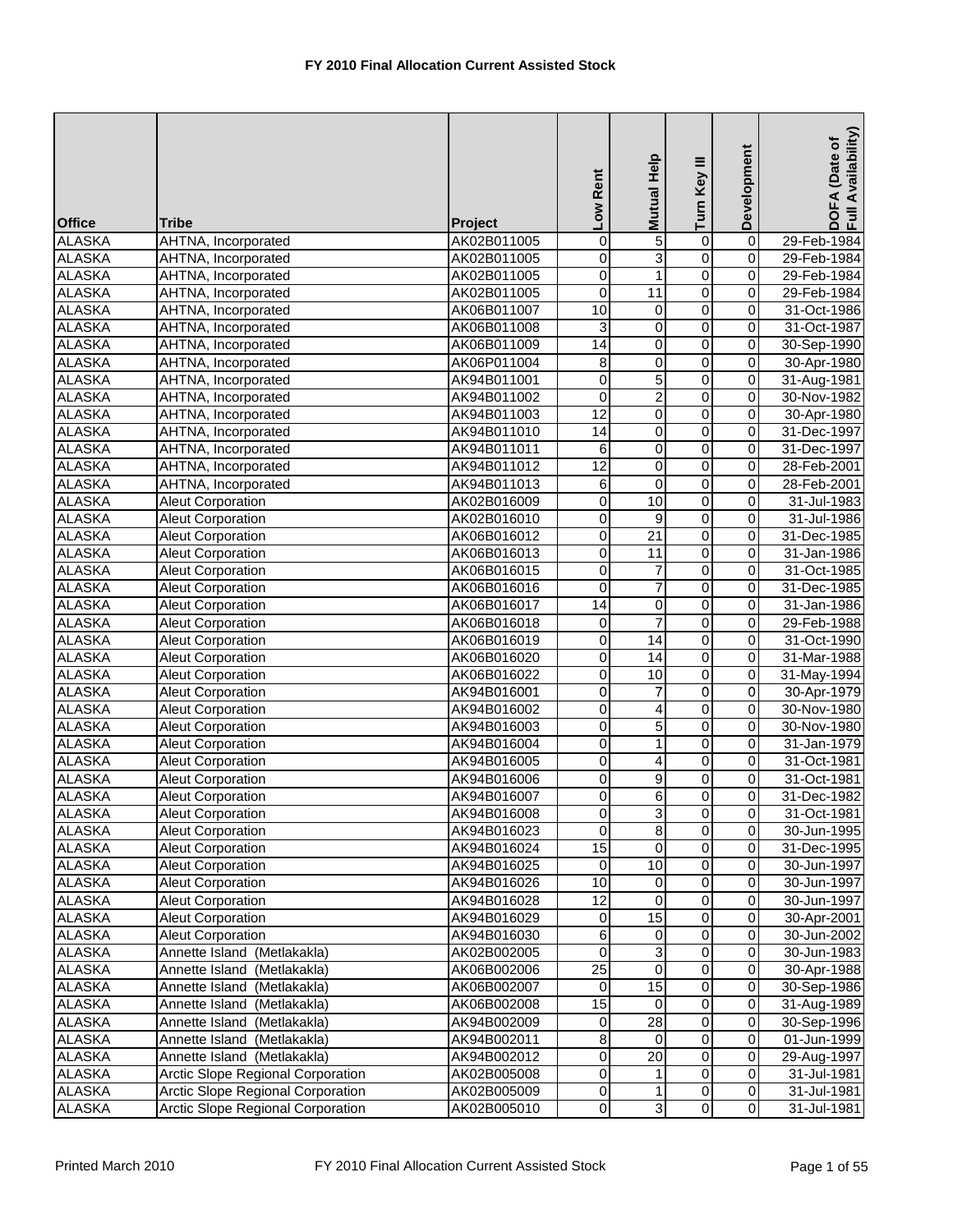# FY 2010 Final Allocation Current Assisted Stock

| Office | Tribe | Project | Low Rent | Mutual Help | Turn Key III | Development | DOFA (Date of Full Availability) |
|---|---|---|---|---|---|---|---|
| ALASKA | AHTNA, Incorporated | AK02B011005 | 0 | 5 | 0 | 0 | 29-Feb-1984 |
| ALASKA | AHTNA, Incorporated | AK02B011005 | 0 | 3 | 0 | 0 | 29-Feb-1984 |
| ALASKA | AHTNA, Incorporated | AK02B011005 | 0 | 1 | 0 | 0 | 29-Feb-1984 |
| ALASKA | AHTNA, Incorporated | AK02B011005 | 0 | 11 | 0 | 0 | 29-Feb-1984 |
| ALASKA | AHTNA, Incorporated | AK06B011007 | 10 | 0 | 0 | 0 | 31-Oct-1986 |
| ALASKA | AHTNA, Incorporated | AK06B011008 | 3 | 0 | 0 | 0 | 31-Oct-1987 |
| ALASKA | AHTNA, Incorporated | AK06B011009 | 14 | 0 | 0 | 0 | 30-Sep-1990 |
| ALASKA | AHTNA, Incorporated | AK06P011004 | 8 | 0 | 0 | 0 | 30-Apr-1980 |
| ALASKA | AHTNA, Incorporated | AK94B011001 | 0 | 5 | 0 | 0 | 31-Aug-1981 |
| ALASKA | AHTNA, Incorporated | AK94B011002 | 0 | 2 | 0 | 0 | 30-Nov-1982 |
| ALASKA | AHTNA, Incorporated | AK94B011003 | 12 | 0 | 0 | 0 | 30-Apr-1980 |
| ALASKA | AHTNA, Incorporated | AK94B011010 | 14 | 0 | 0 | 0 | 31-Dec-1997 |
| ALASKA | AHTNA, Incorporated | AK94B011011 | 6 | 0 | 0 | 0 | 31-Dec-1997 |
| ALASKA | AHTNA, Incorporated | AK94B011012 | 12 | 0 | 0 | 0 | 28-Feb-2001 |
| ALASKA | AHTNA, Incorporated | AK94B011013 | 6 | 0 | 0 | 0 | 28-Feb-2001 |
| ALASKA | Aleut Corporation | AK02B016009 | 0 | 10 | 0 | 0 | 31-Jul-1983 |
| ALASKA | Aleut Corporation | AK02B016010 | 0 | 9 | 0 | 0 | 31-Jul-1986 |
| ALASKA | Aleut Corporation | AK06B016012 | 0 | 21 | 0 | 0 | 31-Dec-1985 |
| ALASKA | Aleut Corporation | AK06B016013 | 0 | 11 | 0 | 0 | 31-Jan-1986 |
| ALASKA | Aleut Corporation | AK06B016015 | 0 | 7 | 0 | 0 | 31-Oct-1985 |
| ALASKA | Aleut Corporation | AK06B016016 | 0 | 7 | 0 | 0 | 31-Dec-1985 |
| ALASKA | Aleut Corporation | AK06B016017 | 14 | 0 | 0 | 0 | 31-Jan-1986 |
| ALASKA | Aleut Corporation | AK06B016018 | 0 | 7 | 0 | 0 | 29-Feb-1988 |
| ALASKA | Aleut Corporation | AK06B016019 | 0 | 14 | 0 | 0 | 31-Oct-1990 |
| ALASKA | Aleut Corporation | AK06B016020 | 0 | 14 | 0 | 0 | 31-Mar-1988 |
| ALASKA | Aleut Corporation | AK06B016022 | 0 | 10 | 0 | 0 | 31-May-1994 |
| ALASKA | Aleut Corporation | AK94B016001 | 0 | 7 | 0 | 0 | 30-Apr-1979 |
| ALASKA | Aleut Corporation | AK94B016002 | 0 | 4 | 0 | 0 | 30-Nov-1980 |
| ALASKA | Aleut Corporation | AK94B016003 | 0 | 5 | 0 | 0 | 30-Nov-1980 |
| ALASKA | Aleut Corporation | AK94B016004 | 0 | 1 | 0 | 0 | 31-Jan-1979 |
| ALASKA | Aleut Corporation | AK94B016005 | 0 | 4 | 0 | 0 | 31-Oct-1981 |
| ALASKA | Aleut Corporation | AK94B016006 | 0 | 9 | 0 | 0 | 31-Oct-1981 |
| ALASKA | Aleut Corporation | AK94B016007 | 0 | 6 | 0 | 0 | 31-Dec-1982 |
| ALASKA | Aleut Corporation | AK94B016008 | 0 | 3 | 0 | 0 | 31-Oct-1981 |
| ALASKA | Aleut Corporation | AK94B016023 | 0 | 8 | 0 | 0 | 30-Jun-1995 |
| ALASKA | Aleut Corporation | AK94B016024 | 15 | 0 | 0 | 0 | 31-Dec-1995 |
| ALASKA | Aleut Corporation | AK94B016025 | 0 | 10 | 0 | 0 | 30-Jun-1997 |
| ALASKA | Aleut Corporation | AK94B016026 | 10 | 0 | 0 | 0 | 30-Jun-1997 |
| ALASKA | Aleut Corporation | AK94B016028 | 12 | 0 | 0 | 0 | 30-Jun-1997 |
| ALASKA | Aleut Corporation | AK94B016029 | 0 | 15 | 0 | 0 | 30-Apr-2001 |
| ALASKA | Aleut Corporation | AK94B016030 | 6 | 0 | 0 | 0 | 30-Jun-2002 |
| ALASKA | Annette Island (Metlakakla) | AK02B002005 | 0 | 3 | 0 | 0 | 30-Jun-1983 |
| ALASKA | Annette Island (Metlakakla) | AK06B002006 | 25 | 0 | 0 | 0 | 30-Apr-1988 |
| ALASKA | Annette Island (Metlakakla) | AK06B002007 | 0 | 15 | 0 | 0 | 30-Sep-1986 |
| ALASKA | Annette Island (Metlakakla) | AK06B002008 | 15 | 0 | 0 | 0 | 31-Aug-1989 |
| ALASKA | Annette Island (Metlakakla) | AK94B002009 | 0 | 28 | 0 | 0 | 30-Sep-1996 |
| ALASKA | Annette Island (Metlakakla) | AK94B002011 | 8 | 0 | 0 | 0 | 01-Jun-1999 |
| ALASKA | Annette Island (Metlakakla) | AK94B002012 | 0 | 20 | 0 | 0 | 29-Aug-1997 |
| ALASKA | Arctic Slope Regional Corporation | AK02B005008 | 0 | 1 | 0 | 0 | 31-Jul-1981 |
| ALASKA | Arctic Slope Regional Corporation | AK02B005009 | 0 | 1 | 0 | 0 | 31-Jul-1981 |
| ALASKA | Arctic Slope Regional Corporation | AK02B005010 | 0 | 3 | 0 | 0 | 31-Jul-1981 |

Printed March 2010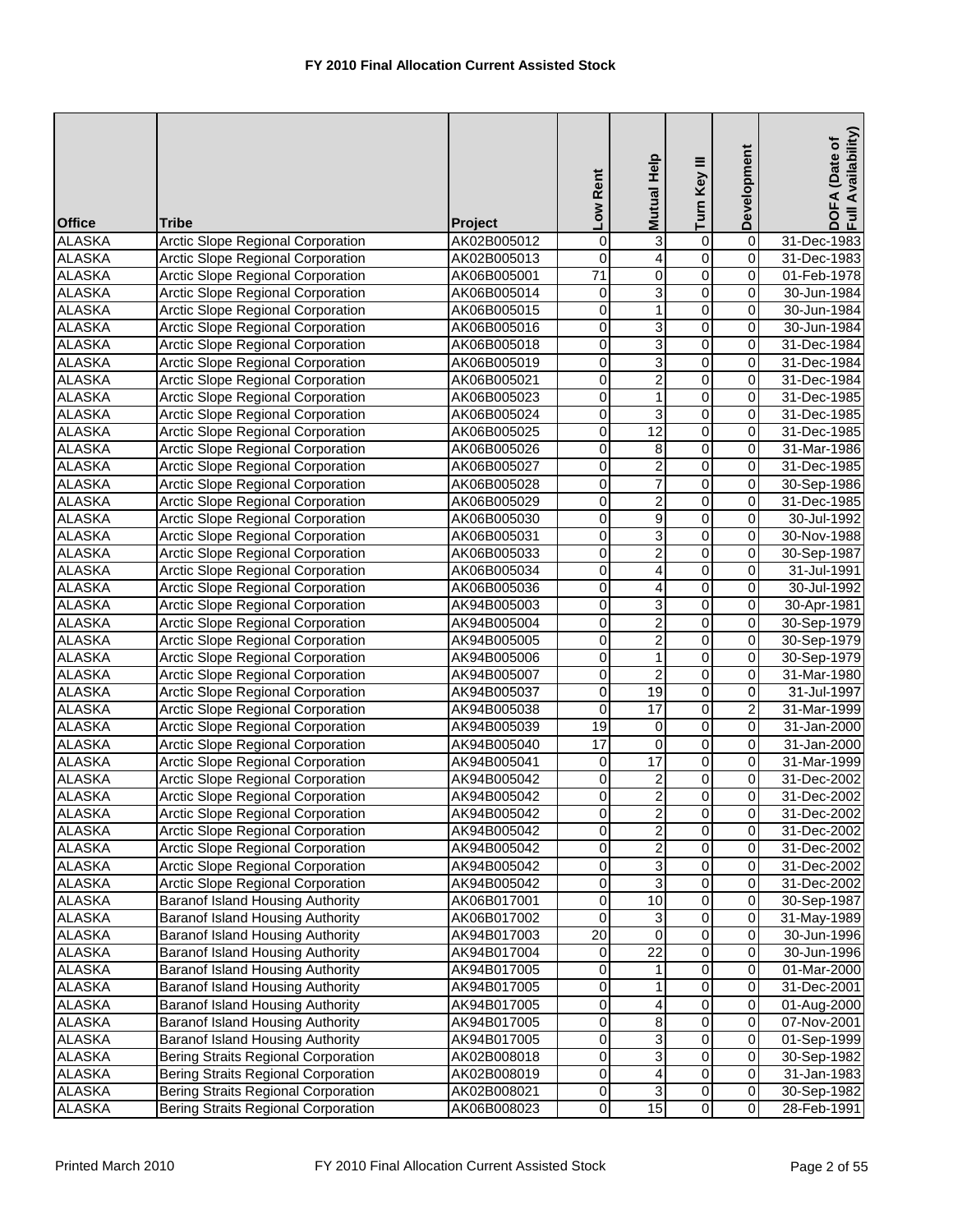# FY 2010 Final Allocation Current Assisted Stock

| Office | Tribe | Project | Low Rent | Mutual Help | Turn Key III | Development | DOFA (Date of Full Availability) |
|---|---|---|---|---|---|---|---|
| ALASKA | Arctic Slope Regional Corporation | AK02B005012 | 0 | 3 | 0 | 0 | 31-Dec-1983 |
| ALASKA | Arctic Slope Regional Corporation | AK02B005013 | 0 | 4 | 0 | 0 | 31-Dec-1983 |
| ALASKA | Arctic Slope Regional Corporation | AK06B005001 | 71 | 0 | 0 | 0 | 01-Feb-1978 |
| ALASKA | Arctic Slope Regional Corporation | AK06B005014 | 0 | 3 | 0 | 0 | 30-Jun-1984 |
| ALASKA | Arctic Slope Regional Corporation | AK06B005015 | 0 | 1 | 0 | 0 | 30-Jun-1984 |
| ALASKA | Arctic Slope Regional Corporation | AK06B005016 | 0 | 3 | 0 | 0 | 30-Jun-1984 |
| ALASKA | Arctic Slope Regional Corporation | AK06B005018 | 0 | 3 | 0 | 0 | 31-Dec-1984 |
| ALASKA | Arctic Slope Regional Corporation | AK06B005019 | 0 | 3 | 0 | 0 | 31-Dec-1984 |
| ALASKA | Arctic Slope Regional Corporation | AK06B005021 | 0 | 2 | 0 | 0 | 31-Dec-1984 |
| ALASKA | Arctic Slope Regional Corporation | AK06B005023 | 0 | 1 | 0 | 0 | 31-Dec-1985 |
| ALASKA | Arctic Slope Regional Corporation | AK06B005024 | 0 | 3 | 0 | 0 | 31-Dec-1985 |
| ALASKA | Arctic Slope Regional Corporation | AK06B005025 | 0 | 12 | 0 | 0 | 31-Dec-1985 |
| ALASKA | Arctic Slope Regional Corporation | AK06B005026 | 0 | 8 | 0 | 0 | 31-Mar-1986 |
| ALASKA | Arctic Slope Regional Corporation | AK06B005027 | 0 | 2 | 0 | 0 | 31-Dec-1985 |
| ALASKA | Arctic Slope Regional Corporation | AK06B005028 | 0 | 7 | 0 | 0 | 30-Sep-1986 |
| ALASKA | Arctic Slope Regional Corporation | AK06B005029 | 0 | 2 | 0 | 0 | 31-Dec-1985 |
| ALASKA | Arctic Slope Regional Corporation | AK06B005030 | 0 | 9 | 0 | 0 | 30-Jul-1992 |
| ALASKA | Arctic Slope Regional Corporation | AK06B005031 | 0 | 3 | 0 | 0 | 30-Nov-1988 |
| ALASKA | Arctic Slope Regional Corporation | AK06B005033 | 0 | 2 | 0 | 0 | 30-Sep-1987 |
| ALASKA | Arctic Slope Regional Corporation | AK06B005034 | 0 | 4 | 0 | 0 | 31-Jul-1991 |
| ALASKA | Arctic Slope Regional Corporation | AK06B005036 | 0 | 4 | 0 | 0 | 30-Jul-1992 |
| ALASKA | Arctic Slope Regional Corporation | AK94B005003 | 0 | 3 | 0 | 0 | 30-Apr-1981 |
| ALASKA | Arctic Slope Regional Corporation | AK94B005004 | 0 | 2 | 0 | 0 | 30-Sep-1979 |
| ALASKA | Arctic Slope Regional Corporation | AK94B005005 | 0 | 2 | 0 | 0 | 30-Sep-1979 |
| ALASKA | Arctic Slope Regional Corporation | AK94B005006 | 0 | 1 | 0 | 0 | 30-Sep-1979 |
| ALASKA | Arctic Slope Regional Corporation | AK94B005007 | 0 | 2 | 0 | 0 | 31-Mar-1980 |
| ALASKA | Arctic Slope Regional Corporation | AK94B005037 | 0 | 19 | 0 | 0 | 31-Jul-1997 |
| ALASKA | Arctic Slope Regional Corporation | AK94B005038 | 0 | 17 | 0 | 2 | 31-Mar-1999 |
| ALASKA | Arctic Slope Regional Corporation | AK94B005039 | 19 | 0 | 0 | 0 | 31-Jan-2000 |
| ALASKA | Arctic Slope Regional Corporation | AK94B005040 | 17 | 0 | 0 | 0 | 31-Jan-2000 |
| ALASKA | Arctic Slope Regional Corporation | AK94B005041 | 0 | 17 | 0 | 0 | 31-Mar-1999 |
| ALASKA | Arctic Slope Regional Corporation | AK94B005042 | 0 | 2 | 0 | 0 | 31-Dec-2002 |
| ALASKA | Arctic Slope Regional Corporation | AK94B005042 | 0 | 2 | 0 | 0 | 31-Dec-2002 |
| ALASKA | Arctic Slope Regional Corporation | AK94B005042 | 0 | 2 | 0 | 0 | 31-Dec-2002 |
| ALASKA | Arctic Slope Regional Corporation | AK94B005042 | 0 | 2 | 0 | 0 | 31-Dec-2002 |
| ALASKA | Arctic Slope Regional Corporation | AK94B005042 | 0 | 2 | 0 | 0 | 31-Dec-2002 |
| ALASKA | Arctic Slope Regional Corporation | AK94B005042 | 0 | 3 | 0 | 0 | 31-Dec-2002 |
| ALASKA | Arctic Slope Regional Corporation | AK94B005042 | 0 | 3 | 0 | 0 | 31-Dec-2002 |
| ALASKA | Baranof Island Housing Authority | AK06B017001 | 0 | 10 | 0 | 0 | 30-Sep-1987 |
| ALASKA | Baranof Island Housing Authority | AK06B017002 | 0 | 3 | 0 | 0 | 31-May-1989 |
| ALASKA | Baranof Island Housing Authority | AK94B017003 | 20 | 0 | 0 | 0 | 30-Jun-1996 |
| ALASKA | Baranof Island Housing Authority | AK94B017004 | 0 | 22 | 0 | 0 | 30-Jun-1996 |
| ALASKA | Baranof Island Housing Authority | AK94B017005 | 0 | 1 | 0 | 0 | 01-Mar-2000 |
| ALASKA | Baranof Island Housing Authority | AK94B017005 | 0 | 1 | 0 | 0 | 31-Dec-2001 |
| ALASKA | Baranof Island Housing Authority | AK94B017005 | 0 | 4 | 0 | 0 | 01-Aug-2000 |
| ALASKA | Baranof Island Housing Authority | AK94B017005 | 0 | 8 | 0 | 0 | 07-Nov-2001 |
| ALASKA | Baranof Island Housing Authority | AK94B017005 | 0 | 3 | 0 | 0 | 01-Sep-1999 |
| ALASKA | Bering Straits Regional Corporation | AK02B008018 | 0 | 3 | 0 | 0 | 30-Sep-1982 |
| ALASKA | Bering Straits Regional Corporation | AK02B008019 | 0 | 4 | 0 | 0 | 31-Jan-1983 |
| ALASKA | Bering Straits Regional Corporation | AK02B008021 | 0 | 3 | 0 | 0 | 30-Sep-1982 |
| ALASKA | Bering Straits Regional Corporation | AK06B008023 | 0 | 15 | 0 | 0 | 28-Feb-1991 |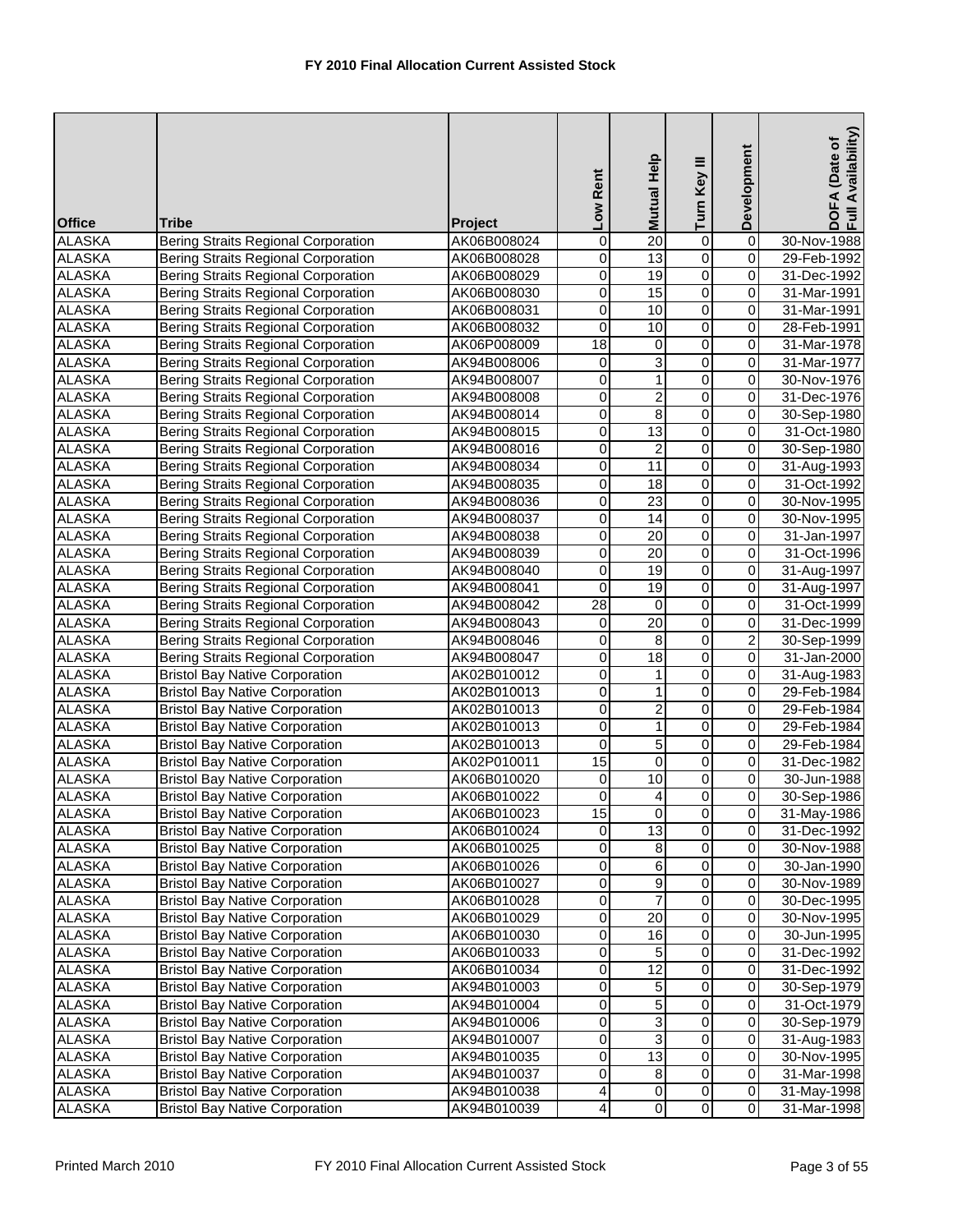**FY 2010 Final Allocation Current Assisted Stock**

| Office | Tribe | Project | Low Rent | Mutual Help | Turn Key III | Development | DOFA (Date of Full Availability) |
|---|---|---|---|---|---|---|---|
| ALASKA | Bering Straits Regional Corporation | AK06B008024 | 0 | 20 | 0 | 0 | 30-Nov-1988 |
| ALASKA | Bering Straits Regional Corporation | AK06B008028 | 0 | 13 | 0 | 0 | 29-Feb-1992 |
| ALASKA | Bering Straits Regional Corporation | AK06B008029 | 0 | 19 | 0 | 0 | 31-Dec-1992 |
| ALASKA | Bering Straits Regional Corporation | AK06B008030 | 0 | 15 | 0 | 0 | 31-Mar-1991 |
| ALASKA | Bering Straits Regional Corporation | AK06B008031 | 0 | 10 | 0 | 0 | 31-Mar-1991 |
| ALASKA | Bering Straits Regional Corporation | AK06B008032 | 0 | 10 | 0 | 0 | 28-Feb-1991 |
| ALASKA | Bering Straits Regional Corporation | AK06P008009 | 18 | 0 | 0 | 0 | 31-Mar-1978 |
| ALASKA | Bering Straits Regional Corporation | AK94B008006 | 0 | 3 | 0 | 0 | 31-Mar-1977 |
| ALASKA | Bering Straits Regional Corporation | AK94B008007 | 0 | 1 | 0 | 0 | 30-Nov-1976 |
| ALASKA | Bering Straits Regional Corporation | AK94B008008 | 0 | 2 | 0 | 0 | 31-Dec-1976 |
| ALASKA | Bering Straits Regional Corporation | AK94B008014 | 0 | 8 | 0 | 0 | 30-Sep-1980 |
| ALASKA | Bering Straits Regional Corporation | AK94B008015 | 0 | 13 | 0 | 0 | 31-Oct-1980 |
| ALASKA | Bering Straits Regional Corporation | AK94B008016 | 0 | 2 | 0 | 0 | 30-Sep-1980 |
| ALASKA | Bering Straits Regional Corporation | AK94B008034 | 0 | 11 | 0 | 0 | 31-Aug-1993 |
| ALASKA | Bering Straits Regional Corporation | AK94B008035 | 0 | 18 | 0 | 0 | 31-Oct-1992 |
| ALASKA | Bering Straits Regional Corporation | AK94B008036 | 0 | 23 | 0 | 0 | 30-Nov-1995 |
| ALASKA | Bering Straits Regional Corporation | AK94B008037 | 0 | 14 | 0 | 0 | 30-Nov-1995 |
| ALASKA | Bering Straits Regional Corporation | AK94B008038 | 0 | 20 | 0 | 0 | 31-Jan-1997 |
| ALASKA | Bering Straits Regional Corporation | AK94B008039 | 0 | 20 | 0 | 0 | 31-Oct-1996 |
| ALASKA | Bering Straits Regional Corporation | AK94B008040 | 0 | 19 | 0 | 0 | 31-Aug-1997 |
| ALASKA | Bering Straits Regional Corporation | AK94B008041 | 0 | 19 | 0 | 0 | 31-Aug-1997 |
| ALASKA | Bering Straits Regional Corporation | AK94B008042 | 28 | 0 | 0 | 0 | 31-Oct-1999 |
| ALASKA | Bering Straits Regional Corporation | AK94B008043 | 0 | 20 | 0 | 0 | 31-Dec-1999 |
| ALASKA | Bering Straits Regional Corporation | AK94B008046 | 0 | 8 | 0 | 2 | 30-Sep-1999 |
| ALASKA | Bering Straits Regional Corporation | AK94B008047 | 0 | 18 | 0 | 0 | 31-Jan-2000 |
| ALASKA | Bristol Bay Native Corporation | AK02B010012 | 0 | 1 | 0 | 0 | 31-Aug-1983 |
| ALASKA | Bristol Bay Native Corporation | AK02B010013 | 0 | 1 | 0 | 0 | 29-Feb-1984 |
| ALASKA | Bristol Bay Native Corporation | AK02B010013 | 0 | 2 | 0 | 0 | 29-Feb-1984 |
| ALASKA | Bristol Bay Native Corporation | AK02B010013 | 0 | 1 | 0 | 0 | 29-Feb-1984 |
| ALASKA | Bristol Bay Native Corporation | AK02B010013 | 0 | 5 | 0 | 0 | 29-Feb-1984 |
| ALASKA | Bristol Bay Native Corporation | AK02P010011 | 15 | 0 | 0 | 0 | 31-Dec-1982 |
| ALASKA | Bristol Bay Native Corporation | AK06B010020 | 0 | 10 | 0 | 0 | 30-Jun-1988 |
| ALASKA | Bristol Bay Native Corporation | AK06B010022 | 0 | 4 | 0 | 0 | 30-Sep-1986 |
| ALASKA | Bristol Bay Native Corporation | AK06B010023 | 15 | 0 | 0 | 0 | 31-May-1986 |
| ALASKA | Bristol Bay Native Corporation | AK06B010024 | 0 | 13 | 0 | 0 | 31-Dec-1992 |
| ALASKA | Bristol Bay Native Corporation | AK06B010025 | 0 | 8 | 0 | 0 | 30-Nov-1988 |
| ALASKA | Bristol Bay Native Corporation | AK06B010026 | 0 | 6 | 0 | 0 | 30-Jan-1990 |
| ALASKA | Bristol Bay Native Corporation | AK06B010027 | 0 | 9 | 0 | 0 | 30-Nov-1989 |
| ALASKA | Bristol Bay Native Corporation | AK06B010028 | 0 | 7 | 0 | 0 | 30-Dec-1995 |
| ALASKA | Bristol Bay Native Corporation | AK06B010029 | 0 | 20 | 0 | 0 | 30-Nov-1995 |
| ALASKA | Bristol Bay Native Corporation | AK06B010030 | 0 | 16 | 0 | 0 | 30-Jun-1995 |
| ALASKA | Bristol Bay Native Corporation | AK06B010033 | 0 | 5 | 0 | 0 | 31-Dec-1992 |
| ALASKA | Bristol Bay Native Corporation | AK06B010034 | 0 | 12 | 0 | 0 | 31-Dec-1992 |
| ALASKA | Bristol Bay Native Corporation | AK94B010003 | 0 | 5 | 0 | 0 | 30-Sep-1979 |
| ALASKA | Bristol Bay Native Corporation | AK94B010004 | 0 | 5 | 0 | 0 | 31-Oct-1979 |
| ALASKA | Bristol Bay Native Corporation | AK94B010006 | 0 | 3 | 0 | 0 | 30-Sep-1979 |
| ALASKA | Bristol Bay Native Corporation | AK94B010007 | 0 | 3 | 0 | 0 | 31-Aug-1983 |
| ALASKA | Bristol Bay Native Corporation | AK94B010035 | 0 | 13 | 0 | 0 | 30-Nov-1995 |
| ALASKA | Bristol Bay Native Corporation | AK94B010037 | 0 | 8 | 0 | 0 | 31-Mar-1998 |
| ALASKA | Bristol Bay Native Corporation | AK94B010038 | 4 | 0 | 0 | 0 | 31-May-1998 |
| ALASKA | Bristol Bay Native Corporation | AK94B010039 | 4 | 0 | 0 | 0 | 31-Mar-1998 |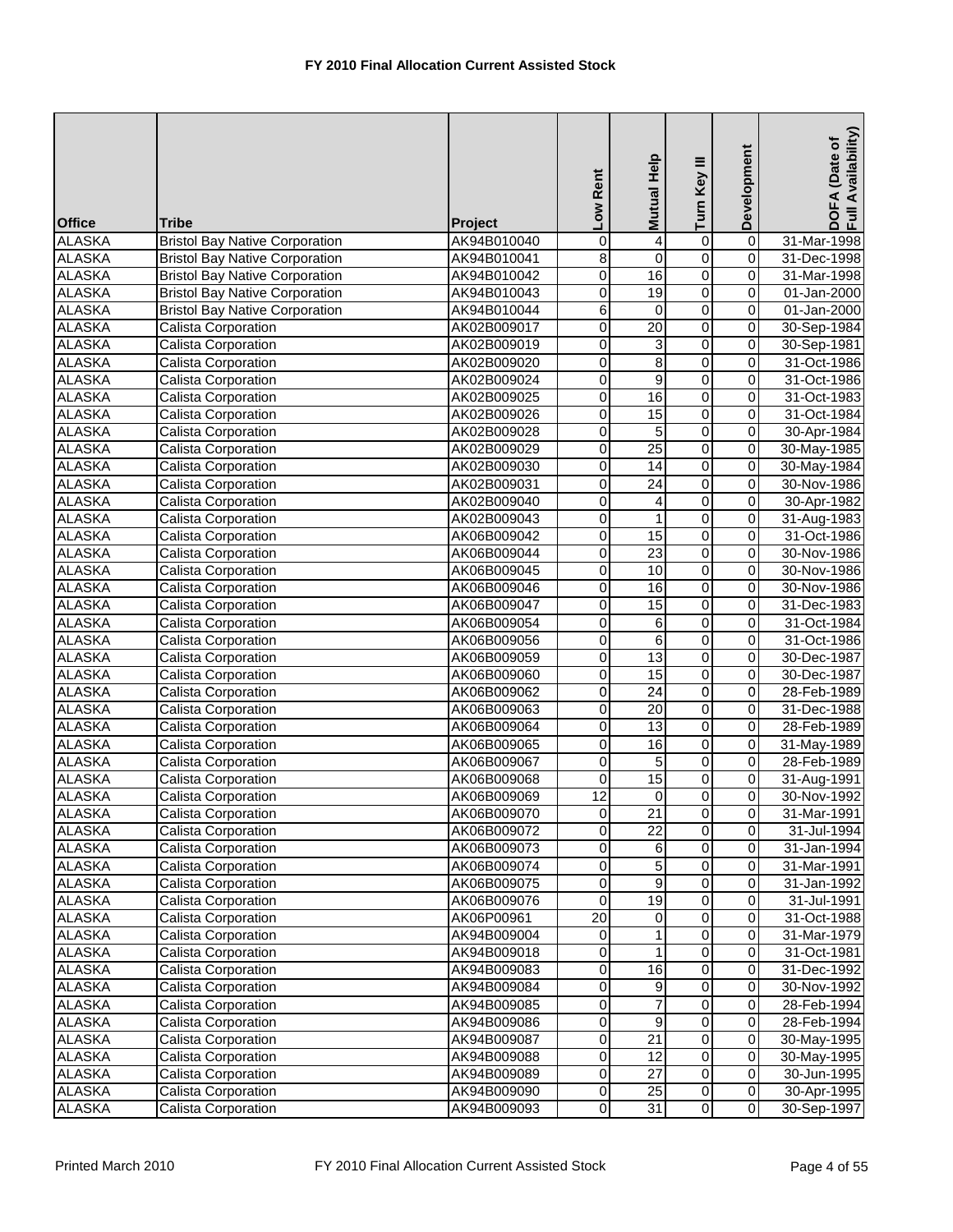**FY 2010 Final Allocation Current Assisted Stock**

| Office | Tribe | Project | Low Rent | Mutual Help | Turn Key III | Development | DOFA (Date of Full Availability) |
|---|---|---|---|---|---|---|---|
| ALASKA | Bristol Bay Native Corporation | AK94B010040 | 0 | 4 | 0 | 0 | 31-Mar-1998 |
| ALASKA | Bristol Bay Native Corporation | AK94B010041 | 8 | 0 | 0 | 0 | 31-Dec-1998 |
| ALASKA | Bristol Bay Native Corporation | AK94B010042 | 0 | 16 | 0 | 0 | 31-Mar-1998 |
| ALASKA | Bristol Bay Native Corporation | AK94B010043 | 0 | 19 | 0 | 0 | 01-Jan-2000 |
| ALASKA | Bristol Bay Native Corporation | AK94B010044 | 6 | 0 | 0 | 0 | 01-Jan-2000 |
| ALASKA | Calista Corporation | AK02B009017 | 0 | 20 | 0 | 0 | 30-Sep-1984 |
| ALASKA | Calista Corporation | AK02B009019 | 0 | 3 | 0 | 0 | 30-Sep-1981 |
| ALASKA | Calista Corporation | AK02B009020 | 0 | 8 | 0 | 0 | 31-Oct-1986 |
| ALASKA | Calista Corporation | AK02B009024 | 0 | 9 | 0 | 0 | 31-Oct-1986 |
| ALASKA | Calista Corporation | AK02B009025 | 0 | 16 | 0 | 0 | 31-Oct-1983 |
| ALASKA | Calista Corporation | AK02B009026 | 0 | 15 | 0 | 0 | 31-Oct-1984 |
| ALASKA | Calista Corporation | AK02B009028 | 0 | 5 | 0 | 0 | 30-Apr-1984 |
| ALASKA | Calista Corporation | AK02B009029 | 0 | 25 | 0 | 0 | 30-May-1985 |
| ALASKA | Calista Corporation | AK02B009030 | 0 | 14 | 0 | 0 | 30-May-1984 |
| ALASKA | Calista Corporation | AK02B009031 | 0 | 24 | 0 | 0 | 30-Nov-1986 |
| ALASKA | Calista Corporation | AK02B009040 | 0 | 4 | 0 | 0 | 30-Apr-1982 |
| ALASKA | Calista Corporation | AK02B009043 | 0 | 1 | 0 | 0 | 31-Aug-1983 |
| ALASKA | Calista Corporation | AK06B009042 | 0 | 15 | 0 | 0 | 31-Oct-1986 |
| ALASKA | Calista Corporation | AK06B009044 | 0 | 23 | 0 | 0 | 30-Nov-1986 |
| ALASKA | Calista Corporation | AK06B009045 | 0 | 10 | 0 | 0 | 30-Nov-1986 |
| ALASKA | Calista Corporation | AK06B009046 | 0 | 16 | 0 | 0 | 30-Nov-1986 |
| ALASKA | Calista Corporation | AK06B009047 | 0 | 15 | 0 | 0 | 31-Dec-1983 |
| ALASKA | Calista Corporation | AK06B009054 | 0 | 6 | 0 | 0 | 31-Oct-1984 |
| ALASKA | Calista Corporation | AK06B009056 | 0 | 6 | 0 | 0 | 31-Oct-1986 |
| ALASKA | Calista Corporation | AK06B009059 | 0 | 13 | 0 | 0 | 30-Dec-1987 |
| ALASKA | Calista Corporation | AK06B009060 | 0 | 15 | 0 | 0 | 30-Dec-1987 |
| ALASKA | Calista Corporation | AK06B009062 | 0 | 24 | 0 | 0 | 28-Feb-1989 |
| ALASKA | Calista Corporation | AK06B009063 | 0 | 20 | 0 | 0 | 31-Dec-1988 |
| ALASKA | Calista Corporation | AK06B009064 | 0 | 13 | 0 | 0 | 28-Feb-1989 |
| ALASKA | Calista Corporation | AK06B009065 | 0 | 16 | 0 | 0 | 31-May-1989 |
| ALASKA | Calista Corporation | AK06B009067 | 0 | 5 | 0 | 0 | 28-Feb-1989 |
| ALASKA | Calista Corporation | AK06B009068 | 0 | 15 | 0 | 0 | 31-Aug-1991 |
| ALASKA | Calista Corporation | AK06B009069 | 12 | 0 | 0 | 0 | 30-Nov-1992 |
| ALASKA | Calista Corporation | AK06B009070 | 0 | 21 | 0 | 0 | 31-Mar-1991 |
| ALASKA | Calista Corporation | AK06B009072 | 0 | 22 | 0 | 0 | 31-Jul-1994 |
| ALASKA | Calista Corporation | AK06B009073 | 0 | 6 | 0 | 0 | 31-Jan-1994 |
| ALASKA | Calista Corporation | AK06B009074 | 0 | 5 | 0 | 0 | 31-Mar-1991 |
| ALASKA | Calista Corporation | AK06B009075 | 0 | 9 | 0 | 0 | 31-Jan-1992 |
| ALASKA | Calista Corporation | AK06B009076 | 0 | 19 | 0 | 0 | 31-Jul-1991 |
| ALASKA | Calista Corporation | AK06P00961 | 20 | 0 | 0 | 0 | 31-Oct-1988 |
| ALASKA | Calista Corporation | AK94B009004 | 0 | 1 | 0 | 0 | 31-Mar-1979 |
| ALASKA | Calista Corporation | AK94B009018 | 0 | 1 | 0 | 0 | 31-Oct-1981 |
| ALASKA | Calista Corporation | AK94B009083 | 0 | 16 | 0 | 0 | 31-Dec-1992 |
| ALASKA | Calista Corporation | AK94B009084 | 0 | 9 | 0 | 0 | 30-Nov-1992 |
| ALASKA | Calista Corporation | AK94B009085 | 0 | 7 | 0 | 0 | 28-Feb-1994 |
| ALASKA | Calista Corporation | AK94B009086 | 0 | 9 | 0 | 0 | 28-Feb-1994 |
| ALASKA | Calista Corporation | AK94B009087 | 0 | 21 | 0 | 0 | 30-May-1995 |
| ALASKA | Calista Corporation | AK94B009088 | 0 | 12 | 0 | 0 | 30-May-1995 |
| ALASKA | Calista Corporation | AK94B009089 | 0 | 27 | 0 | 0 | 30-Jun-1995 |
| ALASKA | Calista Corporation | AK94B009090 | 0 | 25 | 0 | 0 | 30-Apr-1995 |
| ALASKA | Calista Corporation | AK94B009093 | 0 | 31 | 0 | 0 | 30-Sep-1997 |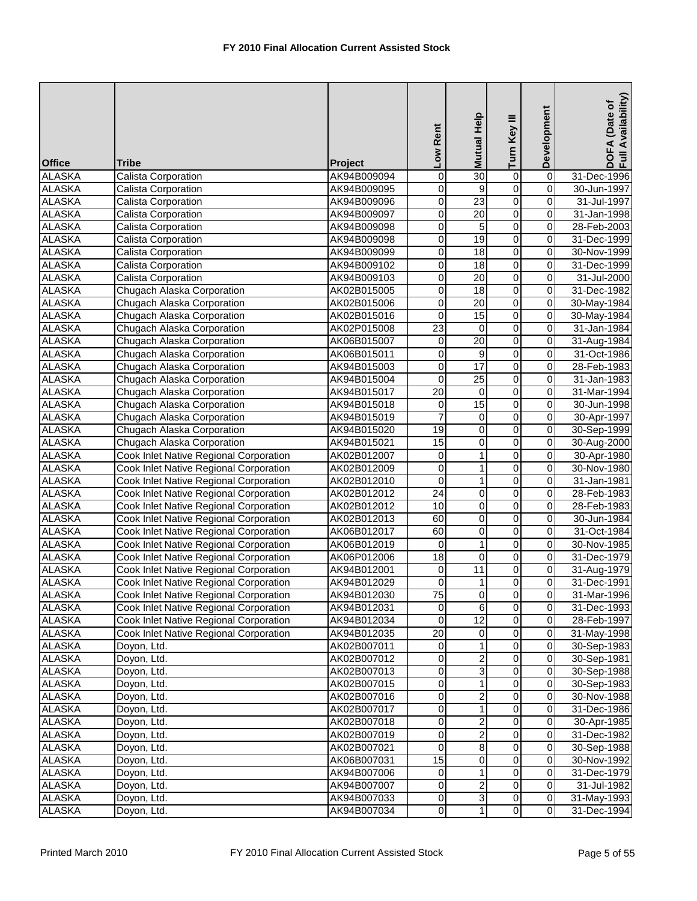## FY 2010 Final Allocation Current Assisted Stock

| Office | Tribe | Project | Low Rent | Mutual Help | Turn Key III | Development | DOFA (Date of Full Availability) |
|---|---|---|---|---|---|---|---|
| ALASKA | Calista Corporation | AK94B009094 | 0 | 30 | 0 | 0 | 31-Dec-1996 |
| ALASKA | Calista Corporation | AK94B009095 | 0 | 9 | 0 | 0 | 30-Jun-1997 |
| ALASKA | Calista Corporation | AK94B009096 | 0 | 23 | 0 | 0 | 31-Jul-1997 |
| ALASKA | Calista Corporation | AK94B009097 | 0 | 20 | 0 | 0 | 31-Jan-1998 |
| ALASKA | Calista Corporation | AK94B009098 | 0 | 5 | 0 | 0 | 28-Feb-2003 |
| ALASKA | Calista Corporation | AK94B009098 | 0 | 19 | 0 | 0 | 31-Dec-1999 |
| ALASKA | Calista Corporation | AK94B009099 | 0 | 18 | 0 | 0 | 30-Nov-1999 |
| ALASKA | Calista Corporation | AK94B009102 | 0 | 18 | 0 | 0 | 31-Dec-1999 |
| ALASKA | Calista Corporation | AK94B009103 | 0 | 20 | 0 | 0 | 31-Jul-2000 |
| ALASKA | Chugach Alaska Corporation | AK02B015005 | 0 | 18 | 0 | 0 | 31-Dec-1982 |
| ALASKA | Chugach Alaska Corporation | AK02B015006 | 0 | 20 | 0 | 0 | 30-May-1984 |
| ALASKA | Chugach Alaska Corporation | AK02B015016 | 0 | 15 | 0 | 0 | 30-May-1984 |
| ALASKA | Chugach Alaska Corporation | AK02P015008 | 23 | 0 | 0 | 0 | 31-Jan-1984 |
| ALASKA | Chugach Alaska Corporation | AK06B015007 | 0 | 20 | 0 | 0 | 31-Aug-1984 |
| ALASKA | Chugach Alaska Corporation | AK06B015011 | 0 | 9 | 0 | 0 | 31-Oct-1986 |
| ALASKA | Chugach Alaska Corporation | AK94B015003 | 0 | 17 | 0 | 0 | 28-Feb-1983 |
| ALASKA | Chugach Alaska Corporation | AK94B015004 | 0 | 25 | 0 | 0 | 31-Jan-1983 |
| ALASKA | Chugach Alaska Corporation | AK94B015017 | 20 | 0 | 0 | 0 | 31-Mar-1994 |
| ALASKA | Chugach Alaska Corporation | AK94B015018 | 0 | 15 | 0 | 0 | 30-Jun-1998 |
| ALASKA | Chugach Alaska Corporation | AK94B015019 | 7 | 0 | 0 | 0 | 30-Apr-1997 |
| ALASKA | Chugach Alaska Corporation | AK94B015020 | 19 | 0 | 0 | 0 | 30-Sep-1999 |
| ALASKA | Chugach Alaska Corporation | AK94B015021 | 15 | 0 | 0 | 0 | 30-Aug-2000 |
| ALASKA | Cook Inlet Native Regional Corporation | AK02B012007 | 0 | 1 | 0 | 0 | 30-Apr-1980 |
| ALASKA | Cook Inlet Native Regional Corporation | AK02B012009 | 0 | 1 | 0 | 0 | 30-Nov-1980 |
| ALASKA | Cook Inlet Native Regional Corporation | AK02B012010 | 0 | 1 | 0 | 0 | 31-Jan-1981 |
| ALASKA | Cook Inlet Native Regional Corporation | AK02B012012 | 24 | 0 | 0 | 0 | 28-Feb-1983 |
| ALASKA | Cook Inlet Native Regional Corporation | AK02B012012 | 10 | 0 | 0 | 0 | 28-Feb-1983 |
| ALASKA | Cook Inlet Native Regional Corporation | AK02B012013 | 60 | 0 | 0 | 0 | 30-Jun-1984 |
| ALASKA | Cook Inlet Native Regional Corporation | AK06B012017 | 60 | 0 | 0 | 0 | 31-Oct-1984 |
| ALASKA | Cook Inlet Native Regional Corporation | AK06B012019 | 0 | 1 | 0 | 0 | 30-Nov-1985 |
| ALASKA | Cook Inlet Native Regional Corporation | AK06P012006 | 18 | 0 | 0 | 0 | 31-Dec-1979 |
| ALASKA | Cook Inlet Native Regional Corporation | AK94B012001 | 0 | 11 | 0 | 0 | 31-Aug-1979 |
| ALASKA | Cook Inlet Native Regional Corporation | AK94B012029 | 0 | 1 | 0 | 0 | 31-Dec-1991 |
| ALASKA | Cook Inlet Native Regional Corporation | AK94B012030 | 75 | 0 | 0 | 0 | 31-Mar-1996 |
| ALASKA | Cook Inlet Native Regional Corporation | AK94B012031 | 0 | 6 | 0 | 0 | 31-Dec-1993 |
| ALASKA | Cook Inlet Native Regional Corporation | AK94B012034 | 0 | 12 | 0 | 0 | 28-Feb-1997 |
| ALASKA | Cook Inlet Native Regional Corporation | AK94B012035 | 20 | 0 | 0 | 0 | 31-May-1998 |
| ALASKA | Doyon, Ltd. | AK02B007011 | 0 | 1 | 0 | 0 | 30-Sep-1983 |
| ALASKA | Doyon, Ltd. | AK02B007012 | 0 | 2 | 0 | 0 | 30-Sep-1981 |
| ALASKA | Doyon, Ltd. | AK02B007013 | 0 | 3 | 0 | 0 | 30-Sep-1988 |
| ALASKA | Doyon, Ltd. | AK02B007015 | 0 | 1 | 0 | 0 | 30-Sep-1983 |
| ALASKA | Doyon, Ltd. | AK02B007016 | 0 | 2 | 0 | 0 | 30-Nov-1988 |
| ALASKA | Doyon, Ltd. | AK02B007017 | 0 | 1 | 0 | 0 | 31-Dec-1986 |
| ALASKA | Doyon, Ltd. | AK02B007018 | 0 | 2 | 0 | 0 | 30-Apr-1985 |
| ALASKA | Doyon, Ltd. | AK02B007019 | 0 | 2 | 0 | 0 | 31-Dec-1982 |
| ALASKA | Doyon, Ltd. | AK02B007021 | 0 | 8 | 0 | 0 | 30-Sep-1988 |
| ALASKA | Doyon, Ltd. | AK06B007031 | 15 | 0 | 0 | 0 | 30-Nov-1992 |
| ALASKA | Doyon, Ltd. | AK94B007006 | 0 | 1 | 0 | 0 | 31-Dec-1979 |
| ALASKA | Doyon, Ltd. | AK94B007007 | 0 | 2 | 0 | 0 | 31-Jul-1982 |
| ALASKA | Doyon, Ltd. | AK94B007033 | 0 | 3 | 0 | 0 | 31-May-1993 |
| ALASKA | Doyon, Ltd. | AK94B007034 | 0 | 1 | 0 | 0 | 31-Dec-1994 |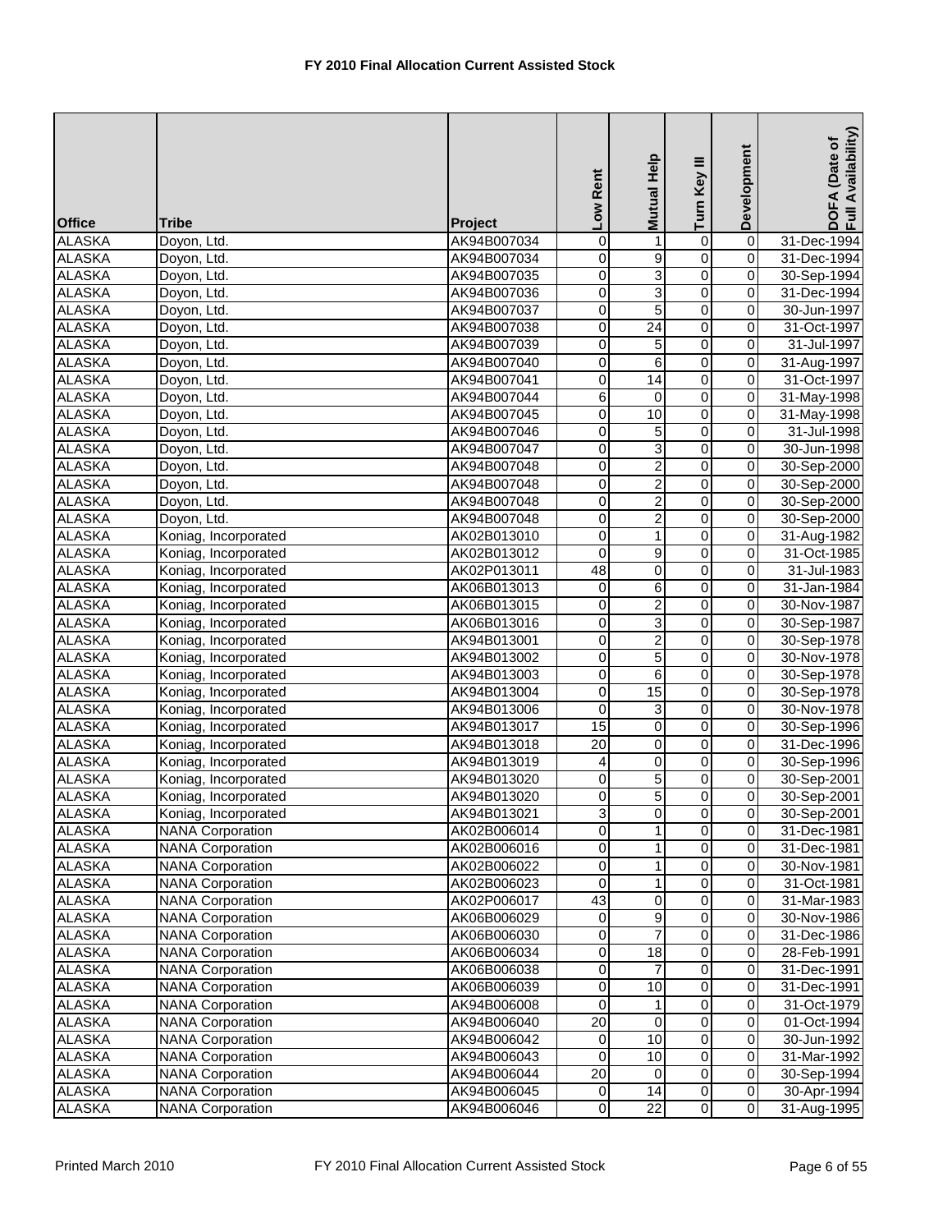**FY 2010 Final Allocation Current Assisted Stock**

| Office | Tribe | Project | Low Rent | Mutual Help | Turn Key III | Development | DOFA (Date of Full Availability) |
|---|---|---|---|---|---|---|---|
| ALASKA | Doyon, Ltd. | AK94B007034 | 0 | 1 | 0 | 0 | 31-Dec-1994 |
| ALASKA | Doyon, Ltd. | AK94B007034 | 0 | 9 | 0 | 0 | 31-Dec-1994 |
| ALASKA | Doyon, Ltd. | AK94B007035 | 0 | 3 | 0 | 0 | 30-Sep-1994 |
| ALASKA | Doyon, Ltd. | AK94B007036 | 0 | 3 | 0 | 0 | 31-Dec-1994 |
| ALASKA | Doyon, Ltd. | AK94B007037 | 0 | 5 | 0 | 0 | 30-Jun-1997 |
| ALASKA | Doyon, Ltd. | AK94B007038 | 0 | 24 | 0 | 0 | 31-Oct-1997 |
| ALASKA | Doyon, Ltd. | AK94B007039 | 0 | 5 | 0 | 0 | 31-Jul-1997 |
| ALASKA | Doyon, Ltd. | AK94B007040 | 0 | 6 | 0 | 0 | 31-Aug-1997 |
| ALASKA | Doyon, Ltd. | AK94B007041 | 0 | 14 | 0 | 0 | 31-Oct-1997 |
| ALASKA | Doyon, Ltd. | AK94B007044 | 6 | 0 | 0 | 0 | 31-May-1998 |
| ALASKA | Doyon, Ltd. | AK94B007045 | 0 | 10 | 0 | 0 | 31-May-1998 |
| ALASKA | Doyon, Ltd. | AK94B007046 | 0 | 5 | 0 | 0 | 31-Jul-1998 |
| ALASKA | Doyon, Ltd. | AK94B007047 | 0 | 3 | 0 | 0 | 30-Jun-1998 |
| ALASKA | Doyon, Ltd. | AK94B007048 | 0 | 2 | 0 | 0 | 30-Sep-2000 |
| ALASKA | Doyon, Ltd. | AK94B007048 | 0 | 2 | 0 | 0 | 30-Sep-2000 |
| ALASKA | Doyon, Ltd. | AK94B007048 | 0 | 2 | 0 | 0 | 30-Sep-2000 |
| ALASKA | Doyon, Ltd. | AK94B007048 | 0 | 2 | 0 | 0 | 30-Sep-2000 |
| ALASKA | Koniag, Incorporated | AK02B013010 | 0 | 1 | 0 | 0 | 31-Aug-1982 |
| ALASKA | Koniag, Incorporated | AK02B013012 | 0 | 9 | 0 | 0 | 31-Oct-1985 |
| ALASKA | Koniag, Incorporated | AK02P013011 | 48 | 0 | 0 | 0 | 31-Jul-1983 |
| ALASKA | Koniag, Incorporated | AK06B013013 | 0 | 6 | 0 | 0 | 31-Jan-1984 |
| ALASKA | Koniag, Incorporated | AK06B013015 | 0 | 2 | 0 | 0 | 30-Nov-1987 |
| ALASKA | Koniag, Incorporated | AK06B013016 | 0 | 3 | 0 | 0 | 30-Sep-1987 |
| ALASKA | Koniag, Incorporated | AK94B013001 | 0 | 2 | 0 | 0 | 30-Sep-1978 |
| ALASKA | Koniag, Incorporated | AK94B013002 | 0 | 5 | 0 | 0 | 30-Nov-1978 |
| ALASKA | Koniag, Incorporated | AK94B013003 | 0 | 6 | 0 | 0 | 30-Sep-1978 |
| ALASKA | Koniag, Incorporated | AK94B013004 | 0 | 15 | 0 | 0 | 30-Sep-1978 |
| ALASKA | Koniag, Incorporated | AK94B013006 | 0 | 3 | 0 | 0 | 30-Nov-1978 |
| ALASKA | Koniag, Incorporated | AK94B013017 | 15 | 0 | 0 | 0 | 30-Sep-1996 |
| ALASKA | Koniag, Incorporated | AK94B013018 | 20 | 0 | 0 | 0 | 31-Dec-1996 |
| ALASKA | Koniag, Incorporated | AK94B013019 | 4 | 0 | 0 | 0 | 30-Sep-1996 |
| ALASKA | Koniag, Incorporated | AK94B013020 | 0 | 5 | 0 | 0 | 30-Sep-2001 |
| ALASKA | Koniag, Incorporated | AK94B013020 | 0 | 5 | 0 | 0 | 30-Sep-2001 |
| ALASKA | Koniag, Incorporated | AK94B013021 | 3 | 0 | 0 | 0 | 30-Sep-2001 |
| ALASKA | NANA Corporation | AK02B006014 | 0 | 1 | 0 | 0 | 31-Dec-1981 |
| ALASKA | NANA Corporation | AK02B006016 | 0 | 1 | 0 | 0 | 31-Dec-1981 |
| ALASKA | NANA Corporation | AK02B006022 | 0 | 1 | 0 | 0 | 30-Nov-1981 |
| ALASKA | NANA Corporation | AK02B006023 | 0 | 1 | 0 | 0 | 31-Oct-1981 |
| ALASKA | NANA Corporation | AK02P006017 | 43 | 0 | 0 | 0 | 31-Mar-1983 |
| ALASKA | NANA Corporation | AK06B006029 | 0 | 9 | 0 | 0 | 30-Nov-1986 |
| ALASKA | NANA Corporation | AK06B006030 | 0 | 7 | 0 | 0 | 31-Dec-1986 |
| ALASKA | NANA Corporation | AK06B006034 | 0 | 18 | 0 | 0 | 28-Feb-1991 |
| ALASKA | NANA Corporation | AK06B006038 | 0 | 7 | 0 | 0 | 31-Dec-1991 |
| ALASKA | NANA Corporation | AK06B006039 | 0 | 10 | 0 | 0 | 31-Dec-1991 |
| ALASKA | NANA Corporation | AK94B006008 | 0 | 1 | 0 | 0 | 31-Oct-1979 |
| ALASKA | NANA Corporation | AK94B006040 | 20 | 0 | 0 | 0 | 01-Oct-1994 |
| ALASKA | NANA Corporation | AK94B006042 | 0 | 10 | 0 | 0 | 30-Jun-1992 |
| ALASKA | NANA Corporation | AK94B006043 | 0 | 10 | 0 | 0 | 31-Mar-1992 |
| ALASKA | NANA Corporation | AK94B006044 | 20 | 0 | 0 | 0 | 30-Sep-1994 |
| ALASKA | NANA Corporation | AK94B006045 | 0 | 14 | 0 | 0 | 30-Apr-1994 |
| ALASKA | NANA Corporation | AK94B006046 | 0 | 22 | 0 | 0 | 31-Aug-1995 |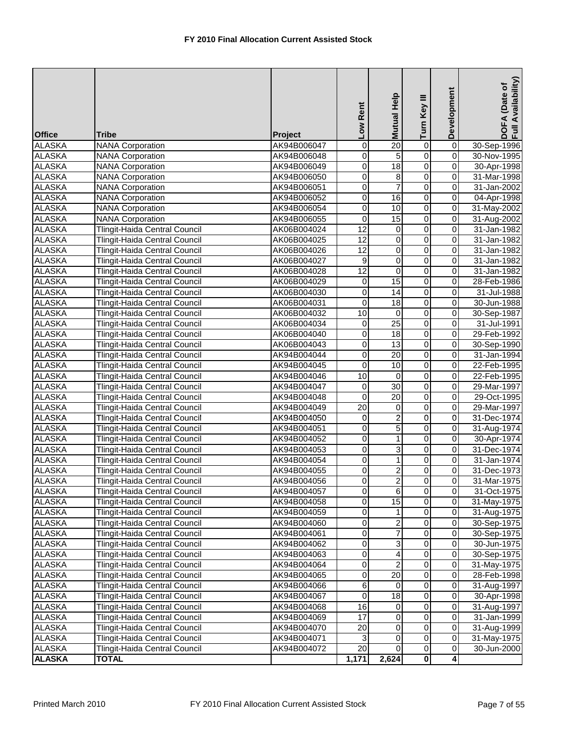## FY 2010 Final Allocation Current Assisted Stock

| Office | Tribe | Project | Low Rent | Mutual Help | Turn Key III | Development | DOFA (Date of Full Availability) |
|---|---|---|---|---|---|---|---|
| ALASKA | NANA Corporation | AK94B006047 | 0 | 20 | 0 | 0 | 30-Sep-1996 |
| ALASKA | NANA Corporation | AK94B006048 | 0 | 5 | 0 | 0 | 30-Nov-1995 |
| ALASKA | NANA Corporation | AK94B006049 | 0 | 18 | 0 | 0 | 30-Apr-1998 |
| ALASKA | NANA Corporation | AK94B006050 | 0 | 8 | 0 | 0 | 31-Mar-1998 |
| ALASKA | NANA Corporation | AK94B006051 | 0 | 7 | 0 | 0 | 31-Jan-2002 |
| ALASKA | NANA Corporation | AK94B006052 | 0 | 16 | 0 | 0 | 04-Apr-1998 |
| ALASKA | NANA Corporation | AK94B006054 | 0 | 10 | 0 | 0 | 31-May-2002 |
| ALASKA | NANA Corporation | AK94B006055 | 0 | 15 | 0 | 0 | 31-Aug-2002 |
| ALASKA | Tlingit-Haida Central Council | AK06B004024 | 12 | 0 | 0 | 0 | 31-Jan-1982 |
| ALASKA | Tlingit-Haida Central Council | AK06B004025 | 12 | 0 | 0 | 0 | 31-Jan-1982 |
| ALASKA | Tlingit-Haida Central Council | AK06B004026 | 12 | 0 | 0 | 0 | 31-Jan-1982 |
| ALASKA | Tlingit-Haida Central Council | AK06B004027 | 9 | 0 | 0 | 0 | 31-Jan-1982 |
| ALASKA | Tlingit-Haida Central Council | AK06B004028 | 12 | 0 | 0 | 0 | 31-Jan-1982 |
| ALASKA | Tlingit-Haida Central Council | AK06B004029 | 0 | 15 | 0 | 0 | 28-Feb-1986 |
| ALASKA | Tlingit-Haida Central Council | AK06B004030 | 0 | 14 | 0 | 0 | 31-Jul-1988 |
| ALASKA | Tlingit-Haida Central Council | AK06B004031 | 0 | 18 | 0 | 0 | 30-Jun-1988 |
| ALASKA | Tlingit-Haida Central Council | AK06B004032 | 10 | 0 | 0 | 0 | 30-Sep-1987 |
| ALASKA | Tlingit-Haida Central Council | AK06B004034 | 0 | 25 | 0 | 0 | 31-Jul-1991 |
| ALASKA | Tlingit-Haida Central Council | AK06B004040 | 0 | 18 | 0 | 0 | 29-Feb-1992 |
| ALASKA | Tlingit-Haida Central Council | AK06B004043 | 0 | 13 | 0 | 0 | 30-Sep-1990 |
| ALASKA | Tlingit-Haida Central Council | AK94B004044 | 0 | 20 | 0 | 0 | 31-Jan-1994 |
| ALASKA | Tlingit-Haida Central Council | AK94B004045 | 0 | 10 | 0 | 0 | 22-Feb-1995 |
| ALASKA | Tlingit-Haida Central Council | AK94B004046 | 10 | 0 | 0 | 0 | 22-Feb-1995 |
| ALASKA | Tlingit-Haida Central Council | AK94B004047 | 0 | 30 | 0 | 0 | 29-Mar-1997 |
| ALASKA | Tlingit-Haida Central Council | AK94B004048 | 0 | 20 | 0 | 0 | 29-Oct-1995 |
| ALASKA | Tlingit-Haida Central Council | AK94B004049 | 20 | 0 | 0 | 0 | 29-Mar-1997 |
| ALASKA | Tlingit-Haida Central Council | AK94B004050 | 0 | 2 | 0 | 0 | 31-Dec-1974 |
| ALASKA | Tlingit-Haida Central Council | AK94B004051 | 0 | 5 | 0 | 0 | 31-Aug-1974 |
| ALASKA | Tlingit-Haida Central Council | AK94B004052 | 0 | 1 | 0 | 0 | 30-Apr-1974 |
| ALASKA | Tlingit-Haida Central Council | AK94B004053 | 0 | 3 | 0 | 0 | 31-Dec-1974 |
| ALASKA | Tlingit-Haida Central Council | AK94B004054 | 0 | 1 | 0 | 0 | 31-Jan-1974 |
| ALASKA | Tlingit-Haida Central Council | AK94B004055 | 0 | 2 | 0 | 0 | 31-Dec-1973 |
| ALASKA | Tlingit-Haida Central Council | AK94B004056 | 0 | 2 | 0 | 0 | 31-Mar-1975 |
| ALASKA | Tlingit-Haida Central Council | AK94B004057 | 0 | 6 | 0 | 0 | 31-Oct-1975 |
| ALASKA | Tlingit-Haida Central Council | AK94B004058 | 0 | 15 | 0 | 0 | 31-May-1975 |
| ALASKA | Tlingit-Haida Central Council | AK94B004059 | 0 | 1 | 0 | 0 | 31-Aug-1975 |
| ALASKA | Tlingit-Haida Central Council | AK94B004060 | 0 | 2 | 0 | 0 | 30-Sep-1975 |
| ALASKA | Tlingit-Haida Central Council | AK94B004061 | 0 | 7 | 0 | 0 | 30-Sep-1975 |
| ALASKA | Tlingit-Haida Central Council | AK94B004062 | 0 | 3 | 0 | 0 | 30-Jun-1975 |
| ALASKA | Tlingit-Haida Central Council | AK94B004063 | 0 | 4 | 0 | 0 | 30-Sep-1975 |
| ALASKA | Tlingit-Haida Central Council | AK94B004064 | 0 | 2 | 0 | 0 | 31-May-1975 |
| ALASKA | Tlingit-Haida Central Council | AK94B004065 | 0 | 20 | 0 | 0 | 28-Feb-1998 |
| ALASKA | Tlingit-Haida Central Council | AK94B004066 | 6 | 0 | 0 | 0 | 31-Aug-1997 |
| ALASKA | Tlingit-Haida Central Council | AK94B004067 | 0 | 18 | 0 | 0 | 30-Apr-1998 |
| ALASKA | Tlingit-Haida Central Council | AK94B004068 | 16 | 0 | 0 | 0 | 31-Aug-1997 |
| ALASKA | Tlingit-Haida Central Council | AK94B004069 | 17 | 0 | 0 | 0 | 31-Jan-1999 |
| ALASKA | Tlingit-Haida Central Council | AK94B004070 | 20 | 0 | 0 | 0 | 31-Aug-1999 |
| ALASKA | Tlingit-Haida Central Council | AK94B004071 | 3 | 0 | 0 | 0 | 31-May-1975 |
| ALASKA | Tlingit-Haida Central Council | AK94B004072 | 20 | 0 | 0 | 0 | 30-Jun-2000 |
| **ALASKA** | **TOTAL** | | **1,171** | **2,624** | **0** | **4** | |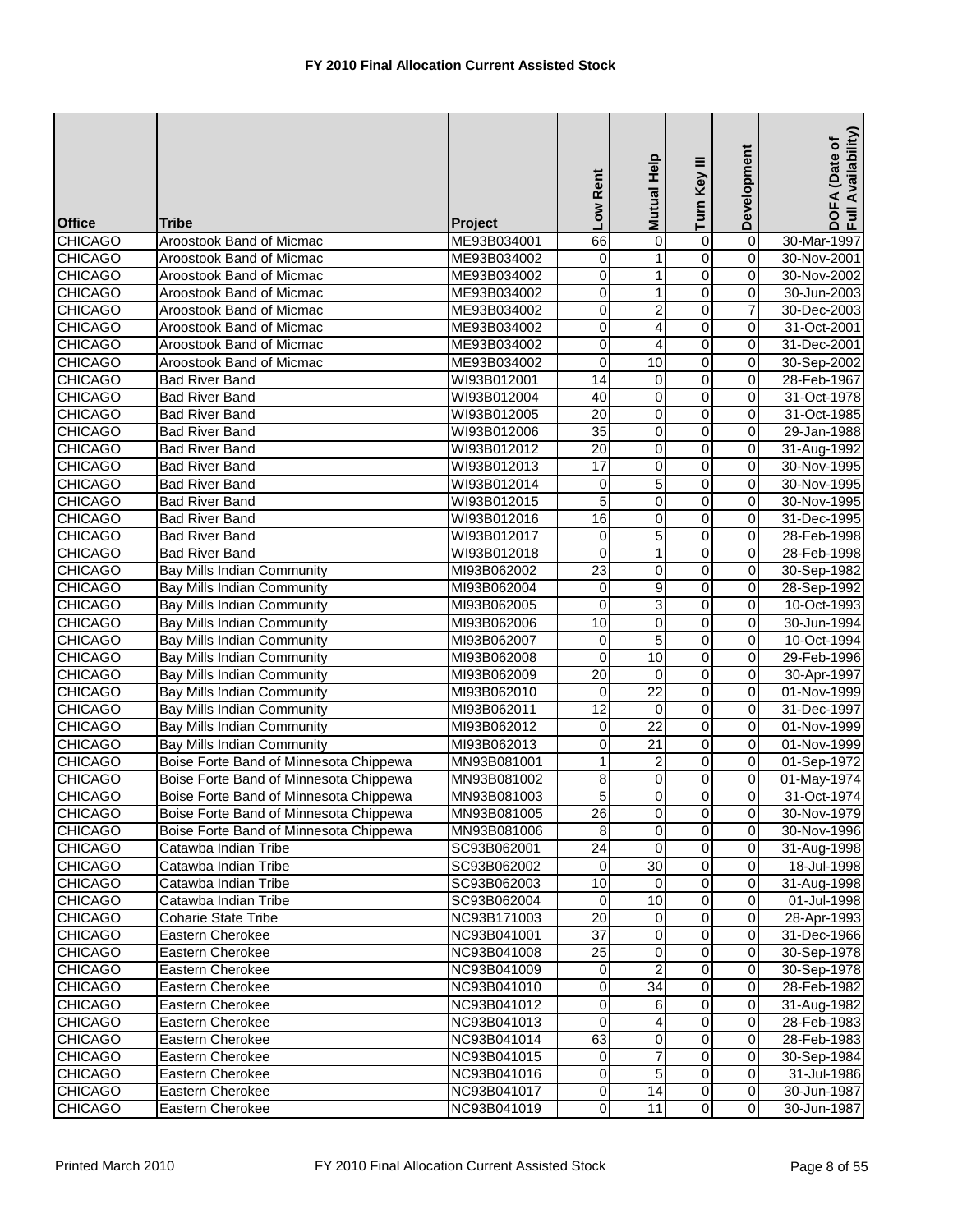# FY 2010 Final Allocation Current Assisted Stock

| Office | Tribe | Project | Low Rent | Mutual Help | Turn Key III | Development | DOFA (Date of Full Availability) |
|---|---|---|---|---|---|---|---|
| CHICAGO | Aroostook Band of Micmac | ME93B034001 | 66 | 0 | 0 | 0 | 30-Mar-1997 |
| CHICAGO | Aroostook Band of Micmac | ME93B034002 | 0 | 1 | 0 | 0 | 30-Nov-2001 |
| CHICAGO | Aroostook Band of Micmac | ME93B034002 | 0 | 1 | 0 | 0 | 30-Nov-2002 |
| CHICAGO | Aroostook Band of Micmac | ME93B034002 | 0 | 1 | 0 | 0 | 30-Jun-2003 |
| CHICAGO | Aroostook Band of Micmac | ME93B034002 | 0 | 2 | 0 | 7 | 30-Dec-2003 |
| CHICAGO | Aroostook Band of Micmac | ME93B034002 | 0 | 4 | 0 | 0 | 31-Oct-2001 |
| CHICAGO | Aroostook Band of Micmac | ME93B034002 | 0 | 4 | 0 | 0 | 31-Dec-2001 |
| CHICAGO | Aroostook Band of Micmac | ME93B034002 | 0 | 10 | 0 | 0 | 30-Sep-2002 |
| CHICAGO | Bad River Band | WI93B012001 | 14 | 0 | 0 | 0 | 28-Feb-1967 |
| CHICAGO | Bad River Band | WI93B012004 | 40 | 0 | 0 | 0 | 31-Oct-1978 |
| CHICAGO | Bad River Band | WI93B012005 | 20 | 0 | 0 | 0 | 31-Oct-1985 |
| CHICAGO | Bad River Band | WI93B012006 | 35 | 0 | 0 | 0 | 29-Jan-1988 |
| CHICAGO | Bad River Band | WI93B012012 | 20 | 0 | 0 | 0 | 31-Aug-1992 |
| CHICAGO | Bad River Band | WI93B012013 | 17 | 0 | 0 | 0 | 30-Nov-1995 |
| CHICAGO | Bad River Band | WI93B012014 | 0 | 5 | 0 | 0 | 30-Nov-1995 |
| CHICAGO | Bad River Band | WI93B012015 | 5 | 0 | 0 | 0 | 30-Nov-1995 |
| CHICAGO | Bad River Band | WI93B012016 | 16 | 0 | 0 | 0 | 31-Dec-1995 |
| CHICAGO | Bad River Band | WI93B012017 | 0 | 5 | 0 | 0 | 28-Feb-1998 |
| CHICAGO | Bad River Band | WI93B012018 | 0 | 1 | 0 | 0 | 28-Feb-1998 |
| CHICAGO | Bay Mills Indian Community | MI93B062002 | 23 | 0 | 0 | 0 | 30-Sep-1982 |
| CHICAGO | Bay Mills Indian Community | MI93B062004 | 0 | 9 | 0 | 0 | 28-Sep-1992 |
| CHICAGO | Bay Mills Indian Community | MI93B062005 | 0 | 3 | 0 | 0 | 10-Oct-1993 |
| CHICAGO | Bay Mills Indian Community | MI93B062006 | 10 | 0 | 0 | 0 | 30-Jun-1994 |
| CHICAGO | Bay Mills Indian Community | MI93B062007 | 0 | 5 | 0 | 0 | 10-Oct-1994 |
| CHICAGO | Bay Mills Indian Community | MI93B062008 | 0 | 10 | 0 | 0 | 29-Feb-1996 |
| CHICAGO | Bay Mills Indian Community | MI93B062009 | 20 | 0 | 0 | 0 | 30-Apr-1997 |
| CHICAGO | Bay Mills Indian Community | MI93B062010 | 0 | 22 | 0 | 0 | 01-Nov-1999 |
| CHICAGO | Bay Mills Indian Community | MI93B062011 | 12 | 0 | 0 | 0 | 31-Dec-1997 |
| CHICAGO | Bay Mills Indian Community | MI93B062012 | 0 | 22 | 0 | 0 | 01-Nov-1999 |
| CHICAGO | Bay Mills Indian Community | MI93B062013 | 0 | 21 | 0 | 0 | 01-Nov-1999 |
| CHICAGO | Boise Forte Band of Minnesota Chippewa | MN93B081001 | 1 | 2 | 0 | 0 | 01-Sep-1972 |
| CHICAGO | Boise Forte Band of Minnesota Chippewa | MN93B081002 | 8 | 0 | 0 | 0 | 01-May-1974 |
| CHICAGO | Boise Forte Band of Minnesota Chippewa | MN93B081003 | 5 | 0 | 0 | 0 | 31-Oct-1974 |
| CHICAGO | Boise Forte Band of Minnesota Chippewa | MN93B081005 | 26 | 0 | 0 | 0 | 30-Nov-1979 |
| CHICAGO | Boise Forte Band of Minnesota Chippewa | MN93B081006 | 8 | 0 | 0 | 0 | 30-Nov-1996 |
| CHICAGO | Catawba Indian Tribe | SC93B062001 | 24 | 0 | 0 | 0 | 31-Aug-1998 |
| CHICAGO | Catawba Indian Tribe | SC93B062002 | 0 | 30 | 0 | 0 | 18-Jul-1998 |
| CHICAGO | Catawba Indian Tribe | SC93B062003 | 10 | 0 | 0 | 0 | 31-Aug-1998 |
| CHICAGO | Catawba Indian Tribe | SC93B062004 | 0 | 10 | 0 | 0 | 01-Jul-1998 |
| CHICAGO | Coharie State Tribe | NC93B171003 | 20 | 0 | 0 | 0 | 28-Apr-1993 |
| CHICAGO | Eastern Cherokee | NC93B041001 | 37 | 0 | 0 | 0 | 31-Dec-1966 |
| CHICAGO | Eastern Cherokee | NC93B041008 | 25 | 0 | 0 | 0 | 30-Sep-1978 |
| CHICAGO | Eastern Cherokee | NC93B041009 | 0 | 2 | 0 | 0 | 30-Sep-1978 |
| CHICAGO | Eastern Cherokee | NC93B041010 | 0 | 34 | 0 | 0 | 28-Feb-1982 |
| CHICAGO | Eastern Cherokee | NC93B041012 | 0 | 6 | 0 | 0 | 31-Aug-1982 |
| CHICAGO | Eastern Cherokee | NC93B041013 | 0 | 4 | 0 | 0 | 28-Feb-1983 |
| CHICAGO | Eastern Cherokee | NC93B041014 | 63 | 0 | 0 | 0 | 28-Feb-1983 |
| CHICAGO | Eastern Cherokee | NC93B041015 | 0 | 7 | 0 | 0 | 30-Sep-1984 |
| CHICAGO | Eastern Cherokee | NC93B041016 | 0 | 5 | 0 | 0 | 31-Jul-1986 |
| CHICAGO | Eastern Cherokee | NC93B041017 | 0 | 14 | 0 | 0 | 30-Jun-1987 |
| CHICAGO | Eastern Cherokee | NC93B041019 | 0 | 11 | 0 | 0 | 30-Jun-1987 |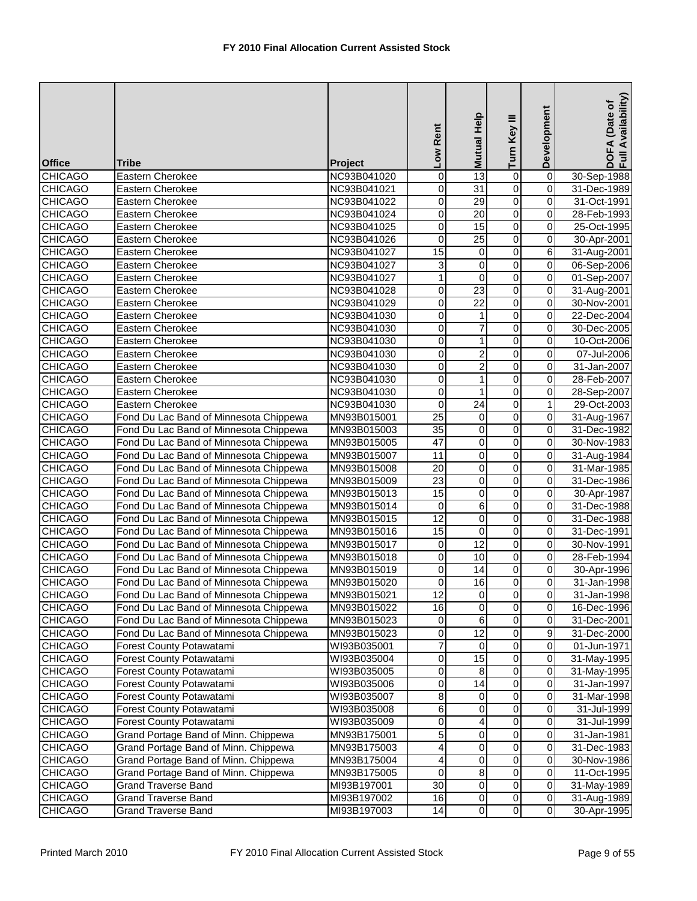# FY 2010 Final Allocation Current Assisted Stock

| Office | Tribe | Project | Low Rent | Mutual Help | Turn Key III | Development | DOFA (Date of Full Availability) |
|---|---|---|---|---|---|---|---|
| CHICAGO | Eastern Cherokee | NC93B041020 | 0 | 13 | 0 | 0 | 30-Sep-1988 |
| CHICAGO | Eastern Cherokee | NC93B041021 | 0 | 31 | 0 | 0 | 31-Dec-1989 |
| CHICAGO | Eastern Cherokee | NC93B041022 | 0 | 29 | 0 | 0 | 31-Oct-1991 |
| CHICAGO | Eastern Cherokee | NC93B041024 | 0 | 20 | 0 | 0 | 28-Feb-1993 |
| CHICAGO | Eastern Cherokee | NC93B041025 | 0 | 15 | 0 | 0 | 25-Oct-1995 |
| CHICAGO | Eastern Cherokee | NC93B041026 | 0 | 25 | 0 | 0 | 30-Apr-2001 |
| CHICAGO | Eastern Cherokee | NC93B041027 | 15 | 0 | 0 | 6 | 31-Aug-2001 |
| CHICAGO | Eastern Cherokee | NC93B041027 | 3 | 0 | 0 | 0 | 06-Sep-2006 |
| CHICAGO | Eastern Cherokee | NC93B041027 | 1 | 0 | 0 | 0 | 01-Sep-2007 |
| CHICAGO | Eastern Cherokee | NC93B041028 | 0 | 23 | 0 | 0 | 31-Aug-2001 |
| CHICAGO | Eastern Cherokee | NC93B041029 | 0 | 22 | 0 | 0 | 30-Nov-2001 |
| CHICAGO | Eastern Cherokee | NC93B041030 | 0 | 1 | 0 | 0 | 22-Dec-2004 |
| CHICAGO | Eastern Cherokee | NC93B041030 | 0 | 7 | 0 | 0 | 30-Dec-2005 |
| CHICAGO | Eastern Cherokee | NC93B041030 | 0 | 1 | 0 | 0 | 10-Oct-2006 |
| CHICAGO | Eastern Cherokee | NC93B041030 | 0 | 2 | 0 | 0 | 07-Jul-2006 |
| CHICAGO | Eastern Cherokee | NC93B041030 | 0 | 2 | 0 | 0 | 31-Jan-2007 |
| CHICAGO | Eastern Cherokee | NC93B041030 | 0 | 1 | 0 | 0 | 28-Feb-2007 |
| CHICAGO | Eastern Cherokee | NC93B041030 | 0 | 1 | 0 | 0 | 28-Sep-2007 |
| CHICAGO | Eastern Cherokee | NC93B041030 | 0 | 24 | 0 | 1 | 29-Oct-2003 |
| CHICAGO | Fond Du Lac Band of Minnesota Chippewa | MN93B015001 | 25 | 0 | 0 | 0 | 31-Aug-1967 |
| CHICAGO | Fond Du Lac Band of Minnesota Chippewa | MN93B015003 | 35 | 0 | 0 | 0 | 31-Dec-1982 |
| CHICAGO | Fond Du Lac Band of Minnesota Chippewa | MN93B015005 | 47 | 0 | 0 | 0 | 30-Nov-1983 |
| CHICAGO | Fond Du Lac Band of Minnesota Chippewa | MN93B015007 | 11 | 0 | 0 | 0 | 31-Aug-1984 |
| CHICAGO | Fond Du Lac Band of Minnesota Chippewa | MN93B015008 | 20 | 0 | 0 | 0 | 31-Mar-1985 |
| CHICAGO | Fond Du Lac Band of Minnesota Chippewa | MN93B015009 | 23 | 0 | 0 | 0 | 31-Dec-1986 |
| CHICAGO | Fond Du Lac Band of Minnesota Chippewa | MN93B015013 | 15 | 0 | 0 | 0 | 30-Apr-1987 |
| CHICAGO | Fond Du Lac Band of Minnesota Chippewa | MN93B015014 | 0 | 6 | 0 | 0 | 31-Dec-1988 |
| CHICAGO | Fond Du Lac Band of Minnesota Chippewa | MN93B015015 | 12 | 0 | 0 | 0 | 31-Dec-1988 |
| CHICAGO | Fond Du Lac Band of Minnesota Chippewa | MN93B015016 | 15 | 0 | 0 | 0 | 31-Dec-1991 |
| CHICAGO | Fond Du Lac Band of Minnesota Chippewa | MN93B015017 | 0 | 12 | 0 | 0 | 30-Nov-1991 |
| CHICAGO | Fond Du Lac Band of Minnesota Chippewa | MN93B015018 | 0 | 10 | 0 | 0 | 28-Feb-1994 |
| CHICAGO | Fond Du Lac Band of Minnesota Chippewa | MN93B015019 | 0 | 14 | 0 | 0 | 30-Apr-1996 |
| CHICAGO | Fond Du Lac Band of Minnesota Chippewa | MN93B015020 | 0 | 16 | 0 | 0 | 31-Jan-1998 |
| CHICAGO | Fond Du Lac Band of Minnesota Chippewa | MN93B015021 | 12 | 0 | 0 | 0 | 31-Jan-1998 |
| CHICAGO | Fond Du Lac Band of Minnesota Chippewa | MN93B015022 | 16 | 0 | 0 | 0 | 16-Dec-1996 |
| CHICAGO | Fond Du Lac Band of Minnesota Chippewa | MN93B015023 | 0 | 6 | 0 | 0 | 31-Dec-2001 |
| CHICAGO | Fond Du Lac Band of Minnesota Chippewa | MN93B015023 | 0 | 12 | 0 | 9 | 31-Dec-2000 |
| CHICAGO | Forest County Potawatami | WI93B035001 | 7 | 0 | 0 | 0 | 01-Jun-1971 |
| CHICAGO | Forest County Potawatami | WI93B035004 | 0 | 15 | 0 | 0 | 31-May-1995 |
| CHICAGO | Forest County Potawatami | WI93B035005 | 0 | 8 | 0 | 0 | 31-May-1995 |
| CHICAGO | Forest County Potawatami | WI93B035006 | 0 | 14 | 0 | 0 | 31-Jan-1997 |
| CHICAGO | Forest County Potawatami | WI93B035007 | 8 | 0 | 0 | 0 | 31-Mar-1998 |
| CHICAGO | Forest County Potawatami | WI93B035008 | 6 | 0 | 0 | 0 | 31-Jul-1999 |
| CHICAGO | Forest County Potawatami | WI93B035009 | 0 | 4 | 0 | 0 | 31-Jul-1999 |
| CHICAGO | Grand Portage Band of Minn. Chippewa | MN93B175001 | 5 | 0 | 0 | 0 | 31-Jan-1981 |
| CHICAGO | Grand Portage Band of Minn. Chippewa | MN93B175003 | 4 | 0 | 0 | 0 | 31-Dec-1983 |
| CHICAGO | Grand Portage Band of Minn. Chippewa | MN93B175004 | 4 | 0 | 0 | 0 | 30-Nov-1986 |
| CHICAGO | Grand Portage Band of Minn. Chippewa | MN93B175005 | 0 | 8 | 0 | 0 | 11-Oct-1995 |
| CHICAGO | Grand Traverse Band | MI93B197001 | 30 | 0 | 0 | 0 | 31-May-1989 |
| CHICAGO | Grand Traverse Band | MI93B197002 | 16 | 0 | 0 | 0 | 31-Aug-1989 |
| CHICAGO | Grand Traverse Band | MI93B197003 | 14 | 0 | 0 | 0 | 30-Apr-1995 |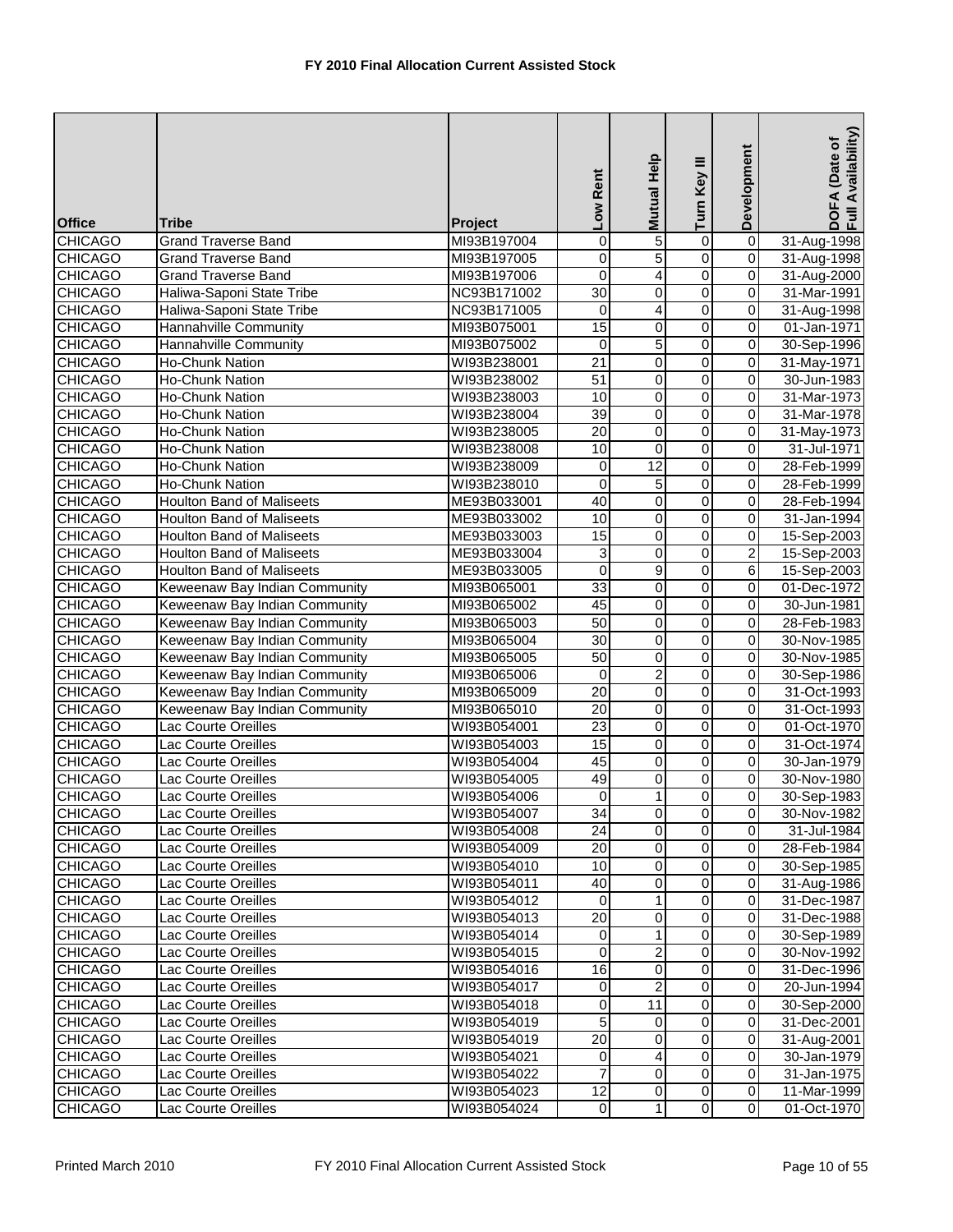# FY 2010 Final Allocation Current Assisted Stock

| Office | Tribe | Project | Low Rent | Mutual Help | Turn Key III | Development | DOFA (Date of Full Availability) |
|---|---|---|---|---|---|---|---|
| CHICAGO | Grand Traverse Band | MI93B197004 | 0 | 5 | 0 | 0 | 31-Aug-1998 |
| CHICAGO | Grand Traverse Band | MI93B197005 | 0 | 5 | 0 | 0 | 31-Aug-1998 |
| CHICAGO | Grand Traverse Band | MI93B197006 | 0 | 4 | 0 | 0 | 31-Aug-2000 |
| CHICAGO | Haliwa-Saponi State Tribe | NC93B171002 | 30 | 0 | 0 | 0 | 31-Mar-1991 |
| CHICAGO | Haliwa-Saponi State Tribe | NC93B171005 | 0 | 4 | 0 | 0 | 31-Aug-1998 |
| CHICAGO | Hannahville Community | MI93B075001 | 15 | 0 | 0 | 0 | 01-Jan-1971 |
| CHICAGO | Hannahville Community | MI93B075002 | 0 | 5 | 0 | 0 | 30-Sep-1996 |
| CHICAGO | Ho-Chunk Nation | WI93B238001 | 21 | 0 | 0 | 0 | 31-May-1971 |
| CHICAGO | Ho-Chunk Nation | WI93B238002 | 51 | 0 | 0 | 0 | 30-Jun-1983 |
| CHICAGO | Ho-Chunk Nation | WI93B238003 | 10 | 0 | 0 | 0 | 31-Mar-1973 |
| CHICAGO | Ho-Chunk Nation | WI93B238004 | 39 | 0 | 0 | 0 | 31-Mar-1978 |
| CHICAGO | Ho-Chunk Nation | WI93B238005 | 20 | 0 | 0 | 0 | 31-May-1973 |
| CHICAGO | Ho-Chunk Nation | WI93B238008 | 10 | 0 | 0 | 0 | 31-Jul-1971 |
| CHICAGO | Ho-Chunk Nation | WI93B238009 | 0 | 12 | 0 | 0 | 28-Feb-1999 |
| CHICAGO | Ho-Chunk Nation | WI93B238010 | 0 | 5 | 0 | 0 | 28-Feb-1999 |
| CHICAGO | Houlton Band of Maliseets | ME93B033001 | 40 | 0 | 0 | 0 | 28-Feb-1994 |
| CHICAGO | Houlton Band of Maliseets | ME93B033002 | 10 | 0 | 0 | 0 | 31-Jan-1994 |
| CHICAGO | Houlton Band of Maliseets | ME93B033003 | 15 | 0 | 0 | 0 | 15-Sep-2003 |
| CHICAGO | Houlton Band of Maliseets | ME93B033004 | 3 | 0 | 0 | 2 | 15-Sep-2003 |
| CHICAGO | Houlton Band of Maliseets | ME93B033005 | 0 | 9 | 0 | 6 | 15-Sep-2003 |
| CHICAGO | Keweenaw Bay Indian Community | MI93B065001 | 33 | 0 | 0 | 0 | 01-Dec-1972 |
| CHICAGO | Keweenaw Bay Indian Community | MI93B065002 | 45 | 0 | 0 | 0 | 30-Jun-1981 |
| CHICAGO | Keweenaw Bay Indian Community | MI93B065003 | 50 | 0 | 0 | 0 | 28-Feb-1983 |
| CHICAGO | Keweenaw Bay Indian Community | MI93B065004 | 30 | 0 | 0 | 0 | 30-Nov-1985 |
| CHICAGO | Keweenaw Bay Indian Community | MI93B065005 | 50 | 0 | 0 | 0 | 30-Nov-1985 |
| CHICAGO | Keweenaw Bay Indian Community | MI93B065006 | 0 | 2 | 0 | 0 | 30-Sep-1986 |
| CHICAGO | Keweenaw Bay Indian Community | MI93B065009 | 20 | 0 | 0 | 0 | 31-Oct-1993 |
| CHICAGO | Keweenaw Bay Indian Community | MI93B065010 | 20 | 0 | 0 | 0 | 31-Oct-1993 |
| CHICAGO | Lac Courte Oreilles | WI93B054001 | 23 | 0 | 0 | 0 | 01-Oct-1970 |
| CHICAGO | Lac Courte Oreilles | WI93B054003 | 15 | 0 | 0 | 0 | 31-Oct-1974 |
| CHICAGO | Lac Courte Oreilles | WI93B054004 | 45 | 0 | 0 | 0 | 30-Jan-1979 |
| CHICAGO | Lac Courte Oreilles | WI93B054005 | 49 | 0 | 0 | 0 | 30-Nov-1980 |
| CHICAGO | Lac Courte Oreilles | WI93B054006 | 0 | 1 | 0 | 0 | 30-Sep-1983 |
| CHICAGO | Lac Courte Oreilles | WI93B054007 | 34 | 0 | 0 | 0 | 30-Nov-1982 |
| CHICAGO | Lac Courte Oreilles | WI93B054008 | 24 | 0 | 0 | 0 | 31-Jul-1984 |
| CHICAGO | Lac Courte Oreilles | WI93B054009 | 20 | 0 | 0 | 0 | 28-Feb-1984 |
| CHICAGO | Lac Courte Oreilles | WI93B054010 | 10 | 0 | 0 | 0 | 30-Sep-1985 |
| CHICAGO | Lac Courte Oreilles | WI93B054011 | 40 | 0 | 0 | 0 | 31-Aug-1986 |
| CHICAGO | Lac Courte Oreilles | WI93B054012 | 0 | 1 | 0 | 0 | 31-Dec-1987 |
| CHICAGO | Lac Courte Oreilles | WI93B054013 | 20 | 0 | 0 | 0 | 31-Dec-1988 |
| CHICAGO | Lac Courte Oreilles | WI93B054014 | 0 | 1 | 0 | 0 | 30-Sep-1989 |
| CHICAGO | Lac Courte Oreilles | WI93B054015 | 0 | 2 | 0 | 0 | 30-Nov-1992 |
| CHICAGO | Lac Courte Oreilles | WI93B054016 | 16 | 0 | 0 | 0 | 31-Dec-1996 |
| CHICAGO | Lac Courte Oreilles | WI93B054017 | 0 | 2 | 0 | 0 | 20-Jun-1994 |
| CHICAGO | Lac Courte Oreilles | WI93B054018 | 0 | 11 | 0 | 0 | 30-Sep-2000 |
| CHICAGO | Lac Courte Oreilles | WI93B054019 | 5 | 0 | 0 | 0 | 31-Dec-2001 |
| CHICAGO | Lac Courte Oreilles | WI93B054019 | 20 | 0 | 0 | 0 | 31-Aug-2001 |
| CHICAGO | Lac Courte Oreilles | WI93B054021 | 0 | 4 | 0 | 0 | 30-Jan-1979 |
| CHICAGO | Lac Courte Oreilles | WI93B054022 | 7 | 0 | 0 | 0 | 31-Jan-1975 |
| CHICAGO | Lac Courte Oreilles | WI93B054023 | 12 | 0 | 0 | 0 | 11-Mar-1999 |
| CHICAGO | Lac Courte Oreilles | WI93B054024 | 0 | 1 | 0 | 0 | 01-Oct-1970 |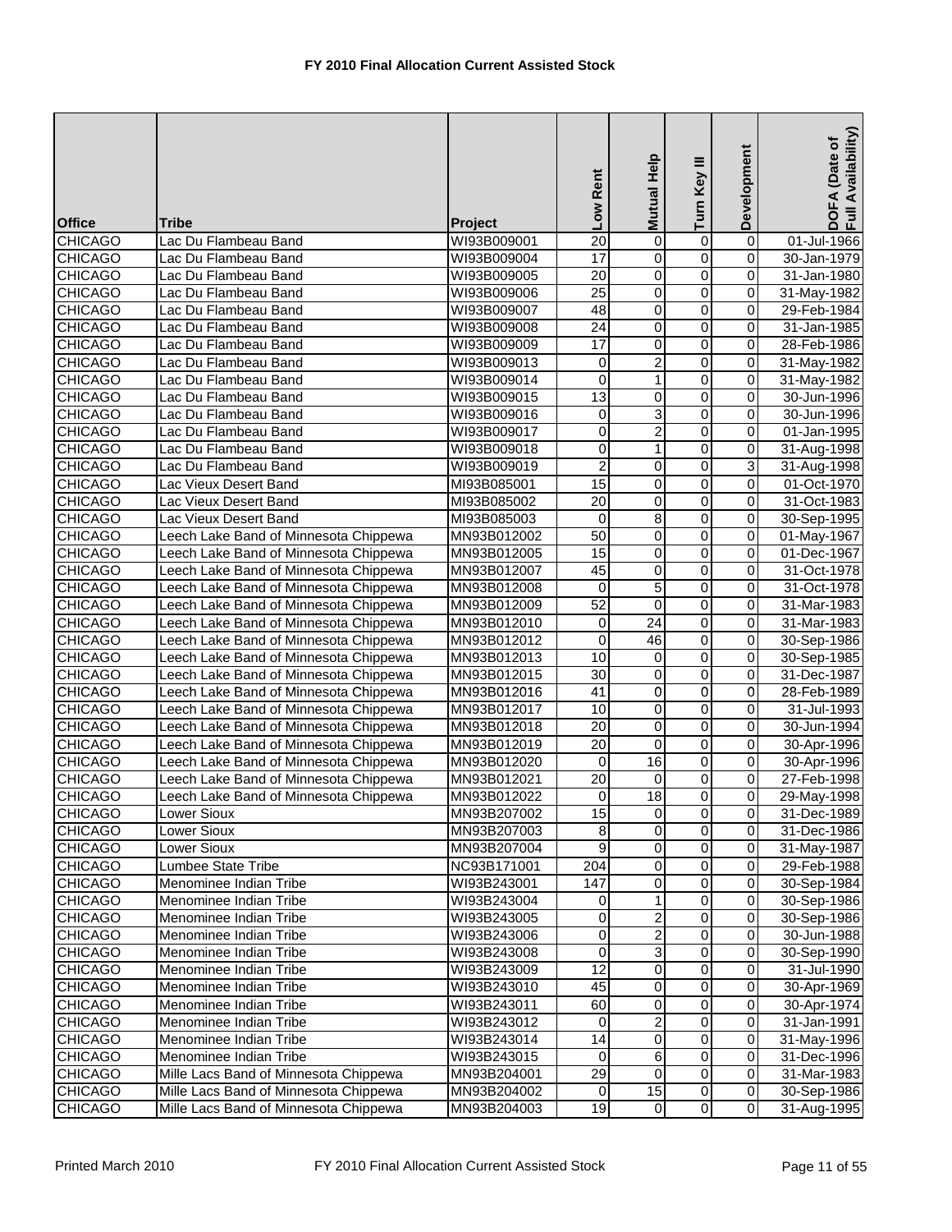**FY 2010 Final Allocation Current Assisted Stock**

| Office | Tribe | Project | Low Rent | Mutual Help | Turn Key III | Development | DOFA (Date of Full Availability) |
|---|---|---|---|---|---|---|---|
| CHICAGO | Lac Du Flambeau Band | WI93B009001 | 20 | 0 | 0 | 0 | 01-Jul-1966 |
| CHICAGO | Lac Du Flambeau Band | WI93B009004 | 17 | 0 | 0 | 0 | 30-Jan-1979 |
| CHICAGO | Lac Du Flambeau Band | WI93B009005 | 20 | 0 | 0 | 0 | 31-Jan-1980 |
| CHICAGO | Lac Du Flambeau Band | WI93B009006 | 25 | 0 | 0 | 0 | 31-May-1982 |
| CHICAGO | Lac Du Flambeau Band | WI93B009007 | 48 | 0 | 0 | 0 | 29-Feb-1984 |
| CHICAGO | Lac Du Flambeau Band | WI93B009008 | 24 | 0 | 0 | 0 | 31-Jan-1985 |
| CHICAGO | Lac Du Flambeau Band | WI93B009009 | 17 | 0 | 0 | 0 | 28-Feb-1986 |
| CHICAGO | Lac Du Flambeau Band | WI93B009013 | 0 | 2 | 0 | 0 | 31-May-1982 |
| CHICAGO | Lac Du Flambeau Band | WI93B009014 | 0 | 1 | 0 | 0 | 31-May-1982 |
| CHICAGO | Lac Du Flambeau Band | WI93B009015 | 13 | 0 | 0 | 0 | 30-Jun-1996 |
| CHICAGO | Lac Du Flambeau Band | WI93B009016 | 0 | 3 | 0 | 0 | 30-Jun-1996 |
| CHICAGO | Lac Du Flambeau Band | WI93B009017 | 0 | 2 | 0 | 0 | 01-Jan-1995 |
| CHICAGO | Lac Du Flambeau Band | WI93B009018 | 0 | 1 | 0 | 0 | 31-Aug-1998 |
| CHICAGO | Lac Du Flambeau Band | WI93B009019 | 2 | 0 | 0 | 3 | 31-Aug-1998 |
| CHICAGO | Lac Vieux Desert Band | MI93B085001 | 15 | 0 | 0 | 0 | 01-Oct-1970 |
| CHICAGO | Lac Vieux Desert Band | MI93B085002 | 20 | 0 | 0 | 0 | 31-Oct-1983 |
| CHICAGO | Lac Vieux Desert Band | MI93B085003 | 0 | 8 | 0 | 0 | 30-Sep-1995 |
| CHICAGO | Leech Lake Band of Minnesota Chippewa | MN93B012002 | 50 | 0 | 0 | 0 | 01-May-1967 |
| CHICAGO | Leech Lake Band of Minnesota Chippewa | MN93B012005 | 15 | 0 | 0 | 0 | 01-Dec-1967 |
| CHICAGO | Leech Lake Band of Minnesota Chippewa | MN93B012007 | 45 | 0 | 0 | 0 | 31-Oct-1978 |
| CHICAGO | Leech Lake Band of Minnesota Chippewa | MN93B012008 | 0 | 5 | 0 | 0 | 31-Oct-1978 |
| CHICAGO | Leech Lake Band of Minnesota Chippewa | MN93B012009 | 52 | 0 | 0 | 0 | 31-Mar-1983 |
| CHICAGO | Leech Lake Band of Minnesota Chippewa | MN93B012010 | 0 | 24 | 0 | 0 | 31-Mar-1983 |
| CHICAGO | Leech Lake Band of Minnesota Chippewa | MN93B012012 | 0 | 46 | 0 | 0 | 30-Sep-1986 |
| CHICAGO | Leech Lake Band of Minnesota Chippewa | MN93B012013 | 10 | 0 | 0 | 0 | 30-Sep-1985 |
| CHICAGO | Leech Lake Band of Minnesota Chippewa | MN93B012015 | 30 | 0 | 0 | 0 | 31-Dec-1987 |
| CHICAGO | Leech Lake Band of Minnesota Chippewa | MN93B012016 | 41 | 0 | 0 | 0 | 28-Feb-1989 |
| CHICAGO | Leech Lake Band of Minnesota Chippewa | MN93B012017 | 10 | 0 | 0 | 0 | 31-Jul-1993 |
| CHICAGO | Leech Lake Band of Minnesota Chippewa | MN93B012018 | 20 | 0 | 0 | 0 | 30-Jun-1994 |
| CHICAGO | Leech Lake Band of Minnesota Chippewa | MN93B012019 | 20 | 0 | 0 | 0 | 30-Apr-1996 |
| CHICAGO | Leech Lake Band of Minnesota Chippewa | MN93B012020 | 0 | 16 | 0 | 0 | 30-Apr-1996 |
| CHICAGO | Leech Lake Band of Minnesota Chippewa | MN93B012021 | 20 | 0 | 0 | 0 | 27-Feb-1998 |
| CHICAGO | Leech Lake Band of Minnesota Chippewa | MN93B012022 | 0 | 18 | 0 | 0 | 29-May-1998 |
| CHICAGO | Lower Sioux | MN93B207002 | 15 | 0 | 0 | 0 | 31-Dec-1989 |
| CHICAGO | Lower Sioux | MN93B207003 | 8 | 0 | 0 | 0 | 31-Dec-1986 |
| CHICAGO | Lower Sioux | MN93B207004 | 9 | 0 | 0 | 0 | 31-May-1987 |
| CHICAGO | Lumbee State Tribe | NC93B171001 | 204 | 0 | 0 | 0 | 29-Feb-1988 |
| CHICAGO | Menominee Indian Tribe | WI93B243001 | 147 | 0 | 0 | 0 | 30-Sep-1984 |
| CHICAGO | Menominee Indian Tribe | WI93B243004 | 0 | 1 | 0 | 0 | 30-Sep-1986 |
| CHICAGO | Menominee Indian Tribe | WI93B243005 | 0 | 2 | 0 | 0 | 30-Sep-1986 |
| CHICAGO | Menominee Indian Tribe | WI93B243006 | 0 | 2 | 0 | 0 | 30-Jun-1988 |
| CHICAGO | Menominee Indian Tribe | WI93B243008 | 0 | 3 | 0 | 0 | 30-Sep-1990 |
| CHICAGO | Menominee Indian Tribe | WI93B243009 | 12 | 0 | 0 | 0 | 31-Jul-1990 |
| CHICAGO | Menominee Indian Tribe | WI93B243010 | 45 | 0 | 0 | 0 | 30-Apr-1969 |
| CHICAGO | Menominee Indian Tribe | WI93B243011 | 60 | 0 | 0 | 0 | 30-Apr-1974 |
| CHICAGO | Menominee Indian Tribe | WI93B243012 | 0 | 2 | 0 | 0 | 31-Jan-1991 |
| CHICAGO | Menominee Indian Tribe | WI93B243014 | 14 | 0 | 0 | 0 | 31-May-1996 |
| CHICAGO | Menominee Indian Tribe | WI93B243015 | 0 | 6 | 0 | 0 | 31-Dec-1996 |
| CHICAGO | Mille Lacs Band of Minnesota Chippewa | MN93B204001 | 29 | 0 | 0 | 0 | 31-Mar-1983 |
| CHICAGO | Mille Lacs Band of Minnesota Chippewa | MN93B204002 | 0 | 15 | 0 | 0 | 30-Sep-1986 |
| CHICAGO | Mille Lacs Band of Minnesota Chippewa | MN93B204003 | 19 | 0 | 0 | 0 | 31-Aug-1995 |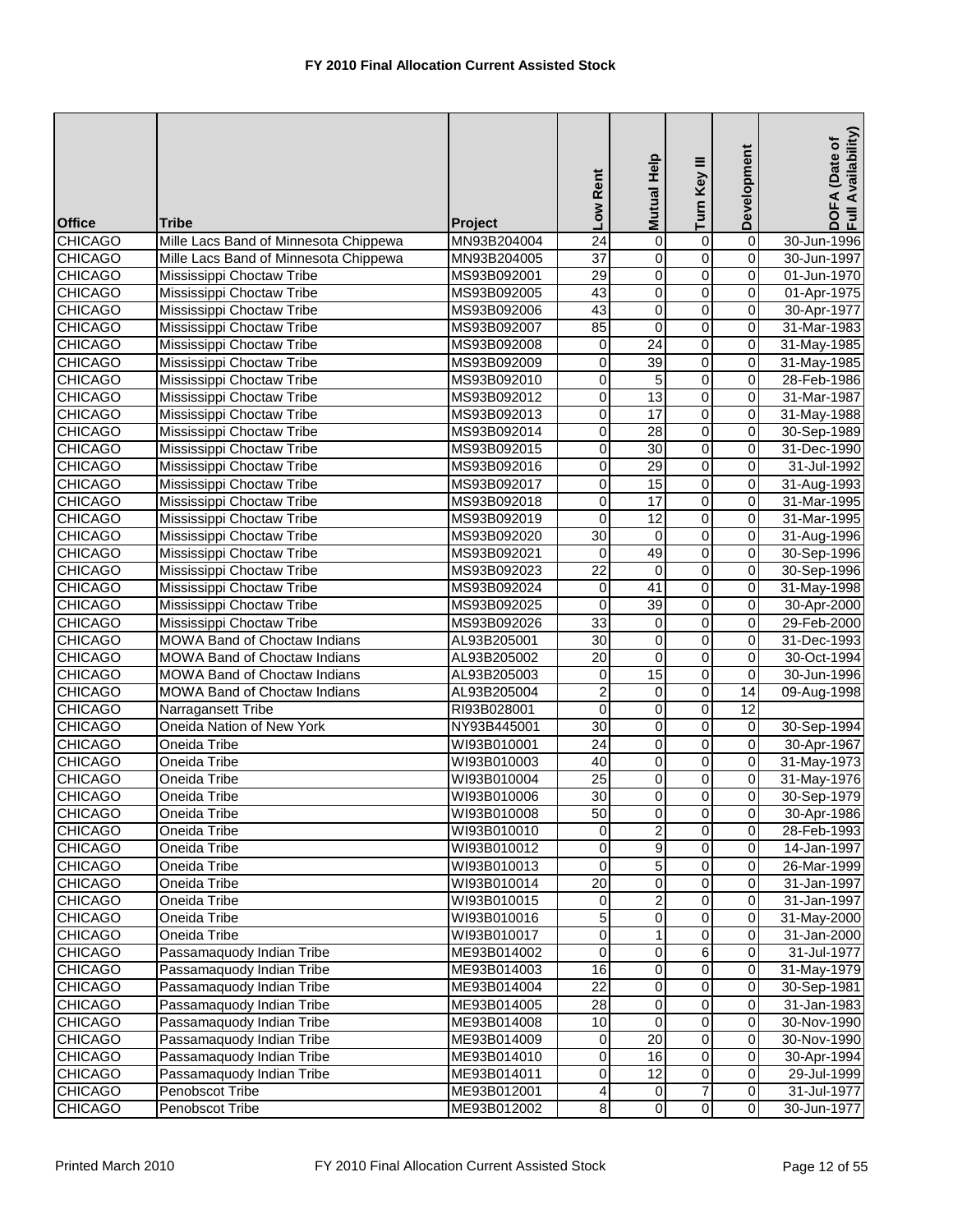# FY 2010 Final Allocation Current Assisted Stock

| Office | Tribe | Project | Low Rent | Mutual Help | Turn Key III | Development | DOFA (Date of Full Availability) |
|---|---|---|---|---|---|---|---|
| CHICAGO | Mille Lacs Band of Minnesota Chippewa | MN93B204004 | 24 | 0 | 0 | 0 | 30-Jun-1996 |
| CHICAGO | Mille Lacs Band of Minnesota Chippewa | MN93B204005 | 37 | 0 | 0 | 0 | 30-Jun-1997 |
| CHICAGO | Mississippi Choctaw Tribe | MS93B092001 | 29 | 0 | 0 | 0 | 01-Jun-1970 |
| CHICAGO | Mississippi Choctaw Tribe | MS93B092005 | 43 | 0 | 0 | 0 | 01-Apr-1975 |
| CHICAGO | Mississippi Choctaw Tribe | MS93B092006 | 43 | 0 | 0 | 0 | 30-Apr-1977 |
| CHICAGO | Mississippi Choctaw Tribe | MS93B092007 | 85 | 0 | 0 | 0 | 31-Mar-1983 |
| CHICAGO | Mississippi Choctaw Tribe | MS93B092008 | 0 | 24 | 0 | 0 | 31-May-1985 |
| CHICAGO | Mississippi Choctaw Tribe | MS93B092009 | 0 | 39 | 0 | 0 | 31-May-1985 |
| CHICAGO | Mississippi Choctaw Tribe | MS93B092010 | 0 | 5 | 0 | 0 | 28-Feb-1986 |
| CHICAGO | Mississippi Choctaw Tribe | MS93B092012 | 0 | 13 | 0 | 0 | 31-Mar-1987 |
| CHICAGO | Mississippi Choctaw Tribe | MS93B092013 | 0 | 17 | 0 | 0 | 31-May-1988 |
| CHICAGO | Mississippi Choctaw Tribe | MS93B092014 | 0 | 28 | 0 | 0 | 30-Sep-1989 |
| CHICAGO | Mississippi Choctaw Tribe | MS93B092015 | 0 | 30 | 0 | 0 | 31-Dec-1990 |
| CHICAGO | Mississippi Choctaw Tribe | MS93B092016 | 0 | 29 | 0 | 0 | 31-Jul-1992 |
| CHICAGO | Mississippi Choctaw Tribe | MS93B092017 | 0 | 15 | 0 | 0 | 31-Aug-1993 |
| CHICAGO | Mississippi Choctaw Tribe | MS93B092018 | 0 | 17 | 0 | 0 | 31-Mar-1995 |
| CHICAGO | Mississippi Choctaw Tribe | MS93B092019 | 0 | 12 | 0 | 0 | 31-Mar-1995 |
| CHICAGO | Mississippi Choctaw Tribe | MS93B092020 | 30 | 0 | 0 | 0 | 31-Aug-1996 |
| CHICAGO | Mississippi Choctaw Tribe | MS93B092021 | 0 | 49 | 0 | 0 | 30-Sep-1996 |
| CHICAGO | Mississippi Choctaw Tribe | MS93B092023 | 22 | 0 | 0 | 0 | 30-Sep-1996 |
| CHICAGO | Mississippi Choctaw Tribe | MS93B092024 | 0 | 41 | 0 | 0 | 31-May-1998 |
| CHICAGO | Mississippi Choctaw Tribe | MS93B092025 | 0 | 39 | 0 | 0 | 30-Apr-2000 |
| CHICAGO | Mississippi Choctaw Tribe | MS93B092026 | 33 | 0 | 0 | 0 | 29-Feb-2000 |
| CHICAGO | MOWA Band of Choctaw Indians | AL93B205001 | 30 | 0 | 0 | 0 | 31-Dec-1993 |
| CHICAGO | MOWA Band of Choctaw Indians | AL93B205002 | 20 | 0 | 0 | 0 | 30-Oct-1994 |
| CHICAGO | MOWA Band of Choctaw Indians | AL93B205003 | 0 | 15 | 0 | 0 | 30-Jun-1996 |
| CHICAGO | MOWA Band of Choctaw Indians | AL93B205004 | 2 | 0 | 0 | 14 | 09-Aug-1998 |
| CHICAGO | Narragansett Tribe | RI93B028001 | 0 | 0 | 0 | 12 | |
| CHICAGO | Oneida Nation of New York | NY93B445001 | 30 | 0 | 0 | 0 | 30-Sep-1994 |
| CHICAGO | Oneida Tribe | WI93B010001 | 24 | 0 | 0 | 0 | 30-Apr-1967 |
| CHICAGO | Oneida Tribe | WI93B010003 | 40 | 0 | 0 | 0 | 31-May-1973 |
| CHICAGO | Oneida Tribe | WI93B010004 | 25 | 0 | 0 | 0 | 31-May-1976 |
| CHICAGO | Oneida Tribe | WI93B010006 | 30 | 0 | 0 | 0 | 30-Sep-1979 |
| CHICAGO | Oneida Tribe | WI93B010008 | 50 | 0 | 0 | 0 | 30-Apr-1986 |
| CHICAGO | Oneida Tribe | WI93B010010 | 0 | 2 | 0 | 0 | 28-Feb-1993 |
| CHICAGO | Oneida Tribe | WI93B010012 | 0 | 9 | 0 | 0 | 14-Jan-1997 |
| CHICAGO | Oneida Tribe | WI93B010013 | 0 | 5 | 0 | 0 | 26-Mar-1999 |
| CHICAGO | Oneida Tribe | WI93B010014 | 20 | 0 | 0 | 0 | 31-Jan-1997 |
| CHICAGO | Oneida Tribe | WI93B010015 | 0 | 2 | 0 | 0 | 31-Jan-1997 |
| CHICAGO | Oneida Tribe | WI93B010016 | 5 | 0 | 0 | 0 | 31-May-2000 |
| CHICAGO | Oneida Tribe | WI93B010017 | 0 | 1 | 0 | 0 | 31-Jan-2000 |
| CHICAGO | Passamaquody Indian Tribe | ME93B014002 | 0 | 0 | 6 | 0 | 31-Jul-1977 |
| CHICAGO | Passamaquody Indian Tribe | ME93B014003 | 16 | 0 | 0 | 0 | 31-May-1979 |
| CHICAGO | Passamaquody Indian Tribe | ME93B014004 | 22 | 0 | 0 | 0 | 30-Sep-1981 |
| CHICAGO | Passamaquody Indian Tribe | ME93B014005 | 28 | 0 | 0 | 0 | 31-Jan-1983 |
| CHICAGO | Passamaquody Indian Tribe | ME93B014008 | 10 | 0 | 0 | 0 | 30-Nov-1990 |
| CHICAGO | Passamaquody Indian Tribe | ME93B014009 | 0 | 20 | 0 | 0 | 30-Nov-1990 |
| CHICAGO | Passamaquody Indian Tribe | ME93B014010 | 0 | 16 | 0 | 0 | 30-Apr-1994 |
| CHICAGO | Passamaquody Indian Tribe | ME93B014011 | 0 | 12 | 0 | 0 | 29-Jul-1999 |
| CHICAGO | Penobscot Tribe | ME93B012001 | 4 | 0 | 7 | 0 | 31-Jul-1977 |
| CHICAGO | Penobscot Tribe | ME93B012002 | 8 | 0 | 0 | 0 | 30-Jun-1977 |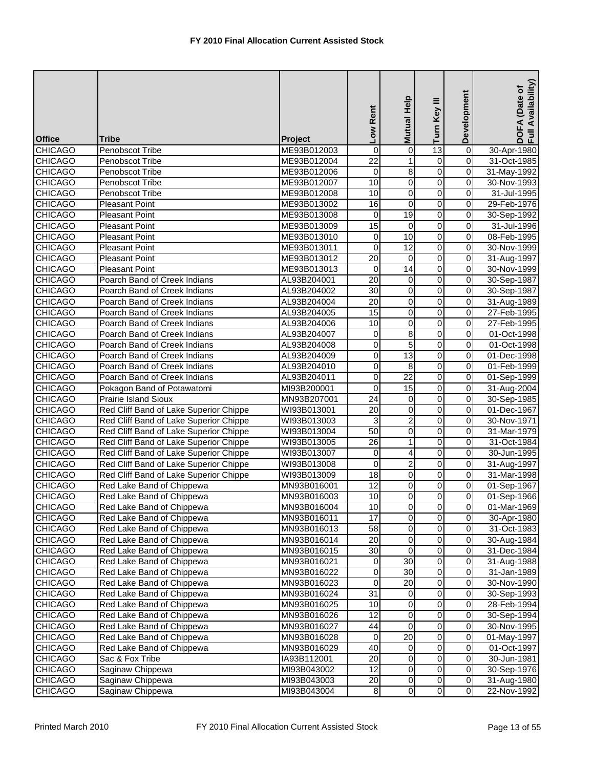# FY 2010 Final Allocation Current Assisted Stock

| Office | Tribe | Project | Low Rent | Mutual Help | Turn Key III | Development | DOFA (Date of Full Availability) |
|---|---|---|---|---|---|---|---|
| CHICAGO | Penobscot Tribe | ME93B012003 | 0 | 0 | 13 | 0 | 30-Apr-1980 |
| CHICAGO | Penobscot Tribe | ME93B012004 | 22 | 1 | 0 | 0 | 31-Oct-1985 |
| CHICAGO | Penobscot Tribe | ME93B012006 | 0 | 8 | 0 | 0 | 31-May-1992 |
| CHICAGO | Penobscot Tribe | ME93B012007 | 10 | 0 | 0 | 0 | 30-Nov-1993 |
| CHICAGO | Penobscot Tribe | ME93B012008 | 10 | 0 | 0 | 0 | 31-Jul-1995 |
| CHICAGO | Pleasant Point | ME93B013002 | 16 | 0 | 0 | 0 | 29-Feb-1976 |
| CHICAGO | Pleasant Point | ME93B013008 | 0 | 19 | 0 | 0 | 30-Sep-1992 |
| CHICAGO | Pleasant Point | ME93B013009 | 15 | 0 | 0 | 0 | 31-Jul-1996 |
| CHICAGO | Pleasant Point | ME93B013010 | 0 | 10 | 0 | 0 | 08-Feb-1995 |
| CHICAGO | Pleasant Point | ME93B013011 | 0 | 12 | 0 | 0 | 30-Nov-1999 |
| CHICAGO | Pleasant Point | ME93B013012 | 20 | 0 | 0 | 0 | 31-Aug-1997 |
| CHICAGO | Pleasant Point | ME93B013013 | 0 | 14 | 0 | 0 | 30-Nov-1999 |
| CHICAGO | Poarch Band of Creek Indians | AL93B204001 | 20 | 0 | 0 | 0 | 30-Sep-1987 |
| CHICAGO | Poarch Band of Creek Indians | AL93B204002 | 30 | 0 | 0 | 0 | 30-Sep-1987 |
| CHICAGO | Poarch Band of Creek Indians | AL93B204004 | 20 | 0 | 0 | 0 | 31-Aug-1989 |
| CHICAGO | Poarch Band of Creek Indians | AL93B204005 | 15 | 0 | 0 | 0 | 27-Feb-1995 |
| CHICAGO | Poarch Band of Creek Indians | AL93B204006 | 10 | 0 | 0 | 0 | 27-Feb-1995 |
| CHICAGO | Poarch Band of Creek Indians | AL93B204007 | 0 | 8 | 0 | 0 | 01-Oct-1998 |
| CHICAGO | Poarch Band of Creek Indians | AL93B204008 | 0 | 5 | 0 | 0 | 01-Oct-1998 |
| CHICAGO | Poarch Band of Creek Indians | AL93B204009 | 0 | 13 | 0 | 0 | 01-Dec-1998 |
| CHICAGO | Poarch Band of Creek Indians | AL93B204010 | 0 | 8 | 0 | 0 | 01-Feb-1999 |
| CHICAGO | Poarch Band of Creek Indians | AL93B204011 | 0 | 22 | 0 | 0 | 01-Sep-1999 |
| CHICAGO | Pokagon Band of Potawatomi | MI93B200001 | 0 | 15 | 0 | 0 | 31-Aug-2004 |
| CHICAGO | Prairie Island Sioux | MN93B207001 | 24 | 0 | 0 | 0 | 30-Sep-1985 |
| CHICAGO | Red Cliff Band of Lake Superior Chippe | WI93B013001 | 20 | 0 | 0 | 0 | 01-Dec-1967 |
| CHICAGO | Red Cliff Band of Lake Superior Chippe | WI93B013003 | 3 | 2 | 0 | 0 | 30-Nov-1971 |
| CHICAGO | Red Cliff Band of Lake Superior Chippe | WI93B013004 | 50 | 0 | 0 | 0 | 31-Mar-1979 |
| CHICAGO | Red Cliff Band of Lake Superior Chippe | WI93B013005 | 26 | 1 | 0 | 0 | 31-Oct-1984 |
| CHICAGO | Red Cliff Band of Lake Superior Chippe | WI93B013007 | 0 | 4 | 0 | 0 | 30-Jun-1995 |
| CHICAGO | Red Cliff Band of Lake Superior Chippe | WI93B013008 | 0 | 2 | 0 | 0 | 31-Aug-1997 |
| CHICAGO | Red Cliff Band of Lake Superior Chippe | WI93B013009 | 18 | 0 | 0 | 0 | 31-Mar-1998 |
| CHICAGO | Red Lake Band of Chippewa | MN93B016001 | 12 | 0 | 0 | 0 | 01-Sep-1967 |
| CHICAGO | Red Lake Band of Chippewa | MN93B016003 | 10 | 0 | 0 | 0 | 01-Sep-1966 |
| CHICAGO | Red Lake Band of Chippewa | MN93B016004 | 10 | 0 | 0 | 0 | 01-Mar-1969 |
| CHICAGO | Red Lake Band of Chippewa | MN93B016011 | 17 | 0 | 0 | 0 | 30-Apr-1980 |
| CHICAGO | Red Lake Band of Chippewa | MN93B016013 | 58 | 0 | 0 | 0 | 31-Oct-1983 |
| CHICAGO | Red Lake Band of Chippewa | MN93B016014 | 20 | 0 | 0 | 0 | 30-Aug-1984 |
| CHICAGO | Red Lake Band of Chippewa | MN93B016015 | 30 | 0 | 0 | 0 | 31-Dec-1984 |
| CHICAGO | Red Lake Band of Chippewa | MN93B016021 | 0 | 30 | 0 | 0 | 31-Aug-1988 |
| CHICAGO | Red Lake Band of Chippewa | MN93B016022 | 0 | 30 | 0 | 0 | 31-Jan-1989 |
| CHICAGO | Red Lake Band of Chippewa | MN93B016023 | 0 | 20 | 0 | 0 | 30-Nov-1990 |
| CHICAGO | Red Lake Band of Chippewa | MN93B016024 | 31 | 0 | 0 | 0 | 30-Sep-1993 |
| CHICAGO | Red Lake Band of Chippewa | MN93B016025 | 10 | 0 | 0 | 0 | 28-Feb-1994 |
| CHICAGO | Red Lake Band of Chippewa | MN93B016026 | 12 | 0 | 0 | 0 | 30-Sep-1994 |
| CHICAGO | Red Lake Band of Chippewa | MN93B016027 | 44 | 0 | 0 | 0 | 30-Nov-1995 |
| CHICAGO | Red Lake Band of Chippewa | MN93B016028 | 0 | 20 | 0 | 0 | 01-May-1997 |
| CHICAGO | Red Lake Band of Chippewa | MN93B016029 | 40 | 0 | 0 | 0 | 01-Oct-1997 |
| CHICAGO | Sac & Fox Tribe | IA93B112001 | 20 | 0 | 0 | 0 | 30-Jun-1981 |
| CHICAGO | Saginaw Chippewa | MI93B043002 | 12 | 0 | 0 | 0 | 30-Sep-1976 |
| CHICAGO | Saginaw Chippewa | MI93B043003 | 20 | 0 | 0 | 0 | 31-Aug-1980 |
| CHICAGO | Saginaw Chippewa | MI93B043004 | 8 | 0 | 0 | 0 | 22-Nov-1992 |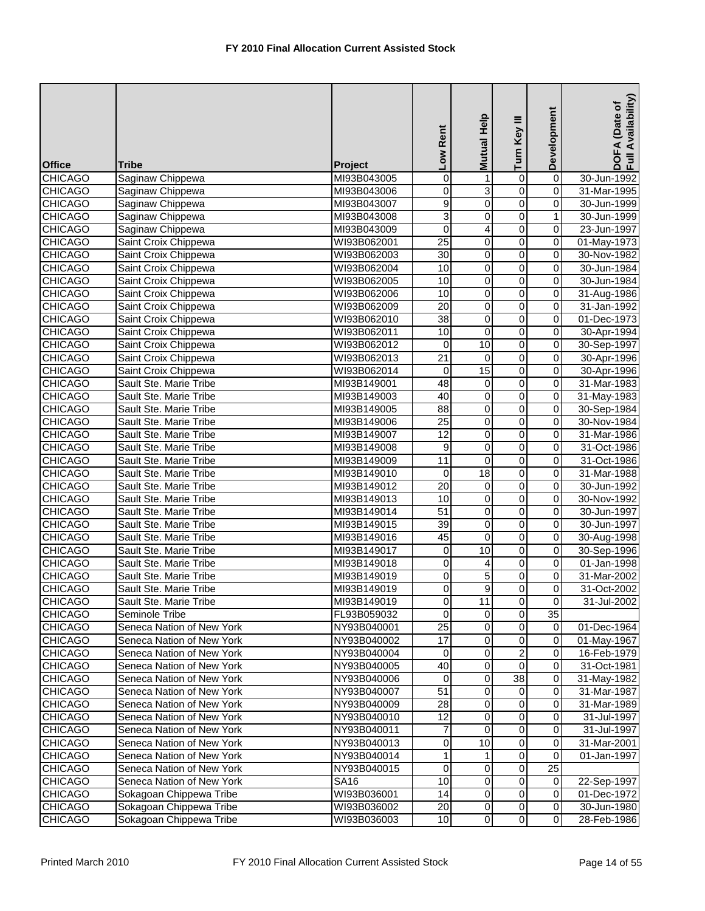# FY 2010 Final Allocation Current Assisted Stock

| Office | Tribe | Project | Low Rent | Mutual Help | Turn Key III | Development | DOFA (Date of Full Availability) |
|---|---|---|---|---|---|---|---|
| CHICAGO | Saginaw Chippewa | MI93B043005 | 0 | 1 | 0 | 0 | 30-Jun-1992 |
| CHICAGO | Saginaw Chippewa | MI93B043006 | 0 | 3 | 0 | 0 | 31-Mar-1995 |
| CHICAGO | Saginaw Chippewa | MI93B043007 | 9 | 0 | 0 | 0 | 30-Jun-1999 |
| CHICAGO | Saginaw Chippewa | MI93B043008 | 3 | 0 | 0 | 1 | 30-Jun-1999 |
| CHICAGO | Saginaw Chippewa | MI93B043009 | 0 | 4 | 0 | 0 | 23-Jun-1997 |
| CHICAGO | Saint Croix Chippewa | WI93B062001 | 25 | 0 | 0 | 0 | 01-May-1973 |
| CHICAGO | Saint Croix Chippewa | WI93B062003 | 30 | 0 | 0 | 0 | 30-Nov-1982 |
| CHICAGO | Saint Croix Chippewa | WI93B062004 | 10 | 0 | 0 | 0 | 30-Jun-1984 |
| CHICAGO | Saint Croix Chippewa | WI93B062005 | 10 | 0 | 0 | 0 | 30-Jun-1984 |
| CHICAGO | Saint Croix Chippewa | WI93B062006 | 10 | 0 | 0 | 0 | 31-Aug-1986 |
| CHICAGO | Saint Croix Chippewa | WI93B062009 | 20 | 0 | 0 | 0 | 31-Jan-1992 |
| CHICAGO | Saint Croix Chippewa | WI93B062010 | 38 | 0 | 0 | 0 | 01-Dec-1973 |
| CHICAGO | Saint Croix Chippewa | WI93B062011 | 10 | 0 | 0 | 0 | 30-Apr-1994 |
| CHICAGO | Saint Croix Chippewa | WI93B062012 | 0 | 10 | 0 | 0 | 30-Sep-1997 |
| CHICAGO | Saint Croix Chippewa | WI93B062013 | 21 | 0 | 0 | 0 | 30-Apr-1996 |
| CHICAGO | Saint Croix Chippewa | WI93B062014 | 0 | 15 | 0 | 0 | 30-Apr-1996 |
| CHICAGO | Sault Ste. Marie Tribe | MI93B149001 | 48 | 0 | 0 | 0 | 31-Mar-1983 |
| CHICAGO | Sault Ste. Marie Tribe | MI93B149003 | 40 | 0 | 0 | 0 | 31-May-1983 |
| CHICAGO | Sault Ste. Marie Tribe | MI93B149005 | 88 | 0 | 0 | 0 | 30-Sep-1984 |
| CHICAGO | Sault Ste. Marie Tribe | MI93B149006 | 25 | 0 | 0 | 0 | 30-Nov-1984 |
| CHICAGO | Sault Ste. Marie Tribe | MI93B149007 | 12 | 0 | 0 | 0 | 31-Mar-1986 |
| CHICAGO | Sault Ste. Marie Tribe | MI93B149008 | 9 | 0 | 0 | 0 | 31-Oct-1986 |
| CHICAGO | Sault Ste. Marie Tribe | MI93B149009 | 11 | 0 | 0 | 0 | 31-Oct-1986 |
| CHICAGO | Sault Ste. Marie Tribe | MI93B149010 | 0 | 18 | 0 | 0 | 31-Mar-1988 |
| CHICAGO | Sault Ste. Marie Tribe | MI93B149012 | 20 | 0 | 0 | 0 | 30-Jun-1992 |
| CHICAGO | Sault Ste. Marie Tribe | MI93B149013 | 10 | 0 | 0 | 0 | 30-Nov-1992 |
| CHICAGO | Sault Ste. Marie Tribe | MI93B149014 | 51 | 0 | 0 | 0 | 30-Jun-1997 |
| CHICAGO | Sault Ste. Marie Tribe | MI93B149015 | 39 | 0 | 0 | 0 | 30-Jun-1997 |
| CHICAGO | Sault Ste. Marie Tribe | MI93B149016 | 45 | 0 | 0 | 0 | 30-Aug-1998 |
| CHICAGO | Sault Ste. Marie Tribe | MI93B149017 | 0 | 10 | 0 | 0 | 30-Sep-1996 |
| CHICAGO | Sault Ste. Marie Tribe | MI93B149018 | 0 | 4 | 0 | 0 | 01-Jan-1998 |
| CHICAGO | Sault Ste. Marie Tribe | MI93B149019 | 0 | 5 | 0 | 0 | 31-Mar-2002 |
| CHICAGO | Sault Ste. Marie Tribe | MI93B149019 | 0 | 9 | 0 | 0 | 31-Oct-2002 |
| CHICAGO | Sault Ste. Marie Tribe | MI93B149019 | 0 | 11 | 0 | 0 | 31-Jul-2002 |
| CHICAGO | Seminole Tribe | FL93B059032 | 0 | 0 | 0 | 35 | |
| CHICAGO | Seneca Nation of New York | NY93B040001 | 25 | 0 | 0 | 0 | 01-Dec-1964 |
| CHICAGO | Seneca Nation of New York | NY93B040002 | 17 | 0 | 0 | 0 | 01-May-1967 |
| CHICAGO | Seneca Nation of New York | NY93B040004 | 0 | 0 | 2 | 0 | 16-Feb-1979 |
| CHICAGO | Seneca Nation of New York | NY93B040005 | 40 | 0 | 0 | 0 | 31-Oct-1981 |
| CHICAGO | Seneca Nation of New York | NY93B040006 | 0 | 0 | 38 | 0 | 31-May-1982 |
| CHICAGO | Seneca Nation of New York | NY93B040007 | 51 | 0 | 0 | 0 | 31-Mar-1987 |
| CHICAGO | Seneca Nation of New York | NY93B040009 | 28 | 0 | 0 | 0 | 31-Mar-1989 |
| CHICAGO | Seneca Nation of New York | NY93B040010 | 12 | 0 | 0 | 0 | 31-Jul-1997 |
| CHICAGO | Seneca Nation of New York | NY93B040011 | 7 | 0 | 0 | 0 | 31-Jul-1997 |
| CHICAGO | Seneca Nation of New York | NY93B040013 | 0 | 10 | 0 | 0 | 31-Mar-2001 |
| CHICAGO | Seneca Nation of New York | NY93B040014 | 1 | 1 | 0 | 0 | 01-Jan-1997 |
| CHICAGO | Seneca Nation of New York | NY93B040015 | 0 | 0 | 0 | 25 | |
| CHICAGO | Seneca Nation of New York | SA16 | 10 | 0 | 0 | 0 | 22-Sep-1997 |
| CHICAGO | Sokagoan Chippewa Tribe | WI93B036001 | 14 | 0 | 0 | 0 | 01-Dec-1972 |
| CHICAGO | Sokagoan Chippewa Tribe | WI93B036002 | 20 | 0 | 0 | 0 | 30-Jun-1980 |
| CHICAGO | Sokagoan Chippewa Tribe | WI93B036003 | 10 | 0 | 0 | 0 | 28-Feb-1986 |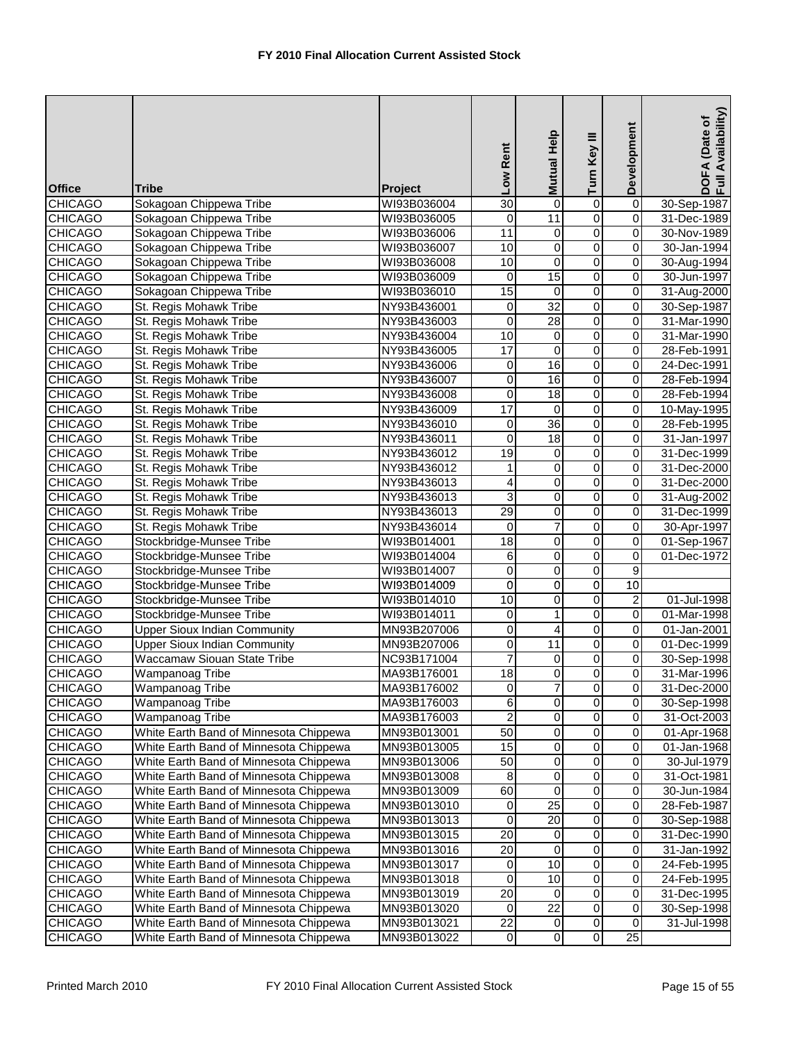# FY 2010 Final Allocation Current Assisted Stock

| Office | Tribe | Project | Low Rent | Mutual Help | Turn Key III | Development | DOFA (Date of Full Availability) |
|---|---|---|---|---|---|---|---|
| CHICAGO | Sokagoan Chippewa Tribe | WI93B036004 | 30 | 0 | 0 | 0 | 30-Sep-1987 |
| CHICAGO | Sokagoan Chippewa Tribe | WI93B036005 | 0 | 11 | 0 | 0 | 31-Dec-1989 |
| CHICAGO | Sokagoan Chippewa Tribe | WI93B036006 | 11 | 0 | 0 | 0 | 30-Nov-1989 |
| CHICAGO | Sokagoan Chippewa Tribe | WI93B036007 | 10 | 0 | 0 | 0 | 30-Jan-1994 |
| CHICAGO | Sokagoan Chippewa Tribe | WI93B036008 | 10 | 0 | 0 | 0 | 30-Aug-1994 |
| CHICAGO | Sokagoan Chippewa Tribe | WI93B036009 | 0 | 15 | 0 | 0 | 30-Jun-1997 |
| CHICAGO | Sokagoan Chippewa Tribe | WI93B036010 | 15 | 0 | 0 | 0 | 31-Aug-2000 |
| CHICAGO | St. Regis Mohawk Tribe | NY93B436001 | 0 | 32 | 0 | 0 | 30-Sep-1987 |
| CHICAGO | St. Regis Mohawk Tribe | NY93B436003 | 0 | 28 | 0 | 0 | 31-Mar-1990 |
| CHICAGO | St. Regis Mohawk Tribe | NY93B436004 | 10 | 0 | 0 | 0 | 31-Mar-1990 |
| CHICAGO | St. Regis Mohawk Tribe | NY93B436005 | 17 | 0 | 0 | 0 | 28-Feb-1991 |
| CHICAGO | St. Regis Mohawk Tribe | NY93B436006 | 0 | 16 | 0 | 0 | 24-Dec-1991 |
| CHICAGO | St. Regis Mohawk Tribe | NY93B436007 | 0 | 16 | 0 | 0 | 28-Feb-1994 |
| CHICAGO | St. Regis Mohawk Tribe | NY93B436008 | 0 | 18 | 0 | 0 | 28-Feb-1994 |
| CHICAGO | St. Regis Mohawk Tribe | NY93B436009 | 17 | 0 | 0 | 0 | 10-May-1995 |
| CHICAGO | St. Regis Mohawk Tribe | NY93B436010 | 0 | 36 | 0 | 0 | 28-Feb-1995 |
| CHICAGO | St. Regis Mohawk Tribe | NY93B436011 | 0 | 18 | 0 | 0 | 31-Jan-1997 |
| CHICAGO | St. Regis Mohawk Tribe | NY93B436012 | 19 | 0 | 0 | 0 | 31-Dec-1999 |
| CHICAGO | St. Regis Mohawk Tribe | NY93B436012 | 1 | 0 | 0 | 0 | 31-Dec-2000 |
| CHICAGO | St. Regis Mohawk Tribe | NY93B436013 | 4 | 0 | 0 | 0 | 31-Dec-2000 |
| CHICAGO | St. Regis Mohawk Tribe | NY93B436013 | 3 | 0 | 0 | 0 | 31-Aug-2002 |
| CHICAGO | St. Regis Mohawk Tribe | NY93B436013 | 29 | 0 | 0 | 0 | 31-Dec-1999 |
| CHICAGO | St. Regis Mohawk Tribe | NY93B436014 | 0 | 7 | 0 | 0 | 30-Apr-1997 |
| CHICAGO | Stockbridge-Munsee Tribe | WI93B014001 | 18 | 0 | 0 | 0 | 01-Sep-1967 |
| CHICAGO | Stockbridge-Munsee Tribe | WI93B014004 | 6 | 0 | 0 | 0 | 01-Dec-1972 |
| CHICAGO | Stockbridge-Munsee Tribe | WI93B014007 | 0 | 0 | 0 | 9 | |
| CHICAGO | Stockbridge-Munsee Tribe | WI93B014009 | 0 | 0 | 0 | 10 | |
| CHICAGO | Stockbridge-Munsee Tribe | WI93B014010 | 10 | 0 | 0 | 2 | 01-Jul-1998 |
| CHICAGO | Stockbridge-Munsee Tribe | WI93B014011 | 0 | 1 | 0 | 0 | 01-Mar-1998 |
| CHICAGO | Upper Sioux Indian Community | MN93B207006 | 0 | 4 | 0 | 0 | 01-Jan-2001 |
| CHICAGO | Upper Sioux Indian Community | MN93B207006 | 0 | 11 | 0 | 0 | 01-Dec-1999 |
| CHICAGO | Waccamaw Siouan State Tribe | NC93B171004 | 7 | 0 | 0 | 0 | 30-Sep-1998 |
| CHICAGO | Wampanoag Tribe | MA93B176001 | 18 | 0 | 0 | 0 | 31-Mar-1996 |
| CHICAGO | Wampanoag Tribe | MA93B176002 | 0 | 7 | 0 | 0 | 31-Dec-2000 |
| CHICAGO | Wampanoag Tribe | MA93B176003 | 6 | 0 | 0 | 0 | 30-Sep-1998 |
| CHICAGO | Wampanoag Tribe | MA93B176003 | 2 | 0 | 0 | 0 | 31-Oct-2003 |
| CHICAGO | White Earth Band of Minnesota Chippewa | MN93B013001 | 50 | 0 | 0 | 0 | 01-Apr-1968 |
| CHICAGO | White Earth Band of Minnesota Chippewa | MN93B013005 | 15 | 0 | 0 | 0 | 01-Jan-1968 |
| CHICAGO | White Earth Band of Minnesota Chippewa | MN93B013006 | 50 | 0 | 0 | 0 | 30-Jul-1979 |
| CHICAGO | White Earth Band of Minnesota Chippewa | MN93B013008 | 8 | 0 | 0 | 0 | 31-Oct-1981 |
| CHICAGO | White Earth Band of Minnesota Chippewa | MN93B013009 | 60 | 0 | 0 | 0 | 30-Jun-1984 |
| CHICAGO | White Earth Band of Minnesota Chippewa | MN93B013010 | 0 | 25 | 0 | 0 | 28-Feb-1987 |
| CHICAGO | White Earth Band of Minnesota Chippewa | MN93B013013 | 0 | 20 | 0 | 0 | 30-Sep-1988 |
| CHICAGO | White Earth Band of Minnesota Chippewa | MN93B013015 | 20 | 0 | 0 | 0 | 31-Dec-1990 |
| CHICAGO | White Earth Band of Minnesota Chippewa | MN93B013016 | 20 | 0 | 0 | 0 | 31-Jan-1992 |
| CHICAGO | White Earth Band of Minnesota Chippewa | MN93B013017 | 0 | 10 | 0 | 0 | 24-Feb-1995 |
| CHICAGO | White Earth Band of Minnesota Chippewa | MN93B013018 | 0 | 10 | 0 | 0 | 24-Feb-1995 |
| CHICAGO | White Earth Band of Minnesota Chippewa | MN93B013019 | 20 | 0 | 0 | 0 | 31-Dec-1995 |
| CHICAGO | White Earth Band of Minnesota Chippewa | MN93B013020 | 0 | 22 | 0 | 0 | 30-Sep-1998 |
| CHICAGO | White Earth Band of Minnesota Chippewa | MN93B013021 | 22 | 0 | 0 | 0 | 31-Jul-1998 |
| CHICAGO | White Earth Band of Minnesota Chippewa | MN93B013022 | 0 | 0 | 0 | 25 | |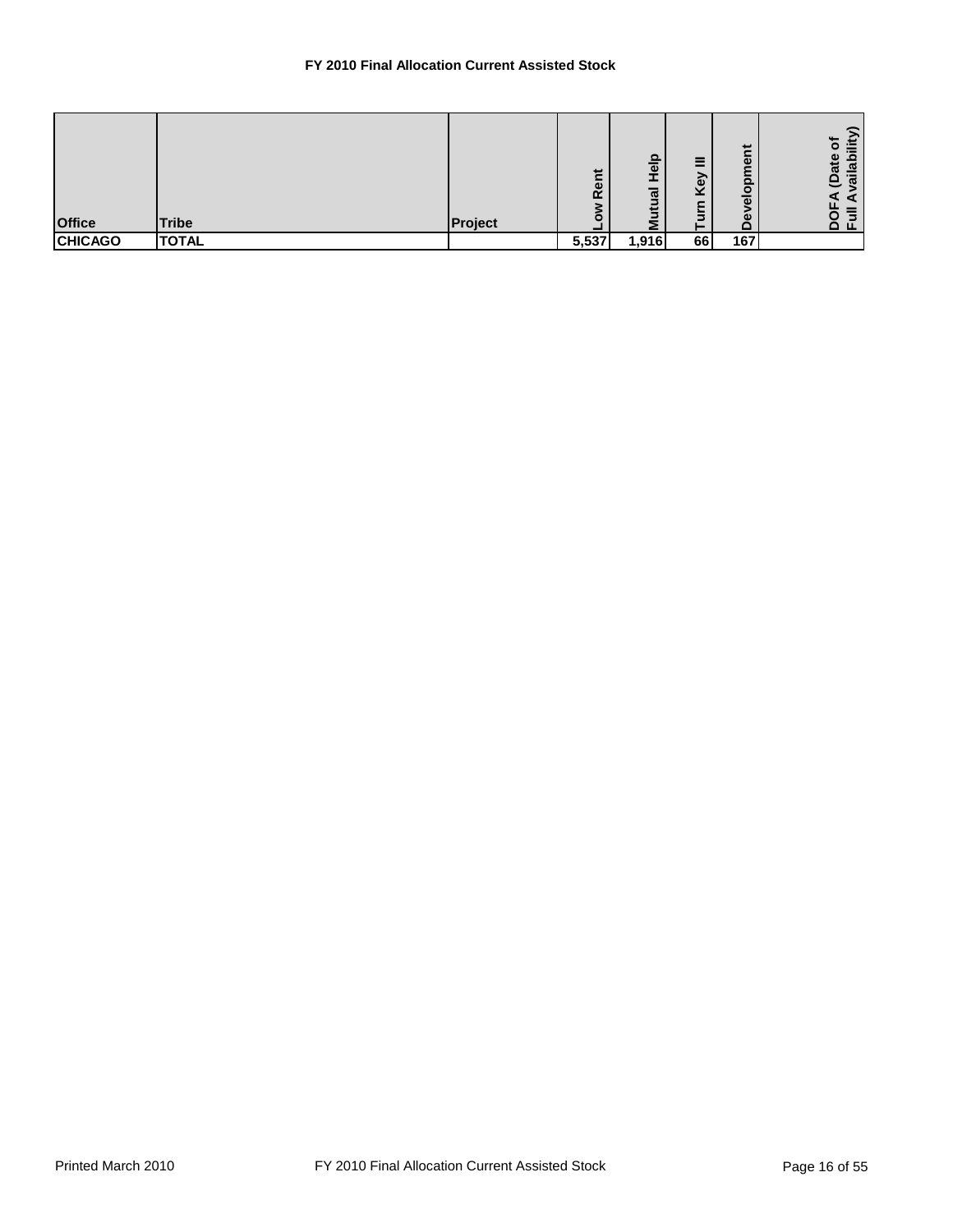**FY 2010 Final Allocation Current Assisted Stock**

| Office | Tribe | Project | Low Rent | Mutual Help | Turn Key III | Development | DOFA (Date of Full Availability) |
|---|---|---|---|---|---|---|---|
| **CHICAGO** | **TOTAL** | | **5,537** | **1,916** | **66** | **167** | |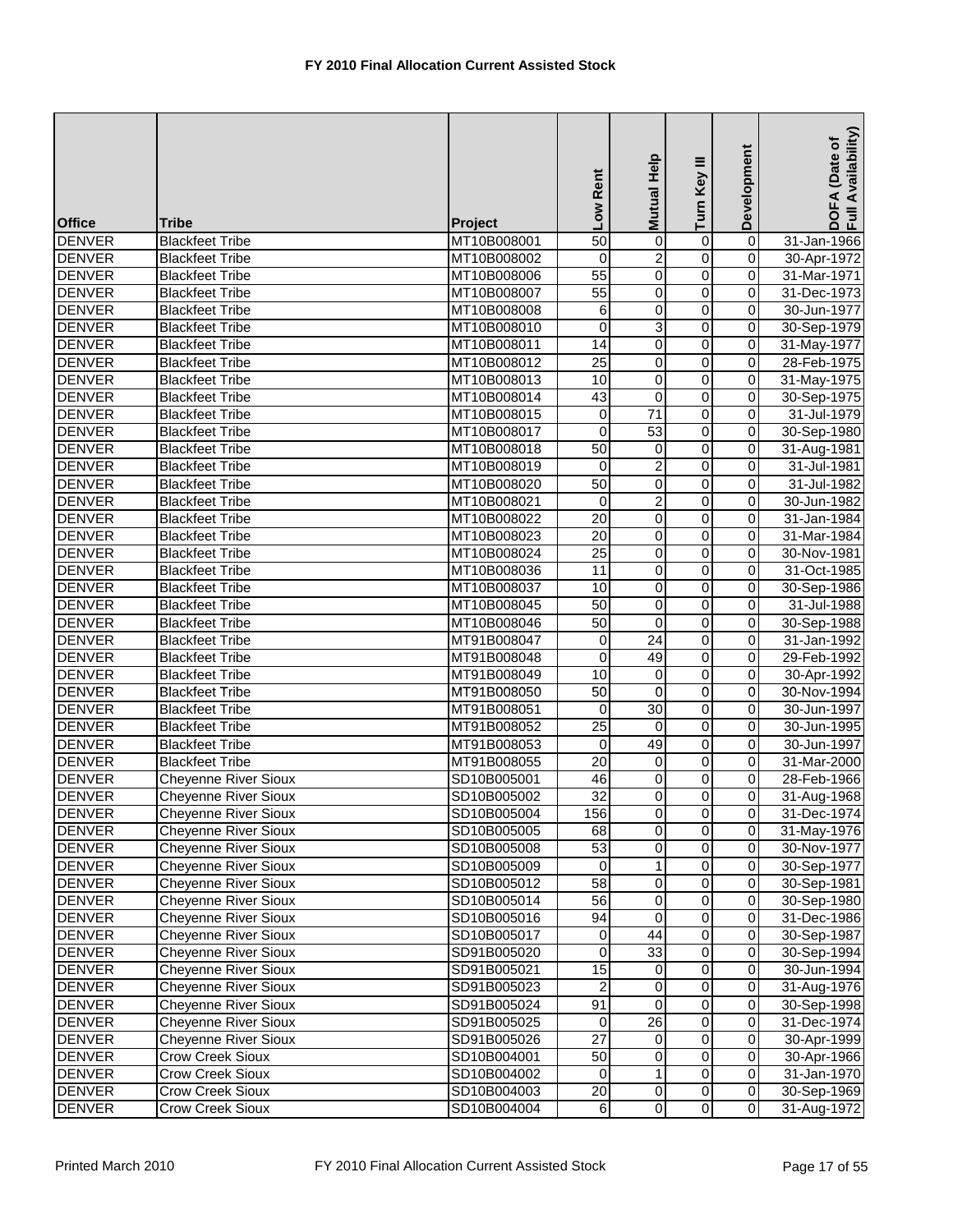# FY 2010 Final Allocation Current Assisted Stock

| Office | Tribe | Project | Low Rent | Mutual Help | Turn Key III | Development | DOFA (Date of Full Availability) |
|---|---|---|---|---|---|---|---|
| DENVER | Blackfeet Tribe | MT10B008001 | 50 | 0 | 0 | 0 | 31-Jan-1966 |
| DENVER | Blackfeet Tribe | MT10B008002 | 0 | 2 | 0 | 0 | 30-Apr-1972 |
| DENVER | Blackfeet Tribe | MT10B008006 | 55 | 0 | 0 | 0 | 31-Mar-1971 |
| DENVER | Blackfeet Tribe | MT10B008007 | 55 | 0 | 0 | 0 | 31-Dec-1973 |
| DENVER | Blackfeet Tribe | MT10B008008 | 6 | 0 | 0 | 0 | 30-Jun-1977 |
| DENVER | Blackfeet Tribe | MT10B008010 | 0 | 3 | 0 | 0 | 30-Sep-1979 |
| DENVER | Blackfeet Tribe | MT10B008011 | 14 | 0 | 0 | 0 | 31-May-1977 |
| DENVER | Blackfeet Tribe | MT10B008012 | 25 | 0 | 0 | 0 | 28-Feb-1975 |
| DENVER | Blackfeet Tribe | MT10B008013 | 10 | 0 | 0 | 0 | 31-May-1975 |
| DENVER | Blackfeet Tribe | MT10B008014 | 43 | 0 | 0 | 0 | 30-Sep-1975 |
| DENVER | Blackfeet Tribe | MT10B008015 | 0 | 71 | 0 | 0 | 31-Jul-1979 |
| DENVER | Blackfeet Tribe | MT10B008017 | 0 | 53 | 0 | 0 | 30-Sep-1980 |
| DENVER | Blackfeet Tribe | MT10B008018 | 50 | 0 | 0 | 0 | 31-Aug-1981 |
| DENVER | Blackfeet Tribe | MT10B008019 | 0 | 2 | 0 | 0 | 31-Jul-1981 |
| DENVER | Blackfeet Tribe | MT10B008020 | 50 | 0 | 0 | 0 | 31-Jul-1982 |
| DENVER | Blackfeet Tribe | MT10B008021 | 0 | 2 | 0 | 0 | 30-Jun-1982 |
| DENVER | Blackfeet Tribe | MT10B008022 | 20 | 0 | 0 | 0 | 31-Jan-1984 |
| DENVER | Blackfeet Tribe | MT10B008023 | 20 | 0 | 0 | 0 | 31-Mar-1984 |
| DENVER | Blackfeet Tribe | MT10B008024 | 25 | 0 | 0 | 0 | 30-Nov-1981 |
| DENVER | Blackfeet Tribe | MT10B008036 | 11 | 0 | 0 | 0 | 31-Oct-1985 |
| DENVER | Blackfeet Tribe | MT10B008037 | 10 | 0 | 0 | 0 | 30-Sep-1986 |
| DENVER | Blackfeet Tribe | MT10B008045 | 50 | 0 | 0 | 0 | 31-Jul-1988 |
| DENVER | Blackfeet Tribe | MT10B008046 | 50 | 0 | 0 | 0 | 30-Sep-1988 |
| DENVER | Blackfeet Tribe | MT91B008047 | 0 | 24 | 0 | 0 | 31-Jan-1992 |
| DENVER | Blackfeet Tribe | MT91B008048 | 0 | 49 | 0 | 0 | 29-Feb-1992 |
| DENVER | Blackfeet Tribe | MT91B008049 | 10 | 0 | 0 | 0 | 30-Apr-1992 |
| DENVER | Blackfeet Tribe | MT91B008050 | 50 | 0 | 0 | 0 | 30-Nov-1994 |
| DENVER | Blackfeet Tribe | MT91B008051 | 0 | 30 | 0 | 0 | 30-Jun-1997 |
| DENVER | Blackfeet Tribe | MT91B008052 | 25 | 0 | 0 | 0 | 30-Jun-1995 |
| DENVER | Blackfeet Tribe | MT91B008053 | 0 | 49 | 0 | 0 | 30-Jun-1997 |
| DENVER | Blackfeet Tribe | MT91B008055 | 20 | 0 | 0 | 0 | 31-Mar-2000 |
| DENVER | Cheyenne River Sioux | SD10B005001 | 46 | 0 | 0 | 0 | 28-Feb-1966 |
| DENVER | Cheyenne River Sioux | SD10B005002 | 32 | 0 | 0 | 0 | 31-Aug-1968 |
| DENVER | Cheyenne River Sioux | SD10B005004 | 156 | 0 | 0 | 0 | 31-Dec-1974 |
| DENVER | Cheyenne River Sioux | SD10B005005 | 68 | 0 | 0 | 0 | 31-May-1976 |
| DENVER | Cheyenne River Sioux | SD10B005008 | 53 | 0 | 0 | 0 | 30-Nov-1977 |
| DENVER | Cheyenne River Sioux | SD10B005009 | 0 | 1 | 0 | 0 | 30-Sep-1977 |
| DENVER | Cheyenne River Sioux | SD10B005012 | 58 | 0 | 0 | 0 | 30-Sep-1981 |
| DENVER | Cheyenne River Sioux | SD10B005014 | 56 | 0 | 0 | 0 | 30-Sep-1980 |
| DENVER | Cheyenne River Sioux | SD10B005016 | 94 | 0 | 0 | 0 | 31-Dec-1986 |
| DENVER | Cheyenne River Sioux | SD10B005017 | 0 | 44 | 0 | 0 | 30-Sep-1987 |
| DENVER | Cheyenne River Sioux | SD91B005020 | 0 | 33 | 0 | 0 | 30-Sep-1994 |
| DENVER | Cheyenne River Sioux | SD91B005021 | 15 | 0 | 0 | 0 | 30-Jun-1994 |
| DENVER | Cheyenne River Sioux | SD91B005023 | 2 | 0 | 0 | 0 | 31-Aug-1976 |
| DENVER | Cheyenne River Sioux | SD91B005024 | 91 | 0 | 0 | 0 | 30-Sep-1998 |
| DENVER | Cheyenne River Sioux | SD91B005025 | 0 | 26 | 0 | 0 | 31-Dec-1974 |
| DENVER | Cheyenne River Sioux | SD91B005026 | 27 | 0 | 0 | 0 | 30-Apr-1999 |
| DENVER | Crow Creek Sioux | SD10B004001 | 50 | 0 | 0 | 0 | 30-Apr-1966 |
| DENVER | Crow Creek Sioux | SD10B004002 | 0 | 1 | 0 | 0 | 31-Jan-1970 |
| DENVER | Crow Creek Sioux | SD10B004003 | 20 | 0 | 0 | 0 | 30-Sep-1969 |
| DENVER | Crow Creek Sioux | SD10B004004 | 6 | 0 | 0 | 0 | 31-Aug-1972 |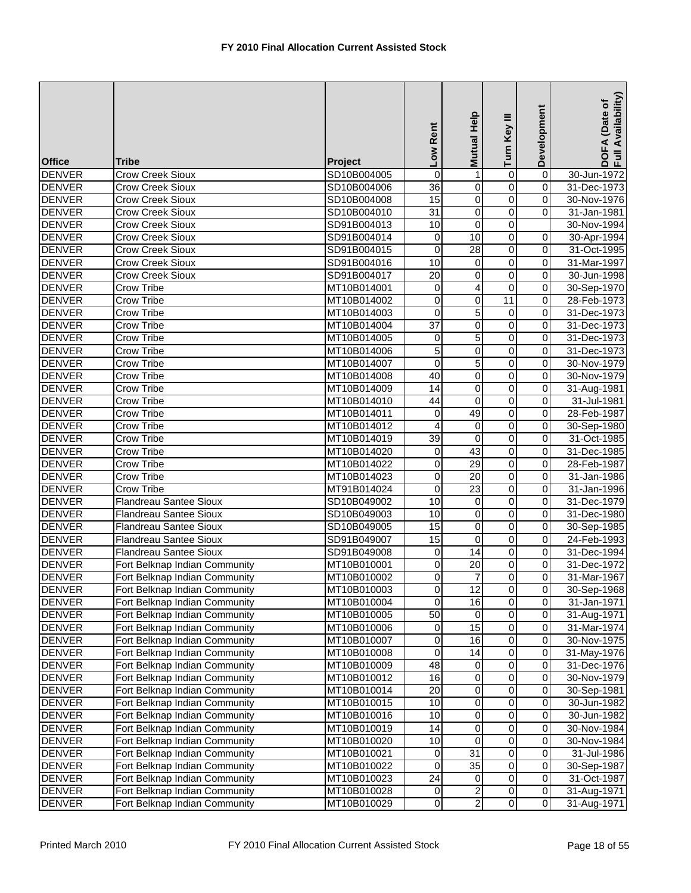**FY 2010 Final Allocation Current Assisted Stock**

| Office | Tribe | Project | Low Rent | Mutual Help | Turn Key III | Development | DOFA (Date of Full Availability) |
|---|---|---|---|---|---|---|---|
| DENVER | Crow Creek Sioux | SD10B004005 | 0 | 1 | 0 | 0 | 30-Jun-1972 |
| DENVER | Crow Creek Sioux | SD10B004006 | 36 | 0 | 0 | 0 | 31-Dec-1973 |
| DENVER | Crow Creek Sioux | SD10B004008 | 15 | 0 | 0 | 0 | 30-Nov-1976 |
| DENVER | Crow Creek Sioux | SD10B004010 | 31 | 0 | 0 | 0 | 31-Jan-1981 |
| DENVER | Crow Creek Sioux | SD91B004013 | 10 | 0 | 0 | | 30-Nov-1994 |
| DENVER | Crow Creek Sioux | SD91B004014 | 0 | 10 | 0 | 0 | 30-Apr-1994 |
| DENVER | Crow Creek Sioux | SD91B004015 | 0 | 28 | 0 | 0 | 31-Oct-1995 |
| DENVER | Crow Creek Sioux | SD91B004016 | 10 | 0 | 0 | 0 | 31-Mar-1997 |
| DENVER | Crow Creek Sioux | SD91B004017 | 20 | 0 | 0 | 0 | 30-Jun-1998 |
| DENVER | Crow Tribe | MT10B014001 | 0 | 4 | 0 | 0 | 30-Sep-1970 |
| DENVER | Crow Tribe | MT10B014002 | 0 | 0 | 11 | 0 | 28-Feb-1973 |
| DENVER | Crow Tribe | MT10B014003 | 0 | 5 | 0 | 0 | 31-Dec-1973 |
| DENVER | Crow Tribe | MT10B014004 | 37 | 0 | 0 | 0 | 31-Dec-1973 |
| DENVER | Crow Tribe | MT10B014005 | 0 | 5 | 0 | 0 | 31-Dec-1973 |
| DENVER | Crow Tribe | MT10B014006 | 5 | 0 | 0 | 0 | 31-Dec-1973 |
| DENVER | Crow Tribe | MT10B014007 | 0 | 5 | 0 | 0 | 30-Nov-1979 |
| DENVER | Crow Tribe | MT10B014008 | 40 | 0 | 0 | 0 | 30-Nov-1979 |
| DENVER | Crow Tribe | MT10B014009 | 14 | 0 | 0 | 0 | 31-Aug-1981 |
| DENVER | Crow Tribe | MT10B014010 | 44 | 0 | 0 | 0 | 31-Jul-1981 |
| DENVER | Crow Tribe | MT10B014011 | 0 | 49 | 0 | 0 | 28-Feb-1987 |
| DENVER | Crow Tribe | MT10B014012 | 4 | 0 | 0 | 0 | 30-Sep-1980 |
| DENVER | Crow Tribe | MT10B014019 | 39 | 0 | 0 | 0 | 31-Oct-1985 |
| DENVER | Crow Tribe | MT10B014020 | 0 | 43 | 0 | 0 | 31-Dec-1985 |
| DENVER | Crow Tribe | MT10B014022 | 0 | 29 | 0 | 0 | 28-Feb-1987 |
| DENVER | Crow Tribe | MT10B014023 | 0 | 20 | 0 | 0 | 31-Jan-1986 |
| DENVER | Crow Tribe | MT91B014024 | 0 | 23 | 0 | 0 | 31-Jan-1996 |
| DENVER | Flandreau Santee Sioux | SD10B049002 | 10 | 0 | 0 | 0 | 31-Dec-1979 |
| DENVER | Flandreau Santee Sioux | SD10B049003 | 10 | 0 | 0 | 0 | 31-Dec-1980 |
| DENVER | Flandreau Santee Sioux | SD10B049005 | 15 | 0 | 0 | 0 | 30-Sep-1985 |
| DENVER | Flandreau Santee Sioux | SD91B049007 | 15 | 0 | 0 | 0 | 24-Feb-1993 |
| DENVER | Flandreau Santee Sioux | SD91B049008 | 0 | 14 | 0 | 0 | 31-Dec-1994 |
| DENVER | Fort Belknap Indian Community | MT10B010001 | 0 | 20 | 0 | 0 | 31-Dec-1972 |
| DENVER | Fort Belknap Indian Community | MT10B010002 | 0 | 7 | 0 | 0 | 31-Mar-1967 |
| DENVER | Fort Belknap Indian Community | MT10B010003 | 0 | 12 | 0 | 0 | 30-Sep-1968 |
| DENVER | Fort Belknap Indian Community | MT10B010004 | 0 | 16 | 0 | 0 | 31-Jan-1971 |
| DENVER | Fort Belknap Indian Community | MT10B010005 | 50 | 0 | 0 | 0 | 31-Aug-1971 |
| DENVER | Fort Belknap Indian Community | MT10B010006 | 0 | 15 | 0 | 0 | 31-Mar-1974 |
| DENVER | Fort Belknap Indian Community | MT10B010007 | 0 | 16 | 0 | 0 | 30-Nov-1975 |
| DENVER | Fort Belknap Indian Community | MT10B010008 | 0 | 14 | 0 | 0 | 31-May-1976 |
| DENVER | Fort Belknap Indian Community | MT10B010009 | 48 | 0 | 0 | 0 | 31-Dec-1976 |
| DENVER | Fort Belknap Indian Community | MT10B010012 | 16 | 0 | 0 | 0 | 30-Nov-1979 |
| DENVER | Fort Belknap Indian Community | MT10B010014 | 20 | 0 | 0 | 0 | 30-Sep-1981 |
| DENVER | Fort Belknap Indian Community | MT10B010015 | 10 | 0 | 0 | 0 | 30-Jun-1982 |
| DENVER | Fort Belknap Indian Community | MT10B010016 | 10 | 0 | 0 | 0 | 30-Jun-1982 |
| DENVER | Fort Belknap Indian Community | MT10B010019 | 14 | 0 | 0 | 0 | 30-Nov-1984 |
| DENVER | Fort Belknap Indian Community | MT10B010020 | 10 | 0 | 0 | 0 | 30-Nov-1984 |
| DENVER | Fort Belknap Indian Community | MT10B010021 | 0 | 31 | 0 | 0 | 31-Jul-1986 |
| DENVER | Fort Belknap Indian Community | MT10B010022 | 0 | 35 | 0 | 0 | 30-Sep-1987 |
| DENVER | Fort Belknap Indian Community | MT10B010023 | 24 | 0 | 0 | 0 | 31-Oct-1987 |
| DENVER | Fort Belknap Indian Community | MT10B010028 | 0 | 2 | 0 | 0 | 31-Aug-1971 |
| DENVER | Fort Belknap Indian Community | MT10B010029 | 0 | 2 | 0 | 0 | 31-Aug-1971 |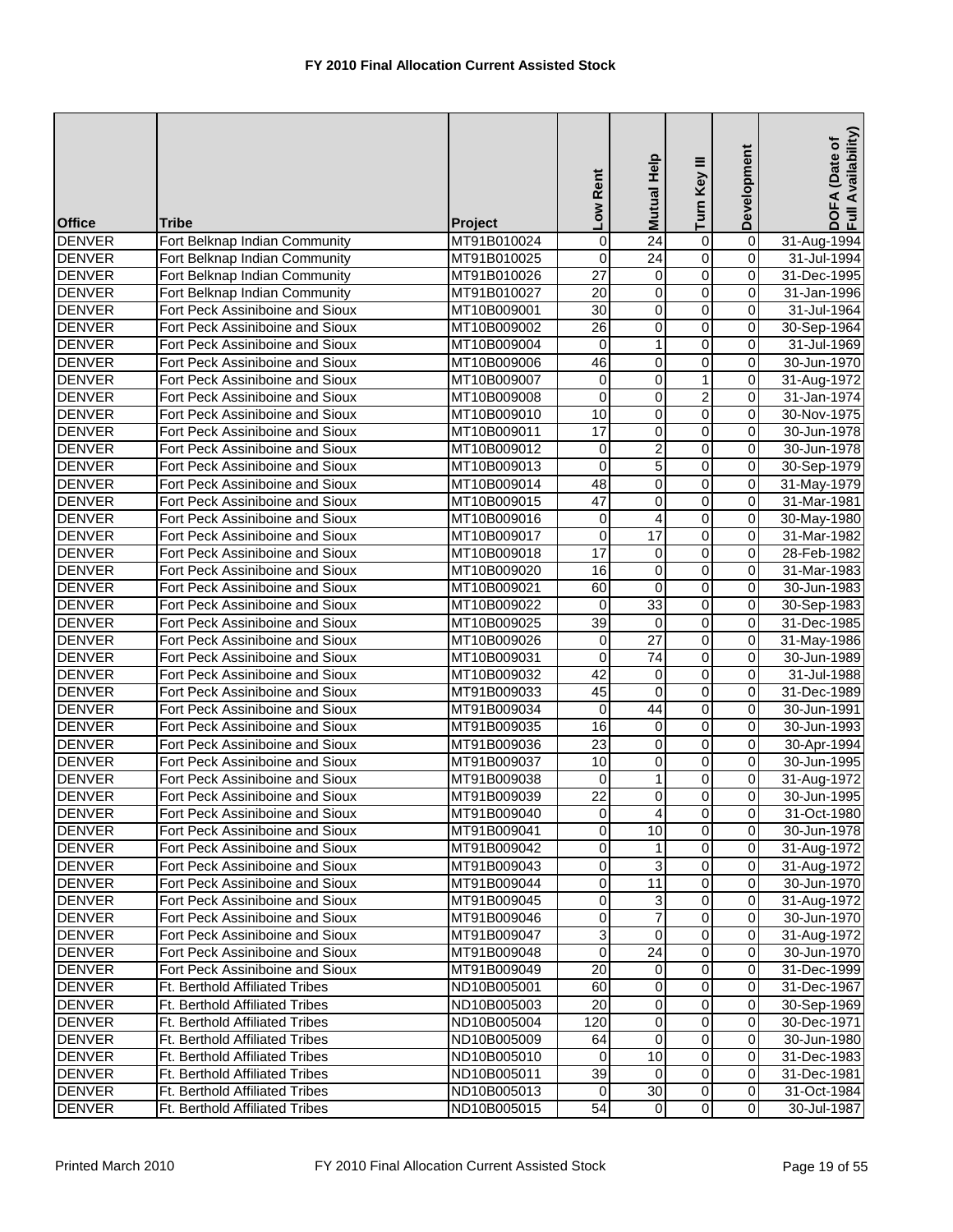# FY 2010 Final Allocation Current Assisted Stock

| Office | Tribe | Project | Low Rent | Mutual Help | Turn Key III | Development | DOFA (Date of Full Availability) |
|---|---|---|---|---|---|---|---|
| DENVER | Fort Belknap Indian Community | MT91B010024 | 0 | 24 | 0 | 0 | 31-Aug-1994 |
| DENVER | Fort Belknap Indian Community | MT91B010025 | 0 | 24 | 0 | 0 | 31-Jul-1994 |
| DENVER | Fort Belknap Indian Community | MT91B010026 | 27 | 0 | 0 | 0 | 31-Dec-1995 |
| DENVER | Fort Belknap Indian Community | MT91B010027 | 20 | 0 | 0 | 0 | 31-Jan-1996 |
| DENVER | Fort Peck Assiniboine and Sioux | MT10B009001 | 30 | 0 | 0 | 0 | 31-Jul-1964 |
| DENVER | Fort Peck Assiniboine and Sioux | MT10B009002 | 26 | 0 | 0 | 0 | 30-Sep-1964 |
| DENVER | Fort Peck Assiniboine and Sioux | MT10B009004 | 0 | 1 | 0 | 0 | 31-Jul-1969 |
| DENVER | Fort Peck Assiniboine and Sioux | MT10B009006 | 46 | 0 | 0 | 0 | 30-Jun-1970 |
| DENVER | Fort Peck Assiniboine and Sioux | MT10B009007 | 0 | 0 | 1 | 0 | 31-Aug-1972 |
| DENVER | Fort Peck Assiniboine and Sioux | MT10B009008 | 0 | 0 | 2 | 0 | 31-Jan-1974 |
| DENVER | Fort Peck Assiniboine and Sioux | MT10B009010 | 10 | 0 | 0 | 0 | 30-Nov-1975 |
| DENVER | Fort Peck Assiniboine and Sioux | MT10B009011 | 17 | 0 | 0 | 0 | 30-Jun-1978 |
| DENVER | Fort Peck Assiniboine and Sioux | MT10B009012 | 0 | 2 | 0 | 0 | 30-Jun-1978 |
| DENVER | Fort Peck Assiniboine and Sioux | MT10B009013 | 0 | 5 | 0 | 0 | 30-Sep-1979 |
| DENVER | Fort Peck Assiniboine and Sioux | MT10B009014 | 48 | 0 | 0 | 0 | 31-May-1979 |
| DENVER | Fort Peck Assiniboine and Sioux | MT10B009015 | 47 | 0 | 0 | 0 | 31-Mar-1981 |
| DENVER | Fort Peck Assiniboine and Sioux | MT10B009016 | 0 | 4 | 0 | 0 | 30-May-1980 |
| DENVER | Fort Peck Assiniboine and Sioux | MT10B009017 | 0 | 17 | 0 | 0 | 31-Mar-1982 |
| DENVER | Fort Peck Assiniboine and Sioux | MT10B009018 | 17 | 0 | 0 | 0 | 28-Feb-1982 |
| DENVER | Fort Peck Assiniboine and Sioux | MT10B009020 | 16 | 0 | 0 | 0 | 31-Mar-1983 |
| DENVER | Fort Peck Assiniboine and Sioux | MT10B009021 | 60 | 0 | 0 | 0 | 30-Jun-1983 |
| DENVER | Fort Peck Assiniboine and Sioux | MT10B009022 | 0 | 33 | 0 | 0 | 30-Sep-1983 |
| DENVER | Fort Peck Assiniboine and Sioux | MT10B009025 | 39 | 0 | 0 | 0 | 31-Dec-1985 |
| DENVER | Fort Peck Assiniboine and Sioux | MT10B009026 | 0 | 27 | 0 | 0 | 31-May-1986 |
| DENVER | Fort Peck Assiniboine and Sioux | MT10B009031 | 0 | 74 | 0 | 0 | 30-Jun-1989 |
| DENVER | Fort Peck Assiniboine and Sioux | MT10B009032 | 42 | 0 | 0 | 0 | 31-Jul-1988 |
| DENVER | Fort Peck Assiniboine and Sioux | MT91B009033 | 45 | 0 | 0 | 0 | 31-Dec-1989 |
| DENVER | Fort Peck Assiniboine and Sioux | MT91B009034 | 0 | 44 | 0 | 0 | 30-Jun-1991 |
| DENVER | Fort Peck Assiniboine and Sioux | MT91B009035 | 16 | 0 | 0 | 0 | 30-Jun-1993 |
| DENVER | Fort Peck Assiniboine and Sioux | MT91B009036 | 23 | 0 | 0 | 0 | 30-Apr-1994 |
| DENVER | Fort Peck Assiniboine and Sioux | MT91B009037 | 10 | 0 | 0 | 0 | 30-Jun-1995 |
| DENVER | Fort Peck Assiniboine and Sioux | MT91B009038 | 0 | 1 | 0 | 0 | 31-Aug-1972 |
| DENVER | Fort Peck Assiniboine and Sioux | MT91B009039 | 22 | 0 | 0 | 0 | 30-Jun-1995 |
| DENVER | Fort Peck Assiniboine and Sioux | MT91B009040 | 0 | 4 | 0 | 0 | 31-Oct-1980 |
| DENVER | Fort Peck Assiniboine and Sioux | MT91B009041 | 0 | 10 | 0 | 0 | 30-Jun-1978 |
| DENVER | Fort Peck Assiniboine and Sioux | MT91B009042 | 0 | 1 | 0 | 0 | 31-Aug-1972 |
| DENVER | Fort Peck Assiniboine and Sioux | MT91B009043 | 0 | 3 | 0 | 0 | 31-Aug-1972 |
| DENVER | Fort Peck Assiniboine and Sioux | MT91B009044 | 0 | 11 | 0 | 0 | 30-Jun-1970 |
| DENVER | Fort Peck Assiniboine and Sioux | MT91B009045 | 0 | 3 | 0 | 0 | 31-Aug-1972 |
| DENVER | Fort Peck Assiniboine and Sioux | MT91B009046 | 0 | 7 | 0 | 0 | 30-Jun-1970 |
| DENVER | Fort Peck Assiniboine and Sioux | MT91B009047 | 3 | 0 | 0 | 0 | 31-Aug-1972 |
| DENVER | Fort Peck Assiniboine and Sioux | MT91B009048 | 0 | 24 | 0 | 0 | 30-Jun-1970 |
| DENVER | Fort Peck Assiniboine and Sioux | MT91B009049 | 20 | 0 | 0 | 0 | 31-Dec-1999 |
| DENVER | Ft. Berthold Affiliated Tribes | ND10B005001 | 60 | 0 | 0 | 0 | 31-Dec-1967 |
| DENVER | Ft. Berthold Affiliated Tribes | ND10B005003 | 20 | 0 | 0 | 0 | 30-Sep-1969 |
| DENVER | Ft. Berthold Affiliated Tribes | ND10B005004 | 120 | 0 | 0 | 0 | 30-Dec-1971 |
| DENVER | Ft. Berthold Affiliated Tribes | ND10B005009 | 64 | 0 | 0 | 0 | 30-Jun-1980 |
| DENVER | Ft. Berthold Affiliated Tribes | ND10B005010 | 0 | 10 | 0 | 0 | 31-Dec-1983 |
| DENVER | Ft. Berthold Affiliated Tribes | ND10B005011 | 39 | 0 | 0 | 0 | 31-Dec-1981 |
| DENVER | Ft. Berthold Affiliated Tribes | ND10B005013 | 0 | 30 | 0 | 0 | 31-Oct-1984 |
| DENVER | Ft. Berthold Affiliated Tribes | ND10B005015 | 54 | 0 | 0 | 0 | 30-Jul-1987 |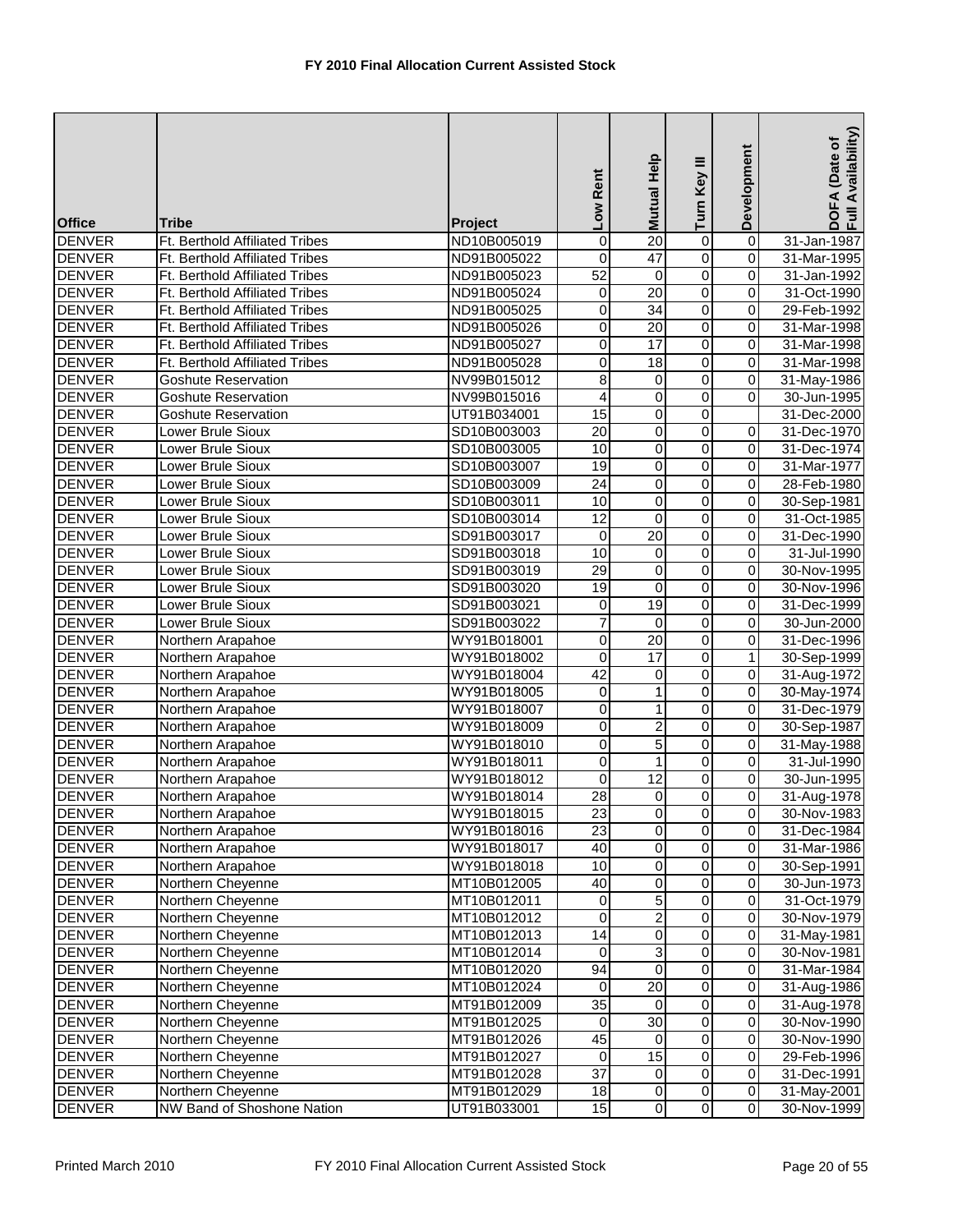**FY 2010 Final Allocation Current Assisted Stock**

| Office | Tribe | Project | Low Rent | Mutual Help | Turn Key III | Development | DOFA (Date of Full Availability) |
|---|---|---|---|---|---|---|---|
| DENVER | Ft. Berthold Affiliated Tribes | ND10B005019 | 0 | 20 | 0 | 0 | 31-Jan-1987 |
| DENVER | Ft. Berthold Affiliated Tribes | ND91B005022 | 0 | 47 | 0 | 0 | 31-Mar-1995 |
| DENVER | Ft. Berthold Affiliated Tribes | ND91B005023 | 52 | 0 | 0 | 0 | 31-Jan-1992 |
| DENVER | Ft. Berthold Affiliated Tribes | ND91B005024 | 0 | 20 | 0 | 0 | 31-Oct-1990 |
| DENVER | Ft. Berthold Affiliated Tribes | ND91B005025 | 0 | 34 | 0 | 0 | 29-Feb-1992 |
| DENVER | Ft. Berthold Affiliated Tribes | ND91B005026 | 0 | 20 | 0 | 0 | 31-Mar-1998 |
| DENVER | Ft. Berthold Affiliated Tribes | ND91B005027 | 0 | 17 | 0 | 0 | 31-Mar-1998 |
| DENVER | Ft. Berthold Affiliated Tribes | ND91B005028 | 0 | 18 | 0 | 0 | 31-Mar-1998 |
| DENVER | Goshute Reservation | NV99B015012 | 8 | 0 | 0 | 0 | 31-May-1986 |
| DENVER | Goshute Reservation | NV99B015016 | 4 | 0 | 0 | 0 | 30-Jun-1995 |
| DENVER | Goshute Reservation | UT91B034001 | 15 | 0 | 0 | | 31-Dec-2000 |
| DENVER | Lower Brule Sioux | SD10B003003 | 20 | 0 | 0 | 0 | 31-Dec-1970 |
| DENVER | Lower Brule Sioux | SD10B003005 | 10 | 0 | 0 | 0 | 31-Dec-1974 |
| DENVER | Lower Brule Sioux | SD10B003007 | 19 | 0 | 0 | 0 | 31-Mar-1977 |
| DENVER | Lower Brule Sioux | SD10B003009 | 24 | 0 | 0 | 0 | 28-Feb-1980 |
| DENVER | Lower Brule Sioux | SD10B003011 | 10 | 0 | 0 | 0 | 30-Sep-1981 |
| DENVER | Lower Brule Sioux | SD10B003014 | 12 | 0 | 0 | 0 | 31-Oct-1985 |
| DENVER | Lower Brule Sioux | SD91B003017 | 0 | 20 | 0 | 0 | 31-Dec-1990 |
| DENVER | Lower Brule Sioux | SD91B003018 | 10 | 0 | 0 | 0 | 31-Jul-1990 |
| DENVER | Lower Brule Sioux | SD91B003019 | 29 | 0 | 0 | 0 | 30-Nov-1995 |
| DENVER | Lower Brule Sioux | SD91B003020 | 19 | 0 | 0 | 0 | 30-Nov-1996 |
| DENVER | Lower Brule Sioux | SD91B003021 | 0 | 19 | 0 | 0 | 31-Dec-1999 |
| DENVER | Lower Brule Sioux | SD91B003022 | 7 | 0 | 0 | 0 | 30-Jun-2000 |
| DENVER | Northern Arapahoe | WY91B018001 | 0 | 20 | 0 | 0 | 31-Dec-1996 |
| DENVER | Northern Arapahoe | WY91B018002 | 0 | 17 | 0 | 1 | 30-Sep-1999 |
| DENVER | Northern Arapahoe | WY91B018004 | 42 | 0 | 0 | 0 | 31-Aug-1972 |
| DENVER | Northern Arapahoe | WY91B018005 | 0 | 1 | 0 | 0 | 30-May-1974 |
| DENVER | Northern Arapahoe | WY91B018007 | 0 | 1 | 0 | 0 | 31-Dec-1979 |
| DENVER | Northern Arapahoe | WY91B018009 | 0 | 2 | 0 | 0 | 30-Sep-1987 |
| DENVER | Northern Arapahoe | WY91B018010 | 0 | 5 | 0 | 0 | 31-May-1988 |
| DENVER | Northern Arapahoe | WY91B018011 | 0 | 1 | 0 | 0 | 31-Jul-1990 |
| DENVER | Northern Arapahoe | WY91B018012 | 0 | 12 | 0 | 0 | 30-Jun-1995 |
| DENVER | Northern Arapahoe | WY91B018014 | 28 | 0 | 0 | 0 | 31-Aug-1978 |
| DENVER | Northern Arapahoe | WY91B018015 | 23 | 0 | 0 | 0 | 30-Nov-1983 |
| DENVER | Northern Arapahoe | WY91B018016 | 23 | 0 | 0 | 0 | 31-Dec-1984 |
| DENVER | Northern Arapahoe | WY91B018017 | 40 | 0 | 0 | 0 | 31-Mar-1986 |
| DENVER | Northern Arapahoe | WY91B018018 | 10 | 0 | 0 | 0 | 30-Sep-1991 |
| DENVER | Northern Cheyenne | MT10B012005 | 40 | 0 | 0 | 0 | 30-Jun-1973 |
| DENVER | Northern Cheyenne | MT10B012011 | 0 | 5 | 0 | 0 | 31-Oct-1979 |
| DENVER | Northern Cheyenne | MT10B012012 | 0 | 2 | 0 | 0 | 30-Nov-1979 |
| DENVER | Northern Cheyenne | MT10B012013 | 14 | 0 | 0 | 0 | 31-May-1981 |
| DENVER | Northern Cheyenne | MT10B012014 | 0 | 3 | 0 | 0 | 30-Nov-1981 |
| DENVER | Northern Cheyenne | MT10B012020 | 94 | 0 | 0 | 0 | 31-Mar-1984 |
| DENVER | Northern Cheyenne | MT10B012024 | 0 | 20 | 0 | 0 | 31-Aug-1986 |
| DENVER | Northern Cheyenne | MT91B012009 | 35 | 0 | 0 | 0 | 31-Aug-1978 |
| DENVER | Northern Cheyenne | MT91B012025 | 0 | 30 | 0 | 0 | 30-Nov-1990 |
| DENVER | Northern Cheyenne | MT91B012026 | 45 | 0 | 0 | 0 | 30-Nov-1990 |
| DENVER | Northern Cheyenne | MT91B012027 | 0 | 15 | 0 | 0 | 29-Feb-1996 |
| DENVER | Northern Cheyenne | MT91B012028 | 37 | 0 | 0 | 0 | 31-Dec-1991 |
| DENVER | Northern Cheyenne | MT91B012029 | 18 | 0 | 0 | 0 | 31-May-2001 |
| DENVER | NW Band of Shoshone Nation | UT91B033001 | 15 | 0 | 0 | 0 | 30-Nov-1999 |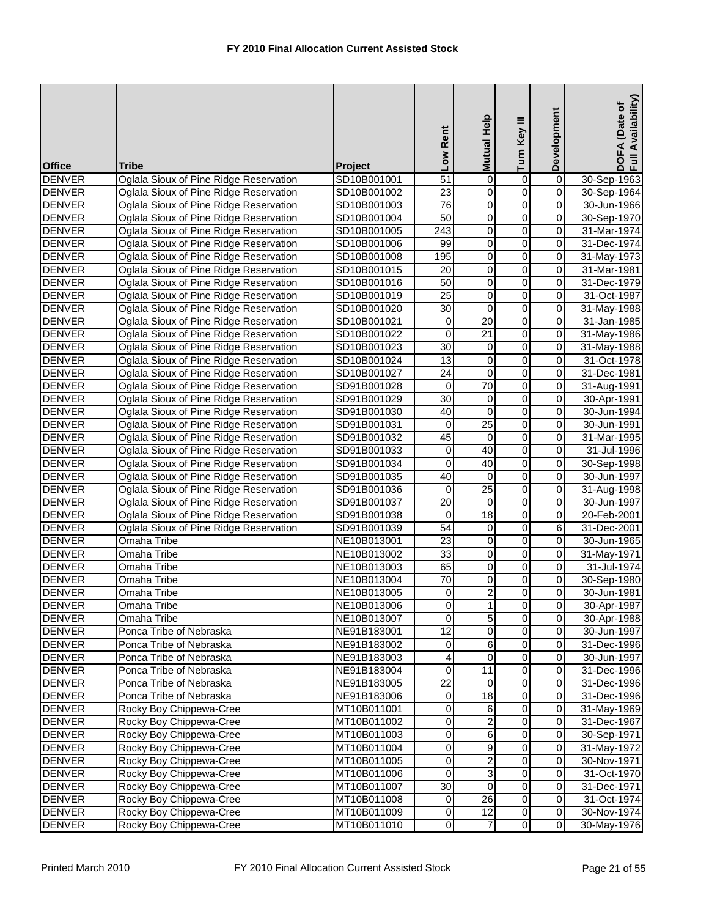# FY 2010 Final Allocation Current Assisted Stock

| Office | Tribe | Project | Low Rent | Mutual Help | Turn Key III | Development | DOFA (Date of Full Availability) |
|---|---|---|---|---|---|---|---|
| DENVER | Oglala Sioux of Pine Ridge Reservation | SD10B001001 | 51 | 0 | 0 | 0 | 30-Sep-1963 |
| DENVER | Oglala Sioux of Pine Ridge Reservation | SD10B001002 | 23 | 0 | 0 | 0 | 30-Sep-1964 |
| DENVER | Oglala Sioux of Pine Ridge Reservation | SD10B001003 | 76 | 0 | 0 | 0 | 30-Jun-1966 |
| DENVER | Oglala Sioux of Pine Ridge Reservation | SD10B001004 | 50 | 0 | 0 | 0 | 30-Sep-1970 |
| DENVER | Oglala Sioux of Pine Ridge Reservation | SD10B001005 | 243 | 0 | 0 | 0 | 31-Mar-1974 |
| DENVER | Oglala Sioux of Pine Ridge Reservation | SD10B001006 | 99 | 0 | 0 | 0 | 31-Dec-1974 |
| DENVER | Oglala Sioux of Pine Ridge Reservation | SD10B001008 | 195 | 0 | 0 | 0 | 31-May-1973 |
| DENVER | Oglala Sioux of Pine Ridge Reservation | SD10B001015 | 20 | 0 | 0 | 0 | 31-Mar-1981 |
| DENVER | Oglala Sioux of Pine Ridge Reservation | SD10B001016 | 50 | 0 | 0 | 0 | 31-Dec-1979 |
| DENVER | Oglala Sioux of Pine Ridge Reservation | SD10B001019 | 25 | 0 | 0 | 0 | 31-Oct-1987 |
| DENVER | Oglala Sioux of Pine Ridge Reservation | SD10B001020 | 30 | 0 | 0 | 0 | 31-May-1988 |
| DENVER | Oglala Sioux of Pine Ridge Reservation | SD10B001021 | 0 | 20 | 0 | 0 | 31-Jan-1985 |
| DENVER | Oglala Sioux of Pine Ridge Reservation | SD10B001022 | 0 | 21 | 0 | 0 | 31-May-1986 |
| DENVER | Oglala Sioux of Pine Ridge Reservation | SD10B001023 | 30 | 0 | 0 | 0 | 31-May-1988 |
| DENVER | Oglala Sioux of Pine Ridge Reservation | SD10B001024 | 13 | 0 | 0 | 0 | 31-Oct-1978 |
| DENVER | Oglala Sioux of Pine Ridge Reservation | SD10B001027 | 24 | 0 | 0 | 0 | 31-Dec-1981 |
| DENVER | Oglala Sioux of Pine Ridge Reservation | SD91B001028 | 0 | 70 | 0 | 0 | 31-Aug-1991 |
| DENVER | Oglala Sioux of Pine Ridge Reservation | SD91B001029 | 30 | 0 | 0 | 0 | 30-Apr-1991 |
| DENVER | Oglala Sioux of Pine Ridge Reservation | SD91B001030 | 40 | 0 | 0 | 0 | 30-Jun-1994 |
| DENVER | Oglala Sioux of Pine Ridge Reservation | SD91B001031 | 0 | 25 | 0 | 0 | 30-Jun-1991 |
| DENVER | Oglala Sioux of Pine Ridge Reservation | SD91B001032 | 45 | 0 | 0 | 0 | 31-Mar-1995 |
| DENVER | Oglala Sioux of Pine Ridge Reservation | SD91B001033 | 0 | 40 | 0 | 0 | 31-Jul-1996 |
| DENVER | Oglala Sioux of Pine Ridge Reservation | SD91B001034 | 0 | 40 | 0 | 0 | 30-Sep-1998 |
| DENVER | Oglala Sioux of Pine Ridge Reservation | SD91B001035 | 40 | 0 | 0 | 0 | 30-Jun-1997 |
| DENVER | Oglala Sioux of Pine Ridge Reservation | SD91B001036 | 0 | 25 | 0 | 0 | 31-Aug-1998 |
| DENVER | Oglala Sioux of Pine Ridge Reservation | SD91B001037 | 20 | 0 | 0 | 0 | 30-Jun-1997 |
| DENVER | Oglala Sioux of Pine Ridge Reservation | SD91B001038 | 0 | 18 | 0 | 0 | 20-Feb-2001 |
| DENVER | Oglala Sioux of Pine Ridge Reservation | SD91B001039 | 54 | 0 | 0 | 6 | 31-Dec-2001 |
| DENVER | Omaha Tribe | NE10B013001 | 23 | 0 | 0 | 0 | 30-Jun-1965 |
| DENVER | Omaha Tribe | NE10B013002 | 33 | 0 | 0 | 0 | 31-May-1971 |
| DENVER | Omaha Tribe | NE10B013003 | 65 | 0 | 0 | 0 | 31-Jul-1974 |
| DENVER | Omaha Tribe | NE10B013004 | 70 | 0 | 0 | 0 | 30-Sep-1980 |
| DENVER | Omaha Tribe | NE10B013005 | 0 | 2 | 0 | 0 | 30-Jun-1981 |
| DENVER | Omaha Tribe | NE10B013006 | 0 | 1 | 0 | 0 | 30-Apr-1987 |
| DENVER | Omaha Tribe | NE10B013007 | 0 | 5 | 0 | 0 | 30-Apr-1988 |
| DENVER | Ponca Tribe of Nebraska | NE91B183001 | 12 | 0 | 0 | 0 | 30-Jun-1997 |
| DENVER | Ponca Tribe of Nebraska | NE91B183002 | 0 | 6 | 0 | 0 | 31-Dec-1996 |
| DENVER | Ponca Tribe of Nebraska | NE91B183003 | 4 | 0 | 0 | 0 | 30-Jun-1997 |
| DENVER | Ponca Tribe of Nebraska | NE91B183004 | 0 | 11 | 0 | 0 | 31-Dec-1996 |
| DENVER | Ponca Tribe of Nebraska | NE91B183005 | 22 | 0 | 0 | 0 | 31-Dec-1996 |
| DENVER | Ponca Tribe of Nebraska | NE91B183006 | 0 | 18 | 0 | 0 | 31-Dec-1996 |
| DENVER | Rocky Boy Chippewa-Cree | MT10B011001 | 0 | 6 | 0 | 0 | 31-May-1969 |
| DENVER | Rocky Boy Chippewa-Cree | MT10B011002 | 0 | 2 | 0 | 0 | 31-Dec-1967 |
| DENVER | Rocky Boy Chippewa-Cree | MT10B011003 | 0 | 6 | 0 | 0 | 30-Sep-1971 |
| DENVER | Rocky Boy Chippewa-Cree | MT10B011004 | 0 | 9 | 0 | 0 | 31-May-1972 |
| DENVER | Rocky Boy Chippewa-Cree | MT10B011005 | 0 | 2 | 0 | 0 | 30-Nov-1971 |
| DENVER | Rocky Boy Chippewa-Cree | MT10B011006 | 0 | 3 | 0 | 0 | 31-Oct-1970 |
| DENVER | Rocky Boy Chippewa-Cree | MT10B011007 | 30 | 0 | 0 | 0 | 31-Dec-1971 |
| DENVER | Rocky Boy Chippewa-Cree | MT10B011008 | 0 | 26 | 0 | 0 | 31-Oct-1974 |
| DENVER | Rocky Boy Chippewa-Cree | MT10B011009 | 0 | 12 | 0 | 0 | 30-Nov-1974 |
| DENVER | Rocky Boy Chippewa-Cree | MT10B011010 | 0 | 7 | 0 | 0 | 30-May-1976 |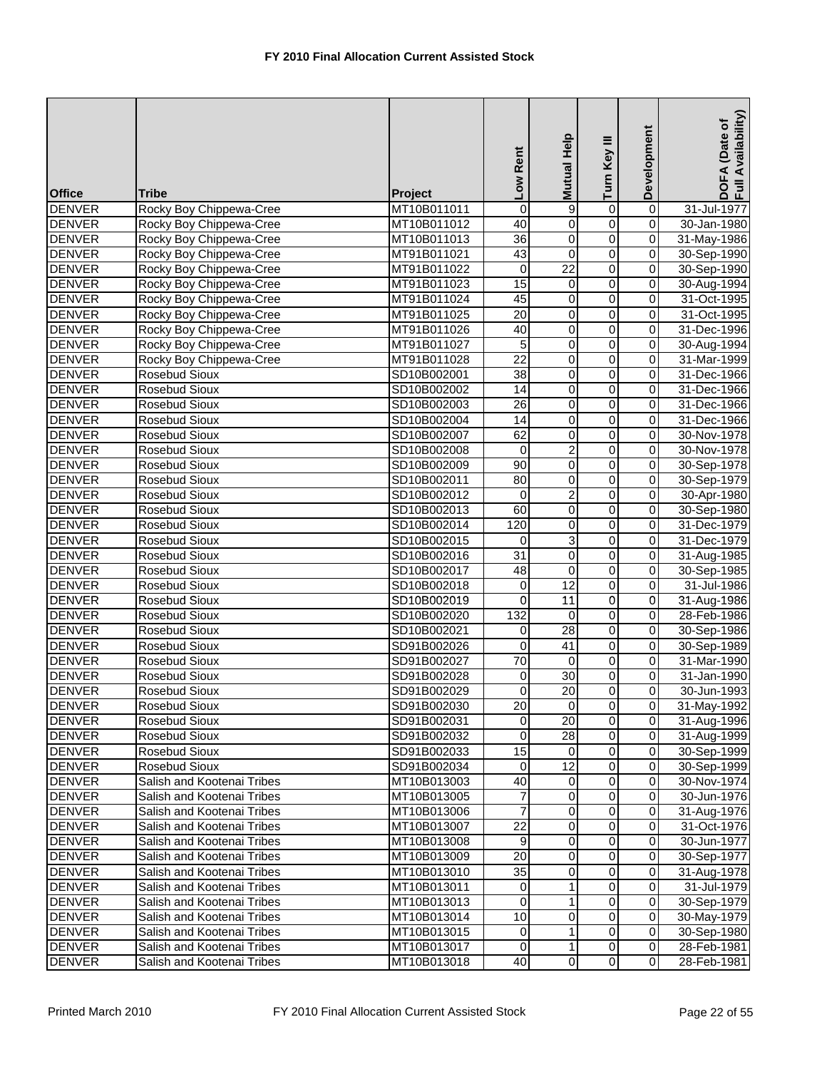# FY 2010 Final Allocation Current Assisted Stock

| Office | Tribe | Project | Low Rent | Mutual Help | Turn Key III | Development | DOFA (Date of Full Availability) |
|---|---|---|---|---|---|---|---|
| DENVER | Rocky Boy Chippewa-Cree | MT10B011011 | 0 | 9 | 0 | 0 | 31-Jul-1977 |
| DENVER | Rocky Boy Chippewa-Cree | MT10B011012 | 40 | 0 | 0 | 0 | 30-Jan-1980 |
| DENVER | Rocky Boy Chippewa-Cree | MT10B011013 | 36 | 0 | 0 | 0 | 31-May-1986 |
| DENVER | Rocky Boy Chippewa-Cree | MT91B011021 | 43 | 0 | 0 | 0 | 30-Sep-1990 |
| DENVER | Rocky Boy Chippewa-Cree | MT91B011022 | 0 | 22 | 0 | 0 | 30-Sep-1990 |
| DENVER | Rocky Boy Chippewa-Cree | MT91B011023 | 15 | 0 | 0 | 0 | 30-Aug-1994 |
| DENVER | Rocky Boy Chippewa-Cree | MT91B011024 | 45 | 0 | 0 | 0 | 31-Oct-1995 |
| DENVER | Rocky Boy Chippewa-Cree | MT91B011025 | 20 | 0 | 0 | 0 | 31-Oct-1995 |
| DENVER | Rocky Boy Chippewa-Cree | MT91B011026 | 40 | 0 | 0 | 0 | 31-Dec-1996 |
| DENVER | Rocky Boy Chippewa-Cree | MT91B011027 | 5 | 0 | 0 | 0 | 30-Aug-1994 |
| DENVER | Rocky Boy Chippewa-Cree | MT91B011028 | 22 | 0 | 0 | 0 | 31-Mar-1999 |
| DENVER | Rosebud Sioux | SD10B002001 | 38 | 0 | 0 | 0 | 31-Dec-1966 |
| DENVER | Rosebud Sioux | SD10B002002 | 14 | 0 | 0 | 0 | 31-Dec-1966 |
| DENVER | Rosebud Sioux | SD10B002003 | 26 | 0 | 0 | 0 | 31-Dec-1966 |
| DENVER | Rosebud Sioux | SD10B002004 | 14 | 0 | 0 | 0 | 31-Dec-1966 |
| DENVER | Rosebud Sioux | SD10B002007 | 62 | 0 | 0 | 0 | 30-Nov-1978 |
| DENVER | Rosebud Sioux | SD10B002008 | 0 | 2 | 0 | 0 | 30-Nov-1978 |
| DENVER | Rosebud Sioux | SD10B002009 | 90 | 0 | 0 | 0 | 30-Sep-1978 |
| DENVER | Rosebud Sioux | SD10B002011 | 80 | 0 | 0 | 0 | 30-Sep-1979 |
| DENVER | Rosebud Sioux | SD10B002012 | 0 | 2 | 0 | 0 | 30-Apr-1980 |
| DENVER | Rosebud Sioux | SD10B002013 | 60 | 0 | 0 | 0 | 30-Sep-1980 |
| DENVER | Rosebud Sioux | SD10B002014 | 120 | 0 | 0 | 0 | 31-Dec-1979 |
| DENVER | Rosebud Sioux | SD10B002015 | 0 | 3 | 0 | 0 | 31-Dec-1979 |
| DENVER | Rosebud Sioux | SD10B002016 | 31 | 0 | 0 | 0 | 31-Aug-1985 |
| DENVER | Rosebud Sioux | SD10B002017 | 48 | 0 | 0 | 0 | 30-Sep-1985 |
| DENVER | Rosebud Sioux | SD10B002018 | 0 | 12 | 0 | 0 | 31-Jul-1986 |
| DENVER | Rosebud Sioux | SD10B002019 | 0 | 11 | 0 | 0 | 31-Aug-1986 |
| DENVER | Rosebud Sioux | SD10B002020 | 132 | 0 | 0 | 0 | 28-Feb-1986 |
| DENVER | Rosebud Sioux | SD10B002021 | 0 | 28 | 0 | 0 | 30-Sep-1986 |
| DENVER | Rosebud Sioux | SD91B002026 | 0 | 41 | 0 | 0 | 30-Sep-1989 |
| DENVER | Rosebud Sioux | SD91B002027 | 70 | 0 | 0 | 0 | 31-Mar-1990 |
| DENVER | Rosebud Sioux | SD91B002028 | 0 | 30 | 0 | 0 | 31-Jan-1990 |
| DENVER | Rosebud Sioux | SD91B002029 | 0 | 20 | 0 | 0 | 30-Jun-1993 |
| DENVER | Rosebud Sioux | SD91B002030 | 20 | 0 | 0 | 0 | 31-May-1992 |
| DENVER | Rosebud Sioux | SD91B002031 | 0 | 20 | 0 | 0 | 31-Aug-1996 |
| DENVER | Rosebud Sioux | SD91B002032 | 0 | 28 | 0 | 0 | 31-Aug-1999 |
| DENVER | Rosebud Sioux | SD91B002033 | 15 | 0 | 0 | 0 | 30-Sep-1999 |
| DENVER | Rosebud Sioux | SD91B002034 | 0 | 12 | 0 | 0 | 30-Sep-1999 |
| DENVER | Salish and Kootenai Tribes | MT10B013003 | 40 | 0 | 0 | 0 | 30-Nov-1974 |
| DENVER | Salish and Kootenai Tribes | MT10B013005 | 7 | 0 | 0 | 0 | 30-Jun-1976 |
| DENVER | Salish and Kootenai Tribes | MT10B013006 | 7 | 0 | 0 | 0 | 31-Aug-1976 |
| DENVER | Salish and Kootenai Tribes | MT10B013007 | 22 | 0 | 0 | 0 | 31-Oct-1976 |
| DENVER | Salish and Kootenai Tribes | MT10B013008 | 9 | 0 | 0 | 0 | 30-Jun-1977 |
| DENVER | Salish and Kootenai Tribes | MT10B013009 | 20 | 0 | 0 | 0 | 30-Sep-1977 |
| DENVER | Salish and Kootenai Tribes | MT10B013010 | 35 | 0 | 0 | 0 | 31-Aug-1978 |
| DENVER | Salish and Kootenai Tribes | MT10B013011 | 0 | 1 | 0 | 0 | 31-Jul-1979 |
| DENVER | Salish and Kootenai Tribes | MT10B013013 | 0 | 1 | 0 | 0 | 30-Sep-1979 |
| DENVER | Salish and Kootenai Tribes | MT10B013014 | 10 | 0 | 0 | 0 | 30-May-1979 |
| DENVER | Salish and Kootenai Tribes | MT10B013015 | 0 | 1 | 0 | 0 | 30-Sep-1980 |
| DENVER | Salish and Kootenai Tribes | MT10B013017 | 0 | 1 | 0 | 0 | 28-Feb-1981 |
| DENVER | Salish and Kootenai Tribes | MT10B013018 | 40 | 0 | 0 | 0 | 28-Feb-1981 |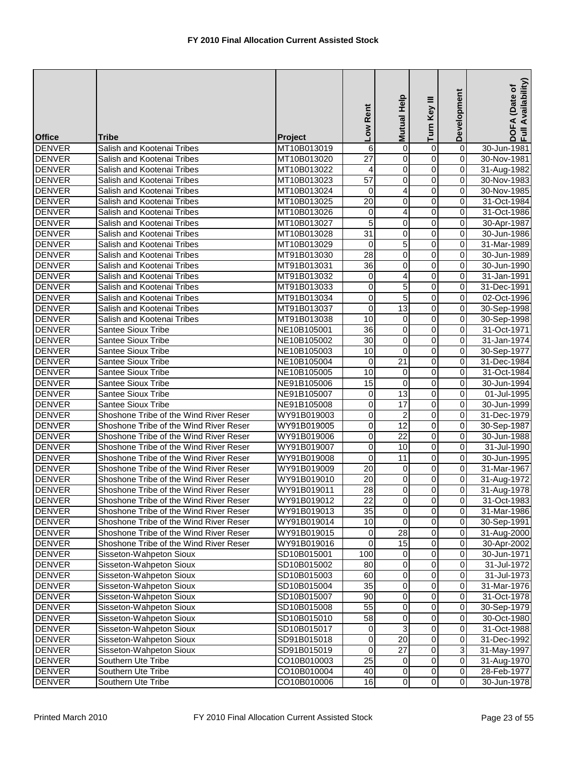**FY 2010 Final Allocation Current Assisted Stock**

| Office | Tribe | Project | Low Rent | Mutual Help | Turn Key III | Development | DOFA (Date of Full Availability) |
|---|---|---|---|---|---|---|---|
| DENVER | Salish and Kootenai Tribes | MT10B013019 | 6 | 0 | 0 | 0 | 30-Jun-1981 |
| DENVER | Salish and Kootenai Tribes | MT10B013020 | 27 | 0 | 0 | 0 | 30-Nov-1981 |
| DENVER | Salish and Kootenai Tribes | MT10B013022 | 4 | 0 | 0 | 0 | 31-Aug-1982 |
| DENVER | Salish and Kootenai Tribes | MT10B013023 | 57 | 0 | 0 | 0 | 30-Nov-1983 |
| DENVER | Salish and Kootenai Tribes | MT10B013024 | 0 | 4 | 0 | 0 | 30-Nov-1985 |
| DENVER | Salish and Kootenai Tribes | MT10B013025 | 20 | 0 | 0 | 0 | 31-Oct-1984 |
| DENVER | Salish and Kootenai Tribes | MT10B013026 | 0 | 4 | 0 | 0 | 31-Oct-1986 |
| DENVER | Salish and Kootenai Tribes | MT10B013027 | 5 | 0 | 0 | 0 | 30-Apr-1987 |
| DENVER | Salish and Kootenai Tribes | MT10B013028 | 31 | 0 | 0 | 0 | 30-Jun-1986 |
| DENVER | Salish and Kootenai Tribes | MT10B013029 | 0 | 5 | 0 | 0 | 31-Mar-1989 |
| DENVER | Salish and Kootenai Tribes | MT91B013030 | 28 | 0 | 0 | 0 | 30-Jun-1989 |
| DENVER | Salish and Kootenai Tribes | MT91B013031 | 36 | 0 | 0 | 0 | 30-Jun-1990 |
| DENVER | Salish and Kootenai Tribes | MT91B013032 | 0 | 4 | 0 | 0 | 31-Jan-1991 |
| DENVER | Salish and Kootenai Tribes | MT91B013033 | 0 | 5 | 0 | 0 | 31-Dec-1991 |
| DENVER | Salish and Kootenai Tribes | MT91B013034 | 0 | 5 | 0 | 0 | 02-Oct-1996 |
| DENVER | Salish and Kootenai Tribes | MT91B013037 | 0 | 13 | 0 | 0 | 30-Sep-1998 |
| DENVER | Salish and Kootenai Tribes | MT91B013038 | 10 | 0 | 0 | 0 | 30-Sep-1998 |
| DENVER | Santee Sioux Tribe | NE10B105001 | 36 | 0 | 0 | 0 | 31-Oct-1971 |
| DENVER | Santee Sioux Tribe | NE10B105002 | 30 | 0 | 0 | 0 | 31-Jan-1974 |
| DENVER | Santee Sioux Tribe | NE10B105003 | 10 | 0 | 0 | 0 | 30-Sep-1977 |
| DENVER | Santee Sioux Tribe | NE10B105004 | 0 | 21 | 0 | 0 | 31-Dec-1984 |
| DENVER | Santee Sioux Tribe | NE10B105005 | 10 | 0 | 0 | 0 | 31-Oct-1984 |
| DENVER | Santee Sioux Tribe | NE91B105006 | 15 | 0 | 0 | 0 | 30-Jun-1994 |
| DENVER | Santee Sioux Tribe | NE91B105007 | 0 | 13 | 0 | 0 | 01-Jul-1995 |
| DENVER | Santee Sioux Tribe | NE91B105008 | 0 | 17 | 0 | 0 | 30-Jun-1999 |
| DENVER | Shoshone Tribe of the Wind River Reser | WY91B019003 | 0 | 2 | 0 | 0 | 31-Dec-1979 |
| DENVER | Shoshone Tribe of the Wind River Reser | WY91B019005 | 0 | 12 | 0 | 0 | 30-Sep-1987 |
| DENVER | Shoshone Tribe of the Wind River Reser | WY91B019006 | 0 | 22 | 0 | 0 | 30-Jun-1988 |
| DENVER | Shoshone Tribe of the Wind River Reser | WY91B019007 | 0 | 10 | 0 | 0 | 31-Jul-1990 |
| DENVER | Shoshone Tribe of the Wind River Reser | WY91B019008 | 0 | 11 | 0 | 0 | 30-Jun-1995 |
| DENVER | Shoshone Tribe of the Wind River Reser | WY91B019009 | 20 | 0 | 0 | 0 | 31-Mar-1967 |
| DENVER | Shoshone Tribe of the Wind River Reser | WY91B019010 | 20 | 0 | 0 | 0 | 31-Aug-1972 |
| DENVER | Shoshone Tribe of the Wind River Reser | WY91B019011 | 28 | 0 | 0 | 0 | 31-Aug-1978 |
| DENVER | Shoshone Tribe of the Wind River Reser | WY91B019012 | 22 | 0 | 0 | 0 | 31-Oct-1983 |
| DENVER | Shoshone Tribe of the Wind River Reser | WY91B019013 | 35 | 0 | 0 | 0 | 31-Mar-1986 |
| DENVER | Shoshone Tribe of the Wind River Reser | WY91B019014 | 10 | 0 | 0 | 0 | 30-Sep-1991 |
| DENVER | Shoshone Tribe of the Wind River Reser | WY91B019015 | 0 | 28 | 0 | 0 | 31-Aug-2000 |
| DENVER | Shoshone Tribe of the Wind River Reser | WY91B019016 | 0 | 15 | 0 | 0 | 30-Apr-2002 |
| DENVER | Sisseton-Wahpeton Sioux | SD10B015001 | 100 | 0 | 0 | 0 | 30-Jun-1971 |
| DENVER | Sisseton-Wahpeton Sioux | SD10B015002 | 80 | 0 | 0 | 0 | 31-Jul-1972 |
| DENVER | Sisseton-Wahpeton Sioux | SD10B015003 | 60 | 0 | 0 | 0 | 31-Jul-1973 |
| DENVER | Sisseton-Wahpeton Sioux | SD10B015004 | 35 | 0 | 0 | 0 | 31-Mar-1976 |
| DENVER | Sisseton-Wahpeton Sioux | SD10B015007 | 90 | 0 | 0 | 0 | 31-Oct-1978 |
| DENVER | Sisseton-Wahpeton Sioux | SD10B015008 | 55 | 0 | 0 | 0 | 30-Sep-1979 |
| DENVER | Sisseton-Wahpeton Sioux | SD10B015010 | 58 | 0 | 0 | 0 | 30-Oct-1980 |
| DENVER | Sisseton-Wahpeton Sioux | SD10B015017 | 0 | 3 | 0 | 0 | 31-Oct-1988 |
| DENVER | Sisseton-Wahpeton Sioux | SD91B015018 | 0 | 20 | 0 | 0 | 31-Dec-1992 |
| DENVER | Sisseton-Wahpeton Sioux | SD91B015019 | 0 | 27 | 0 | 3 | 31-May-1997 |
| DENVER | Southern Ute Tribe | CO10B010003 | 25 | 0 | 0 | 0 | 31-Aug-1970 |
| DENVER | Southern Ute Tribe | CO10B010004 | 40 | 0 | 0 | 0 | 28-Feb-1977 |
| DENVER | Southern Ute Tribe | CO10B010006 | 16 | 0 | 0 | 0 | 30-Jun-1978 |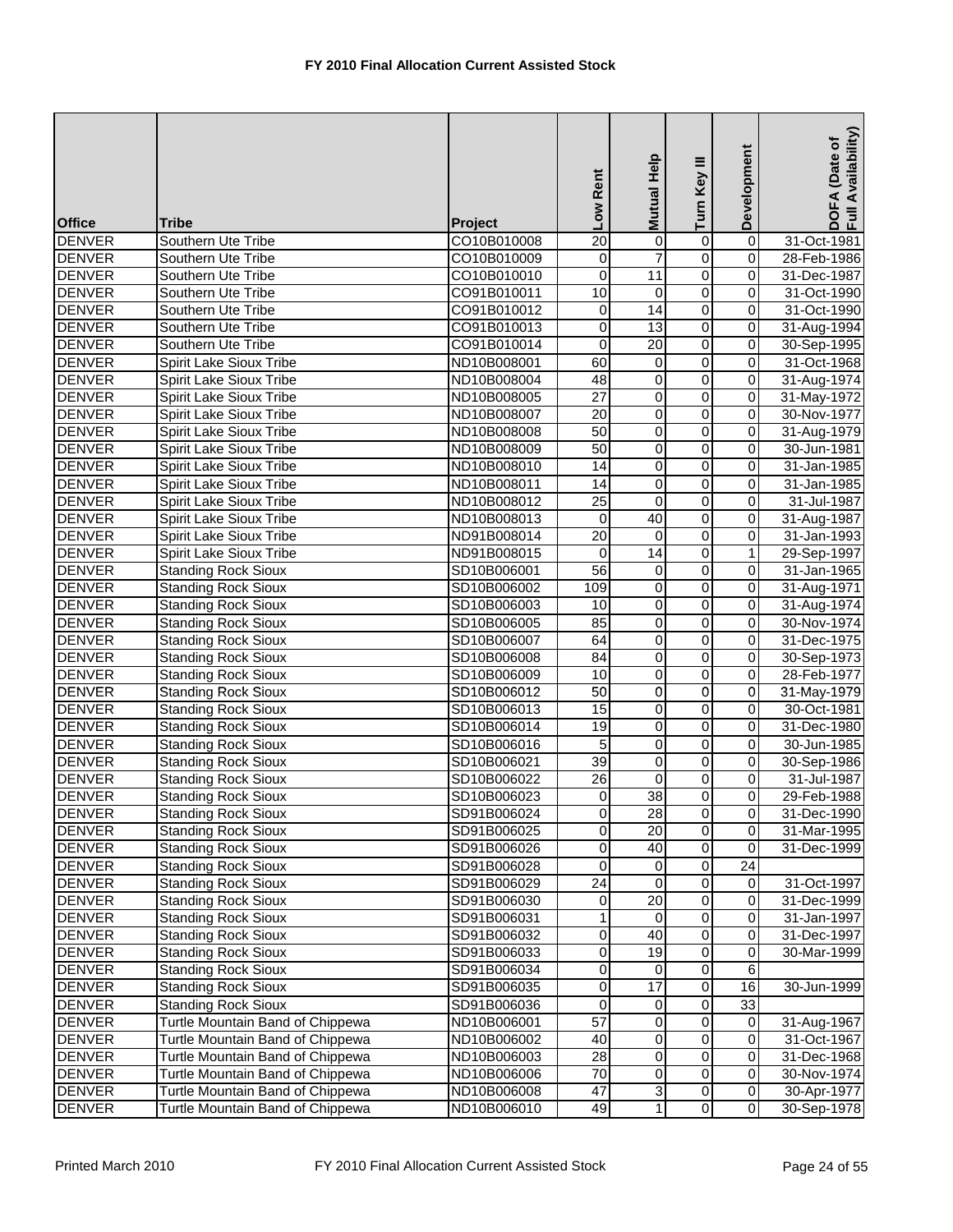# FY 2010 Final Allocation Current Assisted Stock

| Office | Tribe | Project | Low Rent | Mutual Help | Turn Key III | Development | DOFA (Date of Full Availability) |
|---|---|---|---|---|---|---|---|
| DENVER | Southern Ute Tribe | CO10B010008 | 20 | 0 | 0 | 0 | 31-Oct-1981 |
| DENVER | Southern Ute Tribe | CO10B010009 | 0 | 7 | 0 | 0 | 28-Feb-1986 |
| DENVER | Southern Ute Tribe | CO10B010010 | 0 | 11 | 0 | 0 | 31-Dec-1987 |
| DENVER | Southern Ute Tribe | CO91B010011 | 10 | 0 | 0 | 0 | 31-Oct-1990 |
| DENVER | Southern Ute Tribe | CO91B010012 | 0 | 14 | 0 | 0 | 31-Oct-1990 |
| DENVER | Southern Ute Tribe | CO91B010013 | 0 | 13 | 0 | 0 | 31-Aug-1994 |
| DENVER | Southern Ute Tribe | CO91B010014 | 0 | 20 | 0 | 0 | 30-Sep-1995 |
| DENVER | Spirit Lake Sioux Tribe | ND10B008001 | 60 | 0 | 0 | 0 | 31-Oct-1968 |
| DENVER | Spirit Lake Sioux Tribe | ND10B008004 | 48 | 0 | 0 | 0 | 31-Aug-1974 |
| DENVER | Spirit Lake Sioux Tribe | ND10B008005 | 27 | 0 | 0 | 0 | 31-May-1972 |
| DENVER | Spirit Lake Sioux Tribe | ND10B008007 | 20 | 0 | 0 | 0 | 30-Nov-1977 |
| DENVER | Spirit Lake Sioux Tribe | ND10B008008 | 50 | 0 | 0 | 0 | 31-Aug-1979 |
| DENVER | Spirit Lake Sioux Tribe | ND10B008009 | 50 | 0 | 0 | 0 | 30-Jun-1981 |
| DENVER | Spirit Lake Sioux Tribe | ND10B008010 | 14 | 0 | 0 | 0 | 31-Jan-1985 |
| DENVER | Spirit Lake Sioux Tribe | ND10B008011 | 14 | 0 | 0 | 0 | 31-Jan-1985 |
| DENVER | Spirit Lake Sioux Tribe | ND10B008012 | 25 | 0 | 0 | 0 | 31-Jul-1987 |
| DENVER | Spirit Lake Sioux Tribe | ND10B008013 | 0 | 40 | 0 | 0 | 31-Aug-1987 |
| DENVER | Spirit Lake Sioux Tribe | ND91B008014 | 20 | 0 | 0 | 0 | 31-Jan-1993 |
| DENVER | Spirit Lake Sioux Tribe | ND91B008015 | 0 | 14 | 0 | 1 | 29-Sep-1997 |
| DENVER | Standing Rock Sioux | SD10B006001 | 56 | 0 | 0 | 0 | 31-Jan-1965 |
| DENVER | Standing Rock Sioux | SD10B006002 | 109 | 0 | 0 | 0 | 31-Aug-1971 |
| DENVER | Standing Rock Sioux | SD10B006003 | 10 | 0 | 0 | 0 | 31-Aug-1974 |
| DENVER | Standing Rock Sioux | SD10B006005 | 85 | 0 | 0 | 0 | 30-Nov-1974 |
| DENVER | Standing Rock Sioux | SD10B006007 | 64 | 0 | 0 | 0 | 31-Dec-1975 |
| DENVER | Standing Rock Sioux | SD10B006008 | 84 | 0 | 0 | 0 | 30-Sep-1973 |
| DENVER | Standing Rock Sioux | SD10B006009 | 10 | 0 | 0 | 0 | 28-Feb-1977 |
| DENVER | Standing Rock Sioux | SD10B006012 | 50 | 0 | 0 | 0 | 31-May-1979 |
| DENVER | Standing Rock Sioux | SD10B006013 | 15 | 0 | 0 | 0 | 30-Oct-1981 |
| DENVER | Standing Rock Sioux | SD10B006014 | 19 | 0 | 0 | 0 | 31-Dec-1980 |
| DENVER | Standing Rock Sioux | SD10B006016 | 5 | 0 | 0 | 0 | 30-Jun-1985 |
| DENVER | Standing Rock Sioux | SD10B006021 | 39 | 0 | 0 | 0 | 30-Sep-1986 |
| DENVER | Standing Rock Sioux | SD10B006022 | 26 | 0 | 0 | 0 | 31-Jul-1987 |
| DENVER | Standing Rock Sioux | SD10B006023 | 0 | 38 | 0 | 0 | 29-Feb-1988 |
| DENVER | Standing Rock Sioux | SD91B006024 | 0 | 28 | 0 | 0 | 31-Dec-1990 |
| DENVER | Standing Rock Sioux | SD91B006025 | 0 | 20 | 0 | 0 | 31-Mar-1995 |
| DENVER | Standing Rock Sioux | SD91B006026 | 0 | 40 | 0 | 0 | 31-Dec-1999 |
| DENVER | Standing Rock Sioux | SD91B006028 | 0 | 0 | 0 | 24 | |
| DENVER | Standing Rock Sioux | SD91B006029 | 24 | 0 | 0 | 0 | 31-Oct-1997 |
| DENVER | Standing Rock Sioux | SD91B006030 | 0 | 20 | 0 | 0 | 31-Dec-1999 |
| DENVER | Standing Rock Sioux | SD91B006031 | 1 | 0 | 0 | 0 | 31-Jan-1997 |
| DENVER | Standing Rock Sioux | SD91B006032 | 0 | 40 | 0 | 0 | 31-Dec-1997 |
| DENVER | Standing Rock Sioux | SD91B006033 | 0 | 19 | 0 | 0 | 30-Mar-1999 |
| DENVER | Standing Rock Sioux | SD91B006034 | 0 | 0 | 0 | 6 | |
| DENVER | Standing Rock Sioux | SD91B006035 | 0 | 17 | 0 | 16 | 30-Jun-1999 |
| DENVER | Standing Rock Sioux | SD91B006036 | 0 | 0 | 0 | 33 | |
| DENVER | Turtle Mountain Band of Chippewa | ND10B006001 | 57 | 0 | 0 | 0 | 31-Aug-1967 |
| DENVER | Turtle Mountain Band of Chippewa | ND10B006002 | 40 | 0 | 0 | 0 | 31-Oct-1967 |
| DENVER | Turtle Mountain Band of Chippewa | ND10B006003 | 28 | 0 | 0 | 0 | 31-Dec-1968 |
| DENVER | Turtle Mountain Band of Chippewa | ND10B006006 | 70 | 0 | 0 | 0 | 30-Nov-1974 |
| DENVER | Turtle Mountain Band of Chippewa | ND10B006008 | 47 | 3 | 0 | 0 | 30-Apr-1977 |
| DENVER | Turtle Mountain Band of Chippewa | ND10B006010 | 49 | 1 | 0 | 0 | 30-Sep-1978 |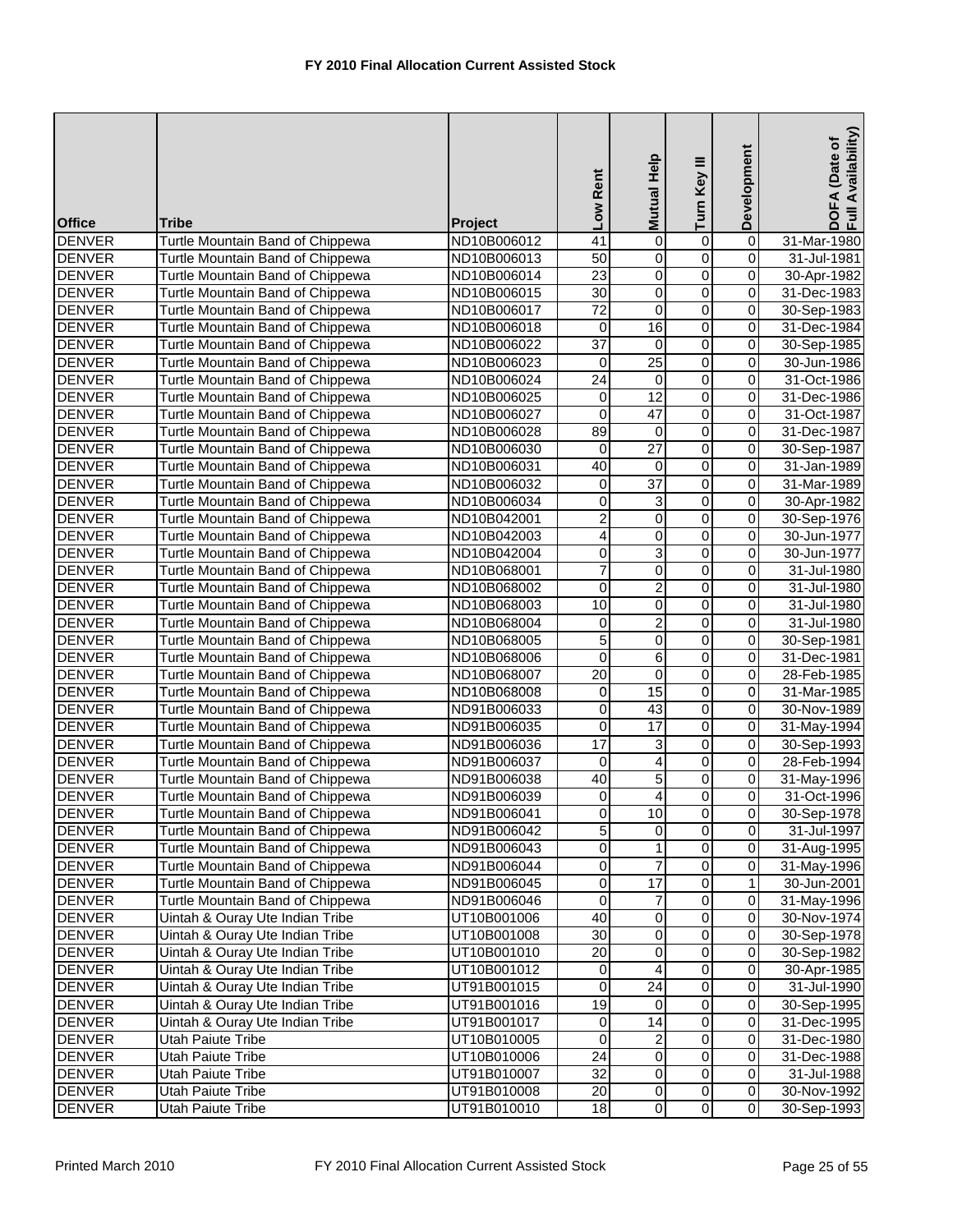**FY 2010 Final Allocation Current Assisted Stock**

| Office | Tribe | Project | Low Rent | Mutual Help | Turn Key III | Development | DOFA (Date of Full Availability) |
|---|---|---|---|---|---|---|---|
| DENVER | Turtle Mountain Band of Chippewa | ND10B006012 | 41 | 0 | 0 | 0 | 31-Mar-1980 |
| DENVER | Turtle Mountain Band of Chippewa | ND10B006013 | 50 | 0 | 0 | 0 | 31-Jul-1981 |
| DENVER | Turtle Mountain Band of Chippewa | ND10B006014 | 23 | 0 | 0 | 0 | 30-Apr-1982 |
| DENVER | Turtle Mountain Band of Chippewa | ND10B006015 | 30 | 0 | 0 | 0 | 31-Dec-1983 |
| DENVER | Turtle Mountain Band of Chippewa | ND10B006017 | 72 | 0 | 0 | 0 | 30-Sep-1983 |
| DENVER | Turtle Mountain Band of Chippewa | ND10B006018 | 0 | 16 | 0 | 0 | 31-Dec-1984 |
| DENVER | Turtle Mountain Band of Chippewa | ND10B006022 | 37 | 0 | 0 | 0 | 30-Sep-1985 |
| DENVER | Turtle Mountain Band of Chippewa | ND10B006023 | 0 | 25 | 0 | 0 | 30-Jun-1986 |
| DENVER | Turtle Mountain Band of Chippewa | ND10B006024 | 24 | 0 | 0 | 0 | 31-Oct-1986 |
| DENVER | Turtle Mountain Band of Chippewa | ND10B006025 | 0 | 12 | 0 | 0 | 31-Dec-1986 |
| DENVER | Turtle Mountain Band of Chippewa | ND10B006027 | 0 | 47 | 0 | 0 | 31-Oct-1987 |
| DENVER | Turtle Mountain Band of Chippewa | ND10B006028 | 89 | 0 | 0 | 0 | 31-Dec-1987 |
| DENVER | Turtle Mountain Band of Chippewa | ND10B006030 | 0 | 27 | 0 | 0 | 30-Sep-1987 |
| DENVER | Turtle Mountain Band of Chippewa | ND10B006031 | 40 | 0 | 0 | 0 | 31-Jan-1989 |
| DENVER | Turtle Mountain Band of Chippewa | ND10B006032 | 0 | 37 | 0 | 0 | 31-Mar-1989 |
| DENVER | Turtle Mountain Band of Chippewa | ND10B006034 | 0 | 3 | 0 | 0 | 30-Apr-1982 |
| DENVER | Turtle Mountain Band of Chippewa | ND10B042001 | 2 | 0 | 0 | 0 | 30-Sep-1976 |
| DENVER | Turtle Mountain Band of Chippewa | ND10B042003 | 4 | 0 | 0 | 0 | 30-Jun-1977 |
| DENVER | Turtle Mountain Band of Chippewa | ND10B042004 | 0 | 3 | 0 | 0 | 30-Jun-1977 |
| DENVER | Turtle Mountain Band of Chippewa | ND10B068001 | 7 | 0 | 0 | 0 | 31-Jul-1980 |
| DENVER | Turtle Mountain Band of Chippewa | ND10B068002 | 0 | 2 | 0 | 0 | 31-Jul-1980 |
| DENVER | Turtle Mountain Band of Chippewa | ND10B068003 | 10 | 0 | 0 | 0 | 31-Jul-1980 |
| DENVER | Turtle Mountain Band of Chippewa | ND10B068004 | 0 | 2 | 0 | 0 | 31-Jul-1980 |
| DENVER | Turtle Mountain Band of Chippewa | ND10B068005 | 5 | 0 | 0 | 0 | 30-Sep-1981 |
| DENVER | Turtle Mountain Band of Chippewa | ND10B068006 | 0 | 6 | 0 | 0 | 31-Dec-1981 |
| DENVER | Turtle Mountain Band of Chippewa | ND10B068007 | 20 | 0 | 0 | 0 | 28-Feb-1985 |
| DENVER | Turtle Mountain Band of Chippewa | ND10B068008 | 0 | 15 | 0 | 0 | 31-Mar-1985 |
| DENVER | Turtle Mountain Band of Chippewa | ND91B006033 | 0 | 43 | 0 | 0 | 30-Nov-1989 |
| DENVER | Turtle Mountain Band of Chippewa | ND91B006035 | 0 | 17 | 0 | 0 | 31-May-1994 |
| DENVER | Turtle Mountain Band of Chippewa | ND91B006036 | 17 | 3 | 0 | 0 | 30-Sep-1993 |
| DENVER | Turtle Mountain Band of Chippewa | ND91B006037 | 0 | 4 | 0 | 0 | 28-Feb-1994 |
| DENVER | Turtle Mountain Band of Chippewa | ND91B006038 | 40 | 5 | 0 | 0 | 31-May-1996 |
| DENVER | Turtle Mountain Band of Chippewa | ND91B006039 | 0 | 4 | 0 | 0 | 31-Oct-1996 |
| DENVER | Turtle Mountain Band of Chippewa | ND91B006041 | 0 | 10 | 0 | 0 | 30-Sep-1978 |
| DENVER | Turtle Mountain Band of Chippewa | ND91B006042 | 5 | 0 | 0 | 0 | 31-Jul-1997 |
| DENVER | Turtle Mountain Band of Chippewa | ND91B006043 | 0 | 1 | 0 | 0 | 31-Aug-1995 |
| DENVER | Turtle Mountain Band of Chippewa | ND91B006044 | 0 | 7 | 0 | 0 | 31-May-1996 |
| DENVER | Turtle Mountain Band of Chippewa | ND91B006045 | 0 | 17 | 0 | 1 | 30-Jun-2001 |
| DENVER | Turtle Mountain Band of Chippewa | ND91B006046 | 0 | 7 | 0 | 0 | 31-May-1996 |
| DENVER | Uintah & Ouray Ute Indian Tribe | UT10B001006 | 40 | 0 | 0 | 0 | 30-Nov-1974 |
| DENVER | Uintah & Ouray Ute Indian Tribe | UT10B001008 | 30 | 0 | 0 | 0 | 30-Sep-1978 |
| DENVER | Uintah & Ouray Ute Indian Tribe | UT10B001010 | 20 | 0 | 0 | 0 | 30-Sep-1982 |
| DENVER | Uintah & Ouray Ute Indian Tribe | UT10B001012 | 0 | 4 | 0 | 0 | 30-Apr-1985 |
| DENVER | Uintah & Ouray Ute Indian Tribe | UT91B001015 | 0 | 24 | 0 | 0 | 31-Jul-1990 |
| DENVER | Uintah & Ouray Ute Indian Tribe | UT91B001016 | 19 | 0 | 0 | 0 | 30-Sep-1995 |
| DENVER | Uintah & Ouray Ute Indian Tribe | UT91B001017 | 0 | 14 | 0 | 0 | 31-Dec-1995 |
| DENVER | Utah Paiute Tribe | UT10B010005 | 0 | 2 | 0 | 0 | 31-Dec-1980 |
| DENVER | Utah Paiute Tribe | UT10B010006 | 24 | 0 | 0 | 0 | 31-Dec-1988 |
| DENVER | Utah Paiute Tribe | UT91B010007 | 32 | 0 | 0 | 0 | 31-Jul-1988 |
| DENVER | Utah Paiute Tribe | UT91B010008 | 20 | 0 | 0 | 0 | 30-Nov-1992 |
| DENVER | Utah Paiute Tribe | UT91B010010 | 18 | 0 | 0 | 0 | 30-Sep-1993 |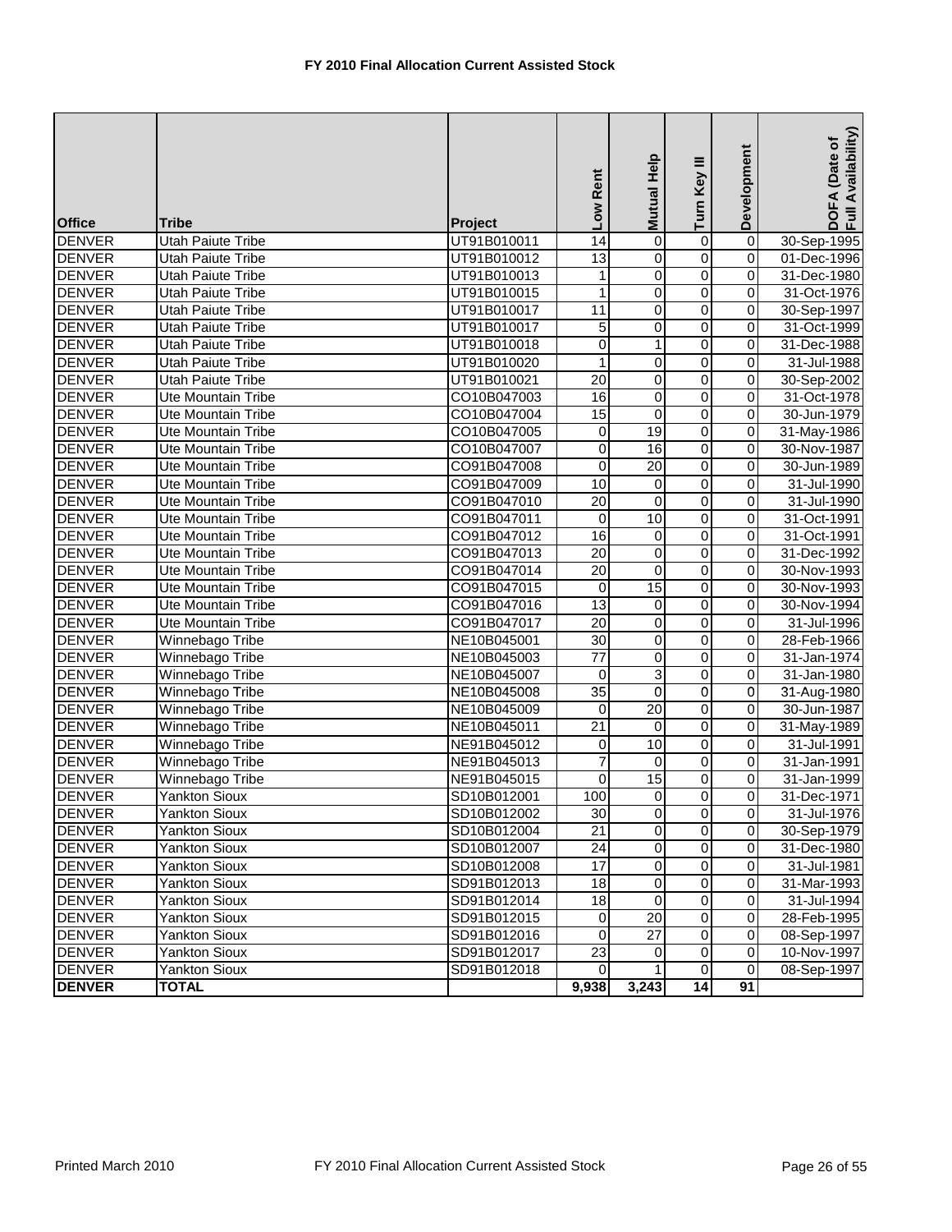**FY 2010 Final Allocation Current Assisted Stock**

| Office | Tribe | Project | Low Rent | Mutual Help | Turn Key III | Development | DOFA (Date of Full Availability) |
|---|---|---|---|---|---|---|---|
| DENVER | Utah Paiute Tribe | UT91B010011 | 14 | 0 | 0 | 0 | 30-Sep-1995 |
| DENVER | Utah Paiute Tribe | UT91B010012 | 13 | 0 | 0 | 0 | 01-Dec-1996 |
| DENVER | Utah Paiute Tribe | UT91B010013 | 1 | 0 | 0 | 0 | 31-Dec-1980 |
| DENVER | Utah Paiute Tribe | UT91B010015 | 1 | 0 | 0 | 0 | 31-Oct-1976 |
| DENVER | Utah Paiute Tribe | UT91B010017 | 11 | 0 | 0 | 0 | 30-Sep-1997 |
| DENVER | Utah Paiute Tribe | UT91B010017 | 5 | 0 | 0 | 0 | 31-Oct-1999 |
| DENVER | Utah Paiute Tribe | UT91B010018 | 0 | 1 | 0 | 0 | 31-Dec-1988 |
| DENVER | Utah Paiute Tribe | UT91B010020 | 1 | 0 | 0 | 0 | 31-Jul-1988 |
| DENVER | Utah Paiute Tribe | UT91B010021 | 20 | 0 | 0 | 0 | 30-Sep-2002 |
| DENVER | Ute Mountain Tribe | CO10B047003 | 16 | 0 | 0 | 0 | 31-Oct-1978 |
| DENVER | Ute Mountain Tribe | CO10B047004 | 15 | 0 | 0 | 0 | 30-Jun-1979 |
| DENVER | Ute Mountain Tribe | CO10B047005 | 0 | 19 | 0 | 0 | 31-May-1986 |
| DENVER | Ute Mountain Tribe | CO10B047007 | 0 | 16 | 0 | 0 | 30-Nov-1987 |
| DENVER | Ute Mountain Tribe | CO91B047008 | 0 | 20 | 0 | 0 | 30-Jun-1989 |
| DENVER | Ute Mountain Tribe | CO91B047009 | 10 | 0 | 0 | 0 | 31-Jul-1990 |
| DENVER | Ute Mountain Tribe | CO91B047010 | 20 | 0 | 0 | 0 | 31-Jul-1990 |
| DENVER | Ute Mountain Tribe | CO91B047011 | 0 | 10 | 0 | 0 | 31-Oct-1991 |
| DENVER | Ute Mountain Tribe | CO91B047012 | 16 | 0 | 0 | 0 | 31-Oct-1991 |
| DENVER | Ute Mountain Tribe | CO91B047013 | 20 | 0 | 0 | 0 | 31-Dec-1992 |
| DENVER | Ute Mountain Tribe | CO91B047014 | 20 | 0 | 0 | 0 | 30-Nov-1993 |
| DENVER | Ute Mountain Tribe | CO91B047015 | 0 | 15 | 0 | 0 | 30-Nov-1993 |
| DENVER | Ute Mountain Tribe | CO91B047016 | 13 | 0 | 0 | 0 | 30-Nov-1994 |
| DENVER | Ute Mountain Tribe | CO91B047017 | 20 | 0 | 0 | 0 | 31-Jul-1996 |
| DENVER | Winnebago Tribe | NE10B045001 | 30 | 0 | 0 | 0 | 28-Feb-1966 |
| DENVER | Winnebago Tribe | NE10B045003 | 77 | 0 | 0 | 0 | 31-Jan-1974 |
| DENVER | Winnebago Tribe | NE10B045007 | 0 | 3 | 0 | 0 | 31-Jan-1980 |
| DENVER | Winnebago Tribe | NE10B045008 | 35 | 0 | 0 | 0 | 31-Aug-1980 |
| DENVER | Winnebago Tribe | NE10B045009 | 0 | 20 | 0 | 0 | 30-Jun-1987 |
| DENVER | Winnebago Tribe | NE10B045011 | 21 | 0 | 0 | 0 | 31-May-1989 |
| DENVER | Winnebago Tribe | NE91B045012 | 0 | 10 | 0 | 0 | 31-Jul-1991 |
| DENVER | Winnebago Tribe | NE91B045013 | 7 | 0 | 0 | 0 | 31-Jan-1991 |
| DENVER | Winnebago Tribe | NE91B045015 | 0 | 15 | 0 | 0 | 31-Jan-1999 |
| DENVER | Yankton Sioux | SD10B012001 | 100 | 0 | 0 | 0 | 31-Dec-1971 |
| DENVER | Yankton Sioux | SD10B012002 | 30 | 0 | 0 | 0 | 31-Jul-1976 |
| DENVER | Yankton Sioux | SD10B012004 | 21 | 0 | 0 | 0 | 30-Sep-1979 |
| DENVER | Yankton Sioux | SD10B012007 | 24 | 0 | 0 | 0 | 31-Dec-1980 |
| DENVER | Yankton Sioux | SD10B012008 | 17 | 0 | 0 | 0 | 31-Jul-1981 |
| DENVER | Yankton Sioux | SD91B012013 | 18 | 0 | 0 | 0 | 31-Mar-1993 |
| DENVER | Yankton Sioux | SD91B012014 | 18 | 0 | 0 | 0 | 31-Jul-1994 |
| DENVER | Yankton Sioux | SD91B012015 | 0 | 20 | 0 | 0 | 28-Feb-1995 |
| DENVER | Yankton Sioux | SD91B012016 | 0 | 27 | 0 | 0 | 08-Sep-1997 |
| DENVER | Yankton Sioux | SD91B012017 | 23 | 0 | 0 | 0 | 10-Nov-1997 |
| DENVER | Yankton Sioux | SD91B012018 | 0 | 1 | 0 | 0 | 08-Sep-1997 |
| **DENVER** | **TOTAL** | | **9,938** | **3,243** | **14** | **91** | |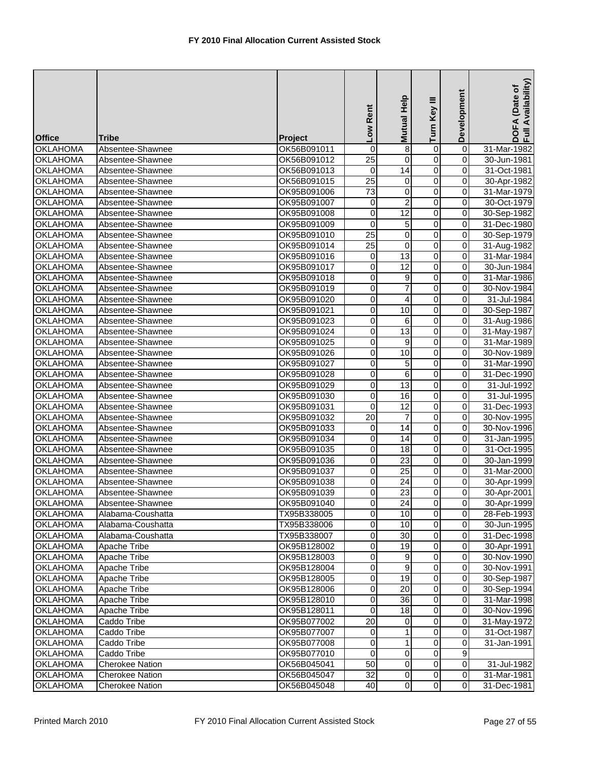# FY 2010 Final Allocation Current Assisted Stock

| Office | Tribe | Project | Low Rent | Mutual Help | Turn Key III | Development | DOFA (Date of Full Availability) |
|---|---|---|---|---|---|---|---|
| OKLAHOMA | Absentee-Shawnee | OK56B091011 | 0 | 8 | 0 | 0 | 31-Mar-1982 |
| OKLAHOMA | Absentee-Shawnee | OK56B091012 | 25 | 0 | 0 | 0 | 30-Jun-1981 |
| OKLAHOMA | Absentee-Shawnee | OK56B091013 | 0 | 14 | 0 | 0 | 31-Oct-1981 |
| OKLAHOMA | Absentee-Shawnee | OK56B091015 | 25 | 0 | 0 | 0 | 30-Apr-1982 |
| OKLAHOMA | Absentee-Shawnee | OK95B091006 | 73 | 0 | 0 | 0 | 31-Mar-1979 |
| OKLAHOMA | Absentee-Shawnee | OK95B091007 | 0 | 2 | 0 | 0 | 30-Oct-1979 |
| OKLAHOMA | Absentee-Shawnee | OK95B091008 | 0 | 12 | 0 | 0 | 30-Sep-1982 |
| OKLAHOMA | Absentee-Shawnee | OK95B091009 | 0 | 5 | 0 | 0 | 31-Dec-1980 |
| OKLAHOMA | Absentee-Shawnee | OK95B091010 | 25 | 0 | 0 | 0 | 30-Sep-1979 |
| OKLAHOMA | Absentee-Shawnee | OK95B091014 | 25 | 0 | 0 | 0 | 31-Aug-1982 |
| OKLAHOMA | Absentee-Shawnee | OK95B091016 | 0 | 13 | 0 | 0 | 31-Mar-1984 |
| OKLAHOMA | Absentee-Shawnee | OK95B091017 | 0 | 12 | 0 | 0 | 30-Jun-1984 |
| OKLAHOMA | Absentee-Shawnee | OK95B091018 | 0 | 9 | 0 | 0 | 31-Mar-1986 |
| OKLAHOMA | Absentee-Shawnee | OK95B091019 | 0 | 7 | 0 | 0 | 30-Nov-1984 |
| OKLAHOMA | Absentee-Shawnee | OK95B091020 | 0 | 4 | 0 | 0 | 31-Jul-1984 |
| OKLAHOMA | Absentee-Shawnee | OK95B091021 | 0 | 10 | 0 | 0 | 30-Sep-1987 |
| OKLAHOMA | Absentee-Shawnee | OK95B091023 | 0 | 6 | 0 | 0 | 31-Aug-1986 |
| OKLAHOMA | Absentee-Shawnee | OK95B091024 | 0 | 13 | 0 | 0 | 31-May-1987 |
| OKLAHOMA | Absentee-Shawnee | OK95B091025 | 0 | 9 | 0 | 0 | 31-Mar-1989 |
| OKLAHOMA | Absentee-Shawnee | OK95B091026 | 0 | 10 | 0 | 0 | 30-Nov-1989 |
| OKLAHOMA | Absentee-Shawnee | OK95B091027 | 0 | 5 | 0 | 0 | 31-Mar-1990 |
| OKLAHOMA | Absentee-Shawnee | OK95B091028 | 0 | 6 | 0 | 0 | 31-Dec-1990 |
| OKLAHOMA | Absentee-Shawnee | OK95B091029 | 0 | 13 | 0 | 0 | 31-Jul-1992 |
| OKLAHOMA | Absentee-Shawnee | OK95B091030 | 0 | 16 | 0 | 0 | 31-Jul-1995 |
| OKLAHOMA | Absentee-Shawnee | OK95B091031 | 0 | 12 | 0 | 0 | 31-Dec-1993 |
| OKLAHOMA | Absentee-Shawnee | OK95B091032 | 20 | 7 | 0 | 0 | 30-Nov-1995 |
| OKLAHOMA | Absentee-Shawnee | OK95B091033 | 0 | 14 | 0 | 0 | 30-Nov-1996 |
| OKLAHOMA | Absentee-Shawnee | OK95B091034 | 0 | 14 | 0 | 0 | 31-Jan-1995 |
| OKLAHOMA | Absentee-Shawnee | OK95B091035 | 0 | 18 | 0 | 0 | 31-Oct-1995 |
| OKLAHOMA | Absentee-Shawnee | OK95B091036 | 0 | 23 | 0 | 0 | 30-Jan-1999 |
| OKLAHOMA | Absentee-Shawnee | OK95B091037 | 0 | 25 | 0 | 0 | 31-Mar-2000 |
| OKLAHOMA | Absentee-Shawnee | OK95B091038 | 0 | 24 | 0 | 0 | 30-Apr-1999 |
| OKLAHOMA | Absentee-Shawnee | OK95B091039 | 0 | 23 | 0 | 0 | 30-Apr-2001 |
| OKLAHOMA | Absentee-Shawnee | OK95B091040 | 0 | 24 | 0 | 0 | 30-Apr-1999 |
| OKLAHOMA | Alabama-Coushatta | TX95B338005 | 0 | 10 | 0 | 0 | 28-Feb-1993 |
| OKLAHOMA | Alabama-Coushatta | TX95B338006 | 0 | 10 | 0 | 0 | 30-Jun-1995 |
| OKLAHOMA | Alabama-Coushatta | TX95B338007 | 0 | 30 | 0 | 0 | 31-Dec-1998 |
| OKLAHOMA | Apache Tribe | OK95B128002 | 0 | 19 | 0 | 0 | 30-Apr-1991 |
| OKLAHOMA | Apache Tribe | OK95B128003 | 0 | 9 | 0 | 0 | 30-Nov-1990 |
| OKLAHOMA | Apache Tribe | OK95B128004 | 0 | 9 | 0 | 0 | 30-Nov-1991 |
| OKLAHOMA | Apache Tribe | OK95B128005 | 0 | 19 | 0 | 0 | 30-Sep-1987 |
| OKLAHOMA | Apache Tribe | OK95B128006 | 0 | 20 | 0 | 0 | 30-Sep-1994 |
| OKLAHOMA | Apache Tribe | OK95B128010 | 0 | 36 | 0 | 0 | 31-Mar-1998 |
| OKLAHOMA | Apache Tribe | OK95B128011 | 0 | 18 | 0 | 0 | 30-Nov-1996 |
| OKLAHOMA | Caddo Tribe | OK95B077002 | 20 | 0 | 0 | 0 | 31-May-1972 |
| OKLAHOMA | Caddo Tribe | OK95B077007 | 0 | 1 | 0 | 0 | 31-Oct-1987 |
| OKLAHOMA | Caddo Tribe | OK95B077008 | 0 | 1 | 0 | 0 | 31-Jan-1991 |
| OKLAHOMA | Caddo Tribe | OK95B077010 | 0 | 0 | 0 | 9 | |
| OKLAHOMA | Cherokee Nation | OK56B045041 | 50 | 0 | 0 | 0 | 31-Jul-1982 |
| OKLAHOMA | Cherokee Nation | OK56B045047 | 32 | 0 | 0 | 0 | 31-Mar-1981 |
| OKLAHOMA | Cherokee Nation | OK56B045048 | 40 | 0 | 0 | 0 | 31-Dec-1981 |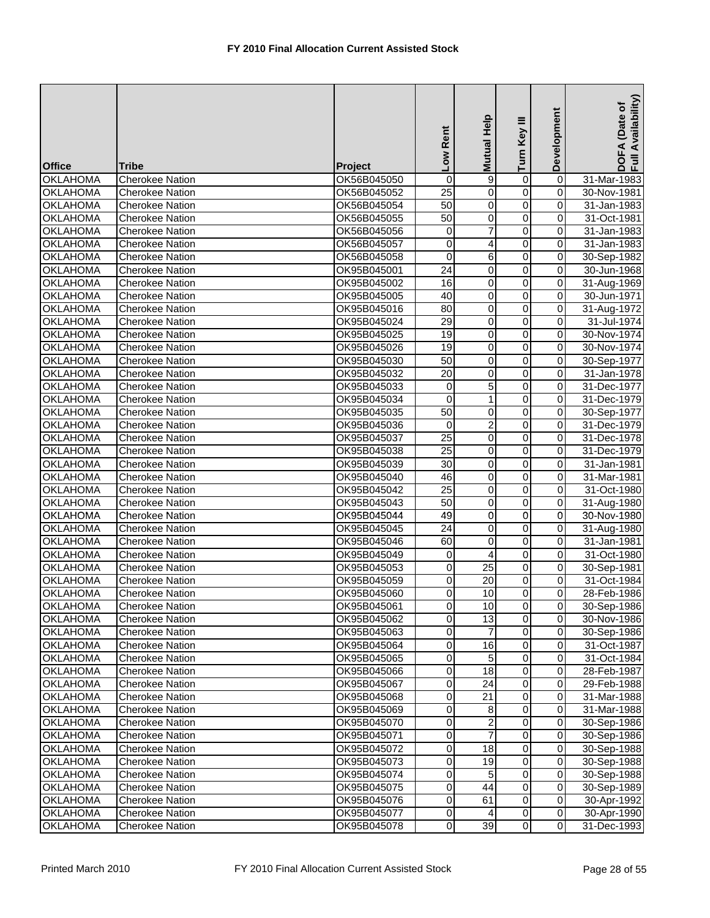# FY 2010 Final Allocation Current Assisted Stock

| Office | Tribe | Project | Low Rent | Mutual Help | Turn Key III | Development | DOFA (Date of Full Availability) |
|---|---|---|---|---|---|---|---|
| OKLAHOMA | Cherokee Nation | OK56B045050 | 0 | 9 | 0 | 0 | 31-Mar-1983 |
| OKLAHOMA | Cherokee Nation | OK56B045052 | 25 | 0 | 0 | 0 | 30-Nov-1981 |
| OKLAHOMA | Cherokee Nation | OK56B045054 | 50 | 0 | 0 | 0 | 31-Jan-1983 |
| OKLAHOMA | Cherokee Nation | OK56B045055 | 50 | 0 | 0 | 0 | 31-Oct-1981 |
| OKLAHOMA | Cherokee Nation | OK56B045056 | 0 | 7 | 0 | 0 | 31-Jan-1983 |
| OKLAHOMA | Cherokee Nation | OK56B045057 | 0 | 4 | 0 | 0 | 31-Jan-1983 |
| OKLAHOMA | Cherokee Nation | OK56B045058 | 0 | 6 | 0 | 0 | 30-Sep-1982 |
| OKLAHOMA | Cherokee Nation | OK95B045001 | 24 | 0 | 0 | 0 | 30-Jun-1968 |
| OKLAHOMA | Cherokee Nation | OK95B045002 | 16 | 0 | 0 | 0 | 31-Aug-1969 |
| OKLAHOMA | Cherokee Nation | OK95B045005 | 40 | 0 | 0 | 0 | 30-Jun-1971 |
| OKLAHOMA | Cherokee Nation | OK95B045016 | 80 | 0 | 0 | 0 | 31-Aug-1972 |
| OKLAHOMA | Cherokee Nation | OK95B045024 | 29 | 0 | 0 | 0 | 31-Jul-1974 |
| OKLAHOMA | Cherokee Nation | OK95B045025 | 19 | 0 | 0 | 0 | 30-Nov-1974 |
| OKLAHOMA | Cherokee Nation | OK95B045026 | 19 | 0 | 0 | 0 | 30-Nov-1974 |
| OKLAHOMA | Cherokee Nation | OK95B045030 | 50 | 0 | 0 | 0 | 30-Sep-1977 |
| OKLAHOMA | Cherokee Nation | OK95B045032 | 20 | 0 | 0 | 0 | 31-Jan-1978 |
| OKLAHOMA | Cherokee Nation | OK95B045033 | 0 | 5 | 0 | 0 | 31-Dec-1977 |
| OKLAHOMA | Cherokee Nation | OK95B045034 | 0 | 1 | 0 | 0 | 31-Dec-1979 |
| OKLAHOMA | Cherokee Nation | OK95B045035 | 50 | 0 | 0 | 0 | 30-Sep-1977 |
| OKLAHOMA | Cherokee Nation | OK95B045036 | 0 | 2 | 0 | 0 | 31-Dec-1979 |
| OKLAHOMA | Cherokee Nation | OK95B045037 | 25 | 0 | 0 | 0 | 31-Dec-1978 |
| OKLAHOMA | Cherokee Nation | OK95B045038 | 25 | 0 | 0 | 0 | 31-Dec-1979 |
| OKLAHOMA | Cherokee Nation | OK95B045039 | 30 | 0 | 0 | 0 | 31-Jan-1981 |
| OKLAHOMA | Cherokee Nation | OK95B045040 | 46 | 0 | 0 | 0 | 31-Mar-1981 |
| OKLAHOMA | Cherokee Nation | OK95B045042 | 25 | 0 | 0 | 0 | 31-Oct-1980 |
| OKLAHOMA | Cherokee Nation | OK95B045043 | 50 | 0 | 0 | 0 | 31-Aug-1980 |
| OKLAHOMA | Cherokee Nation | OK95B045044 | 49 | 0 | 0 | 0 | 30-Nov-1980 |
| OKLAHOMA | Cherokee Nation | OK95B045045 | 24 | 0 | 0 | 0 | 31-Aug-1980 |
| OKLAHOMA | Cherokee Nation | OK95B045046 | 60 | 0 | 0 | 0 | 31-Jan-1981 |
| OKLAHOMA | Cherokee Nation | OK95B045049 | 0 | 4 | 0 | 0 | 31-Oct-1980 |
| OKLAHOMA | Cherokee Nation | OK95B045053 | 0 | 25 | 0 | 0 | 30-Sep-1981 |
| OKLAHOMA | Cherokee Nation | OK95B045059 | 0 | 20 | 0 | 0 | 31-Oct-1984 |
| OKLAHOMA | Cherokee Nation | OK95B045060 | 0 | 10 | 0 | 0 | 28-Feb-1986 |
| OKLAHOMA | Cherokee Nation | OK95B045061 | 0 | 10 | 0 | 0 | 30-Sep-1986 |
| OKLAHOMA | Cherokee Nation | OK95B045062 | 0 | 13 | 0 | 0 | 30-Nov-1986 |
| OKLAHOMA | Cherokee Nation | OK95B045063 | 0 | 7 | 0 | 0 | 30-Sep-1986 |
| OKLAHOMA | Cherokee Nation | OK95B045064 | 0 | 16 | 0 | 0 | 31-Oct-1987 |
| OKLAHOMA | Cherokee Nation | OK95B045065 | 0 | 5 | 0 | 0 | 31-Oct-1984 |
| OKLAHOMA | Cherokee Nation | OK95B045066 | 0 | 18 | 0 | 0 | 28-Feb-1987 |
| OKLAHOMA | Cherokee Nation | OK95B045067 | 0 | 24 | 0 | 0 | 29-Feb-1988 |
| OKLAHOMA | Cherokee Nation | OK95B045068 | 0 | 21 | 0 | 0 | 31-Mar-1988 |
| OKLAHOMA | Cherokee Nation | OK95B045069 | 0 | 8 | 0 | 0 | 31-Mar-1988 |
| OKLAHOMA | Cherokee Nation | OK95B045070 | 0 | 2 | 0 | 0 | 30-Sep-1986 |
| OKLAHOMA | Cherokee Nation | OK95B045071 | 0 | 7 | 0 | 0 | 30-Sep-1986 |
| OKLAHOMA | Cherokee Nation | OK95B045072 | 0 | 18 | 0 | 0 | 30-Sep-1988 |
| OKLAHOMA | Cherokee Nation | OK95B045073 | 0 | 19 | 0 | 0 | 30-Sep-1988 |
| OKLAHOMA | Cherokee Nation | OK95B045074 | 0 | 5 | 0 | 0 | 30-Sep-1988 |
| OKLAHOMA | Cherokee Nation | OK95B045075 | 0 | 44 | 0 | 0 | 30-Sep-1989 |
| OKLAHOMA | Cherokee Nation | OK95B045076 | 0 | 61 | 0 | 0 | 30-Apr-1992 |
| OKLAHOMA | Cherokee Nation | OK95B045077 | 0 | 4 | 0 | 0 | 30-Apr-1990 |
| OKLAHOMA | Cherokee Nation | OK95B045078 | 0 | 39 | 0 | 0 | 31-Dec-1993 |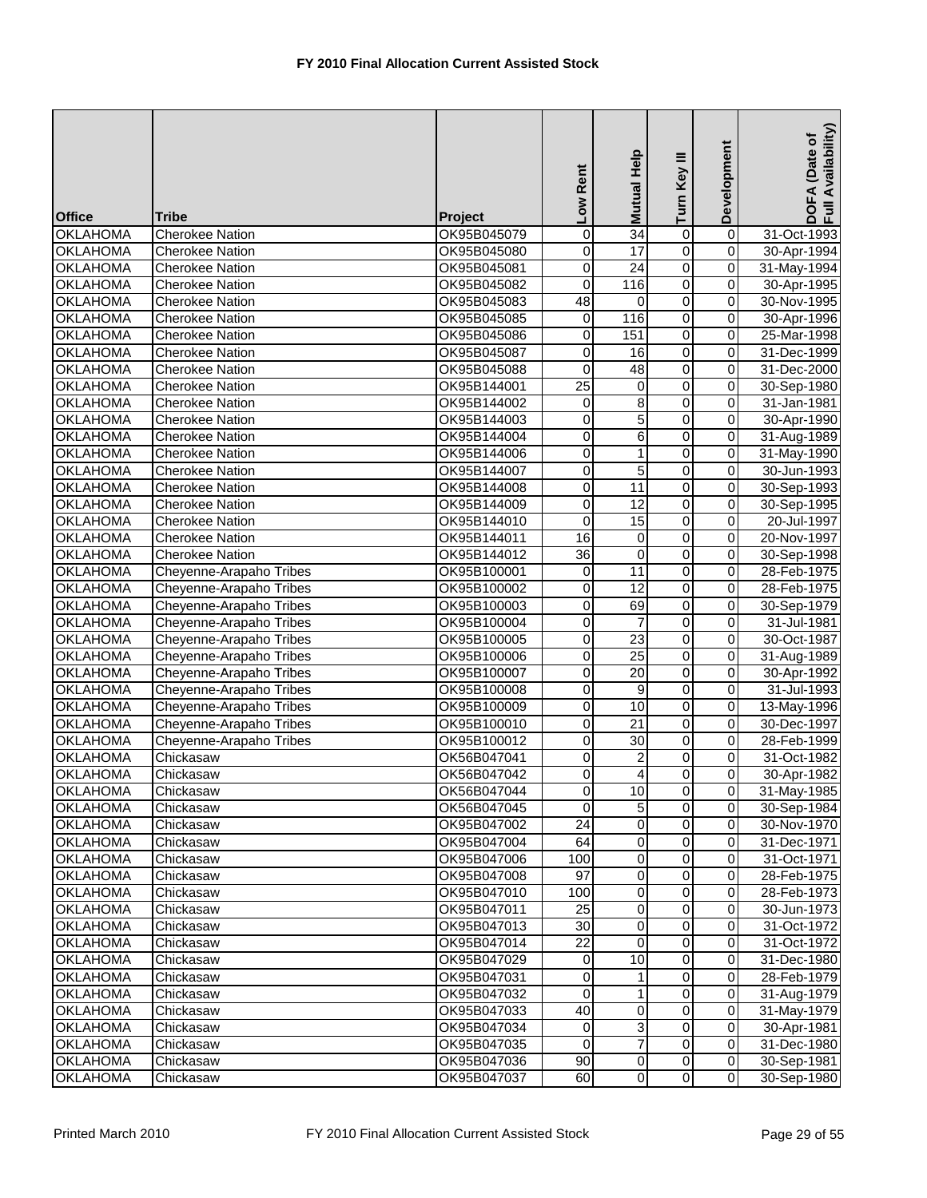**FY 2010 Final Allocation Current Assisted Stock**

| Office | Tribe | Project | Low Rent | Mutual Help | Turn Key III | Development | DOFA (Date of Full Availability) |
|---|---|---|---|---|---|---|---|
| OKLAHOMA | Cherokee Nation | OK95B045079 | 0 | 34 | 0 | 0 | 31-Oct-1993 |
| OKLAHOMA | Cherokee Nation | OK95B045080 | 0 | 17 | 0 | 0 | 30-Apr-1994 |
| OKLAHOMA | Cherokee Nation | OK95B045081 | 0 | 24 | 0 | 0 | 31-May-1994 |
| OKLAHOMA | Cherokee Nation | OK95B045082 | 0 | 116 | 0 | 0 | 30-Apr-1995 |
| OKLAHOMA | Cherokee Nation | OK95B045083 | 48 | 0 | 0 | 0 | 30-Nov-1995 |
| OKLAHOMA | Cherokee Nation | OK95B045085 | 0 | 116 | 0 | 0 | 30-Apr-1996 |
| OKLAHOMA | Cherokee Nation | OK95B045086 | 0 | 151 | 0 | 0 | 25-Mar-1998 |
| OKLAHOMA | Cherokee Nation | OK95B045087 | 0 | 16 | 0 | 0 | 31-Dec-1999 |
| OKLAHOMA | Cherokee Nation | OK95B045088 | 0 | 48 | 0 | 0 | 31-Dec-2000 |
| OKLAHOMA | Cherokee Nation | OK95B144001 | 25 | 0 | 0 | 0 | 30-Sep-1980 |
| OKLAHOMA | Cherokee Nation | OK95B144002 | 0 | 8 | 0 | 0 | 31-Jan-1981 |
| OKLAHOMA | Cherokee Nation | OK95B144003 | 0 | 5 | 0 | 0 | 30-Apr-1990 |
| OKLAHOMA | Cherokee Nation | OK95B144004 | 0 | 6 | 0 | 0 | 31-Aug-1989 |
| OKLAHOMA | Cherokee Nation | OK95B144006 | 0 | 1 | 0 | 0 | 31-May-1990 |
| OKLAHOMA | Cherokee Nation | OK95B144007 | 0 | 5 | 0 | 0 | 30-Jun-1993 |
| OKLAHOMA | Cherokee Nation | OK95B144008 | 0 | 11 | 0 | 0 | 30-Sep-1993 |
| OKLAHOMA | Cherokee Nation | OK95B144009 | 0 | 12 | 0 | 0 | 30-Sep-1995 |
| OKLAHOMA | Cherokee Nation | OK95B144010 | 0 | 15 | 0 | 0 | 20-Jul-1997 |
| OKLAHOMA | Cherokee Nation | OK95B144011 | 16 | 0 | 0 | 0 | 20-Nov-1997 |
| OKLAHOMA | Cherokee Nation | OK95B144012 | 36 | 0 | 0 | 0 | 30-Sep-1998 |
| OKLAHOMA | Cheyenne-Arapaho Tribes | OK95B100001 | 0 | 11 | 0 | 0 | 28-Feb-1975 |
| OKLAHOMA | Cheyenne-Arapaho Tribes | OK95B100002 | 0 | 12 | 0 | 0 | 28-Feb-1975 |
| OKLAHOMA | Cheyenne-Arapaho Tribes | OK95B100003 | 0 | 69 | 0 | 0 | 30-Sep-1979 |
| OKLAHOMA | Cheyenne-Arapaho Tribes | OK95B100004 | 0 | 7 | 0 | 0 | 31-Jul-1981 |
| OKLAHOMA | Cheyenne-Arapaho Tribes | OK95B100005 | 0 | 23 | 0 | 0 | 30-Oct-1987 |
| OKLAHOMA | Cheyenne-Arapaho Tribes | OK95B100006 | 0 | 25 | 0 | 0 | 31-Aug-1989 |
| OKLAHOMA | Cheyenne-Arapaho Tribes | OK95B100007 | 0 | 20 | 0 | 0 | 30-Apr-1992 |
| OKLAHOMA | Cheyenne-Arapaho Tribes | OK95B100008 | 0 | 9 | 0 | 0 | 31-Jul-1993 |
| OKLAHOMA | Cheyenne-Arapaho Tribes | OK95B100009 | 0 | 10 | 0 | 0 | 13-May-1996 |
| OKLAHOMA | Cheyenne-Arapaho Tribes | OK95B100010 | 0 | 21 | 0 | 0 | 30-Dec-1997 |
| OKLAHOMA | Cheyenne-Arapaho Tribes | OK95B100012 | 0 | 30 | 0 | 0 | 28-Feb-1999 |
| OKLAHOMA | Chickasaw | OK56B047041 | 0 | 2 | 0 | 0 | 31-Oct-1982 |
| OKLAHOMA | Chickasaw | OK56B047042 | 0 | 4 | 0 | 0 | 30-Apr-1982 |
| OKLAHOMA | Chickasaw | OK56B047044 | 0 | 10 | 0 | 0 | 31-May-1985 |
| OKLAHOMA | Chickasaw | OK56B047045 | 0 | 5 | 0 | 0 | 30-Sep-1984 |
| OKLAHOMA | Chickasaw | OK95B047002 | 24 | 0 | 0 | 0 | 30-Nov-1970 |
| OKLAHOMA | Chickasaw | OK95B047004 | 64 | 0 | 0 | 0 | 31-Dec-1971 |
| OKLAHOMA | Chickasaw | OK95B047006 | 100 | 0 | 0 | 0 | 31-Oct-1971 |
| OKLAHOMA | Chickasaw | OK95B047008 | 97 | 0 | 0 | 0 | 28-Feb-1975 |
| OKLAHOMA | Chickasaw | OK95B047010 | 100 | 0 | 0 | 0 | 28-Feb-1973 |
| OKLAHOMA | Chickasaw | OK95B047011 | 25 | 0 | 0 | 0 | 30-Jun-1973 |
| OKLAHOMA | Chickasaw | OK95B047013 | 30 | 0 | 0 | 0 | 31-Oct-1972 |
| OKLAHOMA | Chickasaw | OK95B047014 | 22 | 0 | 0 | 0 | 31-Oct-1972 |
| OKLAHOMA | Chickasaw | OK95B047029 | 0 | 10 | 0 | 0 | 31-Dec-1980 |
| OKLAHOMA | Chickasaw | OK95B047031 | 0 | 1 | 0 | 0 | 28-Feb-1979 |
| OKLAHOMA | Chickasaw | OK95B047032 | 0 | 1 | 0 | 0 | 31-Aug-1979 |
| OKLAHOMA | Chickasaw | OK95B047033 | 40 | 0 | 0 | 0 | 31-May-1979 |
| OKLAHOMA | Chickasaw | OK95B047034 | 0 | 3 | 0 | 0 | 30-Apr-1981 |
| OKLAHOMA | Chickasaw | OK95B047035 | 0 | 7 | 0 | 0 | 31-Dec-1980 |
| OKLAHOMA | Chickasaw | OK95B047036 | 90 | 0 | 0 | 0 | 30-Sep-1981 |
| OKLAHOMA | Chickasaw | OK95B047037 | 60 | 0 | 0 | 0 | 30-Sep-1980 |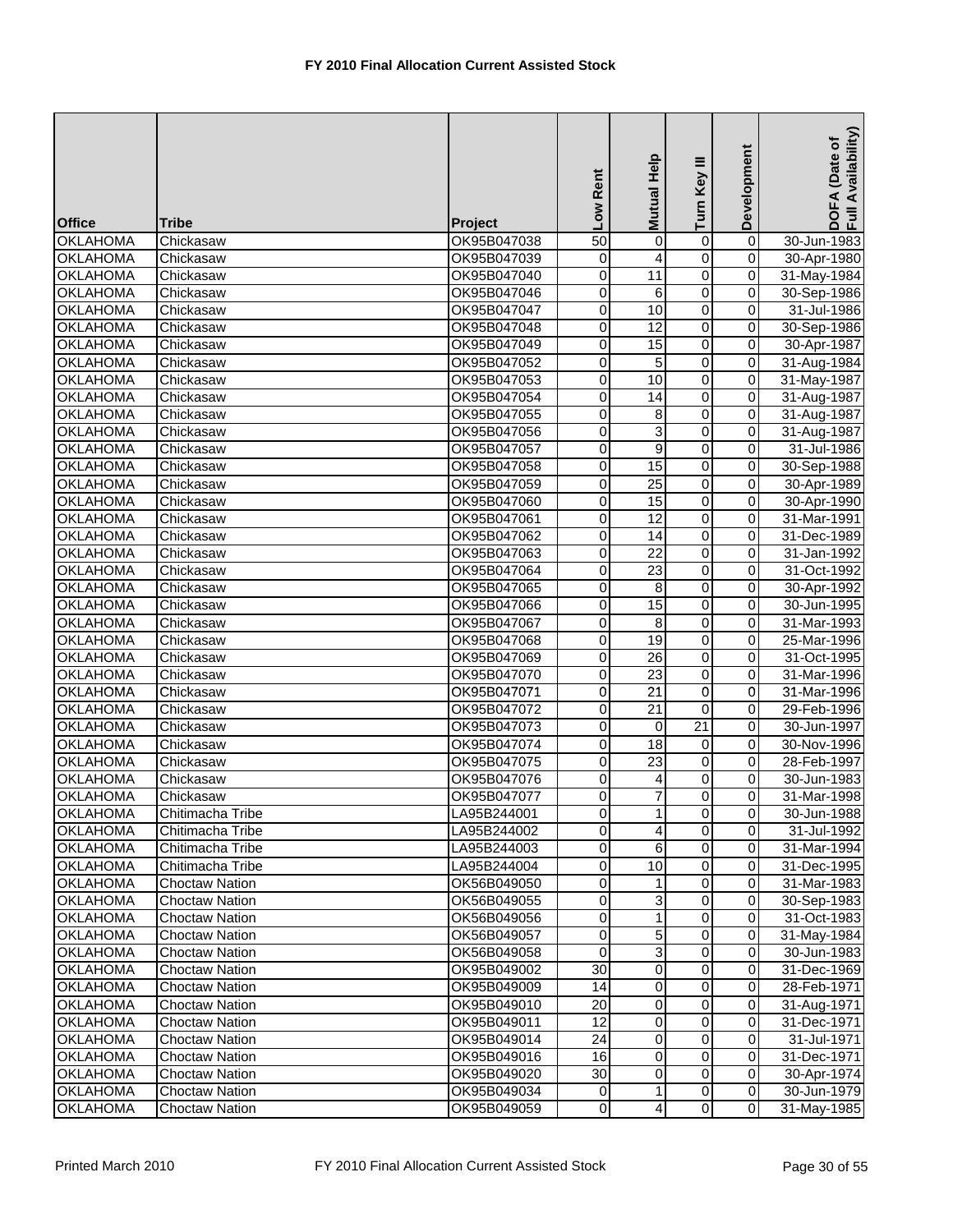# FY 2010 Final Allocation Current Assisted Stock

| Office | Tribe | Project | Low Rent | Mutual Help | Turn Key III | Development | DOFA (Date of Full Availability) |
|---|---|---|---|---|---|---|---|
| OKLAHOMA | Chickasaw | OK95B047038 | 50 | 0 | 0 | 0 | 30-Jun-1983 |
| OKLAHOMA | Chickasaw | OK95B047039 | 0 | 4 | 0 | 0 | 30-Apr-1980 |
| OKLAHOMA | Chickasaw | OK95B047040 | 0 | 11 | 0 | 0 | 31-May-1984 |
| OKLAHOMA | Chickasaw | OK95B047046 | 0 | 6 | 0 | 0 | 30-Sep-1986 |
| OKLAHOMA | Chickasaw | OK95B047047 | 0 | 10 | 0 | 0 | 31-Jul-1986 |
| OKLAHOMA | Chickasaw | OK95B047048 | 0 | 12 | 0 | 0 | 30-Sep-1986 |
| OKLAHOMA | Chickasaw | OK95B047049 | 0 | 15 | 0 | 0 | 30-Apr-1987 |
| OKLAHOMA | Chickasaw | OK95B047052 | 0 | 5 | 0 | 0 | 31-Aug-1984 |
| OKLAHOMA | Chickasaw | OK95B047053 | 0 | 10 | 0 | 0 | 31-May-1987 |
| OKLAHOMA | Chickasaw | OK95B047054 | 0 | 14 | 0 | 0 | 31-Aug-1987 |
| OKLAHOMA | Chickasaw | OK95B047055 | 0 | 8 | 0 | 0 | 31-Aug-1987 |
| OKLAHOMA | Chickasaw | OK95B047056 | 0 | 3 | 0 | 0 | 31-Aug-1987 |
| OKLAHOMA | Chickasaw | OK95B047057 | 0 | 9 | 0 | 0 | 31-Jul-1986 |
| OKLAHOMA | Chickasaw | OK95B047058 | 0 | 15 | 0 | 0 | 30-Sep-1988 |
| OKLAHOMA | Chickasaw | OK95B047059 | 0 | 25 | 0 | 0 | 30-Apr-1989 |
| OKLAHOMA | Chickasaw | OK95B047060 | 0 | 15 | 0 | 0 | 30-Apr-1990 |
| OKLAHOMA | Chickasaw | OK95B047061 | 0 | 12 | 0 | 0 | 31-Mar-1991 |
| OKLAHOMA | Chickasaw | OK95B047062 | 0 | 14 | 0 | 0 | 31-Dec-1989 |
| OKLAHOMA | Chickasaw | OK95B047063 | 0 | 22 | 0 | 0 | 31-Jan-1992 |
| OKLAHOMA | Chickasaw | OK95B047064 | 0 | 23 | 0 | 0 | 31-Oct-1992 |
| OKLAHOMA | Chickasaw | OK95B047065 | 0 | 8 | 0 | 0 | 30-Apr-1992 |
| OKLAHOMA | Chickasaw | OK95B047066 | 0 | 15 | 0 | 0 | 30-Jun-1995 |
| OKLAHOMA | Chickasaw | OK95B047067 | 0 | 8 | 0 | 0 | 31-Mar-1993 |
| OKLAHOMA | Chickasaw | OK95B047068 | 0 | 19 | 0 | 0 | 25-Mar-1996 |
| OKLAHOMA | Chickasaw | OK95B047069 | 0 | 26 | 0 | 0 | 31-Oct-1995 |
| OKLAHOMA | Chickasaw | OK95B047070 | 0 | 23 | 0 | 0 | 31-Mar-1996 |
| OKLAHOMA | Chickasaw | OK95B047071 | 0 | 21 | 0 | 0 | 31-Mar-1996 |
| OKLAHOMA | Chickasaw | OK95B047072 | 0 | 21 | 0 | 0 | 29-Feb-1996 |
| OKLAHOMA | Chickasaw | OK95B047073 | 0 | 0 | 21 | 0 | 30-Jun-1997 |
| OKLAHOMA | Chickasaw | OK95B047074 | 0 | 18 | 0 | 0 | 30-Nov-1996 |
| OKLAHOMA | Chickasaw | OK95B047075 | 0 | 23 | 0 | 0 | 28-Feb-1997 |
| OKLAHOMA | Chickasaw | OK95B047076 | 0 | 4 | 0 | 0 | 30-Jun-1983 |
| OKLAHOMA | Chickasaw | OK95B047077 | 0 | 7 | 0 | 0 | 31-Mar-1998 |
| OKLAHOMA | Chitimacha Tribe | LA95B244001 | 0 | 1 | 0 | 0 | 30-Jun-1988 |
| OKLAHOMA | Chitimacha Tribe | LA95B244002 | 0 | 4 | 0 | 0 | 31-Jul-1992 |
| OKLAHOMA | Chitimacha Tribe | LA95B244003 | 0 | 6 | 0 | 0 | 31-Mar-1994 |
| OKLAHOMA | Chitimacha Tribe | LA95B244004 | 0 | 10 | 0 | 0 | 31-Dec-1995 |
| OKLAHOMA | Choctaw Nation | OK56B049050 | 0 | 1 | 0 | 0 | 31-Mar-1983 |
| OKLAHOMA | Choctaw Nation | OK56B049055 | 0 | 3 | 0 | 0 | 30-Sep-1983 |
| OKLAHOMA | Choctaw Nation | OK56B049056 | 0 | 1 | 0 | 0 | 31-Oct-1983 |
| OKLAHOMA | Choctaw Nation | OK56B049057 | 0 | 5 | 0 | 0 | 31-May-1984 |
| OKLAHOMA | Choctaw Nation | OK56B049058 | 0 | 3 | 0 | 0 | 30-Jun-1983 |
| OKLAHOMA | Choctaw Nation | OK95B049002 | 30 | 0 | 0 | 0 | 31-Dec-1969 |
| OKLAHOMA | Choctaw Nation | OK95B049009 | 14 | 0 | 0 | 0 | 28-Feb-1971 |
| OKLAHOMA | Choctaw Nation | OK95B049010 | 20 | 0 | 0 | 0 | 31-Aug-1971 |
| OKLAHOMA | Choctaw Nation | OK95B049011 | 12 | 0 | 0 | 0 | 31-Dec-1971 |
| OKLAHOMA | Choctaw Nation | OK95B049014 | 24 | 0 | 0 | 0 | 31-Jul-1971 |
| OKLAHOMA | Choctaw Nation | OK95B049016 | 16 | 0 | 0 | 0 | 31-Dec-1971 |
| OKLAHOMA | Choctaw Nation | OK95B049020 | 30 | 0 | 0 | 0 | 30-Apr-1974 |
| OKLAHOMA | Choctaw Nation | OK95B049034 | 0 | 1 | 0 | 0 | 30-Jun-1979 |
| OKLAHOMA | Choctaw Nation | OK95B049059 | 0 | 4 | 0 | 0 | 31-May-1985 |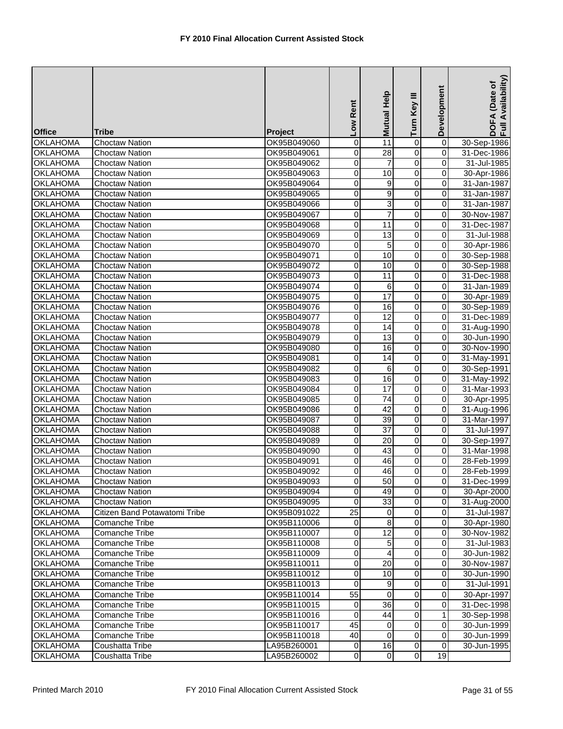# FY 2010 Final Allocation Current Assisted Stock

| Office | Tribe | Project | Low Rent | Mutual Help | Turn Key III | Development | DOFA (Date of Full Availability) |
|---|---|---|---|---|---|---|---|
| OKLAHOMA | Choctaw Nation | OK95B049060 | 0 | 11 | 0 | 0 | 30-Sep-1986 |
| OKLAHOMA | Choctaw Nation | OK95B049061 | 0 | 28 | 0 | 0 | 31-Dec-1986 |
| OKLAHOMA | Choctaw Nation | OK95B049062 | 0 | 7 | 0 | 0 | 31-Jul-1985 |
| OKLAHOMA | Choctaw Nation | OK95B049063 | 0 | 10 | 0 | 0 | 30-Apr-1986 |
| OKLAHOMA | Choctaw Nation | OK95B049064 | 0 | 9 | 0 | 0 | 31-Jan-1987 |
| OKLAHOMA | Choctaw Nation | OK95B049065 | 0 | 9 | 0 | 0 | 31-Jan-1987 |
| OKLAHOMA | Choctaw Nation | OK95B049066 | 0 | 3 | 0 | 0 | 31-Jan-1987 |
| OKLAHOMA | Choctaw Nation | OK95B049067 | 0 | 7 | 0 | 0 | 30-Nov-1987 |
| OKLAHOMA | Choctaw Nation | OK95B049068 | 0 | 11 | 0 | 0 | 31-Dec-1987 |
| OKLAHOMA | Choctaw Nation | OK95B049069 | 0 | 13 | 0 | 0 | 31-Jul-1988 |
| OKLAHOMA | Choctaw Nation | OK95B049070 | 0 | 5 | 0 | 0 | 30-Apr-1986 |
| OKLAHOMA | Choctaw Nation | OK95B049071 | 0 | 10 | 0 | 0 | 30-Sep-1988 |
| OKLAHOMA | Choctaw Nation | OK95B049072 | 0 | 10 | 0 | 0 | 30-Sep-1988 |
| OKLAHOMA | Choctaw Nation | OK95B049073 | 0 | 11 | 0 | 0 | 31-Dec-1988 |
| OKLAHOMA | Choctaw Nation | OK95B049074 | 0 | 6 | 0 | 0 | 31-Jan-1989 |
| OKLAHOMA | Choctaw Nation | OK95B049075 | 0 | 17 | 0 | 0 | 30-Apr-1989 |
| OKLAHOMA | Choctaw Nation | OK95B049076 | 0 | 16 | 0 | 0 | 30-Sep-1989 |
| OKLAHOMA | Choctaw Nation | OK95B049077 | 0 | 12 | 0 | 0 | 31-Dec-1989 |
| OKLAHOMA | Choctaw Nation | OK95B049078 | 0 | 14 | 0 | 0 | 31-Aug-1990 |
| OKLAHOMA | Choctaw Nation | OK95B049079 | 0 | 13 | 0 | 0 | 30-Jun-1990 |
| OKLAHOMA | Choctaw Nation | OK95B049080 | 0 | 16 | 0 | 0 | 30-Nov-1990 |
| OKLAHOMA | Choctaw Nation | OK95B049081 | 0 | 14 | 0 | 0 | 31-May-1991 |
| OKLAHOMA | Choctaw Nation | OK95B049082 | 0 | 6 | 0 | 0 | 30-Sep-1991 |
| OKLAHOMA | Choctaw Nation | OK95B049083 | 0 | 16 | 0 | 0 | 31-May-1992 |
| OKLAHOMA | Choctaw Nation | OK95B049084 | 0 | 17 | 0 | 0 | 31-Mar-1993 |
| OKLAHOMA | Choctaw Nation | OK95B049085 | 0 | 74 | 0 | 0 | 30-Apr-1995 |
| OKLAHOMA | Choctaw Nation | OK95B049086 | 0 | 42 | 0 | 0 | 31-Aug-1996 |
| OKLAHOMA | Choctaw Nation | OK95B049087 | 0 | 39 | 0 | 0 | 31-Mar-1997 |
| OKLAHOMA | Choctaw Nation | OK95B049088 | 0 | 37 | 0 | 0 | 31-Jul-1997 |
| OKLAHOMA | Choctaw Nation | OK95B049089 | 0 | 20 | 0 | 0 | 30-Sep-1997 |
| OKLAHOMA | Choctaw Nation | OK95B049090 | 0 | 43 | 0 | 0 | 31-Mar-1998 |
| OKLAHOMA | Choctaw Nation | OK95B049091 | 0 | 46 | 0 | 0 | 28-Feb-1999 |
| OKLAHOMA | Choctaw Nation | OK95B049092 | 0 | 46 | 0 | 0 | 28-Feb-1999 |
| OKLAHOMA | Choctaw Nation | OK95B049093 | 0 | 50 | 0 | 0 | 31-Dec-1999 |
| OKLAHOMA | Choctaw Nation | OK95B049094 | 0 | 49 | 0 | 0 | 30-Apr-2000 |
| OKLAHOMA | Choctaw Nation | OK95B049095 | 0 | 33 | 0 | 0 | 31-Aug-2000 |
| OKLAHOMA | Citizen Band Potawatomi Tribe | OK95B091022 | 25 | 0 | 0 | 0 | 31-Jul-1987 |
| OKLAHOMA | Comanche Tribe | OK95B110006 | 0 | 8 | 0 | 0 | 30-Apr-1980 |
| OKLAHOMA | Comanche Tribe | OK95B110007 | 0 | 12 | 0 | 0 | 30-Nov-1982 |
| OKLAHOMA | Comanche Tribe | OK95B110008 | 0 | 5 | 0 | 0 | 31-Jul-1983 |
| OKLAHOMA | Comanche Tribe | OK95B110009 | 0 | 4 | 0 | 0 | 30-Jun-1982 |
| OKLAHOMA | Comanche Tribe | OK95B110011 | 0 | 20 | 0 | 0 | 30-Nov-1987 |
| OKLAHOMA | Comanche Tribe | OK95B110012 | 0 | 10 | 0 | 0 | 30-Jun-1990 |
| OKLAHOMA | Comanche Tribe | OK95B110013 | 0 | 9 | 0 | 0 | 31-Jul-1991 |
| OKLAHOMA | Comanche Tribe | OK95B110014 | 55 | 0 | 0 | 0 | 30-Apr-1997 |
| OKLAHOMA | Comanche Tribe | OK95B110015 | 0 | 36 | 0 | 0 | 31-Dec-1998 |
| OKLAHOMA | Comanche Tribe | OK95B110016 | 0 | 44 | 0 | 1 | 30-Sep-1998 |
| OKLAHOMA | Comanche Tribe | OK95B110017 | 45 | 0 | 0 | 0 | 30-Jun-1999 |
| OKLAHOMA | Comanche Tribe | OK95B110018 | 40 | 0 | 0 | 0 | 30-Jun-1999 |
| OKLAHOMA | Coushatta Tribe | LA95B260001 | 0 | 16 | 0 | 0 | 30-Jun-1995 |
| OKLAHOMA | Coushatta Tribe | LA95B260002 | 0 | 0 | 0 | 19 | |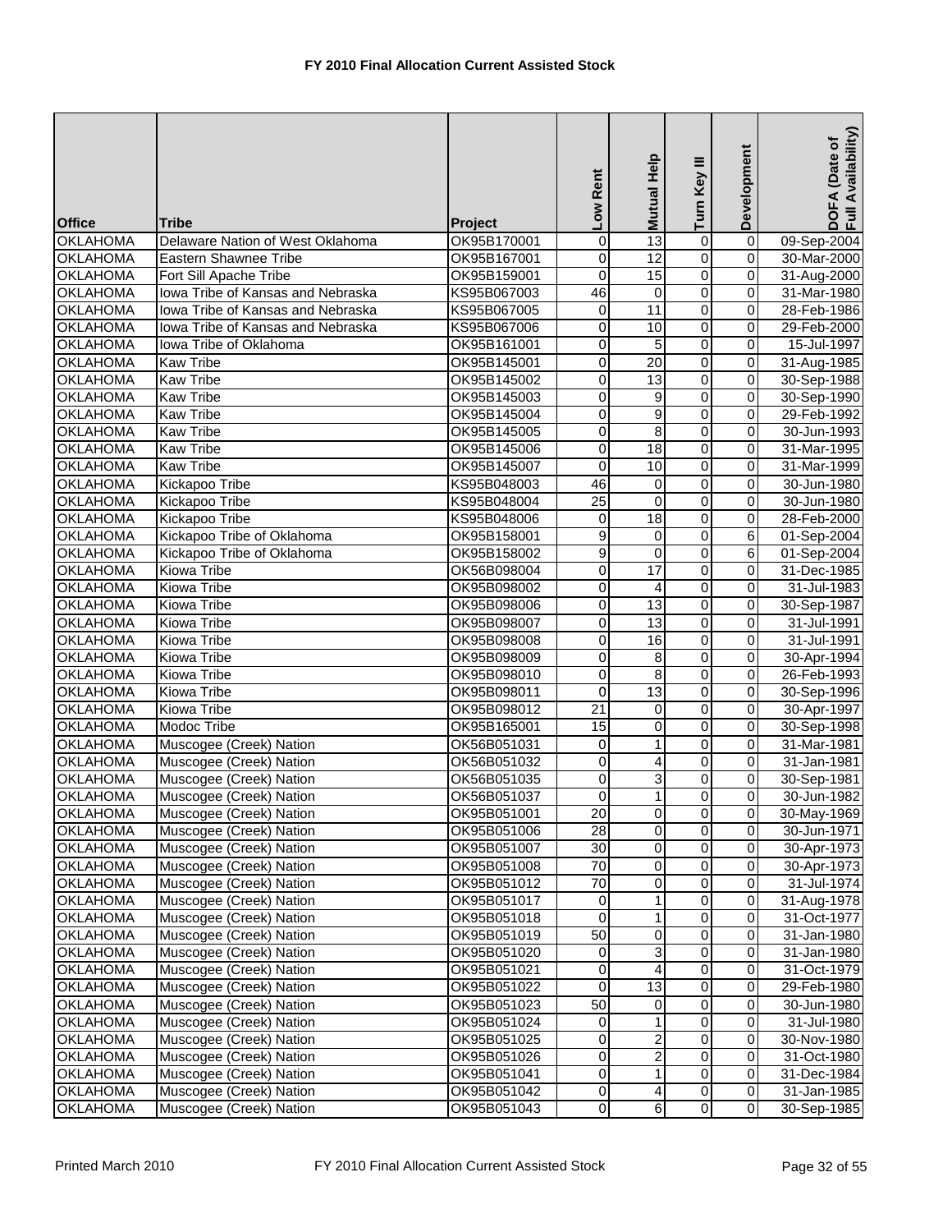**FY 2010 Final Allocation Current Assisted Stock**

| Office | Tribe | Project | Low Rent | Mutual Help | Turn Key III | Development | DOFA (Date of Full Availability) |
|---|---|---|---|---|---|---|---|
| OKLAHOMA | Delaware Nation of West Oklahoma | OK95B170001 | 0 | 13 | 0 | 0 | 09-Sep-2004 |
| OKLAHOMA | Eastern Shawnee Tribe | OK95B167001 | 0 | 12 | 0 | 0 | 30-Mar-2000 |
| OKLAHOMA | Fort Sill Apache Tribe | OK95B159001 | 0 | 15 | 0 | 0 | 31-Aug-2000 |
| OKLAHOMA | Iowa Tribe of Kansas and Nebraska | KS95B067003 | 46 | 0 | 0 | 0 | 31-Mar-1980 |
| OKLAHOMA | Iowa Tribe of Kansas and Nebraska | KS95B067005 | 0 | 11 | 0 | 0 | 28-Feb-1986 |
| OKLAHOMA | Iowa Tribe of Kansas and Nebraska | KS95B067006 | 0 | 10 | 0 | 0 | 29-Feb-2000 |
| OKLAHOMA | Iowa Tribe of Oklahoma | OK95B161001 | 0 | 5 | 0 | 0 | 15-Jul-1997 |
| OKLAHOMA | Kaw Tribe | OK95B145001 | 0 | 20 | 0 | 0 | 31-Aug-1985 |
| OKLAHOMA | Kaw Tribe | OK95B145002 | 0 | 13 | 0 | 0 | 30-Sep-1988 |
| OKLAHOMA | Kaw Tribe | OK95B145003 | 0 | 9 | 0 | 0 | 30-Sep-1990 |
| OKLAHOMA | Kaw Tribe | OK95B145004 | 0 | 9 | 0 | 0 | 29-Feb-1992 |
| OKLAHOMA | Kaw Tribe | OK95B145005 | 0 | 8 | 0 | 0 | 30-Jun-1993 |
| OKLAHOMA | Kaw Tribe | OK95B145006 | 0 | 18 | 0 | 0 | 31-Mar-1995 |
| OKLAHOMA | Kaw Tribe | OK95B145007 | 0 | 10 | 0 | 0 | 31-Mar-1999 |
| OKLAHOMA | Kickapoo Tribe | KS95B048003 | 46 | 0 | 0 | 0 | 30-Jun-1980 |
| OKLAHOMA | Kickapoo Tribe | KS95B048004 | 25 | 0 | 0 | 0 | 30-Jun-1980 |
| OKLAHOMA | Kickapoo Tribe | KS95B048006 | 0 | 18 | 0 | 0 | 28-Feb-2000 |
| OKLAHOMA | Kickapoo Tribe of Oklahoma | OK95B158001 | 9 | 0 | 0 | 6 | 01-Sep-2004 |
| OKLAHOMA | Kickapoo Tribe of Oklahoma | OK95B158002 | 9 | 0 | 0 | 6 | 01-Sep-2004 |
| OKLAHOMA | Kiowa Tribe | OK56B098004 | 0 | 17 | 0 | 0 | 31-Dec-1985 |
| OKLAHOMA | Kiowa Tribe | OK95B098002 | 0 | 4 | 0 | 0 | 31-Jul-1983 |
| OKLAHOMA | Kiowa Tribe | OK95B098006 | 0 | 13 | 0 | 0 | 30-Sep-1987 |
| OKLAHOMA | Kiowa Tribe | OK95B098007 | 0 | 13 | 0 | 0 | 31-Jul-1991 |
| OKLAHOMA | Kiowa Tribe | OK95B098008 | 0 | 16 | 0 | 0 | 31-Jul-1991 |
| OKLAHOMA | Kiowa Tribe | OK95B098009 | 0 | 8 | 0 | 0 | 30-Apr-1994 |
| OKLAHOMA | Kiowa Tribe | OK95B098010 | 0 | 8 | 0 | 0 | 26-Feb-1993 |
| OKLAHOMA | Kiowa Tribe | OK95B098011 | 0 | 13 | 0 | 0 | 30-Sep-1996 |
| OKLAHOMA | Kiowa Tribe | OK95B098012 | 21 | 0 | 0 | 0 | 30-Apr-1997 |
| OKLAHOMA | Modoc Tribe | OK95B165001 | 15 | 0 | 0 | 0 | 30-Sep-1998 |
| OKLAHOMA | Muscogee (Creek) Nation | OK56B051031 | 0 | 1 | 0 | 0 | 31-Mar-1981 |
| OKLAHOMA | Muscogee (Creek) Nation | OK56B051032 | 0 | 4 | 0 | 0 | 31-Jan-1981 |
| OKLAHOMA | Muscogee (Creek) Nation | OK56B051035 | 0 | 3 | 0 | 0 | 30-Sep-1981 |
| OKLAHOMA | Muscogee (Creek) Nation | OK56B051037 | 0 | 1 | 0 | 0 | 30-Jun-1982 |
| OKLAHOMA | Muscogee (Creek) Nation | OK95B051001 | 20 | 0 | 0 | 0 | 30-May-1969 |
| OKLAHOMA | Muscogee (Creek) Nation | OK95B051006 | 28 | 0 | 0 | 0 | 30-Jun-1971 |
| OKLAHOMA | Muscogee (Creek) Nation | OK95B051007 | 30 | 0 | 0 | 0 | 30-Apr-1973 |
| OKLAHOMA | Muscogee (Creek) Nation | OK95B051008 | 70 | 0 | 0 | 0 | 30-Apr-1973 |
| OKLAHOMA | Muscogee (Creek) Nation | OK95B051012 | 70 | 0 | 0 | 0 | 31-Jul-1974 |
| OKLAHOMA | Muscogee (Creek) Nation | OK95B051017 | 0 | 1 | 0 | 0 | 31-Aug-1978 |
| OKLAHOMA | Muscogee (Creek) Nation | OK95B051018 | 0 | 1 | 0 | 0 | 31-Oct-1977 |
| OKLAHOMA | Muscogee (Creek) Nation | OK95B051019 | 50 | 0 | 0 | 0 | 31-Jan-1980 |
| OKLAHOMA | Muscogee (Creek) Nation | OK95B051020 | 0 | 3 | 0 | 0 | 31-Jan-1980 |
| OKLAHOMA | Muscogee (Creek) Nation | OK95B051021 | 0 | 4 | 0 | 0 | 31-Oct-1979 |
| OKLAHOMA | Muscogee (Creek) Nation | OK95B051022 | 0 | 13 | 0 | 0 | 29-Feb-1980 |
| OKLAHOMA | Muscogee (Creek) Nation | OK95B051023 | 50 | 0 | 0 | 0 | 30-Jun-1980 |
| OKLAHOMA | Muscogee (Creek) Nation | OK95B051024 | 0 | 1 | 0 | 0 | 31-Jul-1980 |
| OKLAHOMA | Muscogee (Creek) Nation | OK95B051025 | 0 | 2 | 0 | 0 | 30-Nov-1980 |
| OKLAHOMA | Muscogee (Creek) Nation | OK95B051026 | 0 | 2 | 0 | 0 | 31-Oct-1980 |
| OKLAHOMA | Muscogee (Creek) Nation | OK95B051041 | 0 | 1 | 0 | 0 | 31-Dec-1984 |
| OKLAHOMA | Muscogee (Creek) Nation | OK95B051042 | 0 | 4 | 0 | 0 | 31-Jan-1985 |
| OKLAHOMA | Muscogee (Creek) Nation | OK95B051043 | 0 | 6 | 0 | 0 | 30-Sep-1985 |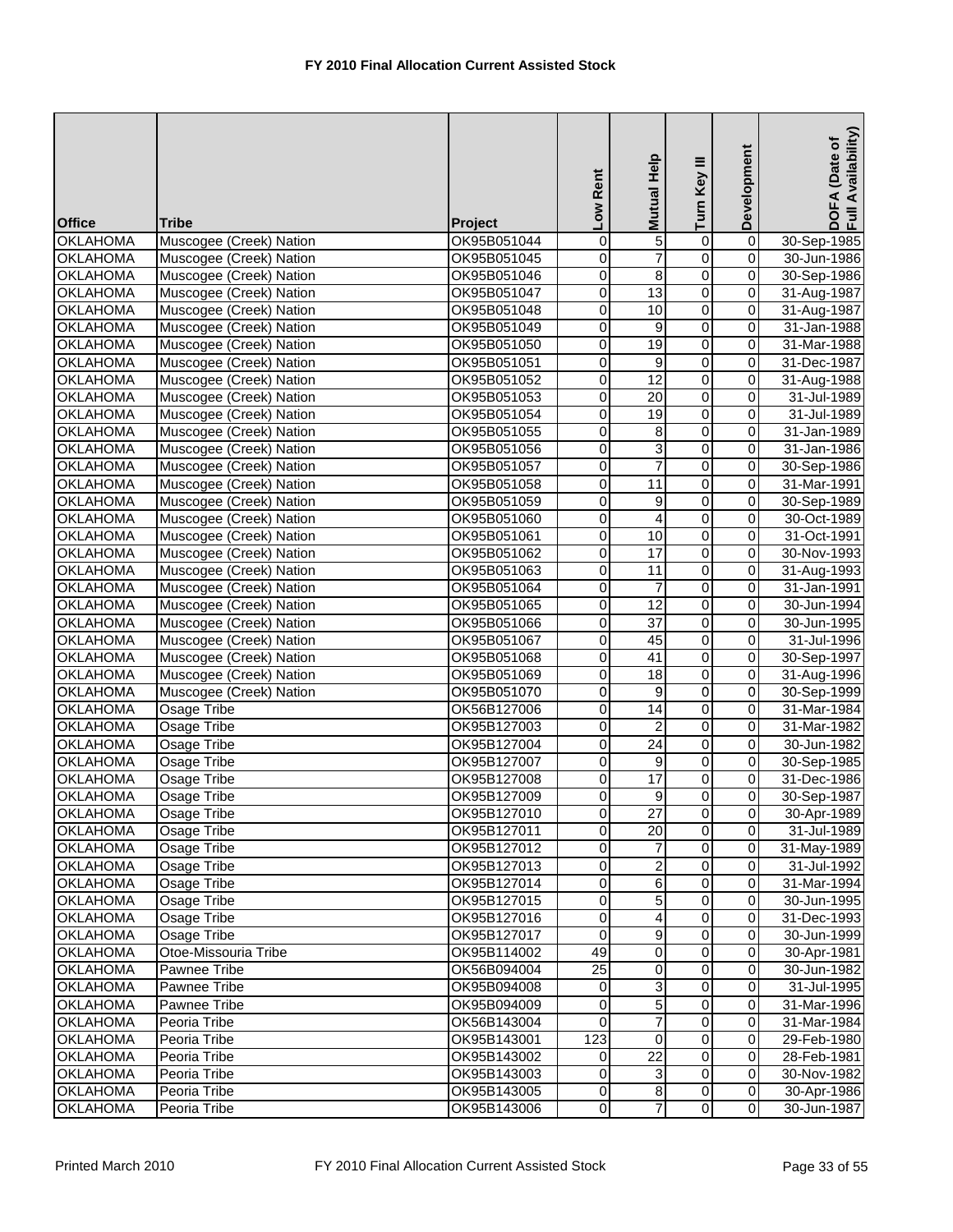**FY 2010 Final Allocation Current Assisted Stock**

| Office | Tribe | Project | Low Rent | Mutual Help | Turn Key III | Development | DOFA (Date of Full Availability) |
|---|---|---|---|---|---|---|---|
| OKLAHOMA | Muscogee (Creek) Nation | OK95B051044 | 0 | 5 | 0 | 0 | 30-Sep-1985 |
| OKLAHOMA | Muscogee (Creek) Nation | OK95B051045 | 0 | 7 | 0 | 0 | 30-Jun-1986 |
| OKLAHOMA | Muscogee (Creek) Nation | OK95B051046 | 0 | 8 | 0 | 0 | 30-Sep-1986 |
| OKLAHOMA | Muscogee (Creek) Nation | OK95B051047 | 0 | 13 | 0 | 0 | 31-Aug-1987 |
| OKLAHOMA | Muscogee (Creek) Nation | OK95B051048 | 0 | 10 | 0 | 0 | 31-Aug-1987 |
| OKLAHOMA | Muscogee (Creek) Nation | OK95B051049 | 0 | 9 | 0 | 0 | 31-Jan-1988 |
| OKLAHOMA | Muscogee (Creek) Nation | OK95B051050 | 0 | 19 | 0 | 0 | 31-Mar-1988 |
| OKLAHOMA | Muscogee (Creek) Nation | OK95B051051 | 0 | 9 | 0 | 0 | 31-Dec-1987 |
| OKLAHOMA | Muscogee (Creek) Nation | OK95B051052 | 0 | 12 | 0 | 0 | 31-Aug-1988 |
| OKLAHOMA | Muscogee (Creek) Nation | OK95B051053 | 0 | 20 | 0 | 0 | 31-Jul-1989 |
| OKLAHOMA | Muscogee (Creek) Nation | OK95B051054 | 0 | 19 | 0 | 0 | 31-Jul-1989 |
| OKLAHOMA | Muscogee (Creek) Nation | OK95B051055 | 0 | 8 | 0 | 0 | 31-Jan-1989 |
| OKLAHOMA | Muscogee (Creek) Nation | OK95B051056 | 0 | 3 | 0 | 0 | 31-Jan-1986 |
| OKLAHOMA | Muscogee (Creek) Nation | OK95B051057 | 0 | 7 | 0 | 0 | 30-Sep-1986 |
| OKLAHOMA | Muscogee (Creek) Nation | OK95B051058 | 0 | 11 | 0 | 0 | 31-Mar-1991 |
| OKLAHOMA | Muscogee (Creek) Nation | OK95B051059 | 0 | 9 | 0 | 0 | 30-Sep-1989 |
| OKLAHOMA | Muscogee (Creek) Nation | OK95B051060 | 0 | 4 | 0 | 0 | 30-Oct-1989 |
| OKLAHOMA | Muscogee (Creek) Nation | OK95B051061 | 0 | 10 | 0 | 0 | 31-Oct-1991 |
| OKLAHOMA | Muscogee (Creek) Nation | OK95B051062 | 0 | 17 | 0 | 0 | 30-Nov-1993 |
| OKLAHOMA | Muscogee (Creek) Nation | OK95B051063 | 0 | 11 | 0 | 0 | 31-Aug-1993 |
| OKLAHOMA | Muscogee (Creek) Nation | OK95B051064 | 0 | 7 | 0 | 0 | 31-Jan-1991 |
| OKLAHOMA | Muscogee (Creek) Nation | OK95B051065 | 0 | 12 | 0 | 0 | 30-Jun-1994 |
| OKLAHOMA | Muscogee (Creek) Nation | OK95B051066 | 0 | 37 | 0 | 0 | 30-Jun-1995 |
| OKLAHOMA | Muscogee (Creek) Nation | OK95B051067 | 0 | 45 | 0 | 0 | 31-Jul-1996 |
| OKLAHOMA | Muscogee (Creek) Nation | OK95B051068 | 0 | 41 | 0 | 0 | 30-Sep-1997 |
| OKLAHOMA | Muscogee (Creek) Nation | OK95B051069 | 0 | 18 | 0 | 0 | 31-Aug-1996 |
| OKLAHOMA | Muscogee (Creek) Nation | OK95B051070 | 0 | 9 | 0 | 0 | 30-Sep-1999 |
| OKLAHOMA | Osage Tribe | OK56B127006 | 0 | 14 | 0 | 0 | 31-Mar-1984 |
| OKLAHOMA | Osage Tribe | OK95B127003 | 0 | 2 | 0 | 0 | 31-Mar-1982 |
| OKLAHOMA | Osage Tribe | OK95B127004 | 0 | 24 | 0 | 0 | 30-Jun-1982 |
| OKLAHOMA | Osage Tribe | OK95B127007 | 0 | 9 | 0 | 0 | 30-Sep-1985 |
| OKLAHOMA | Osage Tribe | OK95B127008 | 0 | 17 | 0 | 0 | 31-Dec-1986 |
| OKLAHOMA | Osage Tribe | OK95B127009 | 0 | 9 | 0 | 0 | 30-Sep-1987 |
| OKLAHOMA | Osage Tribe | OK95B127010 | 0 | 27 | 0 | 0 | 30-Apr-1989 |
| OKLAHOMA | Osage Tribe | OK95B127011 | 0 | 20 | 0 | 0 | 31-Jul-1989 |
| OKLAHOMA | Osage Tribe | OK95B127012 | 0 | 7 | 0 | 0 | 31-May-1989 |
| OKLAHOMA | Osage Tribe | OK95B127013 | 0 | 2 | 0 | 0 | 31-Jul-1992 |
| OKLAHOMA | Osage Tribe | OK95B127014 | 0 | 6 | 0 | 0 | 31-Mar-1994 |
| OKLAHOMA | Osage Tribe | OK95B127015 | 0 | 5 | 0 | 0 | 30-Jun-1995 |
| OKLAHOMA | Osage Tribe | OK95B127016 | 0 | 4 | 0 | 0 | 31-Dec-1993 |
| OKLAHOMA | Osage Tribe | OK95B127017 | 0 | 9 | 0 | 0 | 30-Jun-1999 |
| OKLAHOMA | Otoe-Missouria Tribe | OK95B114002 | 49 | 0 | 0 | 0 | 30-Apr-1981 |
| OKLAHOMA | Pawnee Tribe | OK56B094004 | 25 | 0 | 0 | 0 | 30-Jun-1982 |
| OKLAHOMA | Pawnee Tribe | OK95B094008 | 0 | 3 | 0 | 0 | 31-Jul-1995 |
| OKLAHOMA | Pawnee Tribe | OK95B094009 | 0 | 5 | 0 | 0 | 31-Mar-1996 |
| OKLAHOMA | Peoria Tribe | OK56B143004 | 0 | 7 | 0 | 0 | 31-Mar-1984 |
| OKLAHOMA | Peoria Tribe | OK95B143001 | 123 | 0 | 0 | 0 | 29-Feb-1980 |
| OKLAHOMA | Peoria Tribe | OK95B143002 | 0 | 22 | 0 | 0 | 28-Feb-1981 |
| OKLAHOMA | Peoria Tribe | OK95B143003 | 0 | 3 | 0 | 0 | 30-Nov-1982 |
| OKLAHOMA | Peoria Tribe | OK95B143005 | 0 | 8 | 0 | 0 | 30-Apr-1986 |
| OKLAHOMA | Peoria Tribe | OK95B143006 | 0 | 7 | 0 | 0 | 30-Jun-1987 |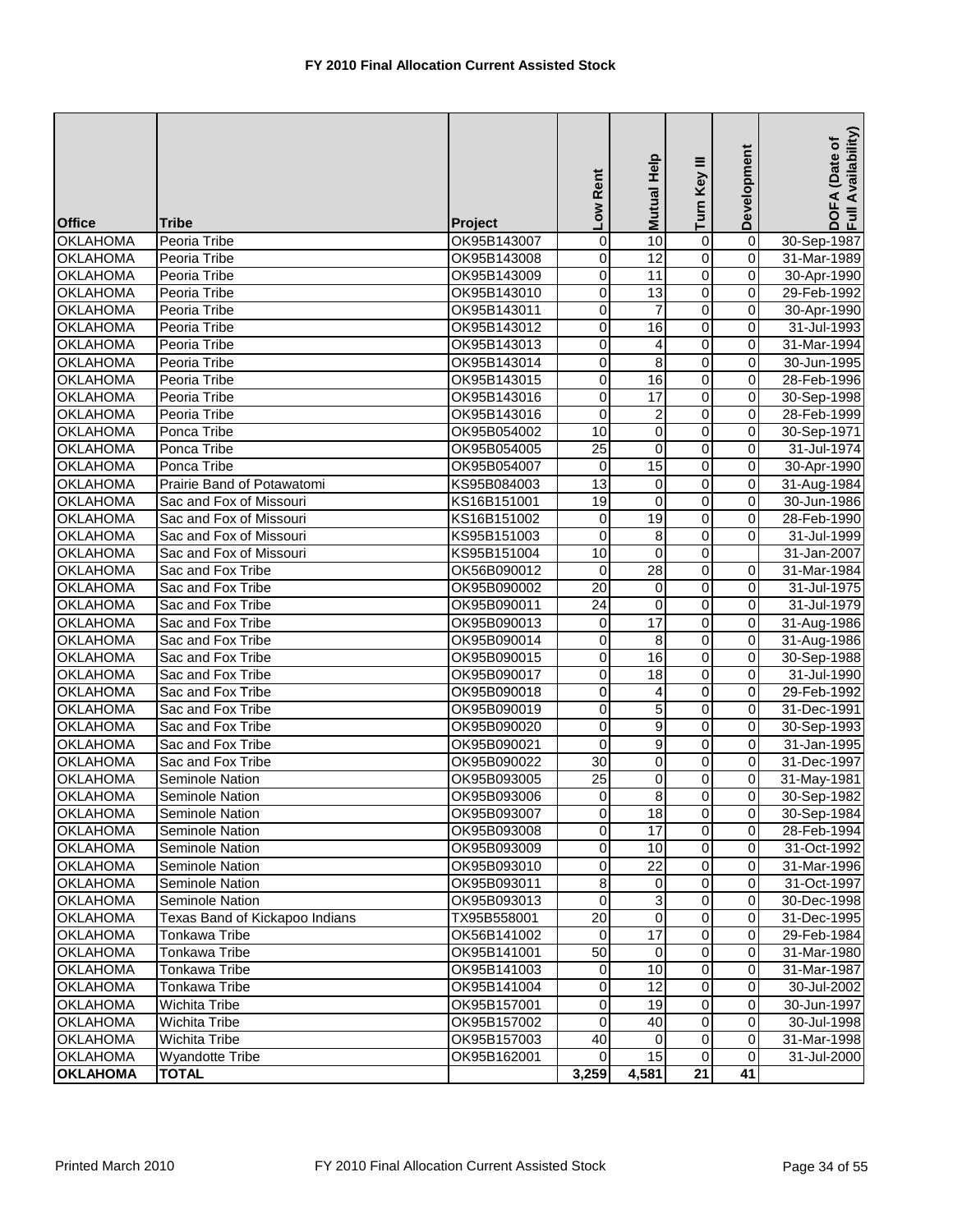# FY 2010 Final Allocation Current Assisted Stock

| Office | Tribe | Project | Low Rent | Mutual Help | Turn Key III | Development | DOFA (Date of Full Availability) |
|---|---|---|---|---|---|---|---|
| OKLAHOMA | Peoria Tribe | OK95B143007 | 0 | 10 | 0 | 0 | 30-Sep-1987 |
| OKLAHOMA | Peoria Tribe | OK95B143008 | 0 | 12 | 0 | 0 | 31-Mar-1989 |
| OKLAHOMA | Peoria Tribe | OK95B143009 | 0 | 11 | 0 | 0 | 30-Apr-1990 |
| OKLAHOMA | Peoria Tribe | OK95B143010 | 0 | 13 | 0 | 0 | 29-Feb-1992 |
| OKLAHOMA | Peoria Tribe | OK95B143011 | 0 | 7 | 0 | 0 | 30-Apr-1990 |
| OKLAHOMA | Peoria Tribe | OK95B143012 | 0 | 16 | 0 | 0 | 31-Jul-1993 |
| OKLAHOMA | Peoria Tribe | OK95B143013 | 0 | 4 | 0 | 0 | 31-Mar-1994 |
| OKLAHOMA | Peoria Tribe | OK95B143014 | 0 | 8 | 0 | 0 | 30-Jun-1995 |
| OKLAHOMA | Peoria Tribe | OK95B143015 | 0 | 16 | 0 | 0 | 28-Feb-1996 |
| OKLAHOMA | Peoria Tribe | OK95B143016 | 0 | 17 | 0 | 0 | 30-Sep-1998 |
| OKLAHOMA | Peoria Tribe | OK95B143016 | 0 | 2 | 0 | 0 | 28-Feb-1999 |
| OKLAHOMA | Ponca Tribe | OK95B054002 | 10 | 0 | 0 | 0 | 30-Sep-1971 |
| OKLAHOMA | Ponca Tribe | OK95B054005 | 25 | 0 | 0 | 0 | 31-Jul-1974 |
| OKLAHOMA | Ponca Tribe | OK95B054007 | 0 | 15 | 0 | 0 | 30-Apr-1990 |
| OKLAHOMA | Prairie Band of Potawatomi | KS95B084003 | 13 | 0 | 0 | 0 | 31-Aug-1984 |
| OKLAHOMA | Sac and Fox of Missouri | KS16B151001 | 19 | 0 | 0 | 0 | 30-Jun-1986 |
| OKLAHOMA | Sac and Fox of Missouri | KS16B151002 | 0 | 19 | 0 | 0 | 28-Feb-1990 |
| OKLAHOMA | Sac and Fox of Missouri | KS95B151003 | 0 | 8 | 0 | 0 | 31-Jul-1999 |
| OKLAHOMA | Sac and Fox of Missouri | KS95B151004 | 10 | 0 | 0 | | 31-Jan-2007 |
| OKLAHOMA | Sac and Fox Tribe | OK56B090012 | 0 | 28 | 0 | 0 | 31-Mar-1984 |
| OKLAHOMA | Sac and Fox Tribe | OK95B090002 | 20 | 0 | 0 | 0 | 31-Jul-1975 |
| OKLAHOMA | Sac and Fox Tribe | OK95B090011 | 24 | 0 | 0 | 0 | 31-Jul-1979 |
| OKLAHOMA | Sac and Fox Tribe | OK95B090013 | 0 | 17 | 0 | 0 | 31-Aug-1986 |
| OKLAHOMA | Sac and Fox Tribe | OK95B090014 | 0 | 8 | 0 | 0 | 31-Aug-1986 |
| OKLAHOMA | Sac and Fox Tribe | OK95B090015 | 0 | 16 | 0 | 0 | 30-Sep-1988 |
| OKLAHOMA | Sac and Fox Tribe | OK95B090017 | 0 | 18 | 0 | 0 | 31-Jul-1990 |
| OKLAHOMA | Sac and Fox Tribe | OK95B090018 | 0 | 4 | 0 | 0 | 29-Feb-1992 |
| OKLAHOMA | Sac and Fox Tribe | OK95B090019 | 0 | 5 | 0 | 0 | 31-Dec-1991 |
| OKLAHOMA | Sac and Fox Tribe | OK95B090020 | 0 | 9 | 0 | 0 | 30-Sep-1993 |
| OKLAHOMA | Sac and Fox Tribe | OK95B090021 | 0 | 9 | 0 | 0 | 31-Jan-1995 |
| OKLAHOMA | Sac and Fox Tribe | OK95B090022 | 30 | 0 | 0 | 0 | 31-Dec-1997 |
| OKLAHOMA | Seminole Nation | OK95B093005 | 25 | 0 | 0 | 0 | 31-May-1981 |
| OKLAHOMA | Seminole Nation | OK95B093006 | 0 | 8 | 0 | 0 | 30-Sep-1982 |
| OKLAHOMA | Seminole Nation | OK95B093007 | 0 | 18 | 0 | 0 | 30-Sep-1984 |
| OKLAHOMA | Seminole Nation | OK95B093008 | 0 | 17 | 0 | 0 | 28-Feb-1994 |
| OKLAHOMA | Seminole Nation | OK95B093009 | 0 | 10 | 0 | 0 | 31-Oct-1992 |
| OKLAHOMA | Seminole Nation | OK95B093010 | 0 | 22 | 0 | 0 | 31-Mar-1996 |
| OKLAHOMA | Seminole Nation | OK95B093011 | 8 | 0 | 0 | 0 | 31-Oct-1997 |
| OKLAHOMA | Seminole Nation | OK95B093013 | 0 | 3 | 0 | 0 | 30-Dec-1998 |
| OKLAHOMA | Texas Band of Kickapoo Indians | TX95B558001 | 20 | 0 | 0 | 0 | 31-Dec-1995 |
| OKLAHOMA | Tonkawa Tribe | OK56B141002 | 0 | 17 | 0 | 0 | 29-Feb-1984 |
| OKLAHOMA | Tonkawa Tribe | OK95B141001 | 50 | 0 | 0 | 0 | 31-Mar-1980 |
| OKLAHOMA | Tonkawa Tribe | OK95B141003 | 0 | 10 | 0 | 0 | 31-Mar-1987 |
| OKLAHOMA | Tonkawa Tribe | OK95B141004 | 0 | 12 | 0 | 0 | 30-Jul-2002 |
| OKLAHOMA | Wichita Tribe | OK95B157001 | 0 | 19 | 0 | 0 | 30-Jun-1997 |
| OKLAHOMA | Wichita Tribe | OK95B157002 | 0 | 40 | 0 | 0 | 30-Jul-1998 |
| OKLAHOMA | Wichita Tribe | OK95B157003 | 40 | 0 | 0 | 0 | 31-Mar-1998 |
| OKLAHOMA | Wyandotte Tribe | OK95B162001 | 0 | 15 | 0 | 0 | 31-Jul-2000 |
| **OKLAHOMA** | **TOTAL** | | **3,259** | **4,581** | **21** | **41** | |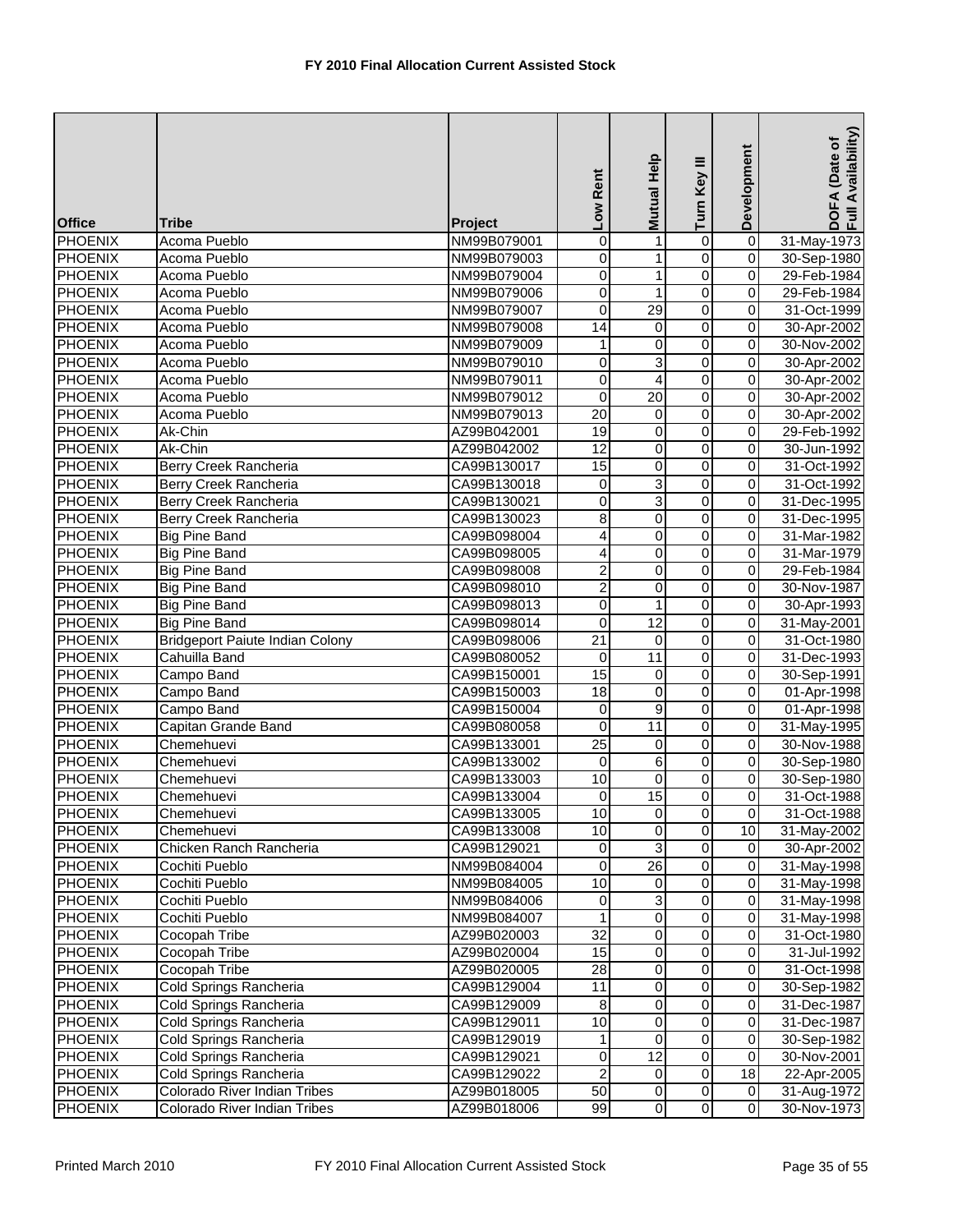# FY 2010 Final Allocation Current Assisted Stock

| Office | Tribe | Project | Low Rent | Mutual Help | Turn Key III | Development | DOFA (Date of Full Availability) |
|---|---|---|---|---|---|---|---|
| PHOENIX | Acoma Pueblo | NM99B079001 | 0 | 1 | 0 | 0 | 31-May-1973 |
| PHOENIX | Acoma Pueblo | NM99B079003 | 0 | 1 | 0 | 0 | 30-Sep-1980 |
| PHOENIX | Acoma Pueblo | NM99B079004 | 0 | 1 | 0 | 0 | 29-Feb-1984 |
| PHOENIX | Acoma Pueblo | NM99B079006 | 0 | 1 | 0 | 0 | 29-Feb-1984 |
| PHOENIX | Acoma Pueblo | NM99B079007 | 0 | 29 | 0 | 0 | 31-Oct-1999 |
| PHOENIX | Acoma Pueblo | NM99B079008 | 14 | 0 | 0 | 0 | 30-Apr-2002 |
| PHOENIX | Acoma Pueblo | NM99B079009 | 1 | 0 | 0 | 0 | 30-Nov-2002 |
| PHOENIX | Acoma Pueblo | NM99B079010 | 0 | 3 | 0 | 0 | 30-Apr-2002 |
| PHOENIX | Acoma Pueblo | NM99B079011 | 0 | 4 | 0 | 0 | 30-Apr-2002 |
| PHOENIX | Acoma Pueblo | NM99B079012 | 0 | 20 | 0 | 0 | 30-Apr-2002 |
| PHOENIX | Acoma Pueblo | NM99B079013 | 20 | 0 | 0 | 0 | 30-Apr-2002 |
| PHOENIX | Ak-Chin | AZ99B042001 | 19 | 0 | 0 | 0 | 29-Feb-1992 |
| PHOENIX | Ak-Chin | AZ99B042002 | 12 | 0 | 0 | 0 | 30-Jun-1992 |
| PHOENIX | Berry Creek Rancheria | CA99B130017 | 15 | 0 | 0 | 0 | 31-Oct-1992 |
| PHOENIX | Berry Creek Rancheria | CA99B130018 | 0 | 3 | 0 | 0 | 31-Oct-1992 |
| PHOENIX | Berry Creek Rancheria | CA99B130021 | 0 | 3 | 0 | 0 | 31-Dec-1995 |
| PHOENIX | Berry Creek Rancheria | CA99B130023 | 8 | 0 | 0 | 0 | 31-Dec-1995 |
| PHOENIX | Big Pine Band | CA99B098004 | 4 | 0 | 0 | 0 | 31-Mar-1982 |
| PHOENIX | Big Pine Band | CA99B098005 | 4 | 0 | 0 | 0 | 31-Mar-1979 |
| PHOENIX | Big Pine Band | CA99B098008 | 2 | 0 | 0 | 0 | 29-Feb-1984 |
| PHOENIX | Big Pine Band | CA99B098010 | 2 | 0 | 0 | 0 | 30-Nov-1987 |
| PHOENIX | Big Pine Band | CA99B098013 | 0 | 1 | 0 | 0 | 30-Apr-1993 |
| PHOENIX | Big Pine Band | CA99B098014 | 0 | 12 | 0 | 0 | 31-May-2001 |
| PHOENIX | Bridgeport Paiute Indian Colony | CA99B098006 | 21 | 0 | 0 | 0 | 31-Oct-1980 |
| PHOENIX | Cahuilla Band | CA99B080052 | 0 | 11 | 0 | 0 | 31-Dec-1993 |
| PHOENIX | Campo Band | CA99B150001 | 15 | 0 | 0 | 0 | 30-Sep-1991 |
| PHOENIX | Campo Band | CA99B150003 | 18 | 0 | 0 | 0 | 01-Apr-1998 |
| PHOENIX | Campo Band | CA99B150004 | 0 | 9 | 0 | 0 | 01-Apr-1998 |
| PHOENIX | Capitan Grande Band | CA99B080058 | 0 | 11 | 0 | 0 | 31-May-1995 |
| PHOENIX | Chemehuevi | CA99B133001 | 25 | 0 | 0 | 0 | 30-Nov-1988 |
| PHOENIX | Chemehuevi | CA99B133002 | 0 | 6 | 0 | 0 | 30-Sep-1980 |
| PHOENIX | Chemehuevi | CA99B133003 | 10 | 0 | 0 | 0 | 30-Sep-1980 |
| PHOENIX | Chemehuevi | CA99B133004 | 0 | 15 | 0 | 0 | 31-Oct-1988 |
| PHOENIX | Chemehuevi | CA99B133005 | 10 | 0 | 0 | 0 | 31-Oct-1988 |
| PHOENIX | Chemehuevi | CA99B133008 | 10 | 0 | 0 | 10 | 31-May-2002 |
| PHOENIX | Chicken Ranch Rancheria | CA99B129021 | 0 | 3 | 0 | 0 | 30-Apr-2002 |
| PHOENIX | Cochiti Pueblo | NM99B084004 | 0 | 26 | 0 | 0 | 31-May-1998 |
| PHOENIX | Cochiti Pueblo | NM99B084005 | 10 | 0 | 0 | 0 | 31-May-1998 |
| PHOENIX | Cochiti Pueblo | NM99B084006 | 0 | 3 | 0 | 0 | 31-May-1998 |
| PHOENIX | Cochiti Pueblo | NM99B084007 | 1 | 0 | 0 | 0 | 31-May-1998 |
| PHOENIX | Cocopah Tribe | AZ99B020003 | 32 | 0 | 0 | 0 | 31-Oct-1980 |
| PHOENIX | Cocopah Tribe | AZ99B020004 | 15 | 0 | 0 | 0 | 31-Jul-1992 |
| PHOENIX | Cocopah Tribe | AZ99B020005 | 28 | 0 | 0 | 0 | 31-Oct-1998 |
| PHOENIX | Cold Springs Rancheria | CA99B129004 | 11 | 0 | 0 | 0 | 30-Sep-1982 |
| PHOENIX | Cold Springs Rancheria | CA99B129009 | 8 | 0 | 0 | 0 | 31-Dec-1987 |
| PHOENIX | Cold Springs Rancheria | CA99B129011 | 10 | 0 | 0 | 0 | 31-Dec-1987 |
| PHOENIX | Cold Springs Rancheria | CA99B129019 | 1 | 0 | 0 | 0 | 30-Sep-1982 |
| PHOENIX | Cold Springs Rancheria | CA99B129021 | 0 | 12 | 0 | 0 | 30-Nov-2001 |
| PHOENIX | Cold Springs Rancheria | CA99B129022 | 2 | 0 | 0 | 18 | 22-Apr-2005 |
| PHOENIX | Colorado River Indian Tribes | AZ99B018005 | 50 | 0 | 0 | 0 | 31-Aug-1972 |
| PHOENIX | Colorado River Indian Tribes | AZ99B018006 | 99 | 0 | 0 | 0 | 30-Nov-1973 |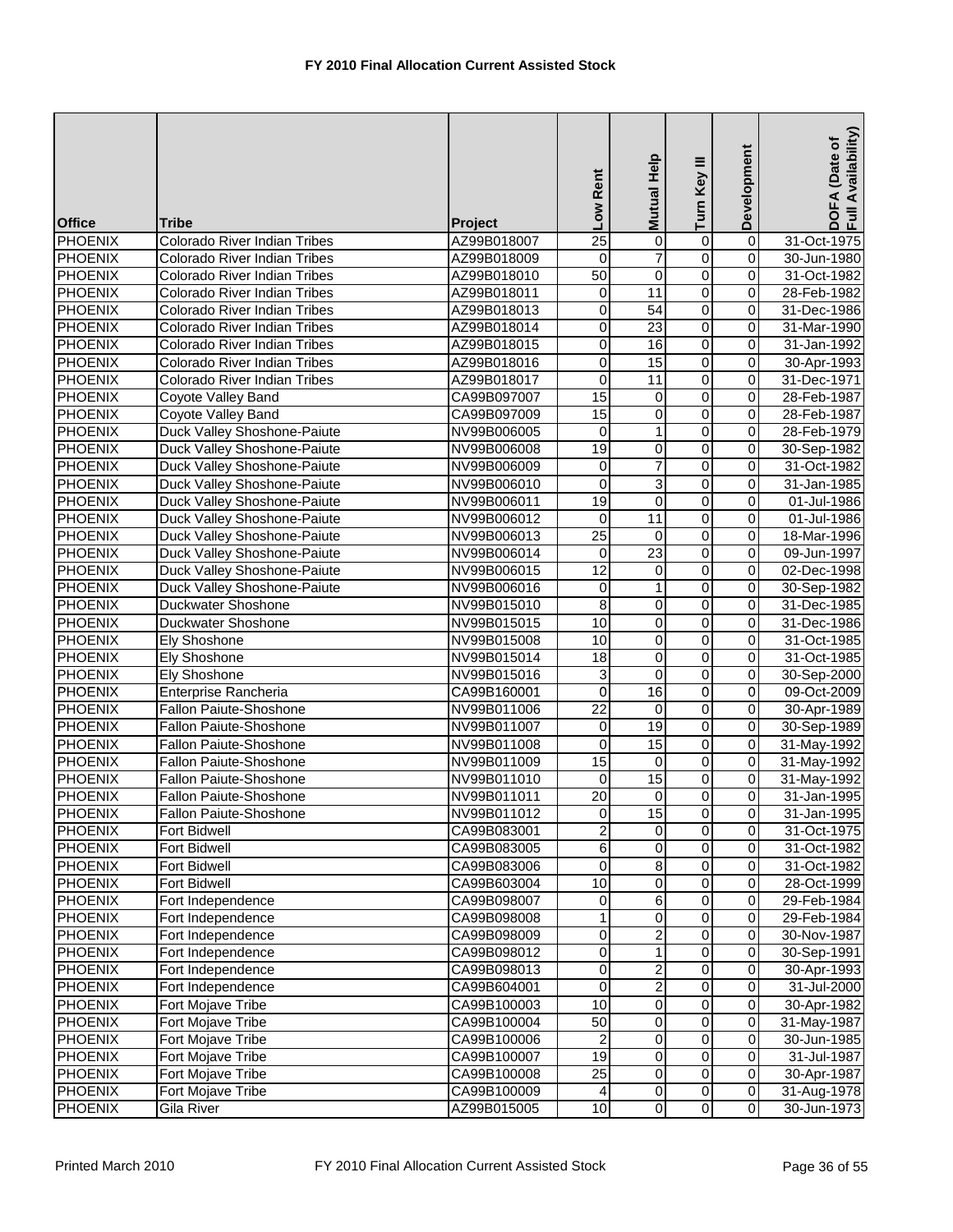# FY 2010 Final Allocation Current Assisted Stock

| Office | Tribe | Project | Low Rent | Mutual Help | Turn Key III | Development | DOFA (Date of Full Availability) |
|---|---|---|---|---|---|---|---|
| PHOENIX | Colorado River Indian Tribes | AZ99B018007 | 25 | 0 | 0 | 0 | 31-Oct-1975 |
| PHOENIX | Colorado River Indian Tribes | AZ99B018009 | 0 | 7 | 0 | 0 | 30-Jun-1980 |
| PHOENIX | Colorado River Indian Tribes | AZ99B018010 | 50 | 0 | 0 | 0 | 31-Oct-1982 |
| PHOENIX | Colorado River Indian Tribes | AZ99B018011 | 0 | 11 | 0 | 0 | 28-Feb-1982 |
| PHOENIX | Colorado River Indian Tribes | AZ99B018013 | 0 | 54 | 0 | 0 | 31-Dec-1986 |
| PHOENIX | Colorado River Indian Tribes | AZ99B018014 | 0 | 23 | 0 | 0 | 31-Mar-1990 |
| PHOENIX | Colorado River Indian Tribes | AZ99B018015 | 0 | 16 | 0 | 0 | 31-Jan-1992 |
| PHOENIX | Colorado River Indian Tribes | AZ99B018016 | 0 | 15 | 0 | 0 | 30-Apr-1993 |
| PHOENIX | Colorado River Indian Tribes | AZ99B018017 | 0 | 11 | 0 | 0 | 31-Dec-1971 |
| PHOENIX | Coyote Valley Band | CA99B097007 | 15 | 0 | 0 | 0 | 28-Feb-1987 |
| PHOENIX | Coyote Valley Band | CA99B097009 | 15 | 0 | 0 | 0 | 28-Feb-1987 |
| PHOENIX | Duck Valley Shoshone-Paiute | NV99B006005 | 0 | 1 | 0 | 0 | 28-Feb-1979 |
| PHOENIX | Duck Valley Shoshone-Paiute | NV99B006008 | 19 | 0 | 0 | 0 | 30-Sep-1982 |
| PHOENIX | Duck Valley Shoshone-Paiute | NV99B006009 | 0 | 7 | 0 | 0 | 31-Oct-1982 |
| PHOENIX | Duck Valley Shoshone-Paiute | NV99B006010 | 0 | 3 | 0 | 0 | 31-Jan-1985 |
| PHOENIX | Duck Valley Shoshone-Paiute | NV99B006011 | 19 | 0 | 0 | 0 | 01-Jul-1986 |
| PHOENIX | Duck Valley Shoshone-Paiute | NV99B006012 | 0 | 11 | 0 | 0 | 01-Jul-1986 |
| PHOENIX | Duck Valley Shoshone-Paiute | NV99B006013 | 25 | 0 | 0 | 0 | 18-Mar-1996 |
| PHOENIX | Duck Valley Shoshone-Paiute | NV99B006014 | 0 | 23 | 0 | 0 | 09-Jun-1997 |
| PHOENIX | Duck Valley Shoshone-Paiute | NV99B006015 | 12 | 0 | 0 | 0 | 02-Dec-1998 |
| PHOENIX | Duck Valley Shoshone-Paiute | NV99B006016 | 0 | 1 | 0 | 0 | 30-Sep-1982 |
| PHOENIX | Duckwater Shoshone | NV99B015010 | 8 | 0 | 0 | 0 | 31-Dec-1985 |
| PHOENIX | Duckwater Shoshone | NV99B015015 | 10 | 0 | 0 | 0 | 31-Dec-1986 |
| PHOENIX | Ely Shoshone | NV99B015008 | 10 | 0 | 0 | 0 | 31-Oct-1985 |
| PHOENIX | Ely Shoshone | NV99B015014 | 18 | 0 | 0 | 0 | 31-Oct-1985 |
| PHOENIX | Ely Shoshone | NV99B015016 | 3 | 0 | 0 | 0 | 30-Sep-2000 |
| PHOENIX | Enterprise Rancheria | CA99B160001 | 0 | 16 | 0 | 0 | 09-Oct-2009 |
| PHOENIX | Fallon Paiute-Shoshone | NV99B011006 | 22 | 0 | 0 | 0 | 30-Apr-1989 |
| PHOENIX | Fallon Paiute-Shoshone | NV99B011007 | 0 | 19 | 0 | 0 | 30-Sep-1989 |
| PHOENIX | Fallon Paiute-Shoshone | NV99B011008 | 0 | 15 | 0 | 0 | 31-May-1992 |
| PHOENIX | Fallon Paiute-Shoshone | NV99B011009 | 15 | 0 | 0 | 0 | 31-May-1992 |
| PHOENIX | Fallon Paiute-Shoshone | NV99B011010 | 0 | 15 | 0 | 0 | 31-May-1992 |
| PHOENIX | Fallon Paiute-Shoshone | NV99B011011 | 20 | 0 | 0 | 0 | 31-Jan-1995 |
| PHOENIX | Fallon Paiute-Shoshone | NV99B011012 | 0 | 15 | 0 | 0 | 31-Jan-1995 |
| PHOENIX | Fort Bidwell | CA99B083001 | 2 | 0 | 0 | 0 | 31-Oct-1975 |
| PHOENIX | Fort Bidwell | CA99B083005 | 6 | 0 | 0 | 0 | 31-Oct-1982 |
| PHOENIX | Fort Bidwell | CA99B083006 | 0 | 8 | 0 | 0 | 31-Oct-1982 |
| PHOENIX | Fort Bidwell | CA99B603004 | 10 | 0 | 0 | 0 | 28-Oct-1999 |
| PHOENIX | Fort Independence | CA99B098007 | 0 | 6 | 0 | 0 | 29-Feb-1984 |
| PHOENIX | Fort Independence | CA99B098008 | 1 | 0 | 0 | 0 | 29-Feb-1984 |
| PHOENIX | Fort Independence | CA99B098009 | 0 | 2 | 0 | 0 | 30-Nov-1987 |
| PHOENIX | Fort Independence | CA99B098012 | 0 | 1 | 0 | 0 | 30-Sep-1991 |
| PHOENIX | Fort Independence | CA99B098013 | 0 | 2 | 0 | 0 | 30-Apr-1993 |
| PHOENIX | Fort Independence | CA99B604001 | 0 | 2 | 0 | 0 | 31-Jul-2000 |
| PHOENIX | Fort Mojave Tribe | CA99B100003 | 10 | 0 | 0 | 0 | 30-Apr-1982 |
| PHOENIX | Fort Mojave Tribe | CA99B100004 | 50 | 0 | 0 | 0 | 31-May-1987 |
| PHOENIX | Fort Mojave Tribe | CA99B100006 | 2 | 0 | 0 | 0 | 30-Jun-1985 |
| PHOENIX | Fort Mojave Tribe | CA99B100007 | 19 | 0 | 0 | 0 | 31-Jul-1987 |
| PHOENIX | Fort Mojave Tribe | CA99B100008 | 25 | 0 | 0 | 0 | 30-Apr-1987 |
| PHOENIX | Fort Mojave Tribe | CA99B100009 | 4 | 0 | 0 | 0 | 31-Aug-1978 |
| PHOENIX | Gila River | AZ99B015005 | 10 | 0 | 0 | 0 | 30-Jun-1973 |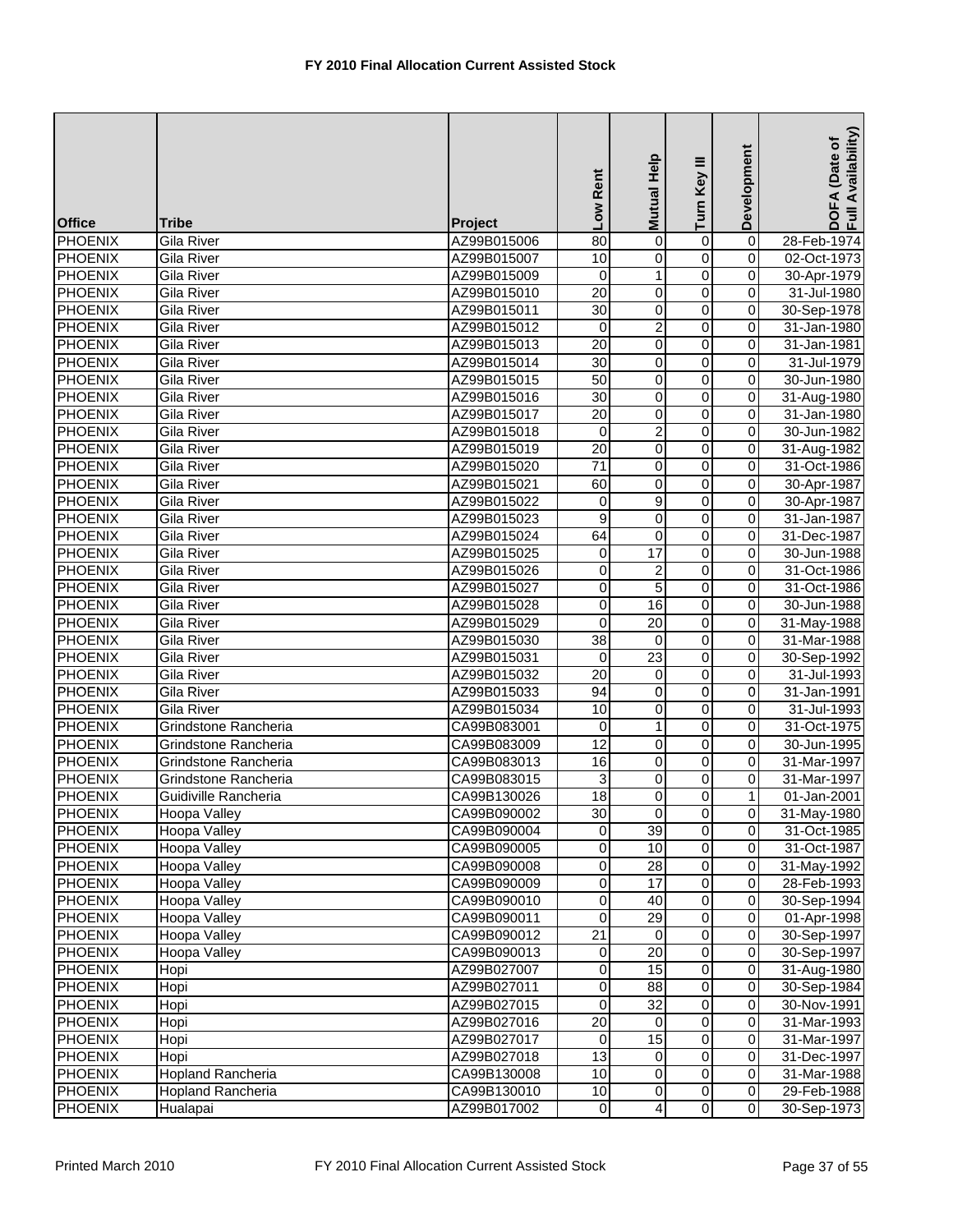# FY 2010 Final Allocation Current Assisted Stock

| Office | Tribe | Project | Low Rent | Mutual Help | Turn Key III | Development | DOFA (Date of Full Availability) |
|---|---|---|---|---|---|---|---|
| PHOENIX | Gila River | AZ99B015006 | 80 | 0 | 0 | 0 | 28-Feb-1974 |
| PHOENIX | Gila River | AZ99B015007 | 10 | 0 | 0 | 0 | 02-Oct-1973 |
| PHOENIX | Gila River | AZ99B015009 | 0 | 1 | 0 | 0 | 30-Apr-1979 |
| PHOENIX | Gila River | AZ99B015010 | 20 | 0 | 0 | 0 | 31-Jul-1980 |
| PHOENIX | Gila River | AZ99B015011 | 30 | 0 | 0 | 0 | 30-Sep-1978 |
| PHOENIX | Gila River | AZ99B015012 | 0 | 2 | 0 | 0 | 31-Jan-1980 |
| PHOENIX | Gila River | AZ99B015013 | 20 | 0 | 0 | 0 | 31-Jan-1981 |
| PHOENIX | Gila River | AZ99B015014 | 30 | 0 | 0 | 0 | 31-Jul-1979 |
| PHOENIX | Gila River | AZ99B015015 | 50 | 0 | 0 | 0 | 30-Jun-1980 |
| PHOENIX | Gila River | AZ99B015016 | 30 | 0 | 0 | 0 | 31-Aug-1980 |
| PHOENIX | Gila River | AZ99B015017 | 20 | 0 | 0 | 0 | 31-Jan-1980 |
| PHOENIX | Gila River | AZ99B015018 | 0 | 2 | 0 | 0 | 30-Jun-1982 |
| PHOENIX | Gila River | AZ99B015019 | 20 | 0 | 0 | 0 | 31-Aug-1982 |
| PHOENIX | Gila River | AZ99B015020 | 71 | 0 | 0 | 0 | 31-Oct-1986 |
| PHOENIX | Gila River | AZ99B015021 | 60 | 0 | 0 | 0 | 30-Apr-1987 |
| PHOENIX | Gila River | AZ99B015022 | 0 | 9 | 0 | 0 | 30-Apr-1987 |
| PHOENIX | Gila River | AZ99B015023 | 9 | 0 | 0 | 0 | 31-Jan-1987 |
| PHOENIX | Gila River | AZ99B015024 | 64 | 0 | 0 | 0 | 31-Dec-1987 |
| PHOENIX | Gila River | AZ99B015025 | 0 | 17 | 0 | 0 | 30-Jun-1988 |
| PHOENIX | Gila River | AZ99B015026 | 0 | 2 | 0 | 0 | 31-Oct-1986 |
| PHOENIX | Gila River | AZ99B015027 | 0 | 5 | 0 | 0 | 31-Oct-1986 |
| PHOENIX | Gila River | AZ99B015028 | 0 | 16 | 0 | 0 | 30-Jun-1988 |
| PHOENIX | Gila River | AZ99B015029 | 0 | 20 | 0 | 0 | 31-May-1988 |
| PHOENIX | Gila River | AZ99B015030 | 38 | 0 | 0 | 0 | 31-Mar-1988 |
| PHOENIX | Gila River | AZ99B015031 | 0 | 23 | 0 | 0 | 30-Sep-1992 |
| PHOENIX | Gila River | AZ99B015032 | 20 | 0 | 0 | 0 | 31-Jul-1993 |
| PHOENIX | Gila River | AZ99B015033 | 94 | 0 | 0 | 0 | 31-Jan-1991 |
| PHOENIX | Gila River | AZ99B015034 | 10 | 0 | 0 | 0 | 31-Jul-1993 |
| PHOENIX | Grindstone Rancheria | CA99B083001 | 0 | 1 | 0 | 0 | 31-Oct-1975 |
| PHOENIX | Grindstone Rancheria | CA99B083009 | 12 | 0 | 0 | 0 | 30-Jun-1995 |
| PHOENIX | Grindstone Rancheria | CA99B083013 | 16 | 0 | 0 | 0 | 31-Mar-1997 |
| PHOENIX | Grindstone Rancheria | CA99B083015 | 3 | 0 | 0 | 0 | 31-Mar-1997 |
| PHOENIX | Guidiville Rancheria | CA99B130026 | 18 | 0 | 0 | 1 | 01-Jan-2001 |
| PHOENIX | Hoopa Valley | CA99B090002 | 30 | 0 | 0 | 0 | 31-May-1980 |
| PHOENIX | Hoopa Valley | CA99B090004 | 0 | 39 | 0 | 0 | 31-Oct-1985 |
| PHOENIX | Hoopa Valley | CA99B090005 | 0 | 10 | 0 | 0 | 31-Oct-1987 |
| PHOENIX | Hoopa Valley | CA99B090008 | 0 | 28 | 0 | 0 | 31-May-1992 |
| PHOENIX | Hoopa Valley | CA99B090009 | 0 | 17 | 0 | 0 | 28-Feb-1993 |
| PHOENIX | Hoopa Valley | CA99B090010 | 0 | 40 | 0 | 0 | 30-Sep-1994 |
| PHOENIX | Hoopa Valley | CA99B090011 | 0 | 29 | 0 | 0 | 01-Apr-1998 |
| PHOENIX | Hoopa Valley | CA99B090012 | 21 | 0 | 0 | 0 | 30-Sep-1997 |
| PHOENIX | Hoopa Valley | CA99B090013 | 0 | 20 | 0 | 0 | 30-Sep-1997 |
| PHOENIX | Hopi | AZ99B027007 | 0 | 15 | 0 | 0 | 31-Aug-1980 |
| PHOENIX | Hopi | AZ99B027011 | 0 | 88 | 0 | 0 | 30-Sep-1984 |
| PHOENIX | Hopi | AZ99B027015 | 0 | 32 | 0 | 0 | 30-Nov-1991 |
| PHOENIX | Hopi | AZ99B027016 | 20 | 0 | 0 | 0 | 31-Mar-1993 |
| PHOENIX | Hopi | AZ99B027017 | 0 | 15 | 0 | 0 | 31-Mar-1997 |
| PHOENIX | Hopi | AZ99B027018 | 13 | 0 | 0 | 0 | 31-Dec-1997 |
| PHOENIX | Hopland Rancheria | CA99B130008 | 10 | 0 | 0 | 0 | 31-Mar-1988 |
| PHOENIX | Hopland Rancheria | CA99B130010 | 10 | 0 | 0 | 0 | 29-Feb-1988 |
| PHOENIX | Hualapai | AZ99B017002 | 0 | 4 | 0 | 0 | 30-Sep-1973 |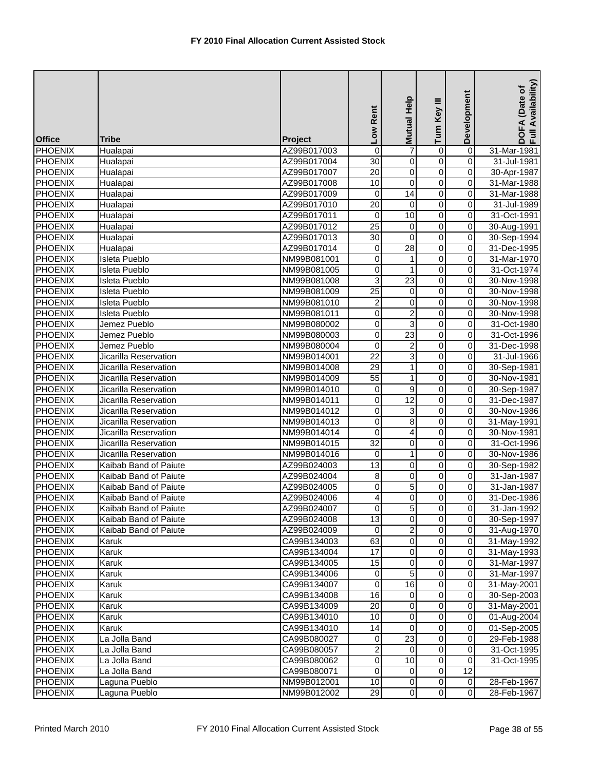# FY 2010 Final Allocation Current Assisted Stock

| Office | Tribe | Project | Low Rent | Mutual Help | Turn Key III | Development | DOFA (Date of Full Availability) |
|---|---|---|---|---|---|---|---|
| PHOENIX | Hualapai | AZ99B017003 | 0 | 7 | 0 | 0 | 31-Mar-1981 |
| PHOENIX | Hualapai | AZ99B017004 | 30 | 0 | 0 | 0 | 31-Jul-1981 |
| PHOENIX | Hualapai | AZ99B017007 | 20 | 0 | 0 | 0 | 30-Apr-1987 |
| PHOENIX | Hualapai | AZ99B017008 | 10 | 0 | 0 | 0 | 31-Mar-1988 |
| PHOENIX | Hualapai | AZ99B017009 | 0 | 14 | 0 | 0 | 31-Mar-1988 |
| PHOENIX | Hualapai | AZ99B017010 | 20 | 0 | 0 | 0 | 31-Jul-1989 |
| PHOENIX | Hualapai | AZ99B017011 | 0 | 10 | 0 | 0 | 31-Oct-1991 |
| PHOENIX | Hualapai | AZ99B017012 | 25 | 0 | 0 | 0 | 30-Aug-1991 |
| PHOENIX | Hualapai | AZ99B017013 | 30 | 0 | 0 | 0 | 30-Sep-1994 |
| PHOENIX | Hualapai | AZ99B017014 | 0 | 28 | 0 | 0 | 31-Dec-1995 |
| PHOENIX | Isleta Pueblo | NM99B081001 | 0 | 1 | 0 | 0 | 31-Mar-1970 |
| PHOENIX | Isleta Pueblo | NM99B081005 | 0 | 1 | 0 | 0 | 31-Oct-1974 |
| PHOENIX | Isleta Pueblo | NM99B081008 | 3 | 23 | 0 | 0 | 30-Nov-1998 |
| PHOENIX | Isleta Pueblo | NM99B081009 | 25 | 0 | 0 | 0 | 30-Nov-1998 |
| PHOENIX | Isleta Pueblo | NM99B081010 | 2 | 0 | 0 | 0 | 30-Nov-1998 |
| PHOENIX | Isleta Pueblo | NM99B081011 | 0 | 2 | 0 | 0 | 30-Nov-1998 |
| PHOENIX | Jemez Pueblo | NM99B080002 | 0 | 3 | 0 | 0 | 31-Oct-1980 |
| PHOENIX | Jemez Pueblo | NM99B080003 | 0 | 23 | 0 | 0 | 31-Oct-1996 |
| PHOENIX | Jemez Pueblo | NM99B080004 | 0 | 2 | 0 | 0 | 31-Dec-1998 |
| PHOENIX | Jicarilla Reservation | NM99B014001 | 22 | 3 | 0 | 0 | 31-Jul-1966 |
| PHOENIX | Jicarilla Reservation | NM99B014008 | 29 | 1 | 0 | 0 | 30-Sep-1981 |
| PHOENIX | Jicarilla Reservation | NM99B014009 | 55 | 1 | 0 | 0 | 30-Nov-1981 |
| PHOENIX | Jicarilla Reservation | NM99B014010 | 0 | 9 | 0 | 0 | 30-Sep-1987 |
| PHOENIX | Jicarilla Reservation | NM99B014011 | 0 | 12 | 0 | 0 | 31-Dec-1987 |
| PHOENIX | Jicarilla Reservation | NM99B014012 | 0 | 3 | 0 | 0 | 30-Nov-1986 |
| PHOENIX | Jicarilla Reservation | NM99B014013 | 0 | 8 | 0 | 0 | 31-May-1991 |
| PHOENIX | Jicarilla Reservation | NM99B014014 | 0 | 4 | 0 | 0 | 30-Nov-1981 |
| PHOENIX | Jicarilla Reservation | NM99B014015 | 32 | 0 | 0 | 0 | 31-Oct-1996 |
| PHOENIX | Jicarilla Reservation | NM99B014016 | 0 | 1 | 0 | 0 | 30-Nov-1986 |
| PHOENIX | Kaibab Band of Paiute | AZ99B024003 | 13 | 0 | 0 | 0 | 30-Sep-1982 |
| PHOENIX | Kaibab Band of Paiute | AZ99B024004 | 8 | 0 | 0 | 0 | 31-Jan-1987 |
| PHOENIX | Kaibab Band of Paiute | AZ99B024005 | 0 | 5 | 0 | 0 | 31-Jan-1987 |
| PHOENIX | Kaibab Band of Paiute | AZ99B024006 | 4 | 0 | 0 | 0 | 31-Dec-1986 |
| PHOENIX | Kaibab Band of Paiute | AZ99B024007 | 0 | 5 | 0 | 0 | 31-Jan-1992 |
| PHOENIX | Kaibab Band of Paiute | AZ99B024008 | 13 | 0 | 0 | 0 | 30-Sep-1997 |
| PHOENIX | Kaibab Band of Paiute | AZ99B024009 | 0 | 2 | 0 | 0 | 31-Aug-1970 |
| PHOENIX | Karuk | CA99B134003 | 63 | 0 | 0 | 0 | 31-May-1992 |
| PHOENIX | Karuk | CA99B134004 | 17 | 0 | 0 | 0 | 31-May-1993 |
| PHOENIX | Karuk | CA99B134005 | 15 | 0 | 0 | 0 | 31-Mar-1997 |
| PHOENIX | Karuk | CA99B134006 | 0 | 5 | 0 | 0 | 31-Mar-1997 |
| PHOENIX | Karuk | CA99B134007 | 0 | 16 | 0 | 0 | 31-May-2001 |
| PHOENIX | Karuk | CA99B134008 | 16 | 0 | 0 | 0 | 30-Sep-2003 |
| PHOENIX | Karuk | CA99B134009 | 20 | 0 | 0 | 0 | 31-May-2001 |
| PHOENIX | Karuk | CA99B134010 | 10 | 0 | 0 | 0 | 01-Aug-2004 |
| PHOENIX | Karuk | CA99B134010 | 14 | 0 | 0 | 0 | 01-Sep-2005 |
| PHOENIX | La Jolla Band | CA99B080027 | 0 | 23 | 0 | 0 | 29-Feb-1988 |
| PHOENIX | La Jolla Band | CA99B080057 | 2 | 0 | 0 | 0 | 31-Oct-1995 |
| PHOENIX | La Jolla Band | CA99B080062 | 0 | 10 | 0 | 0 | 31-Oct-1995 |
| PHOENIX | La Jolla Band | CA99B080071 | 0 | 0 | 0 | 12 | |
| PHOENIX | Laguna Pueblo | NM99B012001 | 10 | 0 | 0 | 0 | 28-Feb-1967 |
| PHOENIX | Laguna Pueblo | NM99B012002 | 29 | 0 | 0 | 0 | 28-Feb-1967 |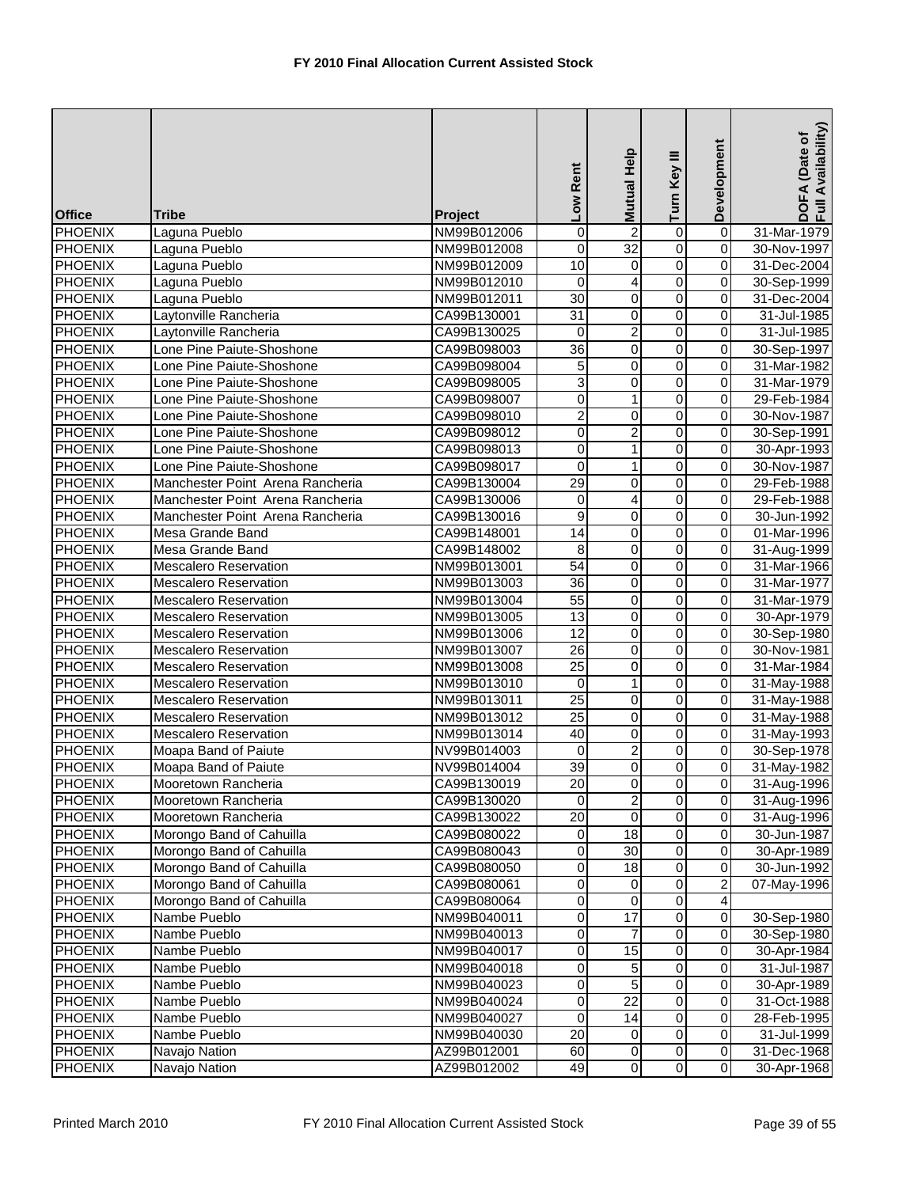# FY 2010 Final Allocation Current Assisted Stock

| Office | Tribe | Project | Low Rent | Mutual Help | Turn Key III | Development | DOFA (Date of Full Availability) |
|---|---|---|---|---|---|---|---|
| PHOENIX | Laguna Pueblo | NM99B012006 | 0 | 2 | 0 | 0 | 31-Mar-1979 |
| PHOENIX | Laguna Pueblo | NM99B012008 | 0 | 32 | 0 | 0 | 30-Nov-1997 |
| PHOENIX | Laguna Pueblo | NM99B012009 | 10 | 0 | 0 | 0 | 31-Dec-2004 |
| PHOENIX | Laguna Pueblo | NM99B012010 | 0 | 4 | 0 | 0 | 30-Sep-1999 |
| PHOENIX | Laguna Pueblo | NM99B012011 | 30 | 0 | 0 | 0 | 31-Dec-2004 |
| PHOENIX | Laytonville Rancheria | CA99B130001 | 31 | 0 | 0 | 0 | 31-Jul-1985 |
| PHOENIX | Laytonville Rancheria | CA99B130025 | 0 | 2 | 0 | 0 | 31-Jul-1985 |
| PHOENIX | Lone Pine Paiute-Shoshone | CA99B098003 | 36 | 0 | 0 | 0 | 30-Sep-1997 |
| PHOENIX | Lone Pine Paiute-Shoshone | CA99B098004 | 5 | 0 | 0 | 0 | 31-Mar-1982 |
| PHOENIX | Lone Pine Paiute-Shoshone | CA99B098005 | 3 | 0 | 0 | 0 | 31-Mar-1979 |
| PHOENIX | Lone Pine Paiute-Shoshone | CA99B098007 | 0 | 1 | 0 | 0 | 29-Feb-1984 |
| PHOENIX | Lone Pine Paiute-Shoshone | CA99B098010 | 2 | 0 | 0 | 0 | 30-Nov-1987 |
| PHOENIX | Lone Pine Paiute-Shoshone | CA99B098012 | 0 | 2 | 0 | 0 | 30-Sep-1991 |
| PHOENIX | Lone Pine Paiute-Shoshone | CA99B098013 | 0 | 1 | 0 | 0 | 30-Apr-1993 |
| PHOENIX | Lone Pine Paiute-Shoshone | CA99B098017 | 0 | 1 | 0 | 0 | 30-Nov-1987 |
| PHOENIX | Manchester Point Arena Rancheria | CA99B130004 | 29 | 0 | 0 | 0 | 29-Feb-1988 |
| PHOENIX | Manchester Point Arena Rancheria | CA99B130006 | 0 | 4 | 0 | 0 | 29-Feb-1988 |
| PHOENIX | Manchester Point Arena Rancheria | CA99B130016 | 9 | 0 | 0 | 0 | 30-Jun-1992 |
| PHOENIX | Mesa Grande Band | CA99B148001 | 14 | 0 | 0 | 0 | 01-Mar-1996 |
| PHOENIX | Mesa Grande Band | CA99B148002 | 8 | 0 | 0 | 0 | 31-Aug-1999 |
| PHOENIX | Mescalero Reservation | NM99B013001 | 54 | 0 | 0 | 0 | 31-Mar-1966 |
| PHOENIX | Mescalero Reservation | NM99B013003 | 36 | 0 | 0 | 0 | 31-Mar-1977 |
| PHOENIX | Mescalero Reservation | NM99B013004 | 55 | 0 | 0 | 0 | 31-Mar-1979 |
| PHOENIX | Mescalero Reservation | NM99B013005 | 13 | 0 | 0 | 0 | 30-Apr-1979 |
| PHOENIX | Mescalero Reservation | NM99B013006 | 12 | 0 | 0 | 0 | 30-Sep-1980 |
| PHOENIX | Mescalero Reservation | NM99B013007 | 26 | 0 | 0 | 0 | 30-Nov-1981 |
| PHOENIX | Mescalero Reservation | NM99B013008 | 25 | 0 | 0 | 0 | 31-Mar-1984 |
| PHOENIX | Mescalero Reservation | NM99B013010 | 0 | 1 | 0 | 0 | 31-May-1988 |
| PHOENIX | Mescalero Reservation | NM99B013011 | 25 | 0 | 0 | 0 | 31-May-1988 |
| PHOENIX | Mescalero Reservation | NM99B013012 | 25 | 0 | 0 | 0 | 31-May-1988 |
| PHOENIX | Mescalero Reservation | NM99B013014 | 40 | 0 | 0 | 0 | 31-May-1993 |
| PHOENIX | Moapa Band of Paiute | NV99B014003 | 0 | 2 | 0 | 0 | 30-Sep-1978 |
| PHOENIX | Moapa Band of Paiute | NV99B014004 | 39 | 0 | 0 | 0 | 31-May-1982 |
| PHOENIX | Mooretown Rancheria | CA99B130019 | 20 | 0 | 0 | 0 | 31-Aug-1996 |
| PHOENIX | Mooretown Rancheria | CA99B130020 | 0 | 2 | 0 | 0 | 31-Aug-1996 |
| PHOENIX | Mooretown Rancheria | CA99B130022 | 20 | 0 | 0 | 0 | 31-Aug-1996 |
| PHOENIX | Morongo Band of Cahuilla | CA99B080022 | 0 | 18 | 0 | 0 | 30-Jun-1987 |
| PHOENIX | Morongo Band of Cahuilla | CA99B080043 | 0 | 30 | 0 | 0 | 30-Apr-1989 |
| PHOENIX | Morongo Band of Cahuilla | CA99B080050 | 0 | 18 | 0 | 0 | 30-Jun-1992 |
| PHOENIX | Morongo Band of Cahuilla | CA99B080061 | 0 | 0 | 0 | 2 | 07-May-1996 |
| PHOENIX | Morongo Band of Cahuilla | CA99B080064 | 0 | 0 | 0 | 4 | |
| PHOENIX | Nambe Pueblo | NM99B040011 | 0 | 17 | 0 | 0 | 30-Sep-1980 |
| PHOENIX | Nambe Pueblo | NM99B040013 | 0 | 7 | 0 | 0 | 30-Sep-1980 |
| PHOENIX | Nambe Pueblo | NM99B040017 | 0 | 15 | 0 | 0 | 30-Apr-1984 |
| PHOENIX | Nambe Pueblo | NM99B040018 | 0 | 5 | 0 | 0 | 31-Jul-1987 |
| PHOENIX | Nambe Pueblo | NM99B040023 | 0 | 5 | 0 | 0 | 30-Apr-1989 |
| PHOENIX | Nambe Pueblo | NM99B040024 | 0 | 22 | 0 | 0 | 31-Oct-1988 |
| PHOENIX | Nambe Pueblo | NM99B040027 | 0 | 14 | 0 | 0 | 28-Feb-1995 |
| PHOENIX | Nambe Pueblo | NM99B040030 | 20 | 0 | 0 | 0 | 31-Jul-1999 |
| PHOENIX | Navajo Nation | AZ99B012001 | 60 | 0 | 0 | 0 | 31-Dec-1968 |
| PHOENIX | Navajo Nation | AZ99B012002 | 49 | 0 | 0 | 0 | 30-Apr-1968 |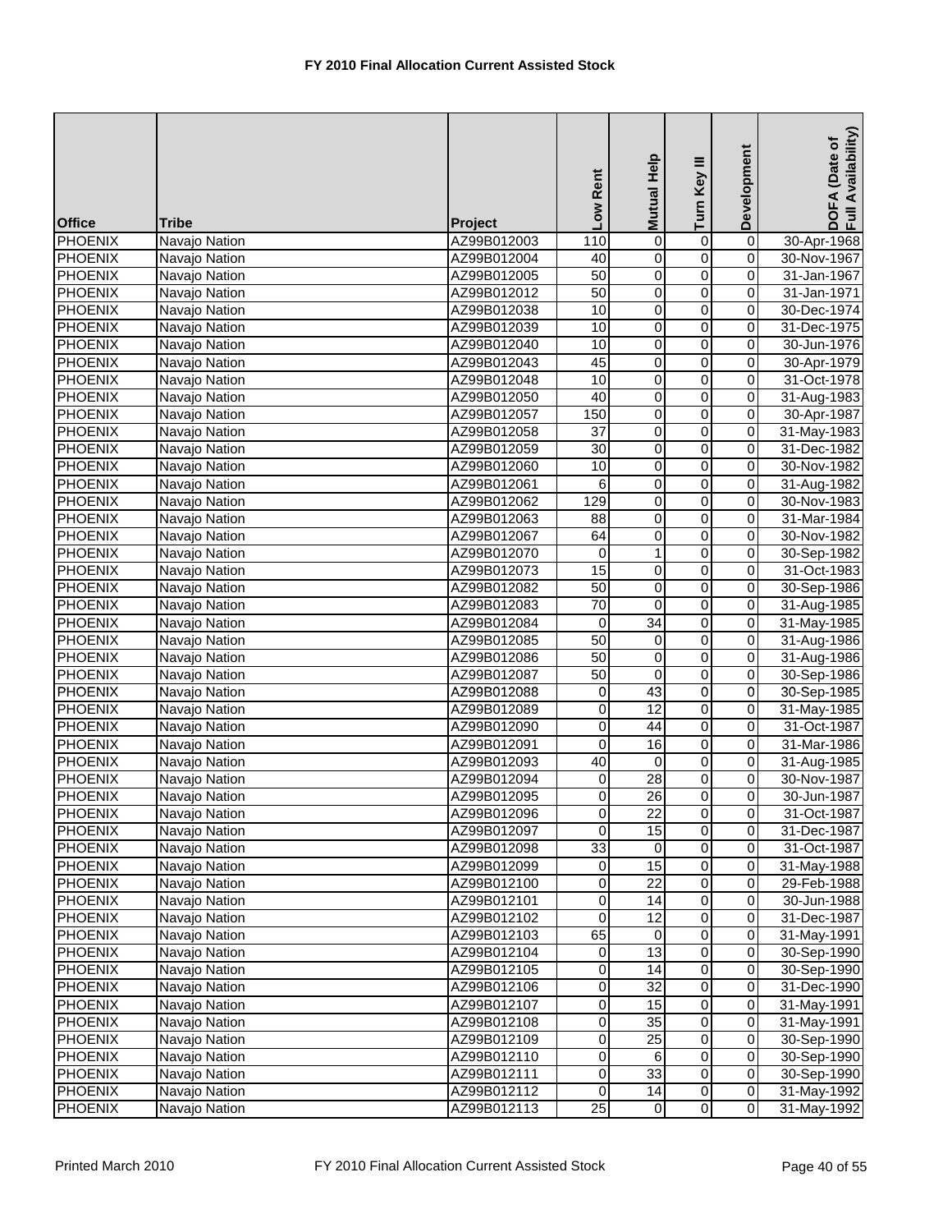# FY 2010 Final Allocation Current Assisted Stock

| Office | Tribe | Project | Low Rent | Mutual Help | Turn Key III | Development | DOFA (Date of Full Availability) |
|---|---|---|---|---|---|---|---|
| PHOENIX | Navajo Nation | AZ99B012003 | 110 | 0 | 0 | 0 | 30-Apr-1968 |
| PHOENIX | Navajo Nation | AZ99B012004 | 40 | 0 | 0 | 0 | 30-Nov-1967 |
| PHOENIX | Navajo Nation | AZ99B012005 | 50 | 0 | 0 | 0 | 31-Jan-1967 |
| PHOENIX | Navajo Nation | AZ99B012012 | 50 | 0 | 0 | 0 | 31-Jan-1971 |
| PHOENIX | Navajo Nation | AZ99B012038 | 10 | 0 | 0 | 0 | 30-Dec-1974 |
| PHOENIX | Navajo Nation | AZ99B012039 | 10 | 0 | 0 | 0 | 31-Dec-1975 |
| PHOENIX | Navajo Nation | AZ99B012040 | 10 | 0 | 0 | 0 | 30-Jun-1976 |
| PHOENIX | Navajo Nation | AZ99B012043 | 45 | 0 | 0 | 0 | 30-Apr-1979 |
| PHOENIX | Navajo Nation | AZ99B012048 | 10 | 0 | 0 | 0 | 31-Oct-1978 |
| PHOENIX | Navajo Nation | AZ99B012050 | 40 | 0 | 0 | 0 | 31-Aug-1983 |
| PHOENIX | Navajo Nation | AZ99B012057 | 150 | 0 | 0 | 0 | 30-Apr-1987 |
| PHOENIX | Navajo Nation | AZ99B012058 | 37 | 0 | 0 | 0 | 31-May-1983 |
| PHOENIX | Navajo Nation | AZ99B012059 | 30 | 0 | 0 | 0 | 31-Dec-1982 |
| PHOENIX | Navajo Nation | AZ99B012060 | 10 | 0 | 0 | 0 | 30-Nov-1982 |
| PHOENIX | Navajo Nation | AZ99B012061 | 6 | 0 | 0 | 0 | 31-Aug-1982 |
| PHOENIX | Navajo Nation | AZ99B012062 | 129 | 0 | 0 | 0 | 30-Nov-1983 |
| PHOENIX | Navajo Nation | AZ99B012063 | 88 | 0 | 0 | 0 | 31-Mar-1984 |
| PHOENIX | Navajo Nation | AZ99B012067 | 64 | 0 | 0 | 0 | 30-Nov-1982 |
| PHOENIX | Navajo Nation | AZ99B012070 | 0 | 1 | 0 | 0 | 30-Sep-1982 |
| PHOENIX | Navajo Nation | AZ99B012073 | 15 | 0 | 0 | 0 | 31-Oct-1983 |
| PHOENIX | Navajo Nation | AZ99B012082 | 50 | 0 | 0 | 0 | 30-Sep-1986 |
| PHOENIX | Navajo Nation | AZ99B012083 | 70 | 0 | 0 | 0 | 31-Aug-1985 |
| PHOENIX | Navajo Nation | AZ99B012084 | 0 | 34 | 0 | 0 | 31-May-1985 |
| PHOENIX | Navajo Nation | AZ99B012085 | 50 | 0 | 0 | 0 | 31-Aug-1986 |
| PHOENIX | Navajo Nation | AZ99B012086 | 50 | 0 | 0 | 0 | 31-Aug-1986 |
| PHOENIX | Navajo Nation | AZ99B012087 | 50 | 0 | 0 | 0 | 30-Sep-1986 |
| PHOENIX | Navajo Nation | AZ99B012088 | 0 | 43 | 0 | 0 | 30-Sep-1985 |
| PHOENIX | Navajo Nation | AZ99B012089 | 0 | 12 | 0 | 0 | 31-May-1985 |
| PHOENIX | Navajo Nation | AZ99B012090 | 0 | 44 | 0 | 0 | 31-Oct-1987 |
| PHOENIX | Navajo Nation | AZ99B012091 | 0 | 16 | 0 | 0 | 31-Mar-1986 |
| PHOENIX | Navajo Nation | AZ99B012093 | 40 | 0 | 0 | 0 | 31-Aug-1985 |
| PHOENIX | Navajo Nation | AZ99B012094 | 0 | 28 | 0 | 0 | 30-Nov-1987 |
| PHOENIX | Navajo Nation | AZ99B012095 | 0 | 26 | 0 | 0 | 30-Jun-1987 |
| PHOENIX | Navajo Nation | AZ99B012096 | 0 | 22 | 0 | 0 | 31-Oct-1987 |
| PHOENIX | Navajo Nation | AZ99B012097 | 0 | 15 | 0 | 0 | 31-Dec-1987 |
| PHOENIX | Navajo Nation | AZ99B012098 | 33 | 0 | 0 | 0 | 31-Oct-1987 |
| PHOENIX | Navajo Nation | AZ99B012099 | 0 | 15 | 0 | 0 | 31-May-1988 |
| PHOENIX | Navajo Nation | AZ99B012100 | 0 | 22 | 0 | 0 | 29-Feb-1988 |
| PHOENIX | Navajo Nation | AZ99B012101 | 0 | 14 | 0 | 0 | 30-Jun-1988 |
| PHOENIX | Navajo Nation | AZ99B012102 | 0 | 12 | 0 | 0 | 31-Dec-1987 |
| PHOENIX | Navajo Nation | AZ99B012103 | 65 | 0 | 0 | 0 | 31-May-1991 |
| PHOENIX | Navajo Nation | AZ99B012104 | 0 | 13 | 0 | 0 | 30-Sep-1990 |
| PHOENIX | Navajo Nation | AZ99B012105 | 0 | 14 | 0 | 0 | 30-Sep-1990 |
| PHOENIX | Navajo Nation | AZ99B012106 | 0 | 32 | 0 | 0 | 31-Dec-1990 |
| PHOENIX | Navajo Nation | AZ99B012107 | 0 | 15 | 0 | 0 | 31-May-1991 |
| PHOENIX | Navajo Nation | AZ99B012108 | 0 | 35 | 0 | 0 | 31-May-1991 |
| PHOENIX | Navajo Nation | AZ99B012109 | 0 | 25 | 0 | 0 | 30-Sep-1990 |
| PHOENIX | Navajo Nation | AZ99B012110 | 0 | 6 | 0 | 0 | 30-Sep-1990 |
| PHOENIX | Navajo Nation | AZ99B012111 | 0 | 33 | 0 | 0 | 30-Sep-1990 |
| PHOENIX | Navajo Nation | AZ99B012112 | 0 | 14 | 0 | 0 | 31-May-1992 |
| PHOENIX | Navajo Nation | AZ99B012113 | 25 | 0 | 0 | 0 | 31-May-1992 |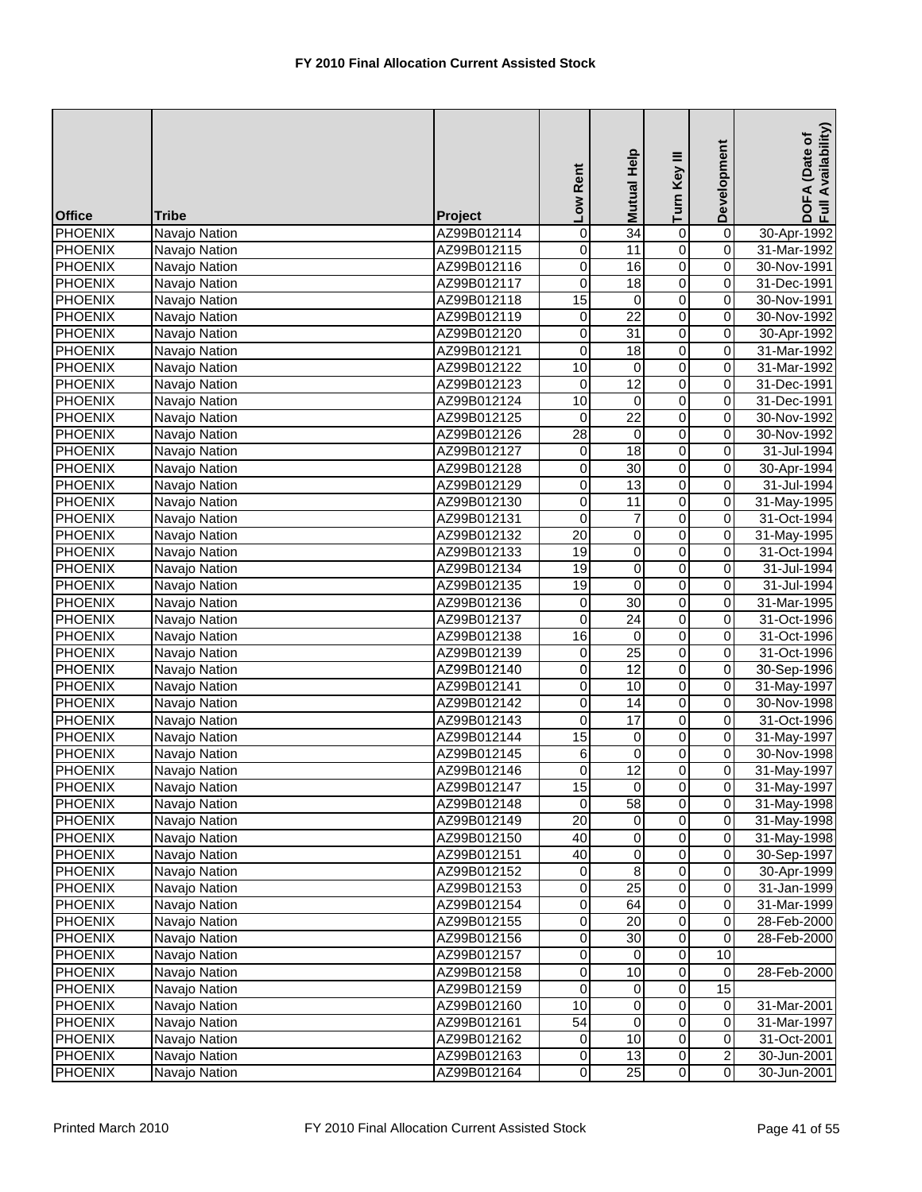# FY 2010 Final Allocation Current Assisted Stock

| Office | Tribe | Project | Low Rent | Mutual Help | Turn Key III | Development | DOFA (Date of Full Availability) |
|---|---|---|---|---|---|---|---|
| PHOENIX | Navajo Nation | AZ99B012114 | 0 | 34 | 0 | 0 | 30-Apr-1992 |
| PHOENIX | Navajo Nation | AZ99B012115 | 0 | 11 | 0 | 0 | 31-Mar-1992 |
| PHOENIX | Navajo Nation | AZ99B012116 | 0 | 16 | 0 | 0 | 30-Nov-1991 |
| PHOENIX | Navajo Nation | AZ99B012117 | 0 | 18 | 0 | 0 | 31-Dec-1991 |
| PHOENIX | Navajo Nation | AZ99B012118 | 15 | 0 | 0 | 0 | 30-Nov-1991 |
| PHOENIX | Navajo Nation | AZ99B012119 | 0 | 22 | 0 | 0 | 30-Nov-1992 |
| PHOENIX | Navajo Nation | AZ99B012120 | 0 | 31 | 0 | 0 | 30-Apr-1992 |
| PHOENIX | Navajo Nation | AZ99B012121 | 0 | 18 | 0 | 0 | 31-Mar-1992 |
| PHOENIX | Navajo Nation | AZ99B012122 | 10 | 0 | 0 | 0 | 31-Mar-1992 |
| PHOENIX | Navajo Nation | AZ99B012123 | 0 | 12 | 0 | 0 | 31-Dec-1991 |
| PHOENIX | Navajo Nation | AZ99B012124 | 10 | 0 | 0 | 0 | 31-Dec-1991 |
| PHOENIX | Navajo Nation | AZ99B012125 | 0 | 22 | 0 | 0 | 30-Nov-1992 |
| PHOENIX | Navajo Nation | AZ99B012126 | 28 | 0 | 0 | 0 | 30-Nov-1992 |
| PHOENIX | Navajo Nation | AZ99B012127 | 0 | 18 | 0 | 0 | 31-Jul-1994 |
| PHOENIX | Navajo Nation | AZ99B012128 | 0 | 30 | 0 | 0 | 30-Apr-1994 |
| PHOENIX | Navajo Nation | AZ99B012129 | 0 | 13 | 0 | 0 | 31-Jul-1994 |
| PHOENIX | Navajo Nation | AZ99B012130 | 0 | 11 | 0 | 0 | 31-May-1995 |
| PHOENIX | Navajo Nation | AZ99B012131 | 0 | 7 | 0 | 0 | 31-Oct-1994 |
| PHOENIX | Navajo Nation | AZ99B012132 | 20 | 0 | 0 | 0 | 31-May-1995 |
| PHOENIX | Navajo Nation | AZ99B012133 | 19 | 0 | 0 | 0 | 31-Oct-1994 |
| PHOENIX | Navajo Nation | AZ99B012134 | 19 | 0 | 0 | 0 | 31-Jul-1994 |
| PHOENIX | Navajo Nation | AZ99B012135 | 19 | 0 | 0 | 0 | 31-Jul-1994 |
| PHOENIX | Navajo Nation | AZ99B012136 | 0 | 30 | 0 | 0 | 31-Mar-1995 |
| PHOENIX | Navajo Nation | AZ99B012137 | 0 | 24 | 0 | 0 | 31-Oct-1996 |
| PHOENIX | Navajo Nation | AZ99B012138 | 16 | 0 | 0 | 0 | 31-Oct-1996 |
| PHOENIX | Navajo Nation | AZ99B012139 | 0 | 25 | 0 | 0 | 31-Oct-1996 |
| PHOENIX | Navajo Nation | AZ99B012140 | 0 | 12 | 0 | 0 | 30-Sep-1996 |
| PHOENIX | Navajo Nation | AZ99B012141 | 0 | 10 | 0 | 0 | 31-May-1997 |
| PHOENIX | Navajo Nation | AZ99B012142 | 0 | 14 | 0 | 0 | 30-Nov-1998 |
| PHOENIX | Navajo Nation | AZ99B012143 | 0 | 17 | 0 | 0 | 31-Oct-1996 |
| PHOENIX | Navajo Nation | AZ99B012144 | 15 | 0 | 0 | 0 | 31-May-1997 |
| PHOENIX | Navajo Nation | AZ99B012145 | 6 | 0 | 0 | 0 | 30-Nov-1998 |
| PHOENIX | Navajo Nation | AZ99B012146 | 0 | 12 | 0 | 0 | 31-May-1997 |
| PHOENIX | Navajo Nation | AZ99B012147 | 15 | 0 | 0 | 0 | 31-May-1997 |
| PHOENIX | Navajo Nation | AZ99B012148 | 0 | 58 | 0 | 0 | 31-May-1998 |
| PHOENIX | Navajo Nation | AZ99B012149 | 20 | 0 | 0 | 0 | 31-May-1998 |
| PHOENIX | Navajo Nation | AZ99B012150 | 40 | 0 | 0 | 0 | 31-May-1998 |
| PHOENIX | Navajo Nation | AZ99B012151 | 40 | 0 | 0 | 0 | 30-Sep-1997 |
| PHOENIX | Navajo Nation | AZ99B012152 | 0 | 8 | 0 | 0 | 30-Apr-1999 |
| PHOENIX | Navajo Nation | AZ99B012153 | 0 | 25 | 0 | 0 | 31-Jan-1999 |
| PHOENIX | Navajo Nation | AZ99B012154 | 0 | 64 | 0 | 0 | 31-Mar-1999 |
| PHOENIX | Navajo Nation | AZ99B012155 | 0 | 20 | 0 | 0 | 28-Feb-2000 |
| PHOENIX | Navajo Nation | AZ99B012156 | 0 | 30 | 0 | 0 | 28-Feb-2000 |
| PHOENIX | Navajo Nation | AZ99B012157 | 0 | 0 | 0 | 10 | |
| PHOENIX | Navajo Nation | AZ99B012158 | 0 | 10 | 0 | 0 | 28-Feb-2000 |
| PHOENIX | Navajo Nation | AZ99B012159 | 0 | 0 | 0 | 15 | |
| PHOENIX | Navajo Nation | AZ99B012160 | 10 | 0 | 0 | 0 | 31-Mar-2001 |
| PHOENIX | Navajo Nation | AZ99B012161 | 54 | 0 | 0 | 0 | 31-Mar-1997 |
| PHOENIX | Navajo Nation | AZ99B012162 | 0 | 10 | 0 | 0 | 31-Oct-2001 |
| PHOENIX | Navajo Nation | AZ99B012163 | 0 | 13 | 0 | 2 | 30-Jun-2001 |
| PHOENIX | Navajo Nation | AZ99B012164 | 0 | 25 | 0 | 0 | 30-Jun-2001 |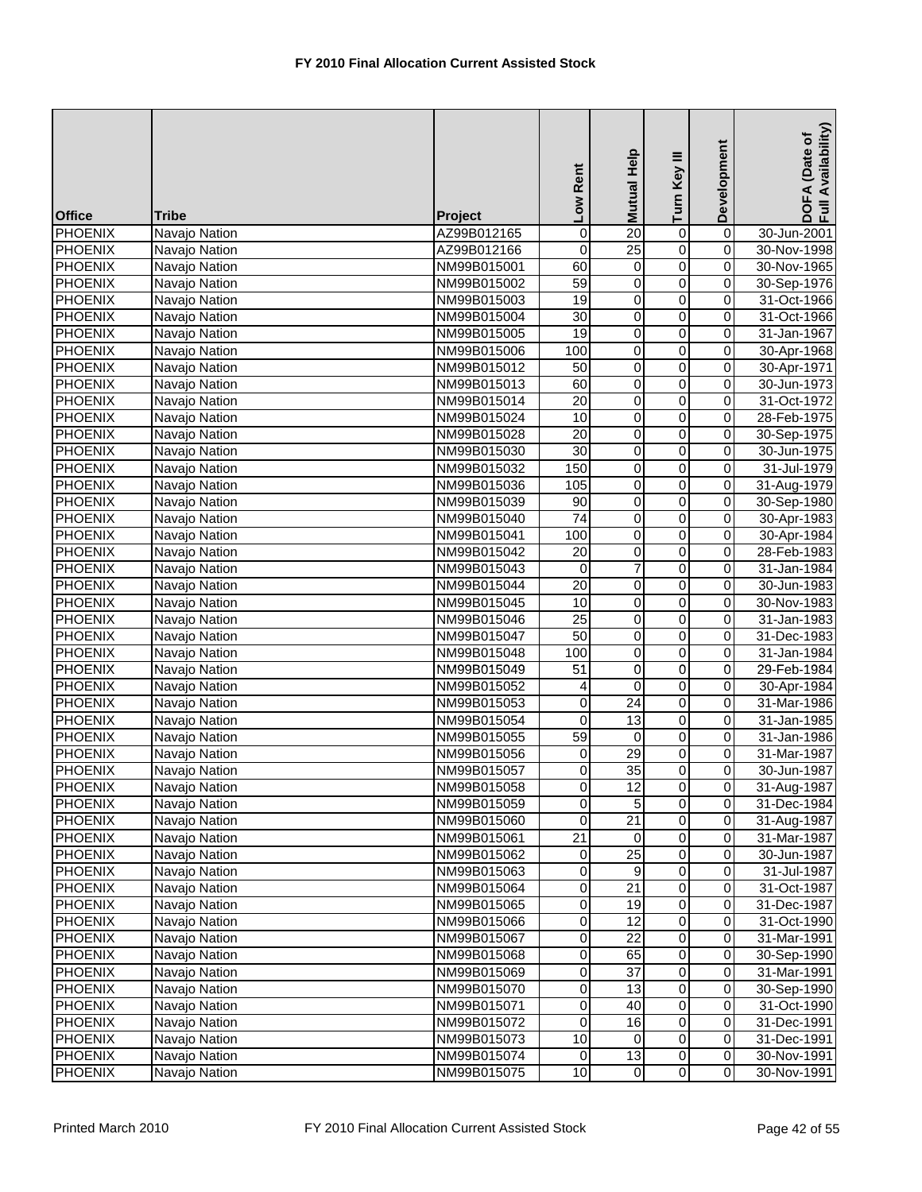# FY 2010 Final Allocation Current Assisted Stock

| Office | Tribe | Project | Low Rent | Mutual Help | Turn Key III | Development | DOFA (Date of Full Availability) |
|---|---|---|---|---|---|---|---|
| PHOENIX | Navajo Nation | AZ99B012165 | 0 | 20 | 0 | 0 | 30-Jun-2001 |
| PHOENIX | Navajo Nation | AZ99B012166 | 0 | 25 | 0 | 0 | 30-Nov-1998 |
| PHOENIX | Navajo Nation | NM99B015001 | 60 | 0 | 0 | 0 | 30-Nov-1965 |
| PHOENIX | Navajo Nation | NM99B015002 | 59 | 0 | 0 | 0 | 30-Sep-1976 |
| PHOENIX | Navajo Nation | NM99B015003 | 19 | 0 | 0 | 0 | 31-Oct-1966 |
| PHOENIX | Navajo Nation | NM99B015004 | 30 | 0 | 0 | 0 | 31-Oct-1966 |
| PHOENIX | Navajo Nation | NM99B015005 | 19 | 0 | 0 | 0 | 31-Jan-1967 |
| PHOENIX | Navajo Nation | NM99B015006 | 100 | 0 | 0 | 0 | 30-Apr-1968 |
| PHOENIX | Navajo Nation | NM99B015012 | 50 | 0 | 0 | 0 | 30-Apr-1971 |
| PHOENIX | Navajo Nation | NM99B015013 | 60 | 0 | 0 | 0 | 30-Jun-1973 |
| PHOENIX | Navajo Nation | NM99B015014 | 20 | 0 | 0 | 0 | 31-Oct-1972 |
| PHOENIX | Navajo Nation | NM99B015024 | 10 | 0 | 0 | 0 | 28-Feb-1975 |
| PHOENIX | Navajo Nation | NM99B015028 | 20 | 0 | 0 | 0 | 30-Sep-1975 |
| PHOENIX | Navajo Nation | NM99B015030 | 30 | 0 | 0 | 0 | 30-Jun-1975 |
| PHOENIX | Navajo Nation | NM99B015032 | 150 | 0 | 0 | 0 | 31-Jul-1979 |
| PHOENIX | Navajo Nation | NM99B015036 | 105 | 0 | 0 | 0 | 31-Aug-1979 |
| PHOENIX | Navajo Nation | NM99B015039 | 90 | 0 | 0 | 0 | 30-Sep-1980 |
| PHOENIX | Navajo Nation | NM99B015040 | 74 | 0 | 0 | 0 | 30-Apr-1983 |
| PHOENIX | Navajo Nation | NM99B015041 | 100 | 0 | 0 | 0 | 30-Apr-1984 |
| PHOENIX | Navajo Nation | NM99B015042 | 20 | 0 | 0 | 0 | 28-Feb-1983 |
| PHOENIX | Navajo Nation | NM99B015043 | 0 | 7 | 0 | 0 | 31-Jan-1984 |
| PHOENIX | Navajo Nation | NM99B015044 | 20 | 0 | 0 | 0 | 30-Jun-1983 |
| PHOENIX | Navajo Nation | NM99B015045 | 10 | 0 | 0 | 0 | 30-Nov-1983 |
| PHOENIX | Navajo Nation | NM99B015046 | 25 | 0 | 0 | 0 | 31-Jan-1983 |
| PHOENIX | Navajo Nation | NM99B015047 | 50 | 0 | 0 | 0 | 31-Dec-1983 |
| PHOENIX | Navajo Nation | NM99B015048 | 100 | 0 | 0 | 0 | 31-Jan-1984 |
| PHOENIX | Navajo Nation | NM99B015049 | 51 | 0 | 0 | 0 | 29-Feb-1984 |
| PHOENIX | Navajo Nation | NM99B015052 | 4 | 0 | 0 | 0 | 30-Apr-1984 |
| PHOENIX | Navajo Nation | NM99B015053 | 0 | 24 | 0 | 0 | 31-Mar-1986 |
| PHOENIX | Navajo Nation | NM99B015054 | 0 | 13 | 0 | 0 | 31-Jan-1985 |
| PHOENIX | Navajo Nation | NM99B015055 | 59 | 0 | 0 | 0 | 31-Jan-1986 |
| PHOENIX | Navajo Nation | NM99B015056 | 0 | 29 | 0 | 0 | 31-Mar-1987 |
| PHOENIX | Navajo Nation | NM99B015057 | 0 | 35 | 0 | 0 | 30-Jun-1987 |
| PHOENIX | Navajo Nation | NM99B015058 | 0 | 12 | 0 | 0 | 31-Aug-1987 |
| PHOENIX | Navajo Nation | NM99B015059 | 0 | 5 | 0 | 0 | 31-Dec-1984 |
| PHOENIX | Navajo Nation | NM99B015060 | 0 | 21 | 0 | 0 | 31-Aug-1987 |
| PHOENIX | Navajo Nation | NM99B015061 | 21 | 0 | 0 | 0 | 31-Mar-1987 |
| PHOENIX | Navajo Nation | NM99B015062 | 0 | 25 | 0 | 0 | 30-Jun-1987 |
| PHOENIX | Navajo Nation | NM99B015063 | 0 | 9 | 0 | 0 | 31-Jul-1987 |
| PHOENIX | Navajo Nation | NM99B015064 | 0 | 21 | 0 | 0 | 31-Oct-1987 |
| PHOENIX | Navajo Nation | NM99B015065 | 0 | 19 | 0 | 0 | 31-Dec-1987 |
| PHOENIX | Navajo Nation | NM99B015066 | 0 | 12 | 0 | 0 | 31-Oct-1990 |
| PHOENIX | Navajo Nation | NM99B015067 | 0 | 22 | 0 | 0 | 31-Mar-1991 |
| PHOENIX | Navajo Nation | NM99B015068 | 0 | 65 | 0 | 0 | 30-Sep-1990 |
| PHOENIX | Navajo Nation | NM99B015069 | 0 | 37 | 0 | 0 | 31-Mar-1991 |
| PHOENIX | Navajo Nation | NM99B015070 | 0 | 13 | 0 | 0 | 30-Sep-1990 |
| PHOENIX | Navajo Nation | NM99B015071 | 0 | 40 | 0 | 0 | 31-Oct-1990 |
| PHOENIX | Navajo Nation | NM99B015072 | 0 | 16 | 0 | 0 | 31-Dec-1991 |
| PHOENIX | Navajo Nation | NM99B015073 | 10 | 0 | 0 | 0 | 31-Dec-1991 |
| PHOENIX | Navajo Nation | NM99B015074 | 0 | 13 | 0 | 0 | 30-Nov-1991 |
| PHOENIX | Navajo Nation | NM99B015075 | 10 | 0 | 0 | 0 | 30-Nov-1991 |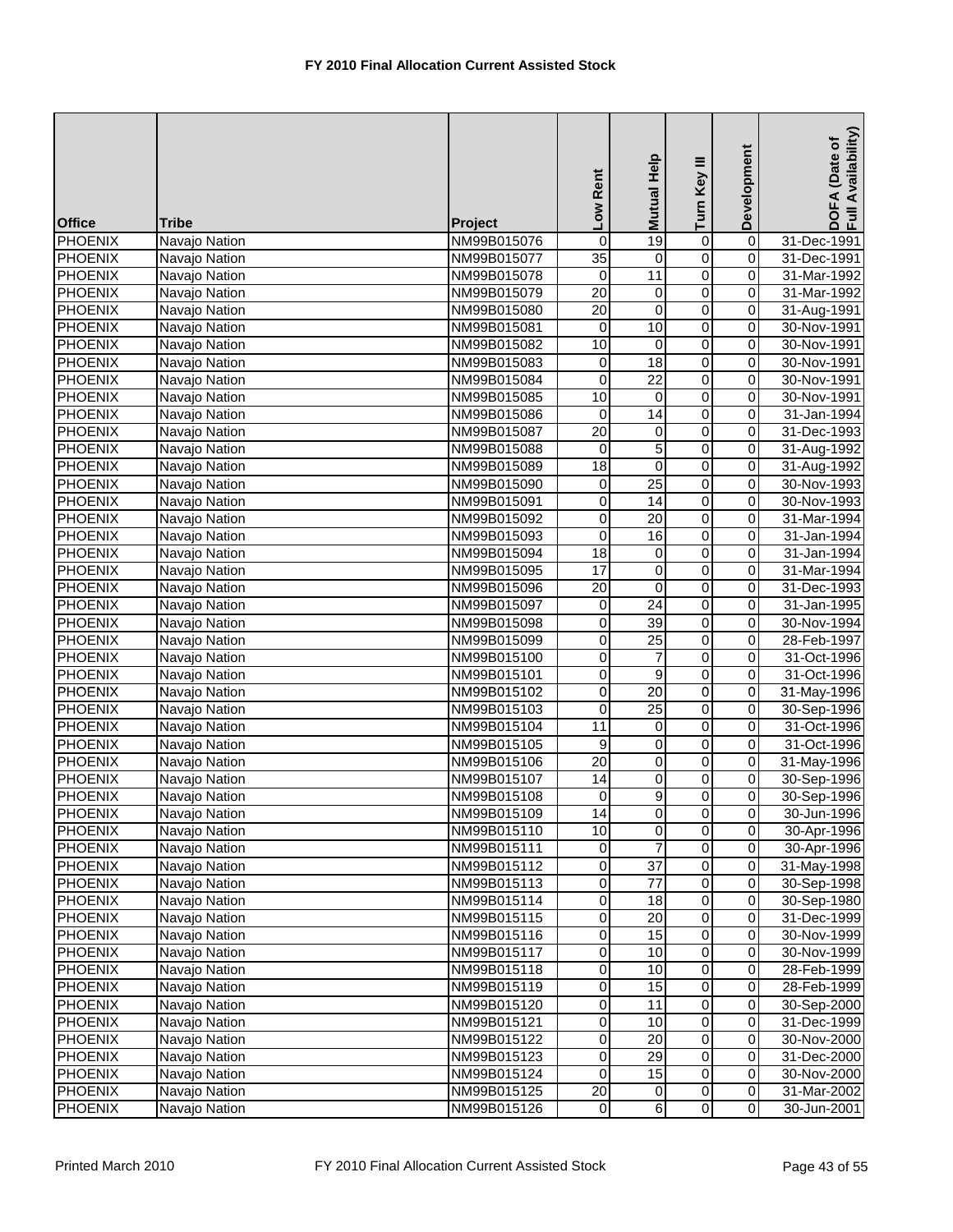# FY 2010 Final Allocation Current Assisted Stock

| Office | Tribe | Project | Low Rent | Mutual Help | Turn Key III | Development | DOFA (Date of Full Availability) |
|---|---|---|---|---|---|---|---|
| PHOENIX | Navajo Nation | NM99B015076 | 0 | 19 | 0 | 0 | 31-Dec-1991 |
| PHOENIX | Navajo Nation | NM99B015077 | 35 | 0 | 0 | 0 | 31-Dec-1991 |
| PHOENIX | Navajo Nation | NM99B015078 | 0 | 11 | 0 | 0 | 31-Mar-1992 |
| PHOENIX | Navajo Nation | NM99B015079 | 20 | 0 | 0 | 0 | 31-Mar-1992 |
| PHOENIX | Navajo Nation | NM99B015080 | 20 | 0 | 0 | 0 | 31-Aug-1991 |
| PHOENIX | Navajo Nation | NM99B015081 | 0 | 10 | 0 | 0 | 30-Nov-1991 |
| PHOENIX | Navajo Nation | NM99B015082 | 10 | 0 | 0 | 0 | 30-Nov-1991 |
| PHOENIX | Navajo Nation | NM99B015083 | 0 | 18 | 0 | 0 | 30-Nov-1991 |
| PHOENIX | Navajo Nation | NM99B015084 | 0 | 22 | 0 | 0 | 30-Nov-1991 |
| PHOENIX | Navajo Nation | NM99B015085 | 10 | 0 | 0 | 0 | 30-Nov-1991 |
| PHOENIX | Navajo Nation | NM99B015086 | 0 | 14 | 0 | 0 | 31-Jan-1994 |
| PHOENIX | Navajo Nation | NM99B015087 | 20 | 0 | 0 | 0 | 31-Dec-1993 |
| PHOENIX | Navajo Nation | NM99B015088 | 0 | 5 | 0 | 0 | 31-Aug-1992 |
| PHOENIX | Navajo Nation | NM99B015089 | 18 | 0 | 0 | 0 | 31-Aug-1992 |
| PHOENIX | Navajo Nation | NM99B015090 | 0 | 25 | 0 | 0 | 30-Nov-1993 |
| PHOENIX | Navajo Nation | NM99B015091 | 0 | 14 | 0 | 0 | 30-Nov-1993 |
| PHOENIX | Navajo Nation | NM99B015092 | 0 | 20 | 0 | 0 | 31-Mar-1994 |
| PHOENIX | Navajo Nation | NM99B015093 | 0 | 16 | 0 | 0 | 31-Jan-1994 |
| PHOENIX | Navajo Nation | NM99B015094 | 18 | 0 | 0 | 0 | 31-Jan-1994 |
| PHOENIX | Navajo Nation | NM99B015095 | 17 | 0 | 0 | 0 | 31-Mar-1994 |
| PHOENIX | Navajo Nation | NM99B015096 | 20 | 0 | 0 | 0 | 31-Dec-1993 |
| PHOENIX | Navajo Nation | NM99B015097 | 0 | 24 | 0 | 0 | 31-Jan-1995 |
| PHOENIX | Navajo Nation | NM99B015098 | 0 | 39 | 0 | 0 | 30-Nov-1994 |
| PHOENIX | Navajo Nation | NM99B015099 | 0 | 25 | 0 | 0 | 28-Feb-1997 |
| PHOENIX | Navajo Nation | NM99B015100 | 0 | 7 | 0 | 0 | 31-Oct-1996 |
| PHOENIX | Navajo Nation | NM99B015101 | 0 | 9 | 0 | 0 | 31-Oct-1996 |
| PHOENIX | Navajo Nation | NM99B015102 | 0 | 20 | 0 | 0 | 31-May-1996 |
| PHOENIX | Navajo Nation | NM99B015103 | 0 | 25 | 0 | 0 | 30-Sep-1996 |
| PHOENIX | Navajo Nation | NM99B015104 | 11 | 0 | 0 | 0 | 31-Oct-1996 |
| PHOENIX | Navajo Nation | NM99B015105 | 9 | 0 | 0 | 0 | 31-Oct-1996 |
| PHOENIX | Navajo Nation | NM99B015106 | 20 | 0 | 0 | 0 | 31-May-1996 |
| PHOENIX | Navajo Nation | NM99B015107 | 14 | 0 | 0 | 0 | 30-Sep-1996 |
| PHOENIX | Navajo Nation | NM99B015108 | 0 | 9 | 0 | 0 | 30-Sep-1996 |
| PHOENIX | Navajo Nation | NM99B015109 | 14 | 0 | 0 | 0 | 30-Jun-1996 |
| PHOENIX | Navajo Nation | NM99B015110 | 10 | 0 | 0 | 0 | 30-Apr-1996 |
| PHOENIX | Navajo Nation | NM99B015111 | 0 | 7 | 0 | 0 | 30-Apr-1996 |
| PHOENIX | Navajo Nation | NM99B015112 | 0 | 37 | 0 | 0 | 31-May-1998 |
| PHOENIX | Navajo Nation | NM99B015113 | 0 | 77 | 0 | 0 | 30-Sep-1998 |
| PHOENIX | Navajo Nation | NM99B015114 | 0 | 18 | 0 | 0 | 30-Sep-1980 |
| PHOENIX | Navajo Nation | NM99B015115 | 0 | 20 | 0 | 0 | 31-Dec-1999 |
| PHOENIX | Navajo Nation | NM99B015116 | 0 | 15 | 0 | 0 | 30-Nov-1999 |
| PHOENIX | Navajo Nation | NM99B015117 | 0 | 10 | 0 | 0 | 30-Nov-1999 |
| PHOENIX | Navajo Nation | NM99B015118 | 0 | 10 | 0 | 0 | 28-Feb-1999 |
| PHOENIX | Navajo Nation | NM99B015119 | 0 | 15 | 0 | 0 | 28-Feb-1999 |
| PHOENIX | Navajo Nation | NM99B015120 | 0 | 11 | 0 | 0 | 30-Sep-2000 |
| PHOENIX | Navajo Nation | NM99B015121 | 0 | 10 | 0 | 0 | 31-Dec-1999 |
| PHOENIX | Navajo Nation | NM99B015122 | 0 | 20 | 0 | 0 | 30-Nov-2000 |
| PHOENIX | Navajo Nation | NM99B015123 | 0 | 29 | 0 | 0 | 31-Dec-2000 |
| PHOENIX | Navajo Nation | NM99B015124 | 0 | 15 | 0 | 0 | 30-Nov-2000 |
| PHOENIX | Navajo Nation | NM99B015125 | 20 | 0 | 0 | 0 | 31-Mar-2002 |
| PHOENIX | Navajo Nation | NM99B015126 | 0 | 6 | 0 | 0 | 30-Jun-2001 |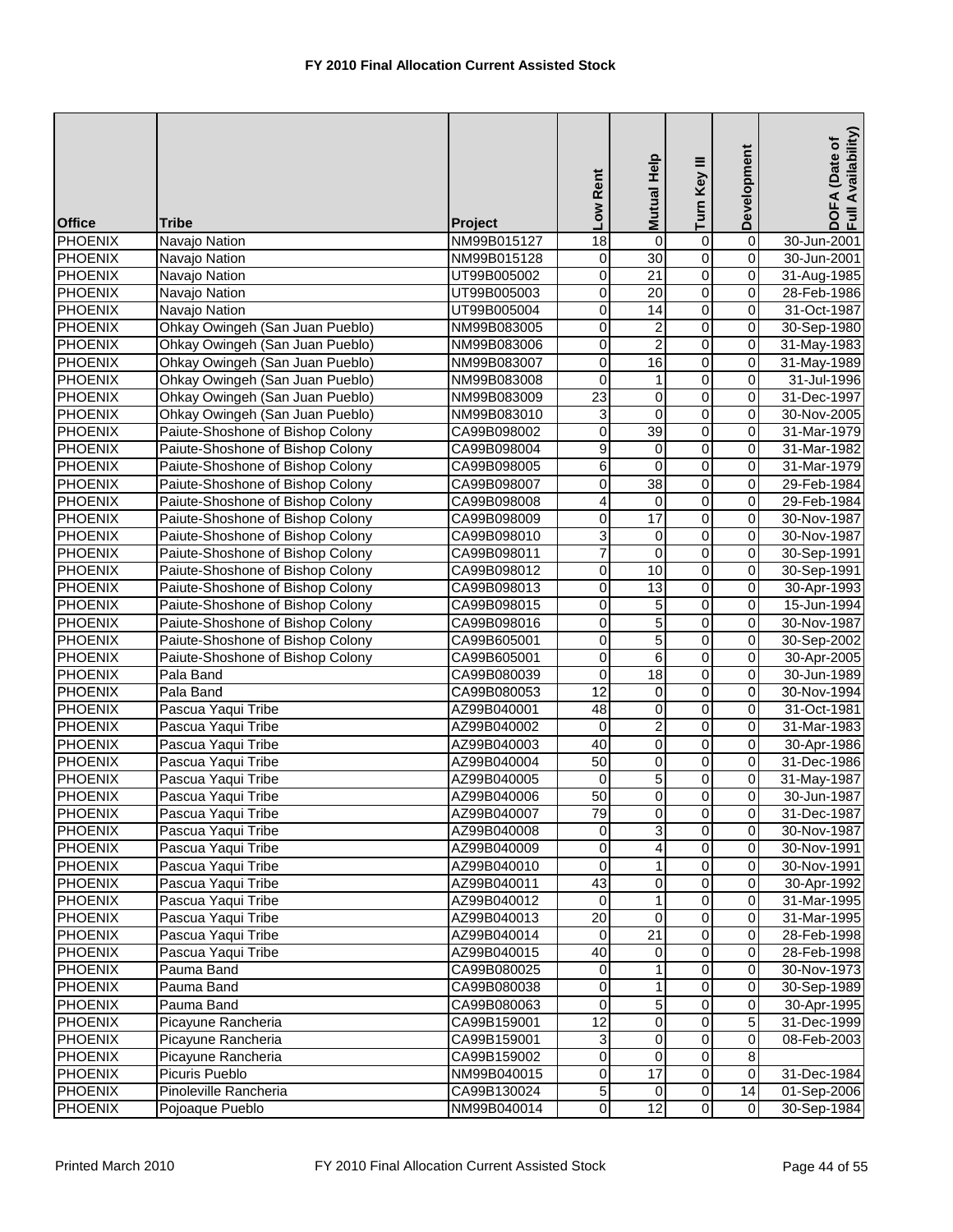# FY 2010 Final Allocation Current Assisted Stock

| Office | Tribe | Project | Low Rent | Mutual Help | Turn Key III | Development | DOFA (Date of Full Availability) |
|---|---|---|---|---|---|---|---|
| PHOENIX | Navajo Nation | NM99B015127 | 18 | 0 | 0 | 0 | 30-Jun-2001 |
| PHOENIX | Navajo Nation | NM99B015128 | 0 | 30 | 0 | 0 | 30-Jun-2001 |
| PHOENIX | Navajo Nation | UT99B005002 | 0 | 21 | 0 | 0 | 31-Aug-1985 |
| PHOENIX | Navajo Nation | UT99B005003 | 0 | 20 | 0 | 0 | 28-Feb-1986 |
| PHOENIX | Navajo Nation | UT99B005004 | 0 | 14 | 0 | 0 | 31-Oct-1987 |
| PHOENIX | Ohkay Owingeh (San Juan Pueblo) | NM99B083005 | 0 | 2 | 0 | 0 | 30-Sep-1980 |
| PHOENIX | Ohkay Owingeh (San Juan Pueblo) | NM99B083006 | 0 | 2 | 0 | 0 | 31-May-1983 |
| PHOENIX | Ohkay Owingeh (San Juan Pueblo) | NM99B083007 | 0 | 16 | 0 | 0 | 31-May-1989 |
| PHOENIX | Ohkay Owingeh (San Juan Pueblo) | NM99B083008 | 0 | 1 | 0 | 0 | 31-Jul-1996 |
| PHOENIX | Ohkay Owingeh (San Juan Pueblo) | NM99B083009 | 23 | 0 | 0 | 0 | 31-Dec-1997 |
| PHOENIX | Ohkay Owingeh (San Juan Pueblo) | NM99B083010 | 3 | 0 | 0 | 0 | 30-Nov-2005 |
| PHOENIX | Paiute-Shoshone of Bishop Colony | CA99B098002 | 0 | 39 | 0 | 0 | 31-Mar-1979 |
| PHOENIX | Paiute-Shoshone of Bishop Colony | CA99B098004 | 9 | 0 | 0 | 0 | 31-Mar-1982 |
| PHOENIX | Paiute-Shoshone of Bishop Colony | CA99B098005 | 6 | 0 | 0 | 0 | 31-Mar-1979 |
| PHOENIX | Paiute-Shoshone of Bishop Colony | CA99B098007 | 0 | 38 | 0 | 0 | 29-Feb-1984 |
| PHOENIX | Paiute-Shoshone of Bishop Colony | CA99B098008 | 4 | 0 | 0 | 0 | 29-Feb-1984 |
| PHOENIX | Paiute-Shoshone of Bishop Colony | CA99B098009 | 0 | 17 | 0 | 0 | 30-Nov-1987 |
| PHOENIX | Paiute-Shoshone of Bishop Colony | CA99B098010 | 3 | 0 | 0 | 0 | 30-Nov-1987 |
| PHOENIX | Paiute-Shoshone of Bishop Colony | CA99B098011 | 7 | 0 | 0 | 0 | 30-Sep-1991 |
| PHOENIX | Paiute-Shoshone of Bishop Colony | CA99B098012 | 0 | 10 | 0 | 0 | 30-Sep-1991 |
| PHOENIX | Paiute-Shoshone of Bishop Colony | CA99B098013 | 0 | 13 | 0 | 0 | 30-Apr-1993 |
| PHOENIX | Paiute-Shoshone of Bishop Colony | CA99B098015 | 0 | 5 | 0 | 0 | 15-Jun-1994 |
| PHOENIX | Paiute-Shoshone of Bishop Colony | CA99B098016 | 0 | 5 | 0 | 0 | 30-Nov-1987 |
| PHOENIX | Paiute-Shoshone of Bishop Colony | CA99B605001 | 0 | 5 | 0 | 0 | 30-Sep-2002 |
| PHOENIX | Paiute-Shoshone of Bishop Colony | CA99B605001 | 0 | 6 | 0 | 0 | 30-Apr-2005 |
| PHOENIX | Pala Band | CA99B080039 | 0 | 18 | 0 | 0 | 30-Jun-1989 |
| PHOENIX | Pala Band | CA99B080053 | 12 | 0 | 0 | 0 | 30-Nov-1994 |
| PHOENIX | Pascua Yaqui Tribe | AZ99B040001 | 48 | 0 | 0 | 0 | 31-Oct-1981 |
| PHOENIX | Pascua Yaqui Tribe | AZ99B040002 | 0 | 2 | 0 | 0 | 31-Mar-1983 |
| PHOENIX | Pascua Yaqui Tribe | AZ99B040003 | 40 | 0 | 0 | 0 | 30-Apr-1986 |
| PHOENIX | Pascua Yaqui Tribe | AZ99B040004 | 50 | 0 | 0 | 0 | 31-Dec-1986 |
| PHOENIX | Pascua Yaqui Tribe | AZ99B040005 | 0 | 5 | 0 | 0 | 31-May-1987 |
| PHOENIX | Pascua Yaqui Tribe | AZ99B040006 | 50 | 0 | 0 | 0 | 30-Jun-1987 |
| PHOENIX | Pascua Yaqui Tribe | AZ99B040007 | 79 | 0 | 0 | 0 | 31-Dec-1987 |
| PHOENIX | Pascua Yaqui Tribe | AZ99B040008 | 0 | 3 | 0 | 0 | 30-Nov-1987 |
| PHOENIX | Pascua Yaqui Tribe | AZ99B040009 | 0 | 4 | 0 | 0 | 30-Nov-1991 |
| PHOENIX | Pascua Yaqui Tribe | AZ99B040010 | 0 | 1 | 0 | 0 | 30-Nov-1991 |
| PHOENIX | Pascua Yaqui Tribe | AZ99B040011 | 43 | 0 | 0 | 0 | 30-Apr-1992 |
| PHOENIX | Pascua Yaqui Tribe | AZ99B040012 | 0 | 1 | 0 | 0 | 31-Mar-1995 |
| PHOENIX | Pascua Yaqui Tribe | AZ99B040013 | 20 | 0 | 0 | 0 | 31-Mar-1995 |
| PHOENIX | Pascua Yaqui Tribe | AZ99B040014 | 0 | 21 | 0 | 0 | 28-Feb-1998 |
| PHOENIX | Pascua Yaqui Tribe | AZ99B040015 | 40 | 0 | 0 | 0 | 28-Feb-1998 |
| PHOENIX | Pauma Band | CA99B080025 | 0 | 1 | 0 | 0 | 30-Nov-1973 |
| PHOENIX | Pauma Band | CA99B080038 | 0 | 1 | 0 | 0 | 30-Sep-1989 |
| PHOENIX | Pauma Band | CA99B080063 | 0 | 5 | 0 | 0 | 30-Apr-1995 |
| PHOENIX | Picayune Rancheria | CA99B159001 | 12 | 0 | 0 | 5 | 31-Dec-1999 |
| PHOENIX | Picayune Rancheria | CA99B159001 | 3 | 0 | 0 | 0 | 08-Feb-2003 |
| PHOENIX | Picayune Rancheria | CA99B159002 | 0 | 0 | 0 | 8 | |
| PHOENIX | Picuris Pueblo | NM99B040015 | 0 | 17 | 0 | 0 | 31-Dec-1984 |
| PHOENIX | Pinoleville Rancheria | CA99B130024 | 5 | 0 | 0 | 14 | 01-Sep-2006 |
| PHOENIX | Pojoaque Pueblo | NM99B040014 | 0 | 12 | 0 | 0 | 30-Sep-1984 |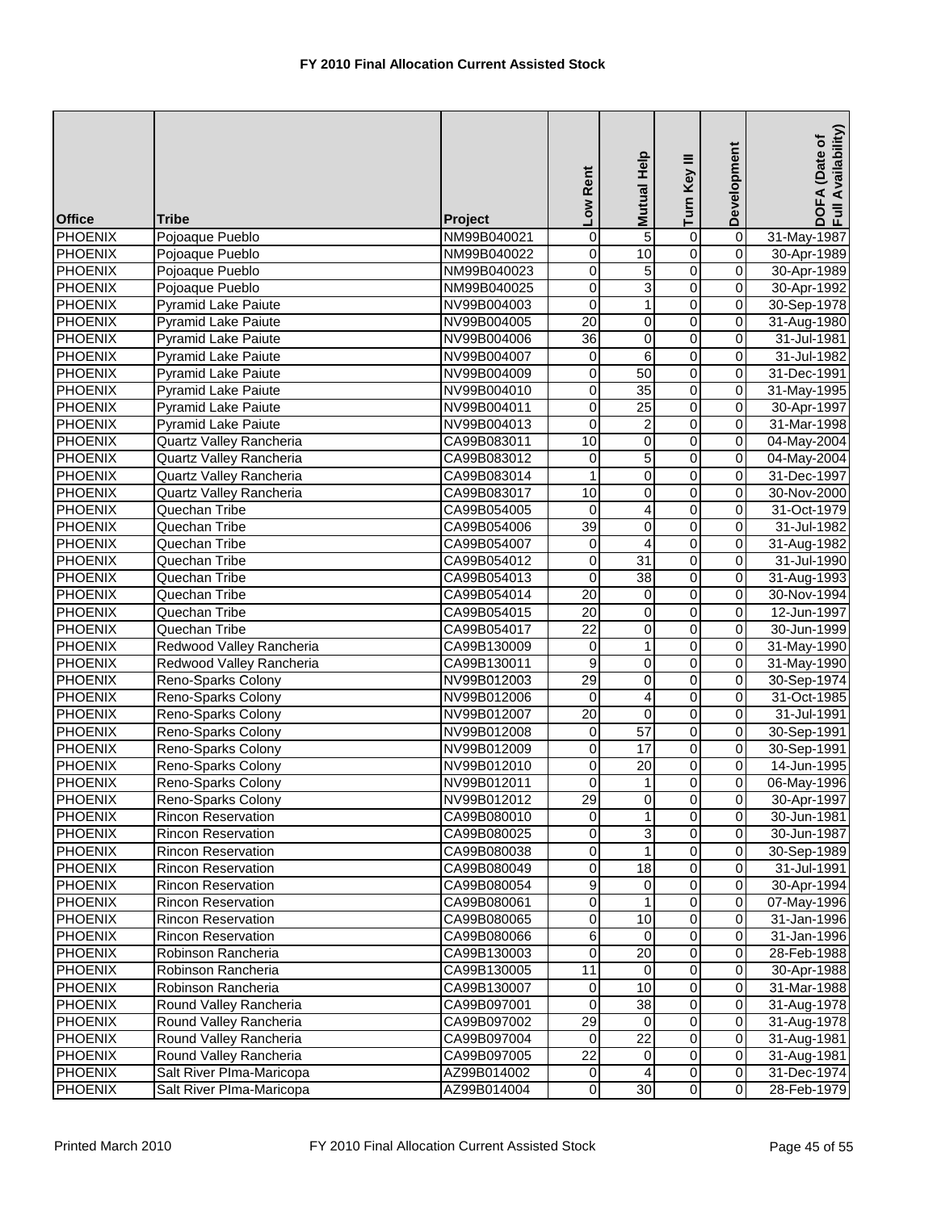# FY 2010 Final Allocation Current Assisted Stock

| Office | Tribe | Project | Low Rent | Mutual Help | Turn Key III | Development | DOFA (Date of Full Availability) |
|---|---|---|---|---|---|---|---|
| PHOENIX | Pojoaque Pueblo | NM99B040021 | 0 | 5 | 0 | 0 | 31-May-1987 |
| PHOENIX | Pojoaque Pueblo | NM99B040022 | 0 | 10 | 0 | 0 | 30-Apr-1989 |
| PHOENIX | Pojoaque Pueblo | NM99B040023 | 0 | 5 | 0 | 0 | 30-Apr-1989 |
| PHOENIX | Pojoaque Pueblo | NM99B040025 | 0 | 3 | 0 | 0 | 30-Apr-1992 |
| PHOENIX | Pyramid Lake Paiute | NV99B004003 | 0 | 1 | 0 | 0 | 30-Sep-1978 |
| PHOENIX | Pyramid Lake Paiute | NV99B004005 | 20 | 0 | 0 | 0 | 31-Aug-1980 |
| PHOENIX | Pyramid Lake Paiute | NV99B004006 | 36 | 0 | 0 | 0 | 31-Jul-1981 |
| PHOENIX | Pyramid Lake Paiute | NV99B004007 | 0 | 6 | 0 | 0 | 31-Jul-1982 |
| PHOENIX | Pyramid Lake Paiute | NV99B004009 | 0 | 50 | 0 | 0 | 31-Dec-1991 |
| PHOENIX | Pyramid Lake Paiute | NV99B004010 | 0 | 35 | 0 | 0 | 31-May-1995 |
| PHOENIX | Pyramid Lake Paiute | NV99B004011 | 0 | 25 | 0 | 0 | 30-Apr-1997 |
| PHOENIX | Pyramid Lake Paiute | NV99B004013 | 0 | 2 | 0 | 0 | 31-Mar-1998 |
| PHOENIX | Quartz Valley Rancheria | CA99B083011 | 10 | 0 | 0 | 0 | 04-May-2004 |
| PHOENIX | Quartz Valley Rancheria | CA99B083012 | 0 | 5 | 0 | 0 | 04-May-2004 |
| PHOENIX | Quartz Valley Rancheria | CA99B083014 | 1 | 0 | 0 | 0 | 31-Dec-1997 |
| PHOENIX | Quartz Valley Rancheria | CA99B083017 | 10 | 0 | 0 | 0 | 30-Nov-2000 |
| PHOENIX | Quechan Tribe | CA99B054005 | 0 | 4 | 0 | 0 | 31-Oct-1979 |
| PHOENIX | Quechan Tribe | CA99B054006 | 39 | 0 | 0 | 0 | 31-Jul-1982 |
| PHOENIX | Quechan Tribe | CA99B054007 | 0 | 4 | 0 | 0 | 31-Aug-1982 |
| PHOENIX | Quechan Tribe | CA99B054012 | 0 | 31 | 0 | 0 | 31-Jul-1990 |
| PHOENIX | Quechan Tribe | CA99B054013 | 0 | 38 | 0 | 0 | 31-Aug-1993 |
| PHOENIX | Quechan Tribe | CA99B054014 | 20 | 0 | 0 | 0 | 30-Nov-1994 |
| PHOENIX | Quechan Tribe | CA99B054015 | 20 | 0 | 0 | 0 | 12-Jun-1997 |
| PHOENIX | Quechan Tribe | CA99B054017 | 22 | 0 | 0 | 0 | 30-Jun-1999 |
| PHOENIX | Redwood Valley Rancheria | CA99B130009 | 0 | 1 | 0 | 0 | 31-May-1990 |
| PHOENIX | Redwood Valley Rancheria | CA99B130011 | 9 | 0 | 0 | 0 | 31-May-1990 |
| PHOENIX | Reno-Sparks Colony | NV99B012003 | 29 | 0 | 0 | 0 | 30-Sep-1974 |
| PHOENIX | Reno-Sparks Colony | NV99B012006 | 0 | 4 | 0 | 0 | 31-Oct-1985 |
| PHOENIX | Reno-Sparks Colony | NV99B012007 | 20 | 0 | 0 | 0 | 31-Jul-1991 |
| PHOENIX | Reno-Sparks Colony | NV99B012008 | 0 | 57 | 0 | 0 | 30-Sep-1991 |
| PHOENIX | Reno-Sparks Colony | NV99B012009 | 0 | 17 | 0 | 0 | 30-Sep-1991 |
| PHOENIX | Reno-Sparks Colony | NV99B012010 | 0 | 20 | 0 | 0 | 14-Jun-1995 |
| PHOENIX | Reno-Sparks Colony | NV99B012011 | 0 | 1 | 0 | 0 | 06-May-1996 |
| PHOENIX | Reno-Sparks Colony | NV99B012012 | 29 | 0 | 0 | 0 | 30-Apr-1997 |
| PHOENIX | Rincon Reservation | CA99B080010 | 0 | 1 | 0 | 0 | 30-Jun-1981 |
| PHOENIX | Rincon Reservation | CA99B080025 | 0 | 3 | 0 | 0 | 30-Jun-1987 |
| PHOENIX | Rincon Reservation | CA99B080038 | 0 | 1 | 0 | 0 | 30-Sep-1989 |
| PHOENIX | Rincon Reservation | CA99B080049 | 0 | 18 | 0 | 0 | 31-Jul-1991 |
| PHOENIX | Rincon Reservation | CA99B080054 | 9 | 0 | 0 | 0 | 30-Apr-1994 |
| PHOENIX | Rincon Reservation | CA99B080061 | 0 | 1 | 0 | 0 | 07-May-1996 |
| PHOENIX | Rincon Reservation | CA99B080065 | 0 | 10 | 0 | 0 | 31-Jan-1996 |
| PHOENIX | Rincon Reservation | CA99B080066 | 6 | 0 | 0 | 0 | 31-Jan-1996 |
| PHOENIX | Robinson Rancheria | CA99B130003 | 0 | 20 | 0 | 0 | 28-Feb-1988 |
| PHOENIX | Robinson Rancheria | CA99B130005 | 11 | 0 | 0 | 0 | 30-Apr-1988 |
| PHOENIX | Robinson Rancheria | CA99B130007 | 0 | 10 | 0 | 0 | 31-Mar-1988 |
| PHOENIX | Round Valley Rancheria | CA99B097001 | 0 | 38 | 0 | 0 | 31-Aug-1978 |
| PHOENIX | Round Valley Rancheria | CA99B097002 | 29 | 0 | 0 | 0 | 31-Aug-1978 |
| PHOENIX | Round Valley Rancheria | CA99B097004 | 0 | 22 | 0 | 0 | 31-Aug-1981 |
| PHOENIX | Round Valley Rancheria | CA99B097005 | 22 | 0 | 0 | 0 | 31-Aug-1981 |
| PHOENIX | Salt River PIma-Maricopa | AZ99B014002 | 0 | 4 | 0 | 0 | 31-Dec-1974 |
| PHOENIX | Salt River PIma-Maricopa | AZ99B014004 | 0 | 30 | 0 | 0 | 28-Feb-1979 |

Printed March 2010 FY 2010 Final Allocation Current Assisted Stock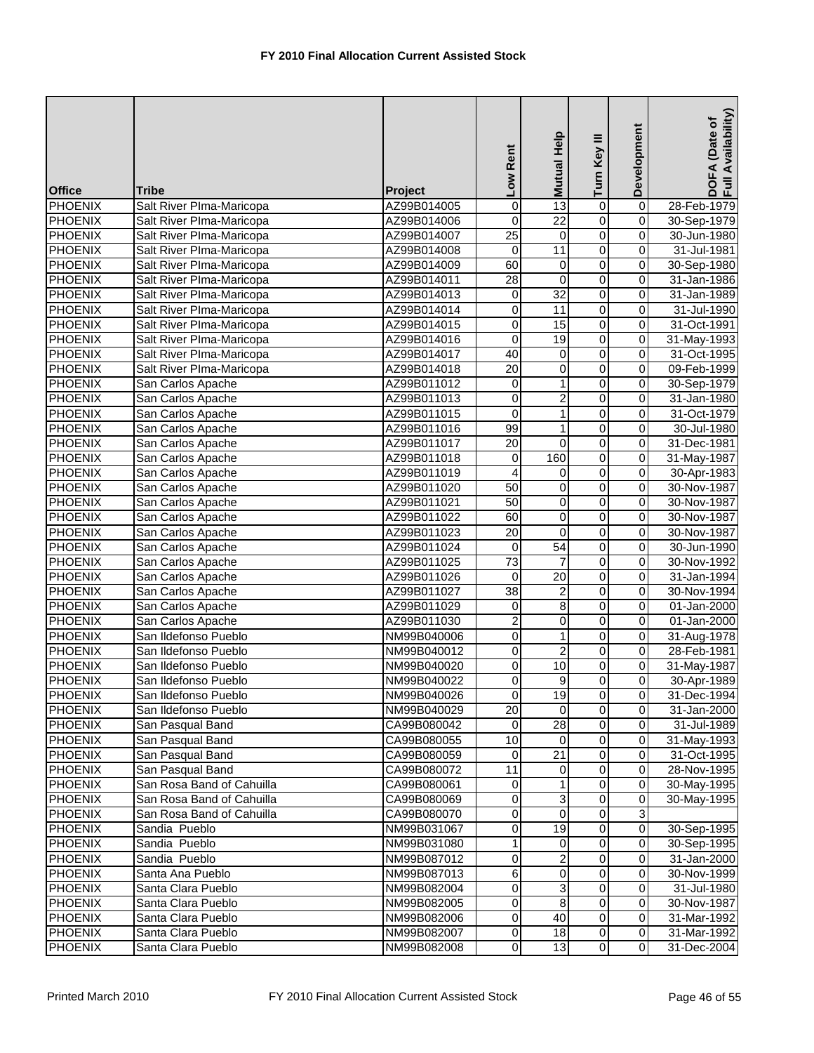**FY 2010 Final Allocation Current Assisted Stock**

| Office | Tribe | Project | Low Rent | Mutual Help | Turn Key III | Development | DOFA (Date of Full Availability) |
|---|---|---|---|---|---|---|---|
| PHOENIX | Salt River PIma-Maricopa | AZ99B014005 | 0 | 13 | 0 | 0 | 28-Feb-1979 |
| PHOENIX | Salt River PIma-Maricopa | AZ99B014006 | 0 | 22 | 0 | 0 | 30-Sep-1979 |
| PHOENIX | Salt River PIma-Maricopa | AZ99B014007 | 25 | 0 | 0 | 0 | 30-Jun-1980 |
| PHOENIX | Salt River PIma-Maricopa | AZ99B014008 | 0 | 11 | 0 | 0 | 31-Jul-1981 |
| PHOENIX | Salt River PIma-Maricopa | AZ99B014009 | 60 | 0 | 0 | 0 | 30-Sep-1980 |
| PHOENIX | Salt River PIma-Maricopa | AZ99B014011 | 28 | 0 | 0 | 0 | 31-Jan-1986 |
| PHOENIX | Salt River PIma-Maricopa | AZ99B014013 | 0 | 32 | 0 | 0 | 31-Jan-1989 |
| PHOENIX | Salt River PIma-Maricopa | AZ99B014014 | 0 | 11 | 0 | 0 | 31-Jul-1990 |
| PHOENIX | Salt River PIma-Maricopa | AZ99B014015 | 0 | 15 | 0 | 0 | 31-Oct-1991 |
| PHOENIX | Salt River PIma-Maricopa | AZ99B014016 | 0 | 19 | 0 | 0 | 31-May-1993 |
| PHOENIX | Salt River PIma-Maricopa | AZ99B014017 | 40 | 0 | 0 | 0 | 31-Oct-1995 |
| PHOENIX | Salt River PIma-Maricopa | AZ99B014018 | 20 | 0 | 0 | 0 | 09-Feb-1999 |
| PHOENIX | San Carlos Apache | AZ99B011012 | 0 | 1 | 0 | 0 | 30-Sep-1979 |
| PHOENIX | San Carlos Apache | AZ99B011013 | 0 | 2 | 0 | 0 | 31-Jan-1980 |
| PHOENIX | San Carlos Apache | AZ99B011015 | 0 | 1 | 0 | 0 | 31-Oct-1979 |
| PHOENIX | San Carlos Apache | AZ99B011016 | 99 | 1 | 0 | 0 | 30-Jul-1980 |
| PHOENIX | San Carlos Apache | AZ99B011017 | 20 | 0 | 0 | 0 | 31-Dec-1981 |
| PHOENIX | San Carlos Apache | AZ99B011018 | 0 | 160 | 0 | 0 | 31-May-1987 |
| PHOENIX | San Carlos Apache | AZ99B011019 | 4 | 0 | 0 | 0 | 30-Apr-1983 |
| PHOENIX | San Carlos Apache | AZ99B011020 | 50 | 0 | 0 | 0 | 30-Nov-1987 |
| PHOENIX | San Carlos Apache | AZ99B011021 | 50 | 0 | 0 | 0 | 30-Nov-1987 |
| PHOENIX | San Carlos Apache | AZ99B011022 | 60 | 0 | 0 | 0 | 30-Nov-1987 |
| PHOENIX | San Carlos Apache | AZ99B011023 | 20 | 0 | 0 | 0 | 30-Nov-1987 |
| PHOENIX | San Carlos Apache | AZ99B011024 | 0 | 54 | 0 | 0 | 30-Jun-1990 |
| PHOENIX | San Carlos Apache | AZ99B011025 | 73 | 7 | 0 | 0 | 30-Nov-1992 |
| PHOENIX | San Carlos Apache | AZ99B011026 | 0 | 20 | 0 | 0 | 31-Jan-1994 |
| PHOENIX | San Carlos Apache | AZ99B011027 | 38 | 2 | 0 | 0 | 30-Nov-1994 |
| PHOENIX | San Carlos Apache | AZ99B011029 | 0 | 8 | 0 | 0 | 01-Jan-2000 |
| PHOENIX | San Carlos Apache | AZ99B011030 | 2 | 0 | 0 | 0 | 01-Jan-2000 |
| PHOENIX | San Ildefonso Pueblo | NM99B040006 | 0 | 1 | 0 | 0 | 31-Aug-1978 |
| PHOENIX | San Ildefonso Pueblo | NM99B040012 | 0 | 2 | 0 | 0 | 28-Feb-1981 |
| PHOENIX | San Ildefonso Pueblo | NM99B040020 | 0 | 10 | 0 | 0 | 31-May-1987 |
| PHOENIX | San Ildefonso Pueblo | NM99B040022 | 0 | 9 | 0 | 0 | 30-Apr-1989 |
| PHOENIX | San Ildefonso Pueblo | NM99B040026 | 0 | 19 | 0 | 0 | 31-Dec-1994 |
| PHOENIX | San Ildefonso Pueblo | NM99B040029 | 20 | 0 | 0 | 0 | 31-Jan-2000 |
| PHOENIX | San Pasqual Band | CA99B080042 | 0 | 28 | 0 | 0 | 31-Jul-1989 |
| PHOENIX | San Pasqual Band | CA99B080055 | 10 | 0 | 0 | 0 | 31-May-1993 |
| PHOENIX | San Pasqual Band | CA99B080059 | 0 | 21 | 0 | 0 | 31-Oct-1995 |
| PHOENIX | San Pasqual Band | CA99B080072 | 11 | 0 | 0 | 0 | 28-Nov-1995 |
| PHOENIX | San Rosa Band of Cahuilla | CA99B080061 | 0 | 1 | 0 | 0 | 30-May-1995 |
| PHOENIX | San Rosa Band of Cahuilla | CA99B080069 | 0 | 3 | 0 | 0 | 30-May-1995 |
| PHOENIX | San Rosa Band of Cahuilla | CA99B080070 | 0 | 0 | 0 | 3 | |
| PHOENIX | Sandia Pueblo | NM99B031067 | 0 | 19 | 0 | 0 | 30-Sep-1995 |
| PHOENIX | Sandia Pueblo | NM99B031080 | 1 | 0 | 0 | 0 | 30-Sep-1995 |
| PHOENIX | Sandia Pueblo | NM99B087012 | 0 | 2 | 0 | 0 | 31-Jan-2000 |
| PHOENIX | Santa Ana Pueblo | NM99B087013 | 6 | 0 | 0 | 0 | 30-Nov-1999 |
| PHOENIX | Santa Clara Pueblo | NM99B082004 | 0 | 3 | 0 | 0 | 31-Jul-1980 |
| PHOENIX | Santa Clara Pueblo | NM99B082005 | 0 | 8 | 0 | 0 | 30-Nov-1987 |
| PHOENIX | Santa Clara Pueblo | NM99B082006 | 0 | 40 | 0 | 0 | 31-Mar-1992 |
| PHOENIX | Santa Clara Pueblo | NM99B082007 | 0 | 18 | 0 | 0 | 31-Mar-1992 |
| PHOENIX | Santa Clara Pueblo | NM99B082008 | 0 | 13 | 0 | 0 | 31-Dec-2004 |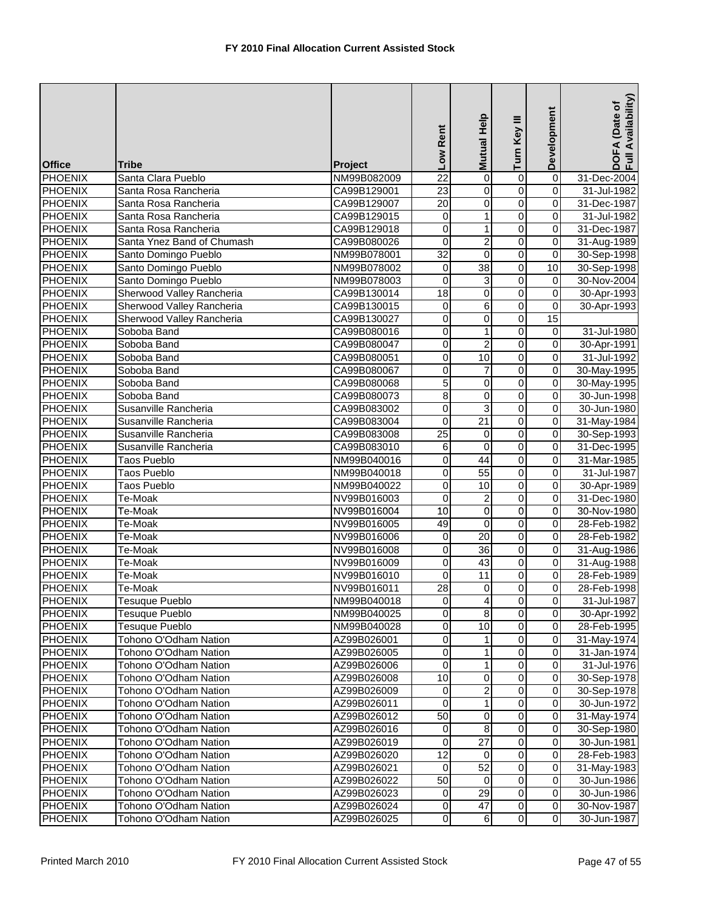# FY 2010 Final Allocation Current Assisted Stock

| Office | Tribe | Project | Low Rent | Mutual Help | Turn Key III | Development | DOFA (Date of Full Availability) |
|---|---|---|---|---|---|---|---|
| PHOENIX | Santa Clara Pueblo | NM99B082009 | 22 | 0 | 0 | 0 | 31-Dec-2004 |
| PHOENIX | Santa Rosa Rancheria | CA99B129001 | 23 | 0 | 0 | 0 | 31-Jul-1982 |
| PHOENIX | Santa Rosa Rancheria | CA99B129007 | 20 | 0 | 0 | 0 | 31-Dec-1987 |
| PHOENIX | Santa Rosa Rancheria | CA99B129015 | 0 | 1 | 0 | 0 | 31-Jul-1982 |
| PHOENIX | Santa Rosa Rancheria | CA99B129018 | 0 | 1 | 0 | 0 | 31-Dec-1987 |
| PHOENIX | Santa Ynez Band of Chumash | CA99B080026 | 0 | 2 | 0 | 0 | 31-Aug-1989 |
| PHOENIX | Santo Domingo Pueblo | NM99B078001 | 32 | 0 | 0 | 0 | 30-Sep-1998 |
| PHOENIX | Santo Domingo Pueblo | NM99B078002 | 0 | 38 | 0 | 10 | 30-Sep-1998 |
| PHOENIX | Santo Domingo Pueblo | NM99B078003 | 0 | 3 | 0 | 0 | 30-Nov-2004 |
| PHOENIX | Sherwood Valley Rancheria | CA99B130014 | 18 | 0 | 0 | 0 | 30-Apr-1993 |
| PHOENIX | Sherwood Valley Rancheria | CA99B130015 | 0 | 6 | 0 | 0 | 30-Apr-1993 |
| PHOENIX | Sherwood Valley Rancheria | CA99B130027 | 0 | 0 | 0 | 15 | |
| PHOENIX | Soboba Band | CA99B080016 | 0 | 1 | 0 | 0 | 31-Jul-1980 |
| PHOENIX | Soboba Band | CA99B080047 | 0 | 2 | 0 | 0 | 30-Apr-1991 |
| PHOENIX | Soboba Band | CA99B080051 | 0 | 10 | 0 | 0 | 31-Jul-1992 |
| PHOENIX | Soboba Band | CA99B080067 | 0 | 7 | 0 | 0 | 30-May-1995 |
| PHOENIX | Soboba Band | CA99B080068 | 5 | 0 | 0 | 0 | 30-May-1995 |
| PHOENIX | Soboba Band | CA99B080073 | 8 | 0 | 0 | 0 | 30-Jun-1998 |
| PHOENIX | Susanville Rancheria | CA99B083002 | 0 | 3 | 0 | 0 | 30-Jun-1980 |
| PHOENIX | Susanville Rancheria | CA99B083004 | 0 | 21 | 0 | 0 | 31-May-1984 |
| PHOENIX | Susanville Rancheria | CA99B083008 | 25 | 0 | 0 | 0 | 30-Sep-1993 |
| PHOENIX | Susanville Rancheria | CA99B083010 | 6 | 0 | 0 | 0 | 31-Dec-1995 |
| PHOENIX | Taos Pueblo | NM99B040016 | 0 | 44 | 0 | 0 | 31-Mar-1985 |
| PHOENIX | Taos Pueblo | NM99B040018 | 0 | 55 | 0 | 0 | 31-Jul-1987 |
| PHOENIX | Taos Pueblo | NM99B040022 | 0 | 10 | 0 | 0 | 30-Apr-1989 |
| PHOENIX | Te-Moak | NV99B016003 | 0 | 2 | 0 | 0 | 31-Dec-1980 |
| PHOENIX | Te-Moak | NV99B016004 | 10 | 0 | 0 | 0 | 30-Nov-1980 |
| PHOENIX | Te-Moak | NV99B016005 | 49 | 0 | 0 | 0 | 28-Feb-1982 |
| PHOENIX | Te-Moak | NV99B016006 | 0 | 20 | 0 | 0 | 28-Feb-1982 |
| PHOENIX | Te-Moak | NV99B016008 | 0 | 36 | 0 | 0 | 31-Aug-1986 |
| PHOENIX | Te-Moak | NV99B016009 | 0 | 43 | 0 | 0 | 31-Aug-1988 |
| PHOENIX | Te-Moak | NV99B016010 | 0 | 11 | 0 | 0 | 28-Feb-1989 |
| PHOENIX | Te-Moak | NV99B016011 | 28 | 0 | 0 | 0 | 28-Feb-1998 |
| PHOENIX | Tesuque Pueblo | NM99B040018 | 0 | 4 | 0 | 0 | 31-Jul-1987 |
| PHOENIX | Tesuque Pueblo | NM99B040025 | 0 | 8 | 0 | 0 | 30-Apr-1992 |
| PHOENIX | Tesuque Pueblo | NM99B040028 | 0 | 10 | 0 | 0 | 28-Feb-1995 |
| PHOENIX | Tohono O'Odham Nation | AZ99B026001 | 0 | 1 | 0 | 0 | 31-May-1974 |
| PHOENIX | Tohono O'Odham Nation | AZ99B026005 | 0 | 1 | 0 | 0 | 31-Jan-1974 |
| PHOENIX | Tohono O'Odham Nation | AZ99B026006 | 0 | 1 | 0 | 0 | 31-Jul-1976 |
| PHOENIX | Tohono O'Odham Nation | AZ99B026008 | 10 | 0 | 0 | 0 | 30-Sep-1978 |
| PHOENIX | Tohono O'Odham Nation | AZ99B026009 | 0 | 2 | 0 | 0 | 30-Sep-1978 |
| PHOENIX | Tohono O'Odham Nation | AZ99B026011 | 0 | 1 | 0 | 0 | 30-Jun-1972 |
| PHOENIX | Tohono O'Odham Nation | AZ99B026012 | 50 | 0 | 0 | 0 | 31-May-1974 |
| PHOENIX | Tohono O'Odham Nation | AZ99B026016 | 0 | 8 | 0 | 0 | 30-Sep-1980 |
| PHOENIX | Tohono O'Odham Nation | AZ99B026019 | 0 | 27 | 0 | 0 | 30-Jun-1981 |
| PHOENIX | Tohono O'Odham Nation | AZ99B026020 | 12 | 0 | 0 | 0 | 28-Feb-1983 |
| PHOENIX | Tohono O'Odham Nation | AZ99B026021 | 0 | 52 | 0 | 0 | 31-May-1983 |
| PHOENIX | Tohono O'Odham Nation | AZ99B026022 | 50 | 0 | 0 | 0 | 30-Jun-1986 |
| PHOENIX | Tohono O'Odham Nation | AZ99B026023 | 0 | 29 | 0 | 0 | 30-Jun-1986 |
| PHOENIX | Tohono O'Odham Nation | AZ99B026024 | 0 | 47 | 0 | 0 | 30-Nov-1987 |
| PHOENIX | Tohono O'Odham Nation | AZ99B026025 | 0 | 6 | 0 | 0 | 30-Jun-1987 |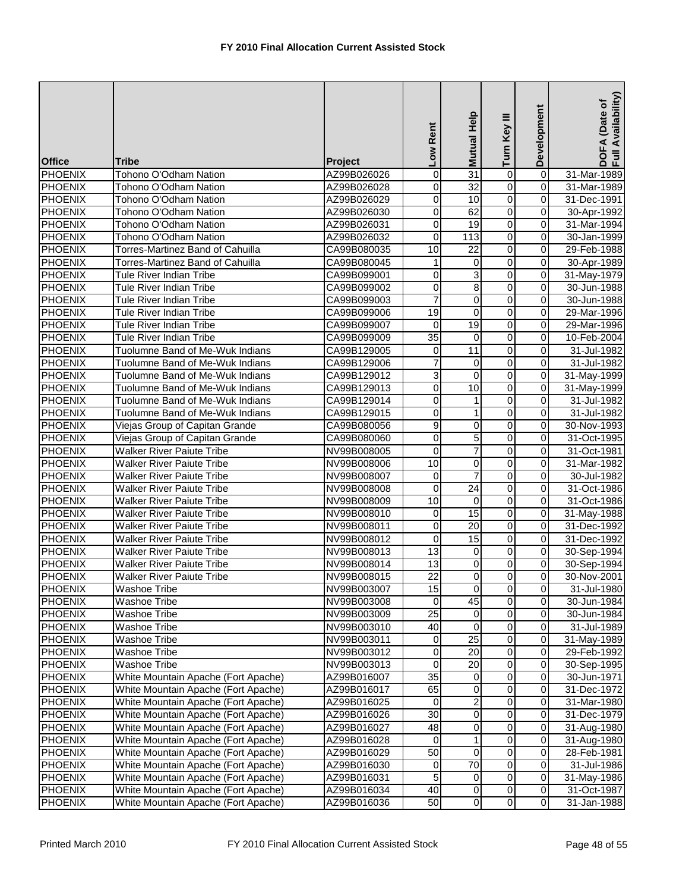# FY 2010 Final Allocation Current Assisted Stock

| Office | Tribe | Project | Low Rent | Mutual Help | Turn Key III | Development | DOFA (Date of Full Availability) |
|---|---|---|---|---|---|---|---|
| PHOENIX | Tohono O'Odham Nation | AZ99B026026 | 0 | 31 | 0 | 0 | 31-Mar-1989 |
| PHOENIX | Tohono O'Odham Nation | AZ99B026028 | 0 | 32 | 0 | 0 | 31-Mar-1989 |
| PHOENIX | Tohono O'Odham Nation | AZ99B026029 | 0 | 10 | 0 | 0 | 31-Dec-1991 |
| PHOENIX | Tohono O'Odham Nation | AZ99B026030 | 0 | 62 | 0 | 0 | 30-Apr-1992 |
| PHOENIX | Tohono O'Odham Nation | AZ99B026031 | 0 | 19 | 0 | 0 | 31-Mar-1994 |
| PHOENIX | Tohono O'Odham Nation | AZ99B026032 | 0 | 113 | 0 | 0 | 30-Jan-1999 |
| PHOENIX | Torres-Martinez Band of Cahuilla | CA99B080035 | 10 | 22 | 0 | 0 | 29-Feb-1988 |
| PHOENIX | Torres-Martinez Band of Cahuilla | CA99B080045 | 1 | 0 | 0 | 0 | 30-Apr-1989 |
| PHOENIX | Tule River Indian Tribe | CA99B099001 | 0 | 3 | 0 | 0 | 31-May-1979 |
| PHOENIX | Tule River Indian Tribe | CA99B099002 | 0 | 8 | 0 | 0 | 30-Jun-1988 |
| PHOENIX | Tule River Indian Tribe | CA99B099003 | 7 | 0 | 0 | 0 | 30-Jun-1988 |
| PHOENIX | Tule River Indian Tribe | CA99B099006 | 19 | 0 | 0 | 0 | 29-Mar-1996 |
| PHOENIX | Tule River Indian Tribe | CA99B099007 | 0 | 19 | 0 | 0 | 29-Mar-1996 |
| PHOENIX | Tule River Indian Tribe | CA99B099009 | 35 | 0 | 0 | 0 | 10-Feb-2004 |
| PHOENIX | Tuolumne Band of Me-Wuk Indians | CA99B129005 | 0 | 11 | 0 | 0 | 31-Jul-1982 |
| PHOENIX | Tuolumne Band of Me-Wuk Indians | CA99B129006 | 7 | 0 | 0 | 0 | 31-Jul-1982 |
| PHOENIX | Tuolumne Band of Me-Wuk Indians | CA99B129012 | 3 | 0 | 0 | 0 | 31-May-1999 |
| PHOENIX | Tuolumne Band of Me-Wuk Indians | CA99B129013 | 0 | 10 | 0 | 0 | 31-May-1999 |
| PHOENIX | Tuolumne Band of Me-Wuk Indians | CA99B129014 | 0 | 1 | 0 | 0 | 31-Jul-1982 |
| PHOENIX | Tuolumne Band of Me-Wuk Indians | CA99B129015 | 0 | 1 | 0 | 0 | 31-Jul-1982 |
| PHOENIX | Viejas Group of Capitan Grande | CA99B080056 | 9 | 0 | 0 | 0 | 30-Nov-1993 |
| PHOENIX | Viejas Group of Capitan Grande | CA99B080060 | 0 | 5 | 0 | 0 | 31-Oct-1995 |
| PHOENIX | Walker River Paiute Tribe | NV99B008005 | 0 | 7 | 0 | 0 | 31-Oct-1981 |
| PHOENIX | Walker River Paiute Tribe | NV99B008006 | 10 | 0 | 0 | 0 | 31-Mar-1982 |
| PHOENIX | Walker River Paiute Tribe | NV99B008007 | 0 | 7 | 0 | 0 | 30-Jul-1982 |
| PHOENIX | Walker River Paiute Tribe | NV99B008008 | 0 | 24 | 0 | 0 | 31-Oct-1986 |
| PHOENIX | Walker River Paiute Tribe | NV99B008009 | 10 | 0 | 0 | 0 | 31-Oct-1986 |
| PHOENIX | Walker River Paiute Tribe | NV99B008010 | 0 | 15 | 0 | 0 | 31-May-1988 |
| PHOENIX | Walker River Paiute Tribe | NV99B008011 | 0 | 20 | 0 | 0 | 31-Dec-1992 |
| PHOENIX | Walker River Paiute Tribe | NV99B008012 | 0 | 15 | 0 | 0 | 31-Dec-1992 |
| PHOENIX | Walker River Paiute Tribe | NV99B008013 | 13 | 0 | 0 | 0 | 30-Sep-1994 |
| PHOENIX | Walker River Paiute Tribe | NV99B008014 | 13 | 0 | 0 | 0 | 30-Sep-1994 |
| PHOENIX | Walker River Paiute Tribe | NV99B008015 | 22 | 0 | 0 | 0 | 30-Nov-2001 |
| PHOENIX | Washoe Tribe | NV99B003007 | 15 | 0 | 0 | 0 | 31-Jul-1980 |
| PHOENIX | Washoe Tribe | NV99B003008 | 0 | 45 | 0 | 0 | 30-Jun-1984 |
| PHOENIX | Washoe Tribe | NV99B003009 | 25 | 0 | 0 | 0 | 30-Jun-1984 |
| PHOENIX | Washoe Tribe | NV99B003010 | 40 | 0 | 0 | 0 | 31-Jul-1989 |
| PHOENIX | Washoe Tribe | NV99B003011 | 0 | 25 | 0 | 0 | 31-May-1989 |
| PHOENIX | Washoe Tribe | NV99B003012 | 0 | 20 | 0 | 0 | 29-Feb-1992 |
| PHOENIX | Washoe Tribe | NV99B003013 | 0 | 20 | 0 | 0 | 30-Sep-1995 |
| PHOENIX | White Mountain Apache (Fort Apache) | AZ99B016007 | 35 | 0 | 0 | 0 | 30-Jun-1971 |
| PHOENIX | White Mountain Apache (Fort Apache) | AZ99B016017 | 65 | 0 | 0 | 0 | 31-Dec-1972 |
| PHOENIX | White Mountain Apache (Fort Apache) | AZ99B016025 | 0 | 2 | 0 | 0 | 31-Mar-1980 |
| PHOENIX | White Mountain Apache (Fort Apache) | AZ99B016026 | 30 | 0 | 0 | 0 | 31-Dec-1979 |
| PHOENIX | White Mountain Apache (Fort Apache) | AZ99B016027 | 48 | 0 | 0 | 0 | 31-Aug-1980 |
| PHOENIX | White Mountain Apache (Fort Apache) | AZ99B016028 | 0 | 1 | 0 | 0 | 31-Aug-1980 |
| PHOENIX | White Mountain Apache (Fort Apache) | AZ99B016029 | 50 | 0 | 0 | 0 | 28-Feb-1981 |
| PHOENIX | White Mountain Apache (Fort Apache) | AZ99B016030 | 0 | 70 | 0 | 0 | 31-Jul-1986 |
| PHOENIX | White Mountain Apache (Fort Apache) | AZ99B016031 | 5 | 0 | 0 | 0 | 31-May-1986 |
| PHOENIX | White Mountain Apache (Fort Apache) | AZ99B016034 | 40 | 0 | 0 | 0 | 31-Oct-1987 |
| PHOENIX | White Mountain Apache (Fort Apache) | AZ99B016036 | 50 | 0 | 0 | 0 | 31-Jan-1988 |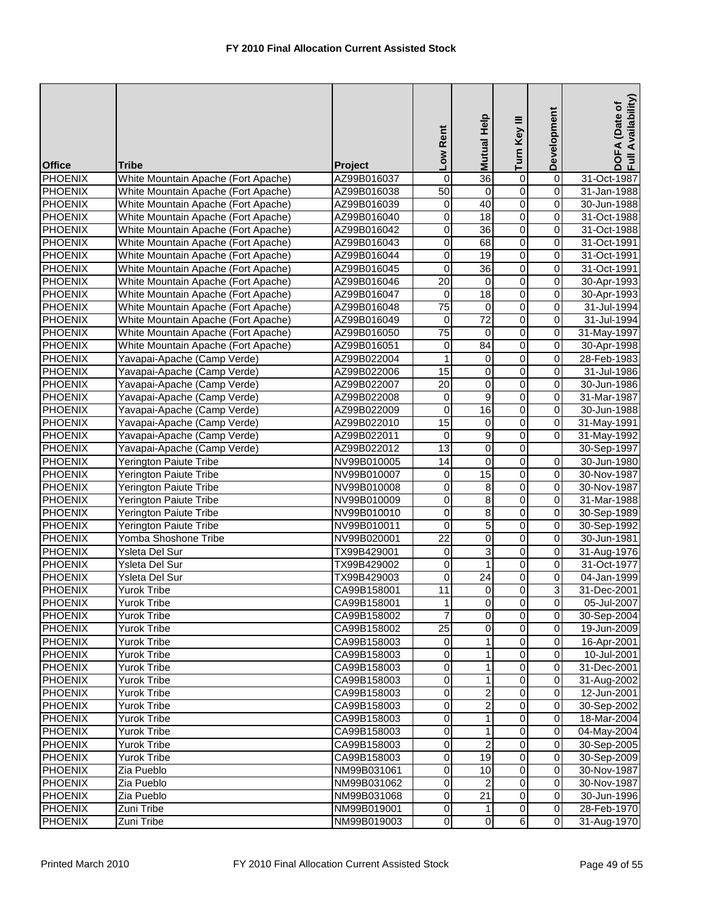**FY 2010 Final Allocation Current Assisted Stock**

| Office | Tribe | Project | Low Rent | Mutual Help | Turn Key III | Development | DOFA (Date of Full Availability) |
|---|---|---|---|---|---|---|---|
| PHOENIX | White Mountain Apache (Fort Apache) | AZ99B016037 | 0 | 36 | 0 | 0 | 31-Oct-1987 |
| PHOENIX | White Mountain Apache (Fort Apache) | AZ99B016038 | 50 | 0 | 0 | 0 | 31-Jan-1988 |
| PHOENIX | White Mountain Apache (Fort Apache) | AZ99B016039 | 0 | 40 | 0 | 0 | 30-Jun-1988 |
| PHOENIX | White Mountain Apache (Fort Apache) | AZ99B016040 | 0 | 18 | 0 | 0 | 31-Oct-1988 |
| PHOENIX | White Mountain Apache (Fort Apache) | AZ99B016042 | 0 | 36 | 0 | 0 | 31-Oct-1988 |
| PHOENIX | White Mountain Apache (Fort Apache) | AZ99B016043 | 0 | 68 | 0 | 0 | 31-Oct-1991 |
| PHOENIX | White Mountain Apache (Fort Apache) | AZ99B016044 | 0 | 19 | 0 | 0 | 31-Oct-1991 |
| PHOENIX | White Mountain Apache (Fort Apache) | AZ99B016045 | 0 | 36 | 0 | 0 | 31-Oct-1991 |
| PHOENIX | White Mountain Apache (Fort Apache) | AZ99B016046 | 20 | 0 | 0 | 0 | 30-Apr-1993 |
| PHOENIX | White Mountain Apache (Fort Apache) | AZ99B016047 | 0 | 18 | 0 | 0 | 30-Apr-1993 |
| PHOENIX | White Mountain Apache (Fort Apache) | AZ99B016048 | 75 | 0 | 0 | 0 | 31-Jul-1994 |
| PHOENIX | White Mountain Apache (Fort Apache) | AZ99B016049 | 0 | 72 | 0 | 0 | 31-Jul-1994 |
| PHOENIX | White Mountain Apache (Fort Apache) | AZ99B016050 | 75 | 0 | 0 | 0 | 31-May-1997 |
| PHOENIX | White Mountain Apache (Fort Apache) | AZ99B016051 | 0 | 84 | 0 | 0 | 30-Apr-1998 |
| PHOENIX | Yavapai-Apache (Camp Verde) | AZ99B022004 | 1 | 0 | 0 | 0 | 28-Feb-1983 |
| PHOENIX | Yavapai-Apache (Camp Verde) | AZ99B022006 | 15 | 0 | 0 | 0 | 31-Jul-1986 |
| PHOENIX | Yavapai-Apache (Camp Verde) | AZ99B022007 | 20 | 0 | 0 | 0 | 30-Jun-1986 |
| PHOENIX | Yavapai-Apache (Camp Verde) | AZ99B022008 | 0 | 9 | 0 | 0 | 31-Mar-1987 |
| PHOENIX | Yavapai-Apache (Camp Verde) | AZ99B022009 | 0 | 16 | 0 | 0 | 30-Jun-1988 |
| PHOENIX | Yavapai-Apache (Camp Verde) | AZ99B022010 | 15 | 0 | 0 | 0 | 31-May-1991 |
| PHOENIX | Yavapai-Apache (Camp Verde) | AZ99B022011 | 0 | 9 | 0 | 0 | 31-May-1992 |
| PHOENIX | Yavapai-Apache (Camp Verde) | AZ99B022012 | 13 | 0 | 0 | | 30-Sep-1997 |
| PHOENIX | Yerington Paiute Tribe | NV99B010005 | 14 | 0 | 0 | 0 | 30-Jun-1980 |
| PHOENIX | Yerington Paiute Tribe | NV99B010007 | 0 | 15 | 0 | 0 | 30-Nov-1987 |
| PHOENIX | Yerington Paiute Tribe | NV99B010008 | 0 | 8 | 0 | 0 | 30-Nov-1987 |
| PHOENIX | Yerington Paiute Tribe | NV99B010009 | 0 | 8 | 0 | 0 | 31-Mar-1988 |
| PHOENIX | Yerington Paiute Tribe | NV99B010010 | 0 | 8 | 0 | 0 | 30-Sep-1989 |
| PHOENIX | Yerington Paiute Tribe | NV99B010011 | 0 | 5 | 0 | 0 | 30-Sep-1992 |
| PHOENIX | Yomba Shoshone Tribe | NV99B020001 | 22 | 0 | 0 | 0 | 30-Jun-1981 |
| PHOENIX | Ysleta Del Sur | TX99B429001 | 0 | 3 | 0 | 0 | 31-Aug-1976 |
| PHOENIX | Ysleta Del Sur | TX99B429002 | 0 | 1 | 0 | 0 | 31-Oct-1977 |
| PHOENIX | Ysleta Del Sur | TX99B429003 | 0 | 24 | 0 | 0 | 04-Jan-1999 |
| PHOENIX | Yurok Tribe | CA99B158001 | 11 | 0 | 0 | 3 | 31-Dec-2001 |
| PHOENIX | Yurok Tribe | CA99B158001 | 1 | 0 | 0 | 0 | 05-Jul-2007 |
| PHOENIX | Yurok Tribe | CA99B158002 | 7 | 0 | 0 | 0 | 30-Sep-2004 |
| PHOENIX | Yurok Tribe | CA99B158002 | 25 | 0 | 0 | 0 | 19-Jun-2009 |
| PHOENIX | Yurok Tribe | CA99B158003 | 0 | 1 | 0 | 0 | 16-Apr-2001 |
| PHOENIX | Yurok Tribe | CA99B158003 | 0 | 1 | 0 | 0 | 10-Jul-2001 |
| PHOENIX | Yurok Tribe | CA99B158003 | 0 | 1 | 0 | 0 | 31-Dec-2001 |
| PHOENIX | Yurok Tribe | CA99B158003 | 0 | 1 | 0 | 0 | 31-Aug-2002 |
| PHOENIX | Yurok Tribe | CA99B158003 | 0 | 2 | 0 | 0 | 12-Jun-2001 |
| PHOENIX | Yurok Tribe | CA99B158003 | 0 | 2 | 0 | 0 | 30-Sep-2002 |
| PHOENIX | Yurok Tribe | CA99B158003 | 0 | 1 | 0 | 0 | 18-Mar-2004 |
| PHOENIX | Yurok Tribe | CA99B158003 | 0 | 1 | 0 | 0 | 04-May-2004 |
| PHOENIX | Yurok Tribe | CA99B158003 | 0 | 2 | 0 | 0 | 30-Sep-2005 |
| PHOENIX | Yurok Tribe | CA99B158003 | 0 | 19 | 0 | 0 | 30-Sep-2009 |
| PHOENIX | Zia Pueblo | NM99B031061 | 0 | 10 | 0 | 0 | 30-Nov-1987 |
| PHOENIX | Zia Pueblo | NM99B031062 | 0 | 2 | 0 | 0 | 30-Nov-1987 |
| PHOENIX | Zia Pueblo | NM99B031068 | 0 | 21 | 0 | 0 | 30-Jun-1996 |
| PHOENIX | Zuni Tribe | NM99B019001 | 0 | 1 | 0 | 0 | 28-Feb-1970 |
| PHOENIX | Zuni Tribe | NM99B019003 | 0 | 0 | 6 | 0 | 31-Aug-1970 |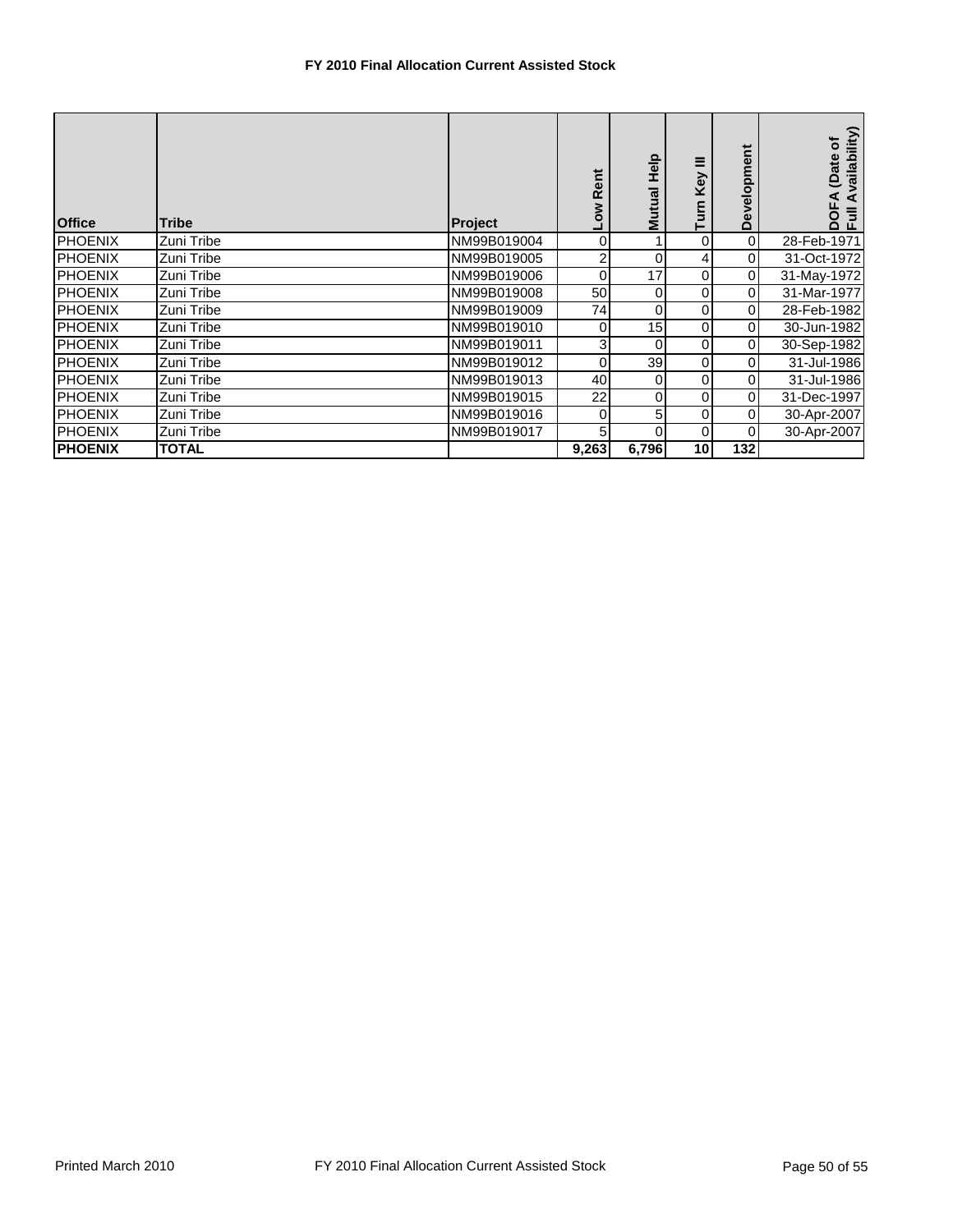**FY 2010 Final Allocation Current Assisted Stock**

| Office | Tribe | Project | Low Rent | Mutual Help | Turn Key III | Development | DOFA (Date of Full Availability) |
|---|---|---|---|---|---|---|---|
| PHOENIX | Zuni Tribe | NM99B019004 | 0 | 1 | 0 | 0 | 28-Feb-1971 |
| PHOENIX | Zuni Tribe | NM99B019005 | 2 | 0 | 4 | 0 | 31-Oct-1972 |
| PHOENIX | Zuni Tribe | NM99B019006 | 0 | 17 | 0 | 0 | 31-May-1972 |
| PHOENIX | Zuni Tribe | NM99B019008 | 50 | 0 | 0 | 0 | 31-Mar-1977 |
| PHOENIX | Zuni Tribe | NM99B019009 | 74 | 0 | 0 | 0 | 28-Feb-1982 |
| PHOENIX | Zuni Tribe | NM99B019010 | 0 | 15 | 0 | 0 | 30-Jun-1982 |
| PHOENIX | Zuni Tribe | NM99B019011 | 3 | 0 | 0 | 0 | 30-Sep-1982 |
| PHOENIX | Zuni Tribe | NM99B019012 | 0 | 39 | 0 | 0 | 31-Jul-1986 |
| PHOENIX | Zuni Tribe | NM99B019013 | 40 | 0 | 0 | 0 | 31-Jul-1986 |
| PHOENIX | Zuni Tribe | NM99B019015 | 22 | 0 | 0 | 0 | 31-Dec-1997 |
| PHOENIX | Zuni Tribe | NM99B019016 | 0 | 5 | 0 | 0 | 30-Apr-2007 |
| PHOENIX | Zuni Tribe | NM99B019017 | 5 | 0 | 0 | 0 | 30-Apr-2007 |
| **PHOENIX** | **TOTAL** | | **9,263** | **6,796** | **10** | **132** | |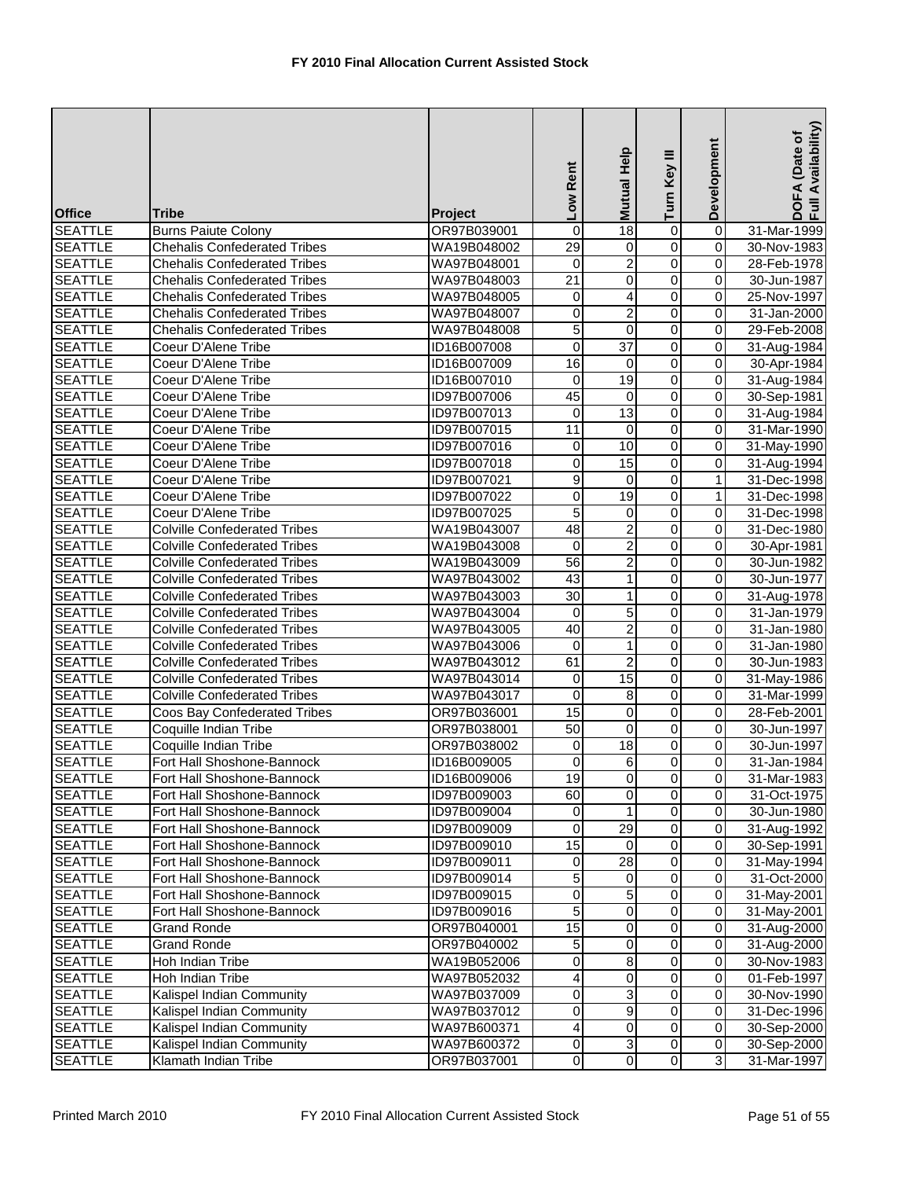# FY 2010 Final Allocation Current Assisted Stock

| Office | Tribe | Project | Low Rent | Mutual Help | Turn Key III | Development | DOFA (Date of Full Availability) |
|---|---|---|---|---|---|---|---|
| SEATTLE | Burns Paiute Colony | OR97B039001 | 0 | 18 | 0 | 0 | 31-Mar-1999 |
| SEATTLE | Chehalis Confederated Tribes | WA19B048002 | 29 | 0 | 0 | 0 | 30-Nov-1983 |
| SEATTLE | Chehalis Confederated Tribes | WA97B048001 | 0 | 2 | 0 | 0 | 28-Feb-1978 |
| SEATTLE | Chehalis Confederated Tribes | WA97B048003 | 21 | 0 | 0 | 0 | 30-Jun-1987 |
| SEATTLE | Chehalis Confederated Tribes | WA97B048005 | 0 | 4 | 0 | 0 | 25-Nov-1997 |
| SEATTLE | Chehalis Confederated Tribes | WA97B048007 | 0 | 2 | 0 | 0 | 31-Jan-2000 |
| SEATTLE | Chehalis Confederated Tribes | WA97B048008 | 5 | 0 | 0 | 0 | 29-Feb-2008 |
| SEATTLE | Coeur D'Alene Tribe | ID16B007008 | 0 | 37 | 0 | 0 | 31-Aug-1984 |
| SEATTLE | Coeur D'Alene Tribe | ID16B007009 | 16 | 0 | 0 | 0 | 30-Apr-1984 |
| SEATTLE | Coeur D'Alene Tribe | ID16B007010 | 0 | 19 | 0 | 0 | 31-Aug-1984 |
| SEATTLE | Coeur D'Alene Tribe | ID97B007006 | 45 | 0 | 0 | 0 | 30-Sep-1981 |
| SEATTLE | Coeur D'Alene Tribe | ID97B007013 | 0 | 13 | 0 | 0 | 31-Aug-1984 |
| SEATTLE | Coeur D'Alene Tribe | ID97B007015 | 11 | 0 | 0 | 0 | 31-Mar-1990 |
| SEATTLE | Coeur D'Alene Tribe | ID97B007016 | 0 | 10 | 0 | 0 | 31-May-1990 |
| SEATTLE | Coeur D'Alene Tribe | ID97B007018 | 0 | 15 | 0 | 0 | 31-Aug-1994 |
| SEATTLE | Coeur D'Alene Tribe | ID97B007021 | 9 | 0 | 0 | 1 | 31-Dec-1998 |
| SEATTLE | Coeur D'Alene Tribe | ID97B007022 | 0 | 19 | 0 | 1 | 31-Dec-1998 |
| SEATTLE | Coeur D'Alene Tribe | ID97B007025 | 5 | 0 | 0 | 0 | 31-Dec-1998 |
| SEATTLE | Colville Confederated Tribes | WA19B043007 | 48 | 2 | 0 | 0 | 31-Dec-1980 |
| SEATTLE | Colville Confederated Tribes | WA19B043008 | 0 | 2 | 0 | 0 | 30-Apr-1981 |
| SEATTLE | Colville Confederated Tribes | WA19B043009 | 56 | 2 | 0 | 0 | 30-Jun-1982 |
| SEATTLE | Colville Confederated Tribes | WA97B043002 | 43 | 1 | 0 | 0 | 30-Jun-1977 |
| SEATTLE | Colville Confederated Tribes | WA97B043003 | 30 | 1 | 0 | 0 | 31-Aug-1978 |
| SEATTLE | Colville Confederated Tribes | WA97B043004 | 0 | 5 | 0 | 0 | 31-Jan-1979 |
| SEATTLE | Colville Confederated Tribes | WA97B043005 | 40 | 2 | 0 | 0 | 31-Jan-1980 |
| SEATTLE | Colville Confederated Tribes | WA97B043006 | 0 | 1 | 0 | 0 | 31-Jan-1980 |
| SEATTLE | Colville Confederated Tribes | WA97B043012 | 61 | 2 | 0 | 0 | 30-Jun-1983 |
| SEATTLE | Colville Confederated Tribes | WA97B043014 | 0 | 15 | 0 | 0 | 31-May-1986 |
| SEATTLE | Colville Confederated Tribes | WA97B043017 | 0 | 8 | 0 | 0 | 31-Mar-1999 |
| SEATTLE | Coos Bay Confederated Tribes | OR97B036001 | 15 | 0 | 0 | 0 | 28-Feb-2001 |
| SEATTLE | Coquille Indian Tribe | OR97B038001 | 50 | 0 | 0 | 0 | 30-Jun-1997 |
| SEATTLE | Coquille Indian Tribe | OR97B038002 | 0 | 18 | 0 | 0 | 30-Jun-1997 |
| SEATTLE | Fort Hall Shoshone-Bannock | ID16B009005 | 0 | 6 | 0 | 0 | 31-Jan-1984 |
| SEATTLE | Fort Hall Shoshone-Bannock | ID16B009006 | 19 | 0 | 0 | 0 | 31-Mar-1983 |
| SEATTLE | Fort Hall Shoshone-Bannock | ID97B009003 | 60 | 0 | 0 | 0 | 31-Oct-1975 |
| SEATTLE | Fort Hall Shoshone-Bannock | ID97B009004 | 0 | 1 | 0 | 0 | 30-Jun-1980 |
| SEATTLE | Fort Hall Shoshone-Bannock | ID97B009009 | 0 | 29 | 0 | 0 | 31-Aug-1992 |
| SEATTLE | Fort Hall Shoshone-Bannock | ID97B009010 | 15 | 0 | 0 | 0 | 30-Sep-1991 |
| SEATTLE | Fort Hall Shoshone-Bannock | ID97B009011 | 0 | 28 | 0 | 0 | 31-May-1994 |
| SEATTLE | Fort Hall Shoshone-Bannock | ID97B009014 | 5 | 0 | 0 | 0 | 31-Oct-2000 |
| SEATTLE | Fort Hall Shoshone-Bannock | ID97B009015 | 0 | 5 | 0 | 0 | 31-May-2001 |
| SEATTLE | Fort Hall Shoshone-Bannock | ID97B009016 | 5 | 0 | 0 | 0 | 31-May-2001 |
| SEATTLE | Grand Ronde | OR97B040001 | 15 | 0 | 0 | 0 | 31-Aug-2000 |
| SEATTLE | Grand Ronde | OR97B040002 | 5 | 0 | 0 | 0 | 31-Aug-2000 |
| SEATTLE | Hoh Indian Tribe | WA19B052006 | 0 | 8 | 0 | 0 | 30-Nov-1983 |
| SEATTLE | Hoh Indian Tribe | WA97B052032 | 4 | 0 | 0 | 0 | 01-Feb-1997 |
| SEATTLE | Kalispel Indian Community | WA97B037009 | 0 | 3 | 0 | 0 | 30-Nov-1990 |
| SEATTLE | Kalispel Indian Community | WA97B037012 | 0 | 9 | 0 | 0 | 31-Dec-1996 |
| SEATTLE | Kalispel Indian Community | WA97B600371 | 4 | 0 | 0 | 0 | 30-Sep-2000 |
| SEATTLE | Kalispel Indian Community | WA97B600372 | 0 | 3 | 0 | 0 | 30-Sep-2000 |
| SEATTLE | Klamath Indian Tribe | OR97B037001 | 0 | 0 | 0 | 3 | 31-Mar-1997 |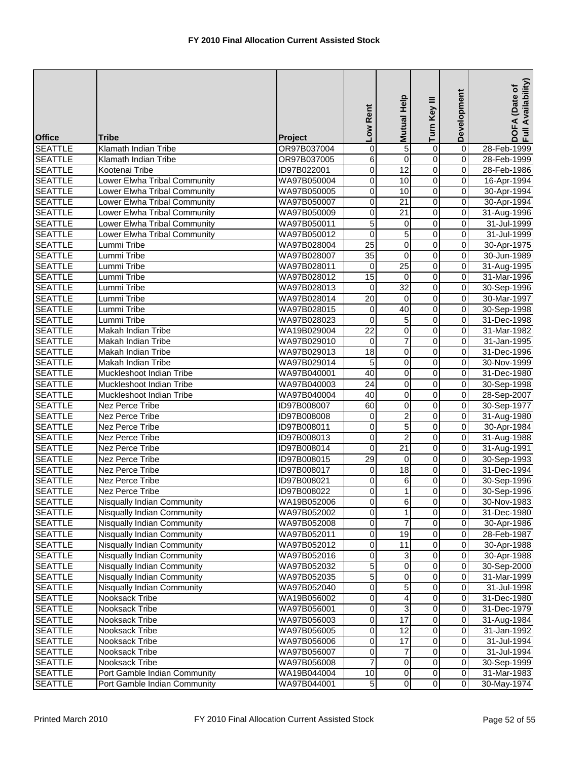# FY 2010 Final Allocation Current Assisted Stock

| Office | Tribe | Project | Low Rent | Mutual Help | Turn Key III | Development | DOFA (Date of Full Availability) |
|---|---|---|---|---|---|---|---|
| SEATTLE | Klamath Indian Tribe | OR97B037004 | 0 | 5 | 0 | 0 | 28-Feb-1999 |
| SEATTLE | Klamath Indian Tribe | OR97B037005 | 6 | 0 | 0 | 0 | 28-Feb-1999 |
| SEATTLE | Kootenai Tribe | ID97B022001 | 0 | 12 | 0 | 0 | 28-Feb-1986 |
| SEATTLE | Lower Elwha Tribal Community | WA97B050004 | 0 | 10 | 0 | 0 | 16-Apr-1994 |
| SEATTLE | Lower Elwha Tribal Community | WA97B050005 | 0 | 10 | 0 | 0 | 30-Apr-1994 |
| SEATTLE | Lower Elwha Tribal Community | WA97B050007 | 0 | 21 | 0 | 0 | 30-Apr-1994 |
| SEATTLE | Lower Elwha Tribal Community | WA97B050009 | 0 | 21 | 0 | 0 | 31-Aug-1996 |
| SEATTLE | Lower Elwha Tribal Community | WA97B050011 | 5 | 0 | 0 | 0 | 31-Jul-1999 |
| SEATTLE | Lower Elwha Tribal Community | WA97B050012 | 0 | 5 | 0 | 0 | 31-Jul-1999 |
| SEATTLE | Lummi Tribe | WA97B028004 | 25 | 0 | 0 | 0 | 30-Apr-1975 |
| SEATTLE | Lummi Tribe | WA97B028007 | 35 | 0 | 0 | 0 | 30-Jun-1989 |
| SEATTLE | Lummi Tribe | WA97B028011 | 0 | 25 | 0 | 0 | 31-Aug-1995 |
| SEATTLE | Lummi Tribe | WA97B028012 | 15 | 0 | 0 | 0 | 31-Mar-1996 |
| SEATTLE | Lummi Tribe | WA97B028013 | 0 | 32 | 0 | 0 | 30-Sep-1996 |
| SEATTLE | Lummi Tribe | WA97B028014 | 20 | 0 | 0 | 0 | 30-Mar-1997 |
| SEATTLE | Lummi Tribe | WA97B028015 | 0 | 40 | 0 | 0 | 30-Sep-1998 |
| SEATTLE | Lummi Tribe | WA97B028023 | 0 | 5 | 0 | 0 | 31-Dec-1998 |
| SEATTLE | Makah Indian Tribe | WA19B029004 | 22 | 0 | 0 | 0 | 31-Mar-1982 |
| SEATTLE | Makah Indian Tribe | WA97B029010 | 0 | 7 | 0 | 0 | 31-Jan-1995 |
| SEATTLE | Makah Indian Tribe | WA97B029013 | 18 | 0 | 0 | 0 | 31-Dec-1996 |
| SEATTLE | Makah Indian Tribe | WA97B029014 | 5 | 0 | 0 | 0 | 30-Nov-1999 |
| SEATTLE | Muckleshoot Indian Tribe | WA97B040001 | 40 | 0 | 0 | 0 | 31-Dec-1980 |
| SEATTLE | Muckleshoot Indian Tribe | WA97B040003 | 24 | 0 | 0 | 0 | 30-Sep-1998 |
| SEATTLE | Muckleshoot Indian Tribe | WA97B040004 | 40 | 0 | 0 | 0 | 28-Sep-2007 |
| SEATTLE | Nez Perce Tribe | ID97B008007 | 60 | 0 | 0 | 0 | 30-Sep-1977 |
| SEATTLE | Nez Perce Tribe | ID97B008008 | 0 | 2 | 0 | 0 | 31-Aug-1980 |
| SEATTLE | Nez Perce Tribe | ID97B008011 | 0 | 5 | 0 | 0 | 30-Apr-1984 |
| SEATTLE | Nez Perce Tribe | ID97B008013 | 0 | 2 | 0 | 0 | 31-Aug-1988 |
| SEATTLE | Nez Perce Tribe | ID97B008014 | 0 | 21 | 0 | 0 | 31-Aug-1991 |
| SEATTLE | Nez Perce Tribe | ID97B008015 | 29 | 0 | 0 | 0 | 30-Sep-1993 |
| SEATTLE | Nez Perce Tribe | ID97B008017 | 0 | 18 | 0 | 0 | 31-Dec-1994 |
| SEATTLE | Nez Perce Tribe | ID97B008021 | 0 | 6 | 0 | 0 | 30-Sep-1996 |
| SEATTLE | Nez Perce Tribe | ID97B008022 | 0 | 1 | 0 | 0 | 30-Sep-1996 |
| SEATTLE | Nisqually Indian Community | WA19B052006 | 0 | 6 | 0 | 0 | 30-Nov-1983 |
| SEATTLE | Nisqually Indian Community | WA97B052002 | 0 | 1 | 0 | 0 | 31-Dec-1980 |
| SEATTLE | Nisqually Indian Community | WA97B052008 | 0 | 7 | 0 | 0 | 30-Apr-1986 |
| SEATTLE | Nisqually Indian Community | WA97B052011 | 0 | 19 | 0 | 0 | 28-Feb-1987 |
| SEATTLE | Nisqually Indian Community | WA97B052012 | 0 | 11 | 0 | 0 | 30-Apr-1988 |
| SEATTLE | Nisqually Indian Community | WA97B052016 | 0 | 3 | 0 | 0 | 30-Apr-1988 |
| SEATTLE | Nisqually Indian Community | WA97B052032 | 5 | 0 | 0 | 0 | 30-Sep-2000 |
| SEATTLE | Nisqually Indian Community | WA97B052035 | 5 | 0 | 0 | 0 | 31-Mar-1999 |
| SEATTLE | Nisqually Indian Community | WA97B052040 | 0 | 5 | 0 | 0 | 31-Jul-1998 |
| SEATTLE | Nooksack Tribe | WA19B056002 | 0 | 4 | 0 | 0 | 31-Dec-1980 |
| SEATTLE | Nooksack Tribe | WA97B056001 | 0 | 3 | 0 | 0 | 31-Dec-1979 |
| SEATTLE | Nooksack Tribe | WA97B056003 | 0 | 17 | 0 | 0 | 31-Aug-1984 |
| SEATTLE | Nooksack Tribe | WA97B056005 | 0 | 12 | 0 | 0 | 31-Jan-1992 |
| SEATTLE | Nooksack Tribe | WA97B056006 | 0 | 17 | 0 | 0 | 31-Jul-1994 |
| SEATTLE | Nooksack Tribe | WA97B056007 | 0 | 7 | 0 | 0 | 31-Jul-1994 |
| SEATTLE | Nooksack Tribe | WA97B056008 | 7 | 0 | 0 | 0 | 30-Sep-1999 |
| SEATTLE | Port Gamble Indian Community | WA19B044004 | 10 | 0 | 0 | 0 | 31-Mar-1983 |
| SEATTLE | Port Gamble Indian Community | WA97B044001 | 5 | 0 | 0 | 0 | 30-May-1974 |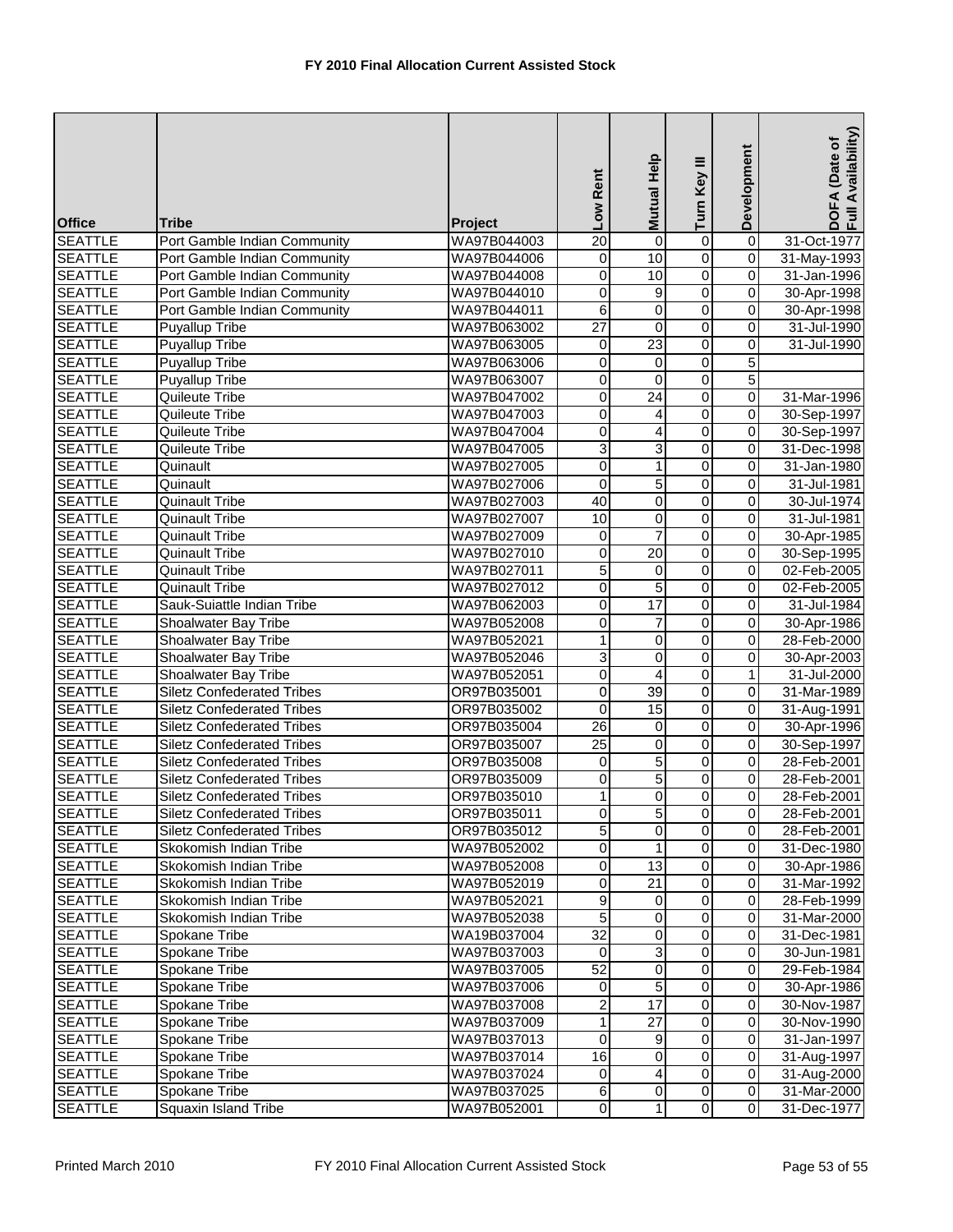# FY 2010 Final Allocation Current Assisted Stock

| Office | Tribe | Project | Low Rent | Mutual Help | Turn Key III | Development | DOFA (Date of Full Availability) |
|---|---|---|---|---|---|---|---|
| SEATTLE | Port Gamble Indian Community | WA97B044003 | 20 | 0 | 0 | 0 | 31-Oct-1977 |
| SEATTLE | Port Gamble Indian Community | WA97B044006 | 0 | 10 | 0 | 0 | 31-May-1993 |
| SEATTLE | Port Gamble Indian Community | WA97B044008 | 0 | 10 | 0 | 0 | 31-Jan-1996 |
| SEATTLE | Port Gamble Indian Community | WA97B044010 | 0 | 9 | 0 | 0 | 30-Apr-1998 |
| SEATTLE | Port Gamble Indian Community | WA97B044011 | 6 | 0 | 0 | 0 | 30-Apr-1998 |
| SEATTLE | Puyallup Tribe | WA97B063002 | 27 | 0 | 0 | 0 | 31-Jul-1990 |
| SEATTLE | Puyallup Tribe | WA97B063005 | 0 | 23 | 0 | 0 | 31-Jul-1990 |
| SEATTLE | Puyallup Tribe | WA97B063006 | 0 | 0 | 0 | 5 | |
| SEATTLE | Puyallup Tribe | WA97B063007 | 0 | 0 | 0 | 5 | |
| SEATTLE | Quileute Tribe | WA97B047002 | 0 | 24 | 0 | 0 | 31-Mar-1996 |
| SEATTLE | Quileute Tribe | WA97B047003 | 0 | 4 | 0 | 0 | 30-Sep-1997 |
| SEATTLE | Quileute Tribe | WA97B047004 | 0 | 4 | 0 | 0 | 30-Sep-1997 |
| SEATTLE | Quileute Tribe | WA97B047005 | 3 | 3 | 0 | 0 | 31-Dec-1998 |
| SEATTLE | Quinault | WA97B027005 | 0 | 1 | 0 | 0 | 31-Jan-1980 |
| SEATTLE | Quinault | WA97B027006 | 0 | 5 | 0 | 0 | 31-Jul-1981 |
| SEATTLE | Quinault Tribe | WA97B027003 | 40 | 0 | 0 | 0 | 30-Jul-1974 |
| SEATTLE | Quinault Tribe | WA97B027007 | 10 | 0 | 0 | 0 | 31-Jul-1981 |
| SEATTLE | Quinault Tribe | WA97B027009 | 0 | 7 | 0 | 0 | 30-Apr-1985 |
| SEATTLE | Quinault Tribe | WA97B027010 | 0 | 20 | 0 | 0 | 30-Sep-1995 |
| SEATTLE | Quinault Tribe | WA97B027011 | 5 | 0 | 0 | 0 | 02-Feb-2005 |
| SEATTLE | Quinault Tribe | WA97B027012 | 0 | 5 | 0 | 0 | 02-Feb-2005 |
| SEATTLE | Sauk-Suiattle Indian Tribe | WA97B062003 | 0 | 17 | 0 | 0 | 31-Jul-1984 |
| SEATTLE | Shoalwater Bay Tribe | WA97B052008 | 0 | 7 | 0 | 0 | 30-Apr-1986 |
| SEATTLE | Shoalwater Bay Tribe | WA97B052021 | 1 | 0 | 0 | 0 | 28-Feb-2000 |
| SEATTLE | Shoalwater Bay Tribe | WA97B052046 | 3 | 0 | 0 | 0 | 30-Apr-2003 |
| SEATTLE | Shoalwater Bay Tribe | WA97B052051 | 0 | 4 | 0 | 1 | 31-Jul-2000 |
| SEATTLE | Siletz Confederated Tribes | OR97B035001 | 0 | 39 | 0 | 0 | 31-Mar-1989 |
| SEATTLE | Siletz Confederated Tribes | OR97B035002 | 0 | 15 | 0 | 0 | 31-Aug-1991 |
| SEATTLE | Siletz Confederated Tribes | OR97B035004 | 26 | 0 | 0 | 0 | 30-Apr-1996 |
| SEATTLE | Siletz Confederated Tribes | OR97B035007 | 25 | 0 | 0 | 0 | 30-Sep-1997 |
| SEATTLE | Siletz Confederated Tribes | OR97B035008 | 0 | 5 | 0 | 0 | 28-Feb-2001 |
| SEATTLE | Siletz Confederated Tribes | OR97B035009 | 0 | 5 | 0 | 0 | 28-Feb-2001 |
| SEATTLE | Siletz Confederated Tribes | OR97B035010 | 1 | 0 | 0 | 0 | 28-Feb-2001 |
| SEATTLE | Siletz Confederated Tribes | OR97B035011 | 0 | 5 | 0 | 0 | 28-Feb-2001 |
| SEATTLE | Siletz Confederated Tribes | OR97B035012 | 5 | 0 | 0 | 0 | 28-Feb-2001 |
| SEATTLE | Skokomish Indian Tribe | WA97B052002 | 0 | 1 | 0 | 0 | 31-Dec-1980 |
| SEATTLE | Skokomish Indian Tribe | WA97B052008 | 0 | 13 | 0 | 0 | 30-Apr-1986 |
| SEATTLE | Skokomish Indian Tribe | WA97B052019 | 0 | 21 | 0 | 0 | 31-Mar-1992 |
| SEATTLE | Skokomish Indian Tribe | WA97B052021 | 9 | 0 | 0 | 0 | 28-Feb-1999 |
| SEATTLE | Skokomish Indian Tribe | WA97B052038 | 5 | 0 | 0 | 0 | 31-Mar-2000 |
| SEATTLE | Spokane Tribe | WA19B037004 | 32 | 0 | 0 | 0 | 31-Dec-1981 |
| SEATTLE | Spokane Tribe | WA97B037003 | 0 | 3 | 0 | 0 | 30-Jun-1981 |
| SEATTLE | Spokane Tribe | WA97B037005 | 52 | 0 | 0 | 0 | 29-Feb-1984 |
| SEATTLE | Spokane Tribe | WA97B037006 | 0 | 5 | 0 | 0 | 30-Apr-1986 |
| SEATTLE | Spokane Tribe | WA97B037008 | 2 | 17 | 0 | 0 | 30-Nov-1987 |
| SEATTLE | Spokane Tribe | WA97B037009 | 1 | 27 | 0 | 0 | 30-Nov-1990 |
| SEATTLE | Spokane Tribe | WA97B037013 | 0 | 9 | 0 | 0 | 31-Jan-1997 |
| SEATTLE | Spokane Tribe | WA97B037014 | 16 | 0 | 0 | 0 | 31-Aug-1997 |
| SEATTLE | Spokane Tribe | WA97B037024 | 0 | 4 | 0 | 0 | 31-Aug-2000 |
| SEATTLE | Spokane Tribe | WA97B037025 | 6 | 0 | 0 | 0 | 31-Mar-2000 |
| SEATTLE | Squaxin Island Tribe | WA97B052001 | 0 | 1 | 0 | 0 | 31-Dec-1977 |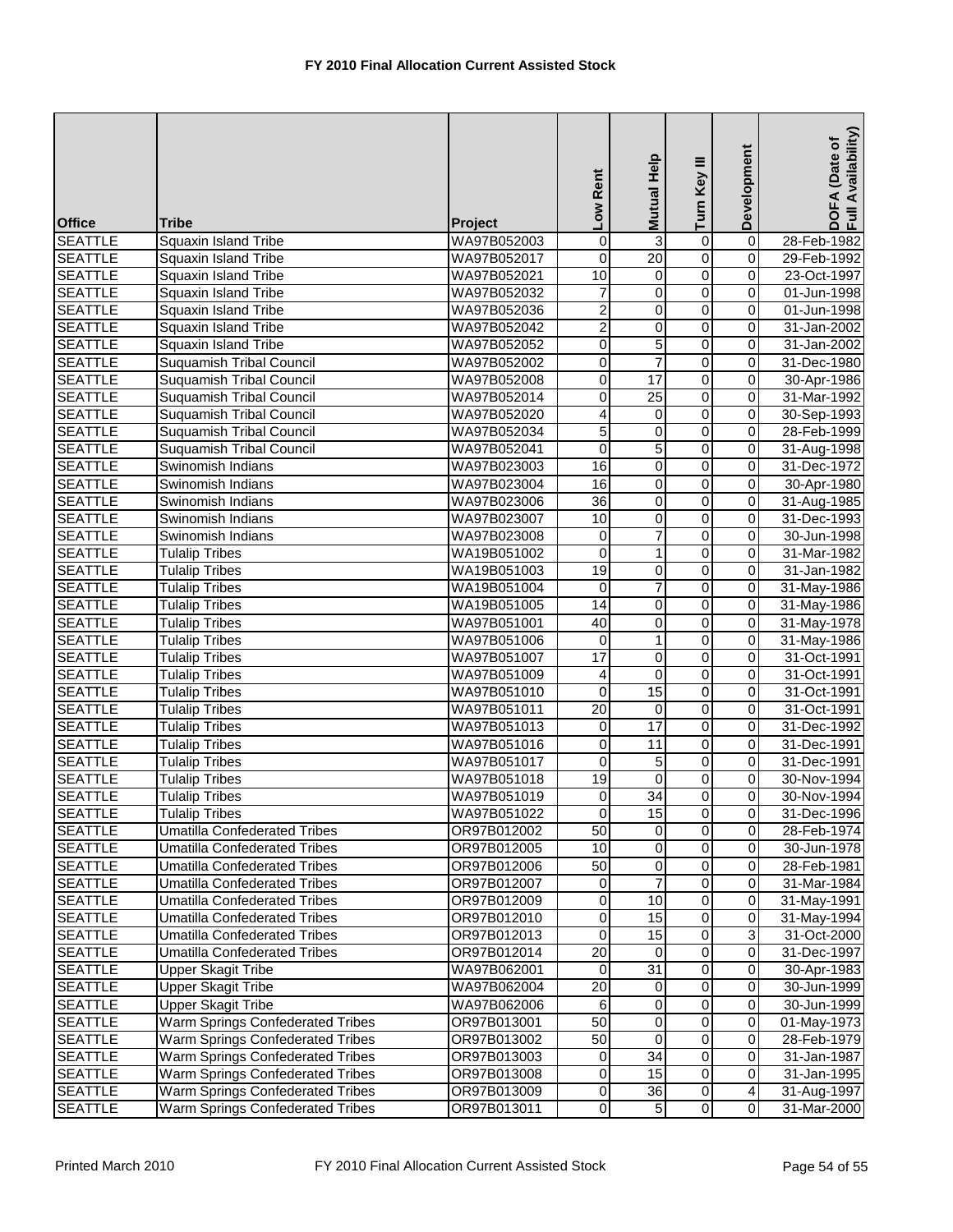**FY 2010 Final Allocation Current Assisted Stock**

| Office | Tribe | Project | Low Rent | Mutual Help | Turn Key III | Development | DOFA (Date of Full Availability) |
|---|---|---|---|---|---|---|---|
| SEATTLE | Squaxin Island Tribe | WA97B052003 | 0 | 3 | 0 | 0 | 28-Feb-1982 |
| SEATTLE | Squaxin Island Tribe | WA97B052017 | 0 | 20 | 0 | 0 | 29-Feb-1992 |
| SEATTLE | Squaxin Island Tribe | WA97B052021 | 10 | 0 | 0 | 0 | 23-Oct-1997 |
| SEATTLE | Squaxin Island Tribe | WA97B052032 | 7 | 0 | 0 | 0 | 01-Jun-1998 |
| SEATTLE | Squaxin Island Tribe | WA97B052036 | 2 | 0 | 0 | 0 | 01-Jun-1998 |
| SEATTLE | Squaxin Island Tribe | WA97B052042 | 2 | 0 | 0 | 0 | 31-Jan-2002 |
| SEATTLE | Squaxin Island Tribe | WA97B052052 | 0 | 5 | 0 | 0 | 31-Jan-2002 |
| SEATTLE | Suquamish Tribal Council | WA97B052002 | 0 | 7 | 0 | 0 | 31-Dec-1980 |
| SEATTLE | Suquamish Tribal Council | WA97B052008 | 0 | 17 | 0 | 0 | 30-Apr-1986 |
| SEATTLE | Suquamish Tribal Council | WA97B052014 | 0 | 25 | 0 | 0 | 31-Mar-1992 |
| SEATTLE | Suquamish Tribal Council | WA97B052020 | 4 | 0 | 0 | 0 | 30-Sep-1993 |
| SEATTLE | Suquamish Tribal Council | WA97B052034 | 5 | 0 | 0 | 0 | 28-Feb-1999 |
| SEATTLE | Suquamish Tribal Council | WA97B052041 | 0 | 5 | 0 | 0 | 31-Aug-1998 |
| SEATTLE | Swinomish Indians | WA97B023003 | 16 | 0 | 0 | 0 | 31-Dec-1972 |
| SEATTLE | Swinomish Indians | WA97B023004 | 16 | 0 | 0 | 0 | 30-Apr-1980 |
| SEATTLE | Swinomish Indians | WA97B023006 | 36 | 0 | 0 | 0 | 31-Aug-1985 |
| SEATTLE | Swinomish Indians | WA97B023007 | 10 | 0 | 0 | 0 | 31-Dec-1993 |
| SEATTLE | Swinomish Indians | WA97B023008 | 0 | 7 | 0 | 0 | 30-Jun-1998 |
| SEATTLE | Tulalip Tribes | WA19B051002 | 0 | 1 | 0 | 0 | 31-Mar-1982 |
| SEATTLE | Tulalip Tribes | WA19B051003 | 19 | 0 | 0 | 0 | 31-Jan-1982 |
| SEATTLE | Tulalip Tribes | WA19B051004 | 0 | 7 | 0 | 0 | 31-May-1986 |
| SEATTLE | Tulalip Tribes | WA19B051005 | 14 | 0 | 0 | 0 | 31-May-1986 |
| SEATTLE | Tulalip Tribes | WA97B051001 | 40 | 0 | 0 | 0 | 31-May-1978 |
| SEATTLE | Tulalip Tribes | WA97B051006 | 0 | 1 | 0 | 0 | 31-May-1986 |
| SEATTLE | Tulalip Tribes | WA97B051007 | 17 | 0 | 0 | 0 | 31-Oct-1991 |
| SEATTLE | Tulalip Tribes | WA97B051009 | 4 | 0 | 0 | 0 | 31-Oct-1991 |
| SEATTLE | Tulalip Tribes | WA97B051010 | 0 | 15 | 0 | 0 | 31-Oct-1991 |
| SEATTLE | Tulalip Tribes | WA97B051011 | 20 | 0 | 0 | 0 | 31-Oct-1991 |
| SEATTLE | Tulalip Tribes | WA97B051013 | 0 | 17 | 0 | 0 | 31-Dec-1992 |
| SEATTLE | Tulalip Tribes | WA97B051016 | 0 | 11 | 0 | 0 | 31-Dec-1991 |
| SEATTLE | Tulalip Tribes | WA97B051017 | 0 | 5 | 0 | 0 | 31-Dec-1991 |
| SEATTLE | Tulalip Tribes | WA97B051018 | 19 | 0 | 0 | 0 | 30-Nov-1994 |
| SEATTLE | Tulalip Tribes | WA97B051019 | 0 | 34 | 0 | 0 | 30-Nov-1994 |
| SEATTLE | Tulalip Tribes | WA97B051022 | 0 | 15 | 0 | 0 | 31-Dec-1996 |
| SEATTLE | Umatilla Confederated Tribes | OR97B012002 | 50 | 0 | 0 | 0 | 28-Feb-1974 |
| SEATTLE | Umatilla Confederated Tribes | OR97B012005 | 10 | 0 | 0 | 0 | 30-Jun-1978 |
| SEATTLE | Umatilla Confederated Tribes | OR97B012006 | 50 | 0 | 0 | 0 | 28-Feb-1981 |
| SEATTLE | Umatilla Confederated Tribes | OR97B012007 | 0 | 7 | 0 | 0 | 31-Mar-1984 |
| SEATTLE | Umatilla Confederated Tribes | OR97B012009 | 0 | 10 | 0 | 0 | 31-May-1991 |
| SEATTLE | Umatilla Confederated Tribes | OR97B012010 | 0 | 15 | 0 | 0 | 31-May-1994 |
| SEATTLE | Umatilla Confederated Tribes | OR97B012013 | 0 | 15 | 0 | 3 | 31-Oct-2000 |
| SEATTLE | Umatilla Confederated Tribes | OR97B012014 | 20 | 0 | 0 | 0 | 31-Dec-1997 |
| SEATTLE | Upper Skagit Tribe | WA97B062001 | 0 | 31 | 0 | 0 | 30-Apr-1983 |
| SEATTLE | Upper Skagit Tribe | WA97B062004 | 20 | 0 | 0 | 0 | 30-Jun-1999 |
| SEATTLE | Upper Skagit Tribe | WA97B062006 | 6 | 0 | 0 | 0 | 30-Jun-1999 |
| SEATTLE | Warm Springs Confederated Tribes | OR97B013001 | 50 | 0 | 0 | 0 | 01-May-1973 |
| SEATTLE | Warm Springs Confederated Tribes | OR97B013002 | 50 | 0 | 0 | 0 | 28-Feb-1979 |
| SEATTLE | Warm Springs Confederated Tribes | OR97B013003 | 0 | 34 | 0 | 0 | 31-Jan-1987 |
| SEATTLE | Warm Springs Confederated Tribes | OR97B013008 | 0 | 15 | 0 | 0 | 31-Jan-1995 |
| SEATTLE | Warm Springs Confederated Tribes | OR97B013009 | 0 | 36 | 0 | 4 | 31-Aug-1997 |
| SEATTLE | Warm Springs Confederated Tribes | OR97B013011 | 0 | 5 | 0 | 0 | 31-Mar-2000 |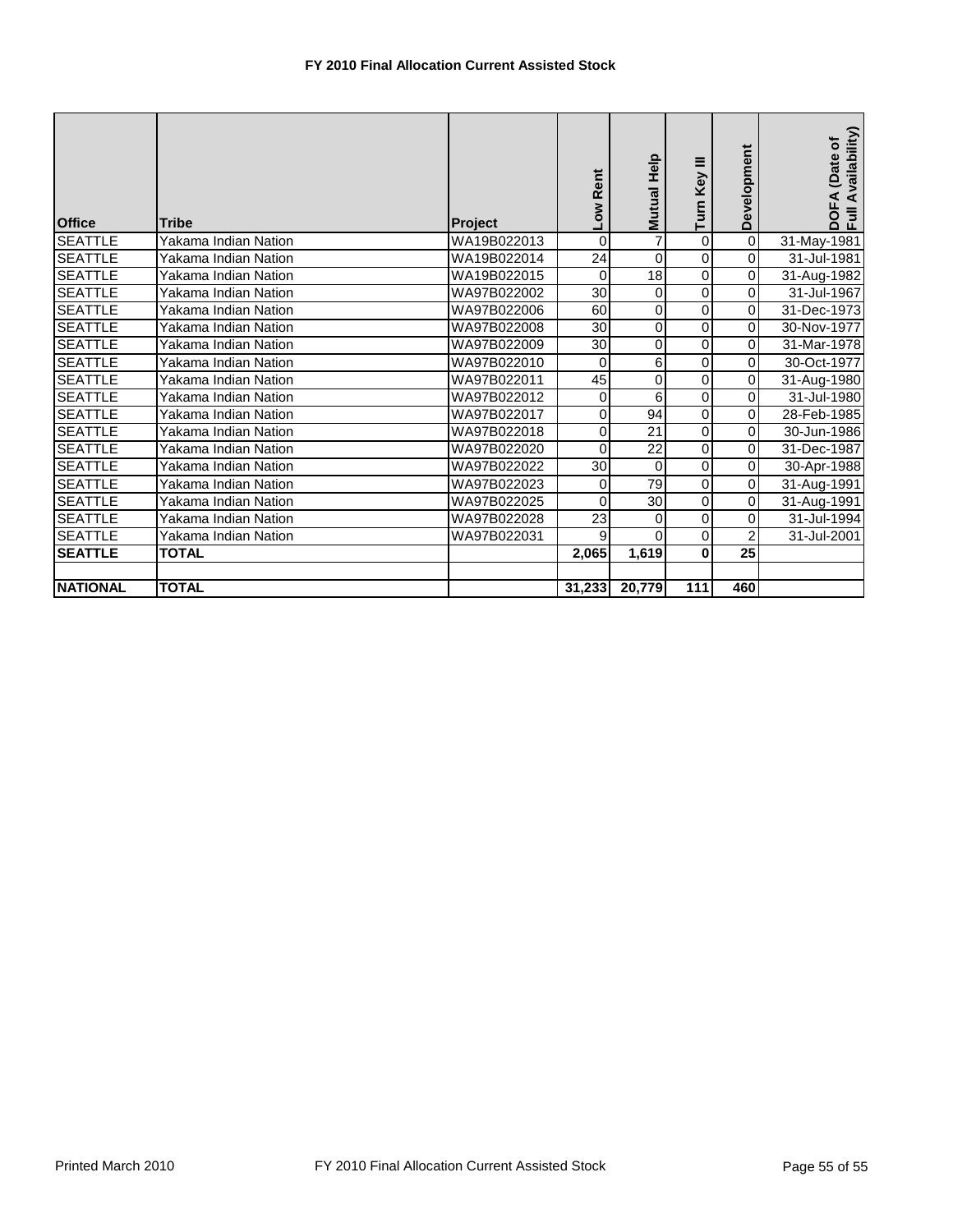**FY 2010 Final Allocation Current Assisted Stock**

| Office | Tribe | Project | Low Rent | Mutual Help | Turn Key III | Development | DOFA (Date of Full Availability) |
|---|---|---|---|---|---|---|---|
| SEATTLE | Yakama Indian Nation | WA19B022013 | 0 | 7 | 0 | 0 | 31-May-1981 |
| SEATTLE | Yakama Indian Nation | WA19B022014 | 24 | 0 | 0 | 0 | 31-Jul-1981 |
| SEATTLE | Yakama Indian Nation | WA19B022015 | 0 | 18 | 0 | 0 | 31-Aug-1982 |
| SEATTLE | Yakama Indian Nation | WA97B022002 | 30 | 0 | 0 | 0 | 31-Jul-1967 |
| SEATTLE | Yakama Indian Nation | WA97B022006 | 60 | 0 | 0 | 0 | 31-Dec-1973 |
| SEATTLE | Yakama Indian Nation | WA97B022008 | 30 | 0 | 0 | 0 | 30-Nov-1977 |
| SEATTLE | Yakama Indian Nation | WA97B022009 | 30 | 0 | 0 | 0 | 31-Mar-1978 |
| SEATTLE | Yakama Indian Nation | WA97B022010 | 0 | 6 | 0 | 0 | 30-Oct-1977 |
| SEATTLE | Yakama Indian Nation | WA97B022011 | 45 | 0 | 0 | 0 | 31-Aug-1980 |
| SEATTLE | Yakama Indian Nation | WA97B022012 | 0 | 6 | 0 | 0 | 31-Jul-1980 |
| SEATTLE | Yakama Indian Nation | WA97B022017 | 0 | 94 | 0 | 0 | 28-Feb-1985 |
| SEATTLE | Yakama Indian Nation | WA97B022018 | 0 | 21 | 0 | 0 | 30-Jun-1986 |
| SEATTLE | Yakama Indian Nation | WA97B022020 | 0 | 22 | 0 | 0 | 31-Dec-1987 |
| SEATTLE | Yakama Indian Nation | WA97B022022 | 30 | 0 | 0 | 0 | 30-Apr-1988 |
| SEATTLE | Yakama Indian Nation | WA97B022023 | 0 | 79 | 0 | 0 | 31-Aug-1991 |
| SEATTLE | Yakama Indian Nation | WA97B022025 | 0 | 30 | 0 | 0 | 31-Aug-1991 |
| SEATTLE | Yakama Indian Nation | WA97B022028 | 23 | 0 | 0 | 0 | 31-Jul-1994 |
| SEATTLE | Yakama Indian Nation | WA97B022031 | 9 | 0 | 0 | 2 | 31-Jul-2001 |
| **SEATTLE** | **TOTAL** | | **2,065** | **1,619** | **0** | **25** | |
| | | | | | | | |
| **NATIONAL** | **TOTAL** | | **31,233** | **20,779** | **111** | **460** | |